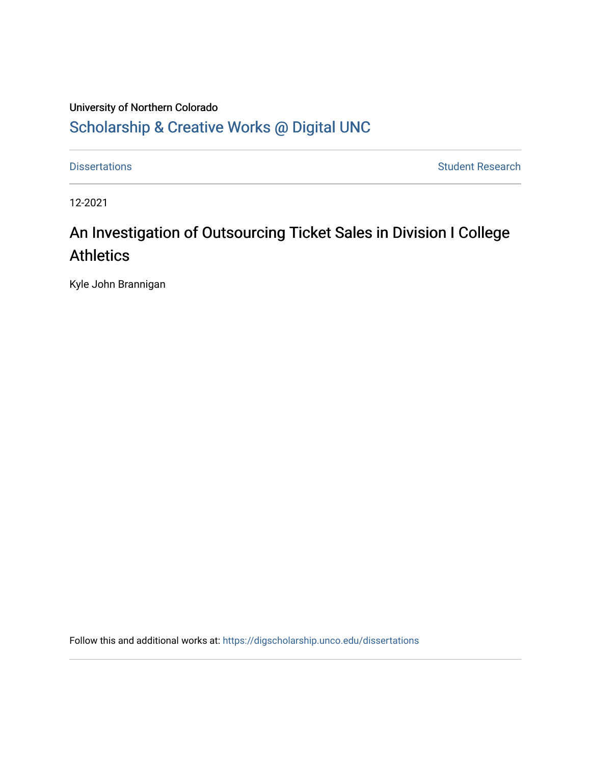University of Northern Colorado

Scholarship & Creative Works @ Digital UNC

Dissertations | Student Research

12-2021

# An Investigation of Outsourcing Ticket Sales in Division I College Athletics

Kyle John Brannigan

Follow this and additional works at: https://digscholarship.unco.edu/dissertations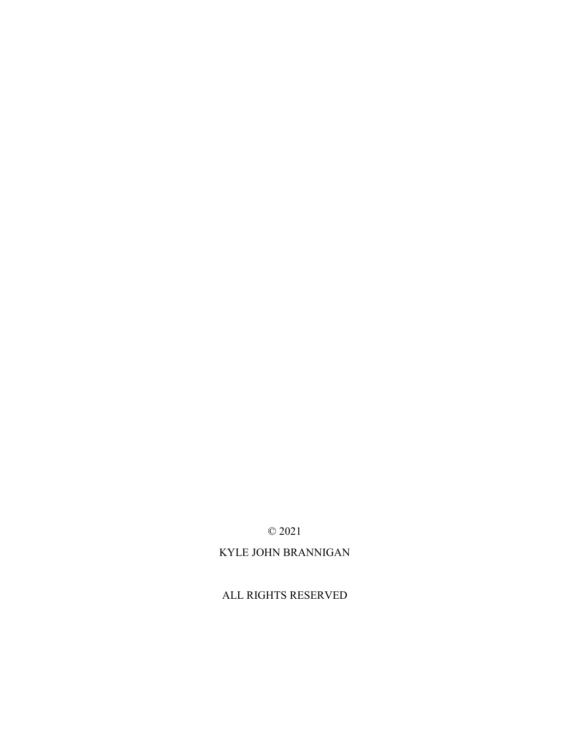© 2021

KYLE JOHN BRANNIGAN

ALL RIGHTS RESERVED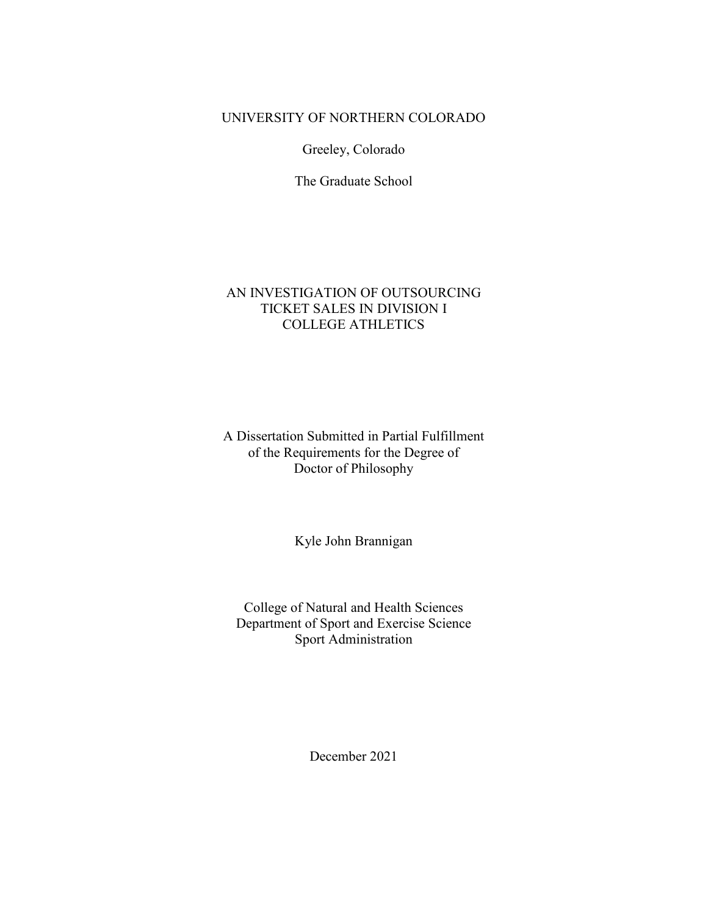UNIVERSITY OF NORTHERN COLORADO

Greeley, Colorado

The Graduate School

# AN INVESTIGATION OF OUTSOURCING TICKET SALES IN DIVISION I COLLEGE ATHLETICS

A Dissertation Submitted in Partial Fulfillment
of the Requirements for the Degree of
Doctor of Philosophy

Kyle John Brannigan

College of Natural and Health Sciences
Department of Sport and Exercise Science
Sport Administration

December 2021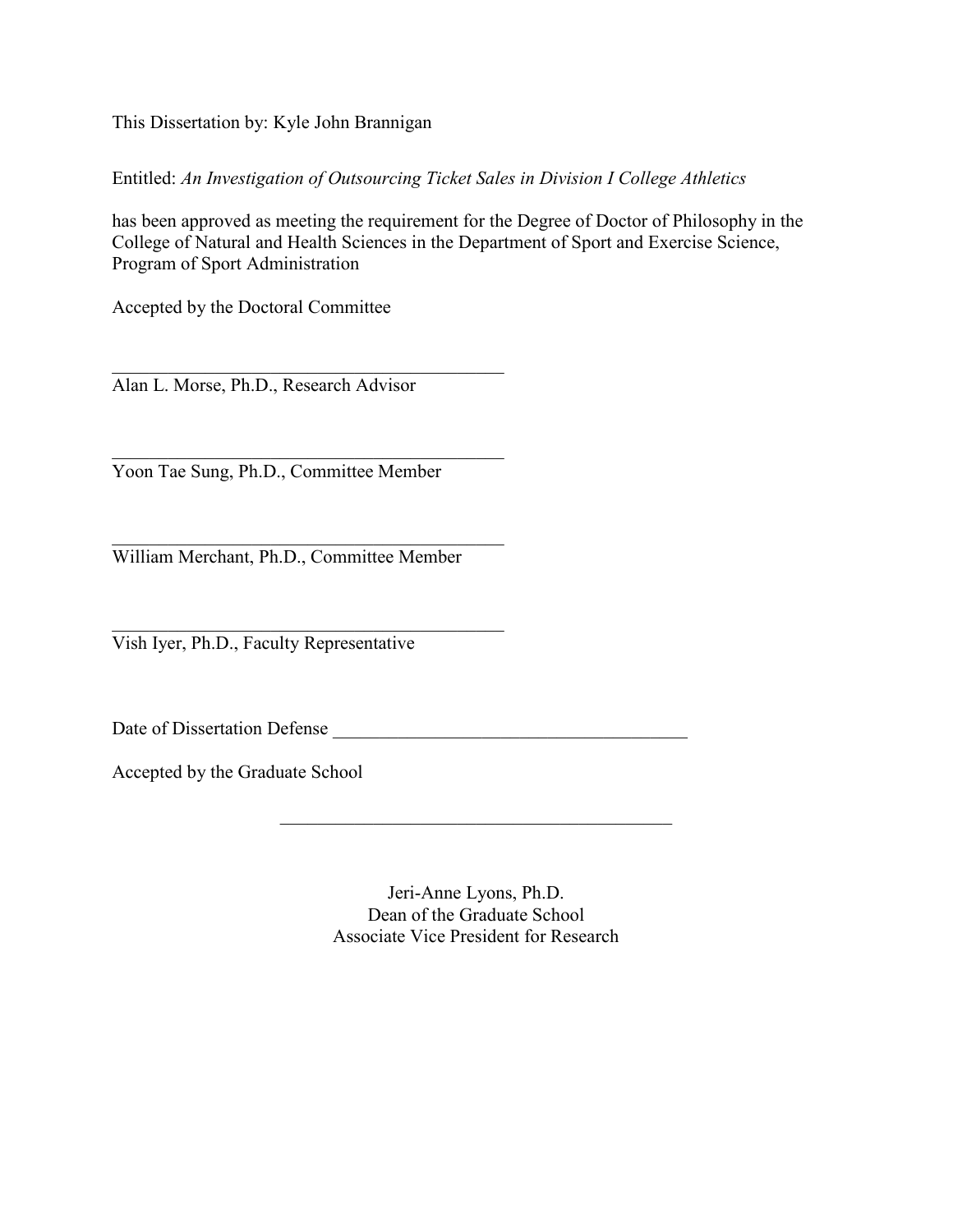This Dissertation by: Kyle John Brannigan

Entitled: *An Investigation of Outsourcing Ticket Sales in Division I College Athletics*

has been approved as meeting the requirement for the Degree of Doctor of Philosophy in the College of Natural and Health Sciences in the Department of Sport and Exercise Science, Program of Sport Administration

Accepted by the Doctoral Committee

\_\_\_\_\_\_\_\_\_\_\_\_\_\_\_\_\_\_\_\_\_\_\_\_\_\_\_\_\_\_\_\_\_\_\_\_\_\_\_\_\_\_\_\_
Alan L. Morse, Ph.D., Research Advisor

\_\_\_\_\_\_\_\_\_\_\_\_\_\_\_\_\_\_\_\_\_\_\_\_\_\_\_\_\_\_\_\_\_\_\_\_\_\_\_\_\_\_\_\_
Yoon Tae Sung, Ph.D., Committee Member

\_\_\_\_\_\_\_\_\_\_\_\_\_\_\_\_\_\_\_\_\_\_\_\_\_\_\_\_\_\_\_\_\_\_\_\_\_\_\_\_\_\_\_\_
William Merchant, Ph.D., Committee Member

\_\_\_\_\_\_\_\_\_\_\_\_\_\_\_\_\_\_\_\_\_\_\_\_\_\_\_\_\_\_\_\_\_\_\_\_\_\_\_\_\_\_\_\_
Vish Iyer, Ph.D., Faculty Representative

Date of Dissertation Defense \_\_\_\_\_\_\_\_\_\_\_\_\_\_\_\_\_\_\_\_\_\_\_\_\_\_\_\_\_\_\_\_\_\_\_\_\_\_\_\_

Accepted by the Graduate School

\_\_\_\_\_\_\_\_\_\_\_\_\_\_\_\_\_\_\_\_\_\_\_\_\_\_\_\_\_\_\_\_\_\_\_\_\_\_\_\_\_\_\_\_

Jeri-Anne Lyons, Ph.D.
Dean of the Graduate School
Associate Vice President for Research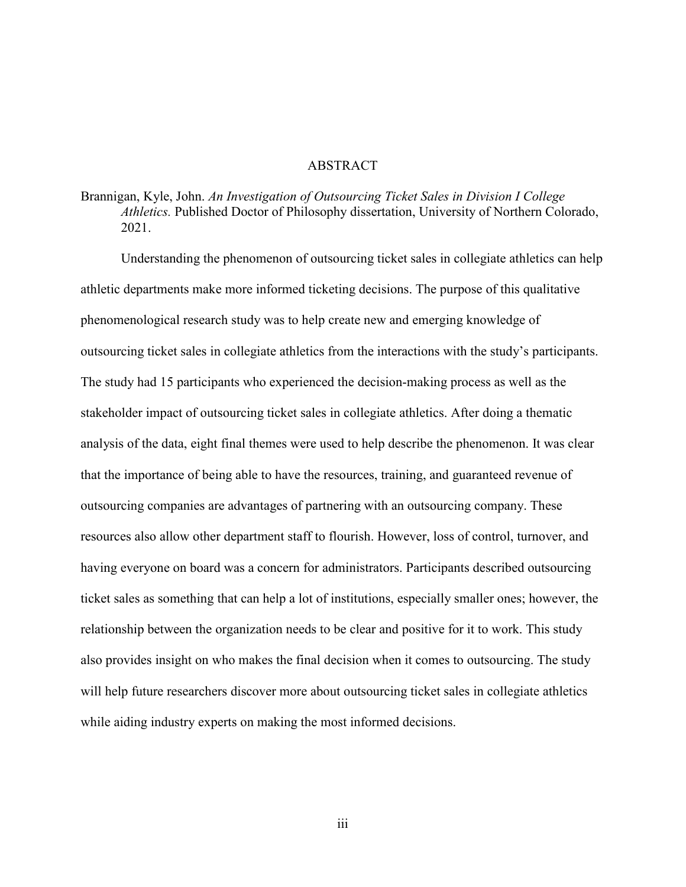# ABSTRACT

Brannigan, Kyle, John. *An Investigation of Outsourcing Ticket Sales in Division I College Athletics.* Published Doctor of Philosophy dissertation, University of Northern Colorado, 2021.

Understanding the phenomenon of outsourcing ticket sales in collegiate athletics can help athletic departments make more informed ticketing decisions. The purpose of this qualitative phenomenological research study was to help create new and emerging knowledge of outsourcing ticket sales in collegiate athletics from the interactions with the study's participants. The study had 15 participants who experienced the decision-making process as well as the stakeholder impact of outsourcing ticket sales in collegiate athletics. After doing a thematic analysis of the data, eight final themes were used to help describe the phenomenon. It was clear that the importance of being able to have the resources, training, and guaranteed revenue of outsourcing companies are advantages of partnering with an outsourcing company. These resources also allow other department staff to flourish. However, loss of control, turnover, and having everyone on board was a concern for administrators. Participants described outsourcing ticket sales as something that can help a lot of institutions, especially smaller ones; however, the relationship between the organization needs to be clear and positive for it to work. This study also provides insight on who makes the final decision when it comes to outsourcing. The study will help future researchers discover more about outsourcing ticket sales in collegiate athletics while aiding industry experts on making the most informed decisions.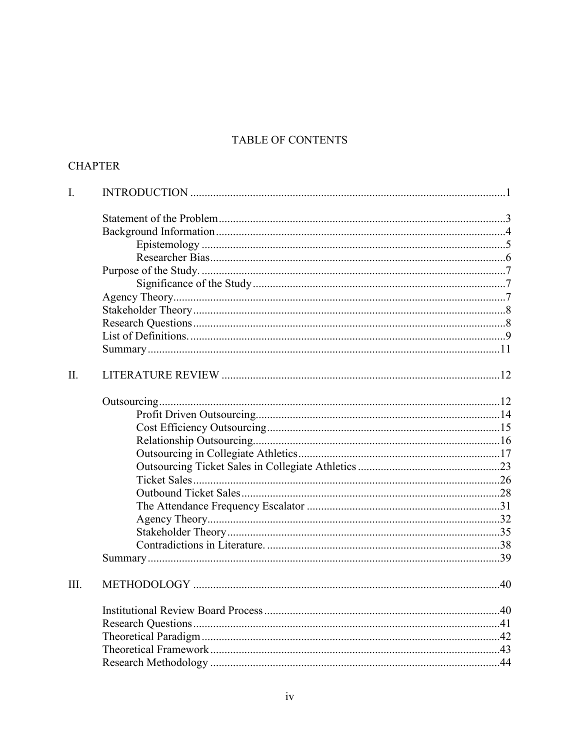# TABLE OF CONTENTS

CHAPTER

I. INTRODUCTION .....1

- Statement of the Problem .....3
- Background Information .....4
  - Epistemology .....5
  - Researcher Bias .....6
- Purpose of the Study. .....7
  - Significance of the Study .....7
- Agency Theory .....7
- Stakeholder Theory .....8
- Research Questions .....8
- List of Definitions. .....9
- Summary .....11

II. LITERATURE REVIEW .....12

- Outsourcing .....12
  - Profit Driven Outsourcing .....14
  - Cost Efficiency Outsourcing .....15
  - Relationship Outsourcing .....16
  - Outsourcing in Collegiate Athletics .....17
  - Outsourcing Ticket Sales in Collegiate Athletics .....23
  - Ticket Sales .....26
  - Outbound Ticket Sales .....28
  - The Attendance Frequency Escalator .....31
  - Agency Theory .....32
  - Stakeholder Theory .....35
  - Contradictions in Literature. .....38
- Summary .....39

III. METHODOLOGY .....40

- Institutional Review Board Process .....40
- Research Questions .....41
- Theoretical Paradigm .....42
- Theoretical Framework .....43
- Research Methodology .....44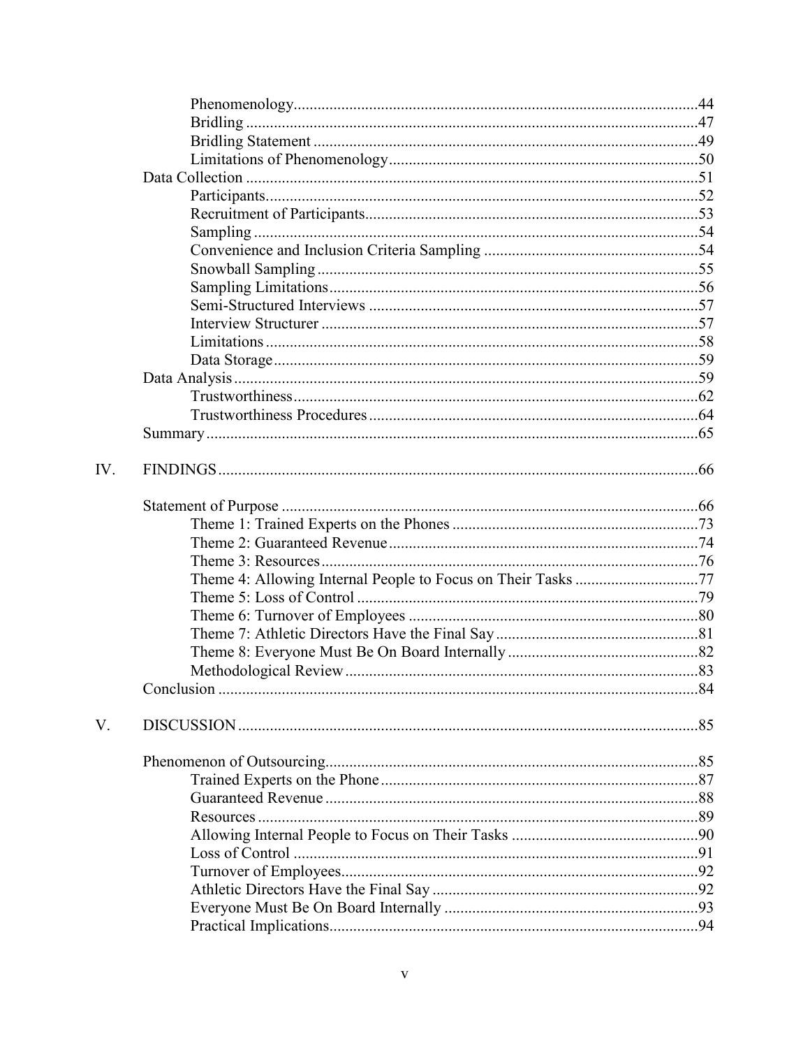Phenomenology ....................................................................................................44
Bridling ...............................................................................................................47
Bridling Statement ..............................................................................................49
Limitations of Phenomenology ...........................................................................50

Data Collection ...........................................................................................................51
Participants ..........................................................................................................52
Recruitment of Participants .................................................................................53
Sampling .............................................................................................................54
Convenience and Inclusion Criteria Sampling ....................................................54
Snowball Sampling .............................................................................................55
Sampling Limitations ..........................................................................................56
Semi-Structured Interviews .................................................................................57
Interview Structurer .............................................................................................57
Limitations ..........................................................................................................58
Data Storage ........................................................................................................59

Data Analysis ..............................................................................................................59
Trustworthiness ...................................................................................................62
Trustworthiness Procedures ................................................................................64

Summary .....................................................................................................................65

IV. FINDINGS .....................................................................................................................66

Statement of Purpose ...................................................................................................66
Theme 1: Trained Experts on the Phones ............................................................73
Theme 2: Guaranteed Revenue ...........................................................................74
Theme 3: Resources .............................................................................................76
Theme 4: Allowing Internal People to Focus on Their Tasks .............................77
Theme 5: Loss of Control ....................................................................................79
Theme 6: Turnover of Employees .......................................................................80
Theme 7: Athletic Directors Have the Final Say .................................................81
Theme 8: Everyone Must Be On Board Internally ..............................................82
Methodological Review .......................................................................................83

Conclusion ..................................................................................................................84

V. DISCUSSION .................................................................................................................85

Phenomenon of Outsourcing .......................................................................................85
Trained Experts on the Phone ..............................................................................87
Guaranteed Revenue ............................................................................................88
Resources .............................................................................................................89
Allowing Internal People to Focus on Their Tasks .............................................90
Loss of Control ....................................................................................................91
Turnover of Employees ........................................................................................92
Athletic Directors Have the Final Say .................................................................92
Everyone Must Be On Board Internally ..............................................................93
Practical Implications ...........................................................................................94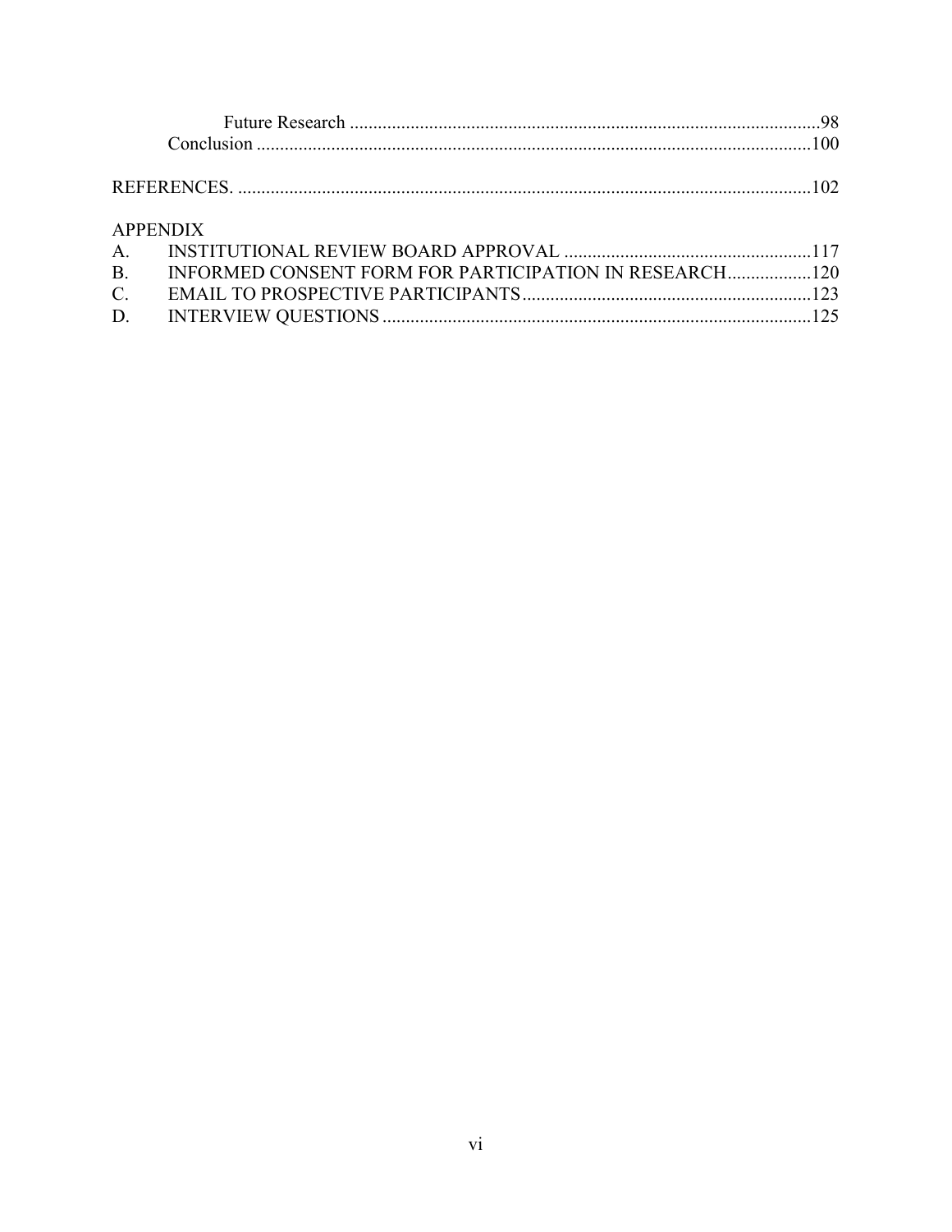Future Research ........................................................................................................98

Conclusion ........................................................................................................100

REFERENCES. ........................................................................................................102

APPENDIX

A. INSTITUTIONAL REVIEW BOARD APPROVAL ........................................................117

B. INFORMED CONSENT FORM FOR PARTICIPATION IN RESEARCH..................120

C. EMAIL TO PROSPECTIVE PARTICIPANTS..............................................................123

D. INTERVIEW QUESTIONS ..........................................................................................125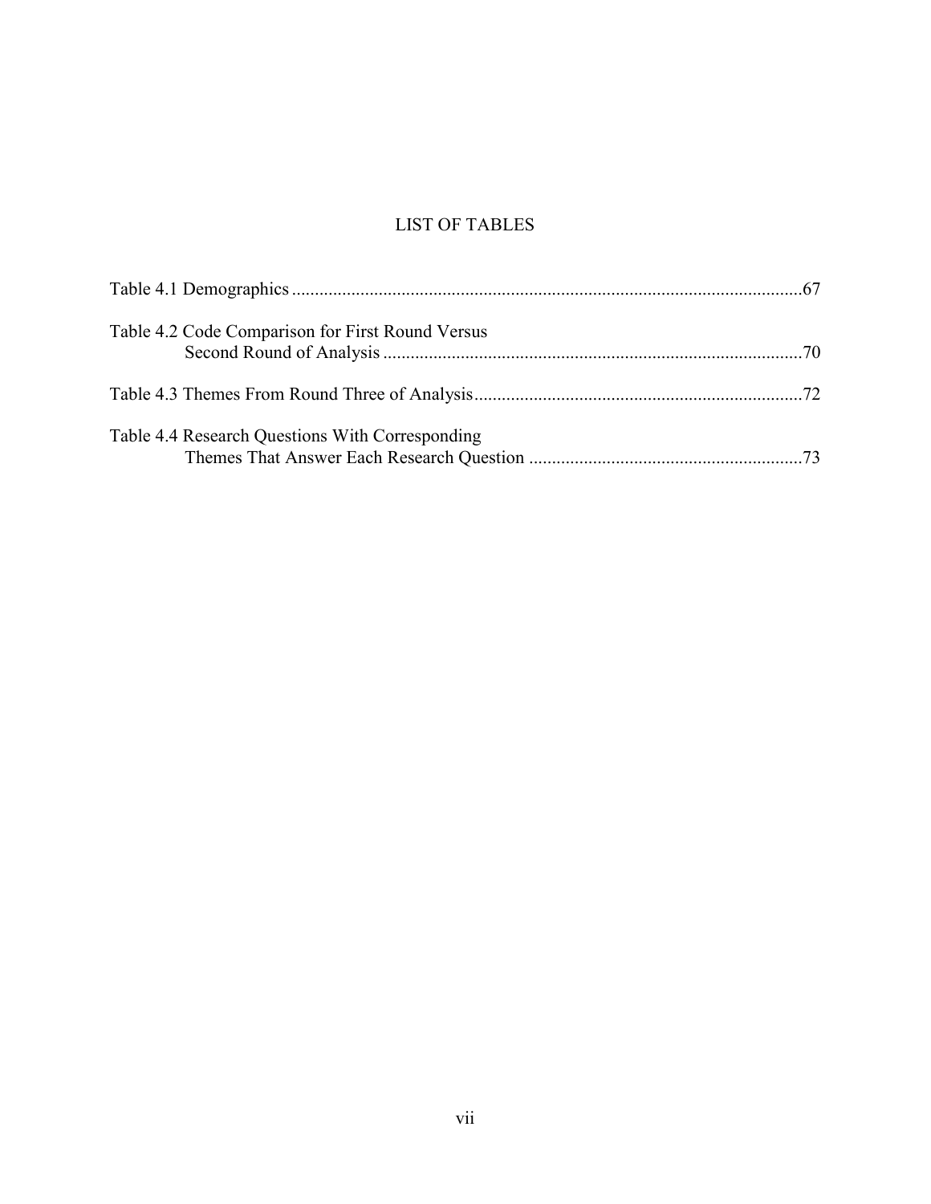# LIST OF TABLES

Table 4.1 Demographics ...............................................................................................................67

Table 4.2 Code Comparison for First Round Versus Second Round of Analysis ...........................................................................................70

Table 4.3 Themes From Round Three of Analysis.......................................................................72

Table 4.4 Research Questions With Corresponding Themes That Answer Each Research Question ...........................................................73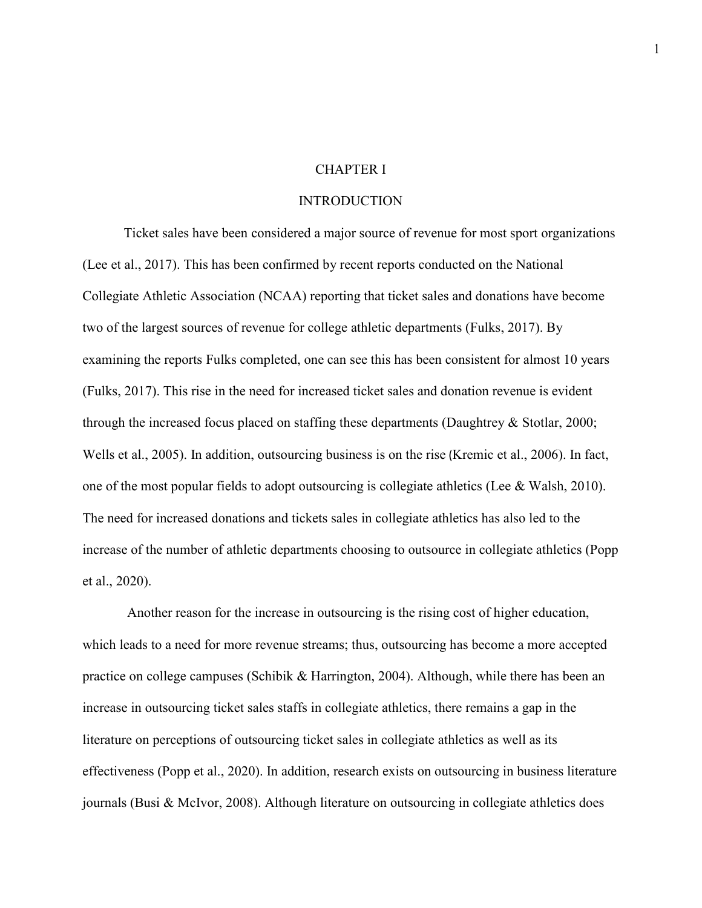# CHAPTER I

# INTRODUCTION

Ticket sales have been considered a major source of revenue for most sport organizations (Lee et al., 2017). This has been confirmed by recent reports conducted on the National Collegiate Athletic Association (NCAA) reporting that ticket sales and donations have become two of the largest sources of revenue for college athletic departments (Fulks, 2017). By examining the reports Fulks completed, one can see this has been consistent for almost 10 years (Fulks, 2017). This rise in the need for increased ticket sales and donation revenue is evident through the increased focus placed on staffing these departments (Daughtrey & Stotlar, 2000; Wells et al., 2005). In addition, outsourcing business is on the rise (Kremic et al., 2006). In fact, one of the most popular fields to adopt outsourcing is collegiate athletics (Lee & Walsh, 2010). The need for increased donations and tickets sales in collegiate athletics has also led to the increase of the number of athletic departments choosing to outsource in collegiate athletics (Popp et al., 2020).

Another reason for the increase in outsourcing is the rising cost of higher education, which leads to a need for more revenue streams; thus, outsourcing has become a more accepted practice on college campuses (Schibik & Harrington, 2004). Although, while there has been an increase in outsourcing ticket sales staffs in collegiate athletics, there remains a gap in the literature on perceptions of outsourcing ticket sales in collegiate athletics as well as its effectiveness (Popp et al., 2020). In addition, research exists on outsourcing in business literature journals (Busi & McIvor, 2008). Although literature on outsourcing in collegiate athletics does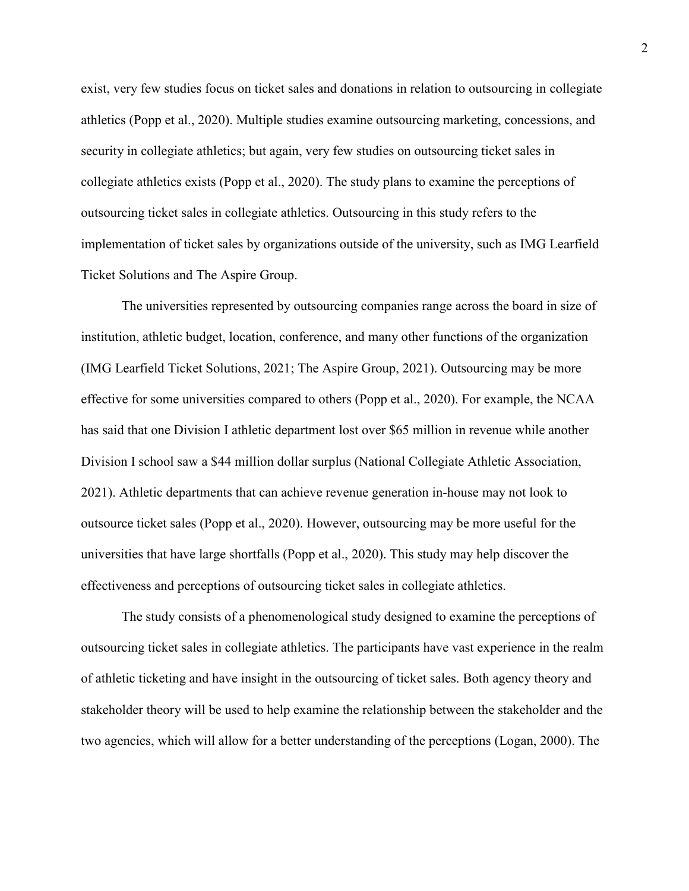exist, very few studies focus on ticket sales and donations in relation to outsourcing in collegiate athletics (Popp et al., 2020). Multiple studies examine outsourcing marketing, concessions, and security in collegiate athletics; but again, very few studies on outsourcing ticket sales in collegiate athletics exists (Popp et al., 2020). The study plans to examine the perceptions of outsourcing ticket sales in collegiate athletics. Outsourcing in this study refers to the implementation of ticket sales by organizations outside of the university, such as IMG Learfield Ticket Solutions and The Aspire Group.

The universities represented by outsourcing companies range across the board in size of institution, athletic budget, location, conference, and many other functions of the organization (IMG Learfield Ticket Solutions, 2021; The Aspire Group, 2021). Outsourcing may be more effective for some universities compared to others (Popp et al., 2020). For example, the NCAA has said that one Division I athletic department lost over $65 million in revenue while another Division I school saw a $44 million dollar surplus (National Collegiate Athletic Association, 2021). Athletic departments that can achieve revenue generation in-house may not look to outsource ticket sales (Popp et al., 2020). However, outsourcing may be more useful for the universities that have large shortfalls (Popp et al., 2020). This study may help discover the effectiveness and perceptions of outsourcing ticket sales in collegiate athletics.

The study consists of a phenomenological study designed to examine the perceptions of outsourcing ticket sales in collegiate athletics. The participants have vast experience in the realm of athletic ticketing and have insight in the outsourcing of ticket sales. Both agency theory and stakeholder theory will be used to help examine the relationship between the stakeholder and the two agencies, which will allow for a better understanding of the perceptions (Logan, 2000). The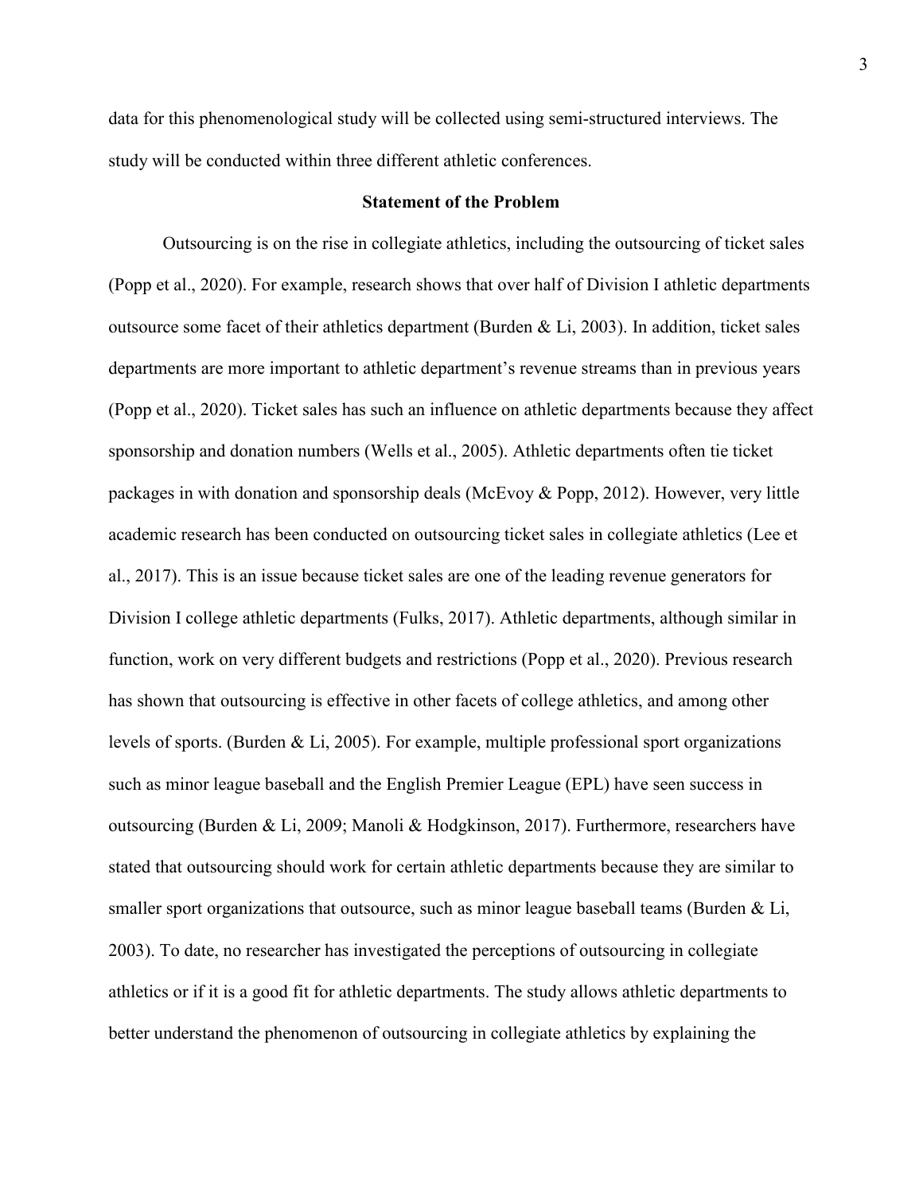data for this phenomenological study will be collected using semi-structured interviews. The study will be conducted within three different athletic conferences.

## Statement of the Problem

Outsourcing is on the rise in collegiate athletics, including the outsourcing of ticket sales (Popp et al., 2020). For example, research shows that over half of Division I athletic departments outsource some facet of their athletics department (Burden & Li, 2003). In addition, ticket sales departments are more important to athletic department's revenue streams than in previous years (Popp et al., 2020). Ticket sales has such an influence on athletic departments because they affect sponsorship and donation numbers (Wells et al., 2005). Athletic departments often tie ticket packages in with donation and sponsorship deals (McEvoy & Popp, 2012). However, very little academic research has been conducted on outsourcing ticket sales in collegiate athletics (Lee et al., 2017). This is an issue because ticket sales are one of the leading revenue generators for Division I college athletic departments (Fulks, 2017). Athletic departments, although similar in function, work on very different budgets and restrictions (Popp et al., 2020). Previous research has shown that outsourcing is effective in other facets of college athletics, and among other levels of sports. (Burden & Li, 2005). For example, multiple professional sport organizations such as minor league baseball and the English Premier League (EPL) have seen success in outsourcing (Burden & Li, 2009; Manoli & Hodgkinson, 2017). Furthermore, researchers have stated that outsourcing should work for certain athletic departments because they are similar to smaller sport organizations that outsource, such as minor league baseball teams (Burden & Li, 2003). To date, no researcher has investigated the perceptions of outsourcing in collegiate athletics or if it is a good fit for athletic departments. The study allows athletic departments to better understand the phenomenon of outsourcing in collegiate athletics by explaining the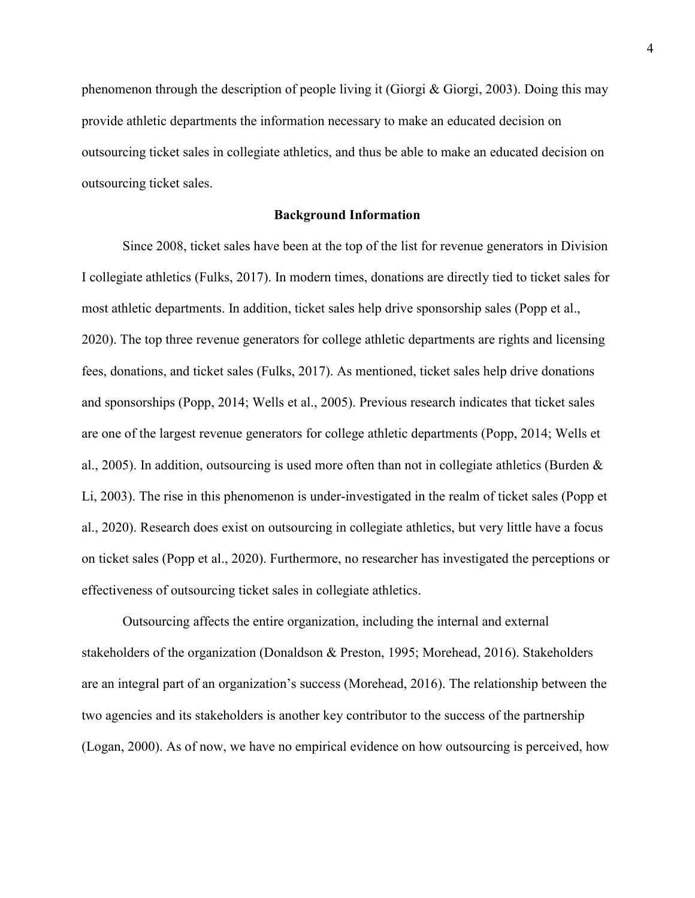phenomenon through the description of people living it (Giorgi & Giorgi, 2003). Doing this may provide athletic departments the information necessary to make an educated decision on outsourcing ticket sales in collegiate athletics, and thus be able to make an educated decision on outsourcing ticket sales.

## Background Information

Since 2008, ticket sales have been at the top of the list for revenue generators in Division I collegiate athletics (Fulks, 2017). In modern times, donations are directly tied to ticket sales for most athletic departments. In addition, ticket sales help drive sponsorship sales (Popp et al., 2020). The top three revenue generators for college athletic departments are rights and licensing fees, donations, and ticket sales (Fulks, 2017). As mentioned, ticket sales help drive donations and sponsorships (Popp, 2014; Wells et al., 2005). Previous research indicates that ticket sales are one of the largest revenue generators for college athletic departments (Popp, 2014; Wells et al., 2005). In addition, outsourcing is used more often than not in collegiate athletics (Burden & Li, 2003). The rise in this phenomenon is under-investigated in the realm of ticket sales (Popp et al., 2020). Research does exist on outsourcing in collegiate athletics, but very little have a focus on ticket sales (Popp et al., 2020). Furthermore, no researcher has investigated the perceptions or effectiveness of outsourcing ticket sales in collegiate athletics.

Outsourcing affects the entire organization, including the internal and external stakeholders of the organization (Donaldson & Preston, 1995; Morehead, 2016). Stakeholders are an integral part of an organization's success (Morehead, 2016). The relationship between the two agencies and its stakeholders is another key contributor to the success of the partnership (Logan, 2000). As of now, we have no empirical evidence on how outsourcing is perceived, how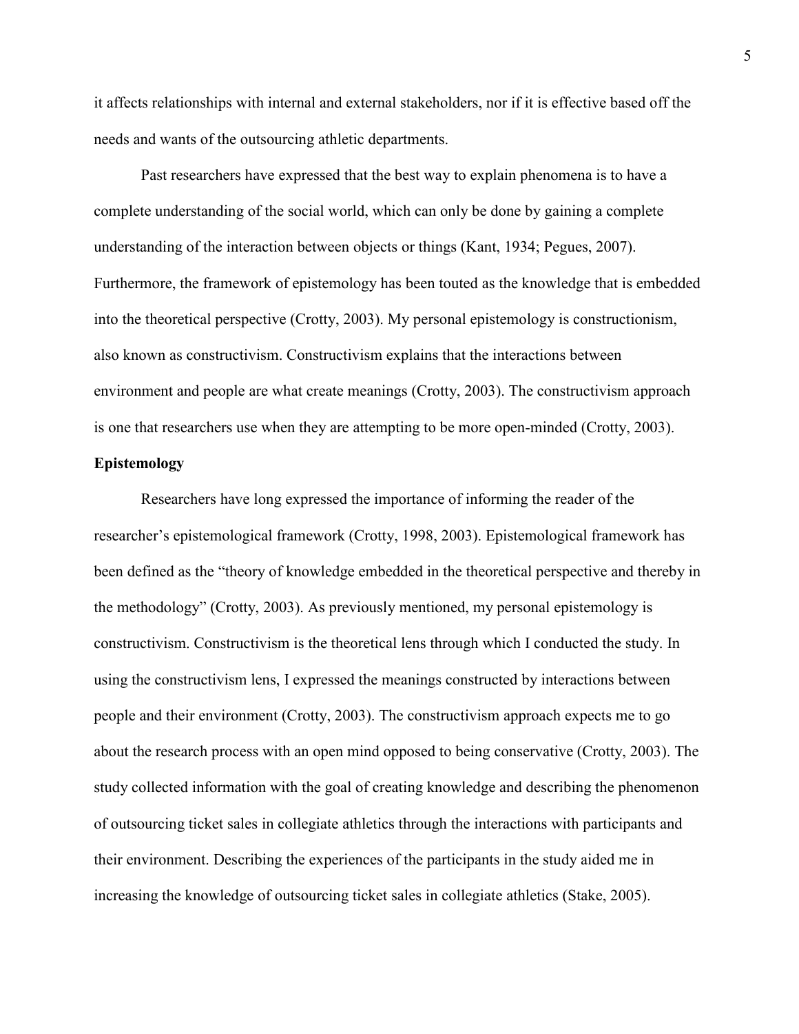it affects relationships with internal and external stakeholders, nor if it is effective based off the needs and wants of the outsourcing athletic departments.

Past researchers have expressed that the best way to explain phenomena is to have a complete understanding of the social world, which can only be done by gaining a complete understanding of the interaction between objects or things (Kant, 1934; Pegues, 2007). Furthermore, the framework of epistemology has been touted as the knowledge that is embedded into the theoretical perspective (Crotty, 2003). My personal epistemology is constructionism, also known as constructivism. Constructivism explains that the interactions between environment and people are what create meanings (Crotty, 2003). The constructivism approach is one that researchers use when they are attempting to be more open-minded (Crotty, 2003).

**Epistemology**

Researchers have long expressed the importance of informing the reader of the researcher's epistemological framework (Crotty, 1998, 2003). Epistemological framework has been defined as the "theory of knowledge embedded in the theoretical perspective and thereby in the methodology" (Crotty, 2003). As previously mentioned, my personal epistemology is constructivism. Constructivism is the theoretical lens through which I conducted the study. In using the constructivism lens, I expressed the meanings constructed by interactions between people and their environment (Crotty, 2003). The constructivism approach expects me to go about the research process with an open mind opposed to being conservative (Crotty, 2003). The study collected information with the goal of creating knowledge and describing the phenomenon of outsourcing ticket sales in collegiate athletics through the interactions with participants and their environment. Describing the experiences of the participants in the study aided me in increasing the knowledge of outsourcing ticket sales in collegiate athletics (Stake, 2005).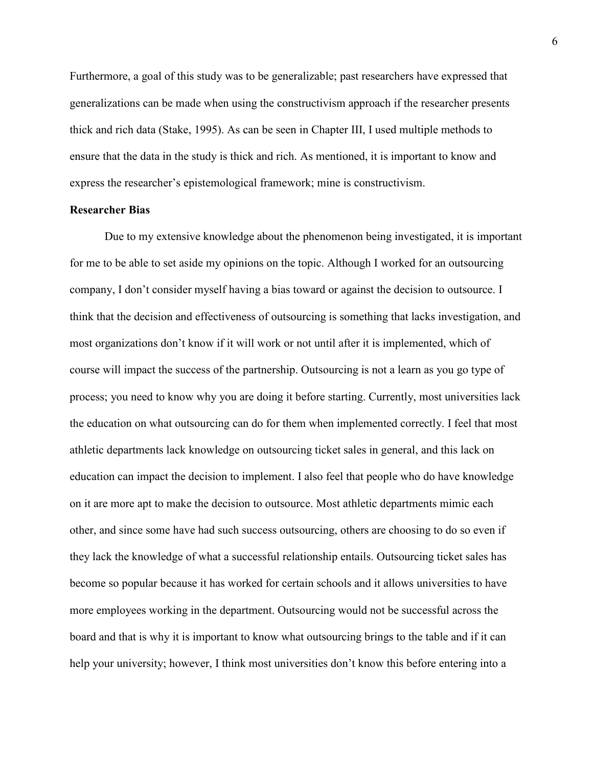Furthermore, a goal of this study was to be generalizable; past researchers have expressed that generalizations can be made when using the constructivism approach if the researcher presents thick and rich data (Stake, 1995). As can be seen in Chapter III, I used multiple methods to ensure that the data in the study is thick and rich. As mentioned, it is important to know and express the researcher's epistemological framework; mine is constructivism.

**Researcher Bias**

Due to my extensive knowledge about the phenomenon being investigated, it is important for me to be able to set aside my opinions on the topic. Although I worked for an outsourcing company, I don't consider myself having a bias toward or against the decision to outsource. I think that the decision and effectiveness of outsourcing is something that lacks investigation, and most organizations don't know if it will work or not until after it is implemented, which of course will impact the success of the partnership. Outsourcing is not a learn as you go type of process; you need to know why you are doing it before starting. Currently, most universities lack the education on what outsourcing can do for them when implemented correctly. I feel that most athletic departments lack knowledge on outsourcing ticket sales in general, and this lack on education can impact the decision to implement. I also feel that people who do have knowledge on it are more apt to make the decision to outsource. Most athletic departments mimic each other, and since some have had such success outsourcing, others are choosing to do so even if they lack the knowledge of what a successful relationship entails. Outsourcing ticket sales has become so popular because it has worked for certain schools and it allows universities to have more employees working in the department. Outsourcing would not be successful across the board and that is why it is important to know what outsourcing brings to the table and if it can help your university; however, I think most universities don't know this before entering into a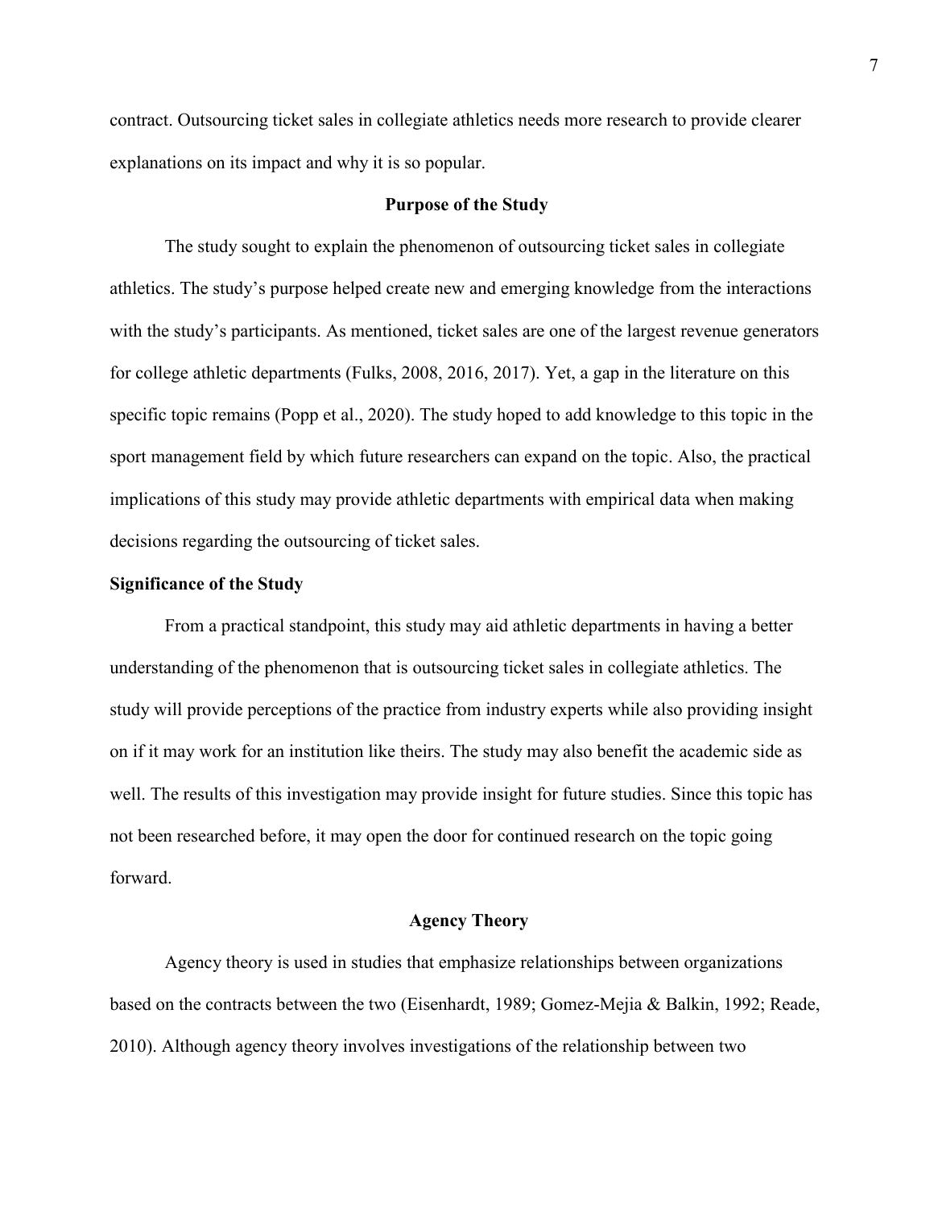contract. Outsourcing ticket sales in collegiate athletics needs more research to provide clearer explanations on its impact and why it is so popular.

## Purpose of the Study

The study sought to explain the phenomenon of outsourcing ticket sales in collegiate athletics. The study's purpose helped create new and emerging knowledge from the interactions with the study's participants. As mentioned, ticket sales are one of the largest revenue generators for college athletic departments (Fulks, 2008, 2016, 2017). Yet, a gap in the literature on this specific topic remains (Popp et al., 2020). The study hoped to add knowledge to this topic in the sport management field by which future researchers can expand on the topic. Also, the practical implications of this study may provide athletic departments with empirical data when making decisions regarding the outsourcing of ticket sales.

### Significance of the Study

From a practical standpoint, this study may aid athletic departments in having a better understanding of the phenomenon that is outsourcing ticket sales in collegiate athletics. The study will provide perceptions of the practice from industry experts while also providing insight on if it may work for an institution like theirs. The study may also benefit the academic side as well. The results of this investigation may provide insight for future studies. Since this topic has not been researched before, it may open the door for continued research on the topic going forward.

## Agency Theory

Agency theory is used in studies that emphasize relationships between organizations based on the contracts between the two (Eisenhardt, 1989; Gomez-Mejia & Balkin, 1992; Reade, 2010). Although agency theory involves investigations of the relationship between two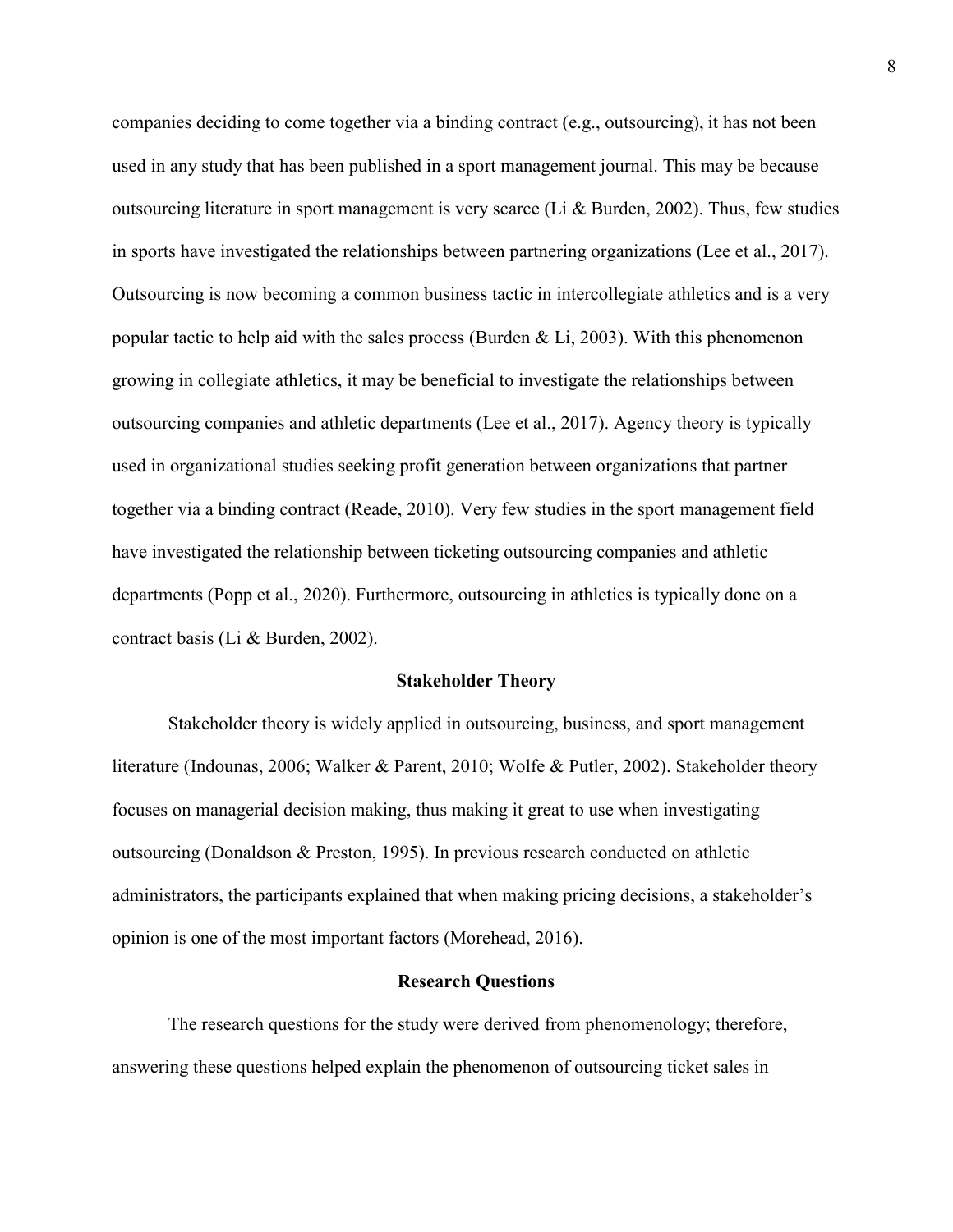companies deciding to come together via a binding contract (e.g., outsourcing), it has not been used in any study that has been published in a sport management journal. This may be because outsourcing literature in sport management is very scarce (Li & Burden, 2002). Thus, few studies in sports have investigated the relationships between partnering organizations (Lee et al., 2017). Outsourcing is now becoming a common business tactic in intercollegiate athletics and is a very popular tactic to help aid with the sales process (Burden & Li, 2003). With this phenomenon growing in collegiate athletics, it may be beneficial to investigate the relationships between outsourcing companies and athletic departments (Lee et al., 2017). Agency theory is typically used in organizational studies seeking profit generation between organizations that partner together via a binding contract (Reade, 2010). Very few studies in the sport management field have investigated the relationship between ticketing outsourcing companies and athletic departments (Popp et al., 2020). Furthermore, outsourcing in athletics is typically done on a contract basis (Li & Burden, 2002).

## Stakeholder Theory

Stakeholder theory is widely applied in outsourcing, business, and sport management literature (Indounas, 2006; Walker & Parent, 2010; Wolfe & Putler, 2002). Stakeholder theory focuses on managerial decision making, thus making it great to use when investigating outsourcing (Donaldson & Preston, 1995). In previous research conducted on athletic administrators, the participants explained that when making pricing decisions, a stakeholder's opinion is one of the most important factors (Morehead, 2016).

## Research Questions

The research questions for the study were derived from phenomenology; therefore, answering these questions helped explain the phenomenon of outsourcing ticket sales in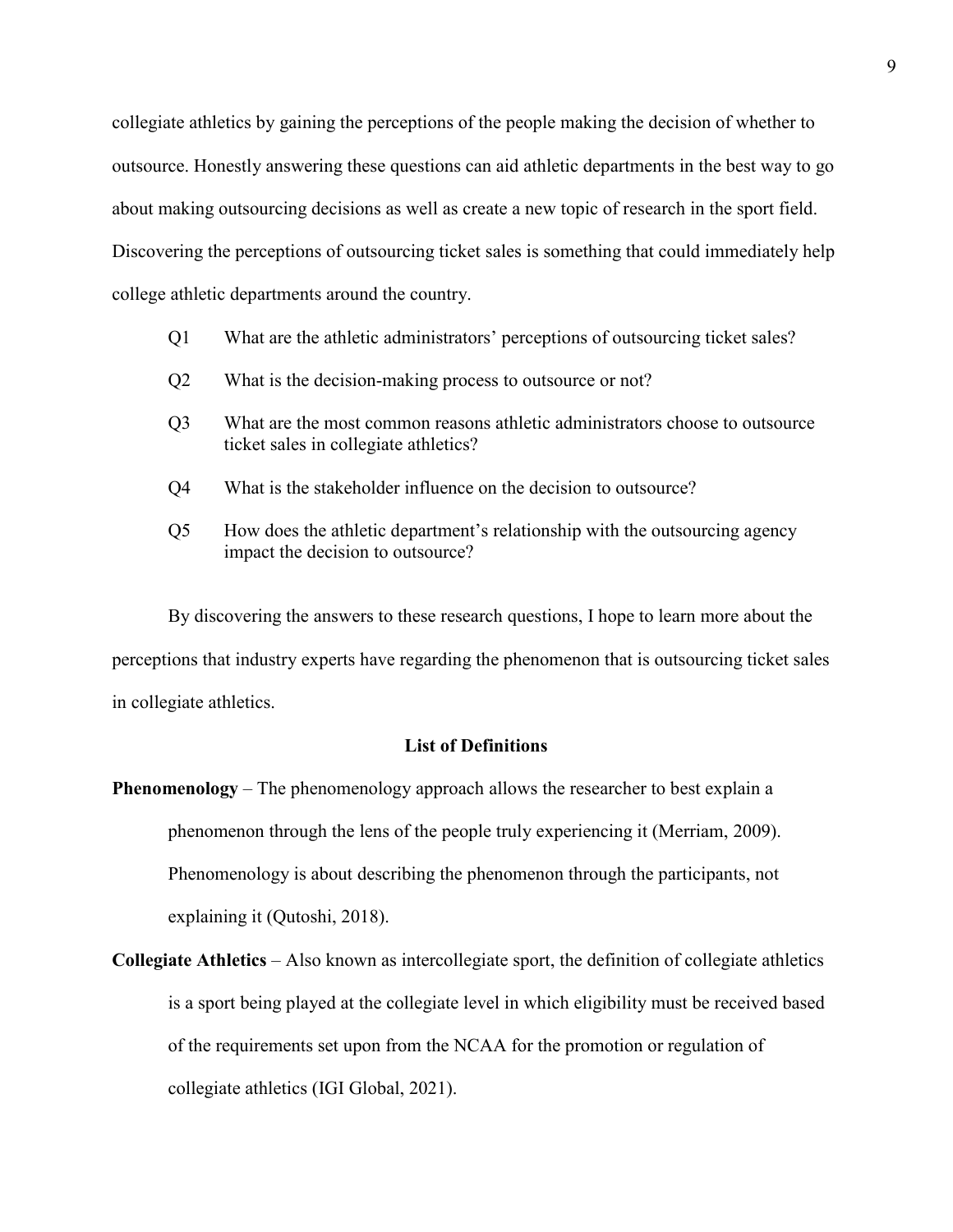collegiate athletics by gaining the perceptions of the people making the decision of whether to outsource. Honestly answering these questions can aid athletic departments in the best way to go about making outsourcing decisions as well as create a new topic of research in the sport field. Discovering the perceptions of outsourcing ticket sales is something that could immediately help college athletic departments around the country.

Q1 What are the athletic administrators' perceptions of outsourcing ticket sales?

Q2 What is the decision-making process to outsource or not?

Q3 What are the most common reasons athletic administrators choose to outsource ticket sales in collegiate athletics?

Q4 What is the stakeholder influence on the decision to outsource?

Q5 How does the athletic department's relationship with the outsourcing agency impact the decision to outsource?

By discovering the answers to these research questions, I hope to learn more about the perceptions that industry experts have regarding the phenomenon that is outsourcing ticket sales in collegiate athletics.

## List of Definitions

**Phenomenology** – The phenomenology approach allows the researcher to best explain a phenomenon through the lens of the people truly experiencing it (Merriam, 2009). Phenomenology is about describing the phenomenon through the participants, not explaining it (Qutoshi, 2018).

**Collegiate Athletics** – Also known as intercollegiate sport, the definition of collegiate athletics is a sport being played at the collegiate level in which eligibility must be received based of the requirements set upon from the NCAA for the promotion or regulation of collegiate athletics (IGI Global, 2021).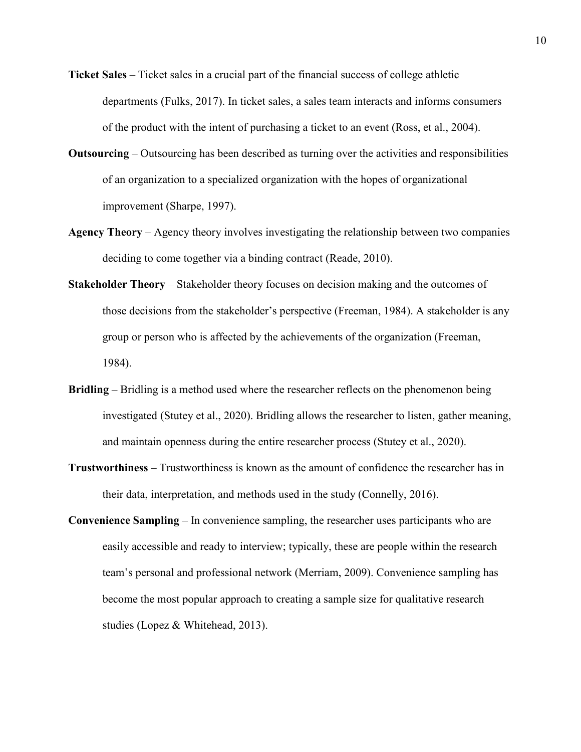**Ticket Sales** – Ticket sales in a crucial part of the financial success of college athletic departments (Fulks, 2017). In ticket sales, a sales team interacts and informs consumers of the product with the intent of purchasing a ticket to an event (Ross, et al., 2004).

**Outsourcing** – Outsourcing has been described as turning over the activities and responsibilities of an organization to a specialized organization with the hopes of organizational improvement (Sharpe, 1997).

**Agency Theory** – Agency theory involves investigating the relationship between two companies deciding to come together via a binding contract (Reade, 2010).

**Stakeholder Theory** – Stakeholder theory focuses on decision making and the outcomes of those decisions from the stakeholder's perspective (Freeman, 1984). A stakeholder is any group or person who is affected by the achievements of the organization (Freeman, 1984).

**Bridling** – Bridling is a method used where the researcher reflects on the phenomenon being investigated (Stutey et al., 2020). Bridling allows the researcher to listen, gather meaning, and maintain openness during the entire researcher process (Stutey et al., 2020).

**Trustworthiness** – Trustworthiness is known as the amount of confidence the researcher has in their data, interpretation, and methods used in the study (Connelly, 2016).

**Convenience Sampling** – In convenience sampling, the researcher uses participants who are easily accessible and ready to interview; typically, these are people within the research team's personal and professional network (Merriam, 2009). Convenience sampling has become the most popular approach to creating a sample size for qualitative research studies (Lopez & Whitehead, 2013).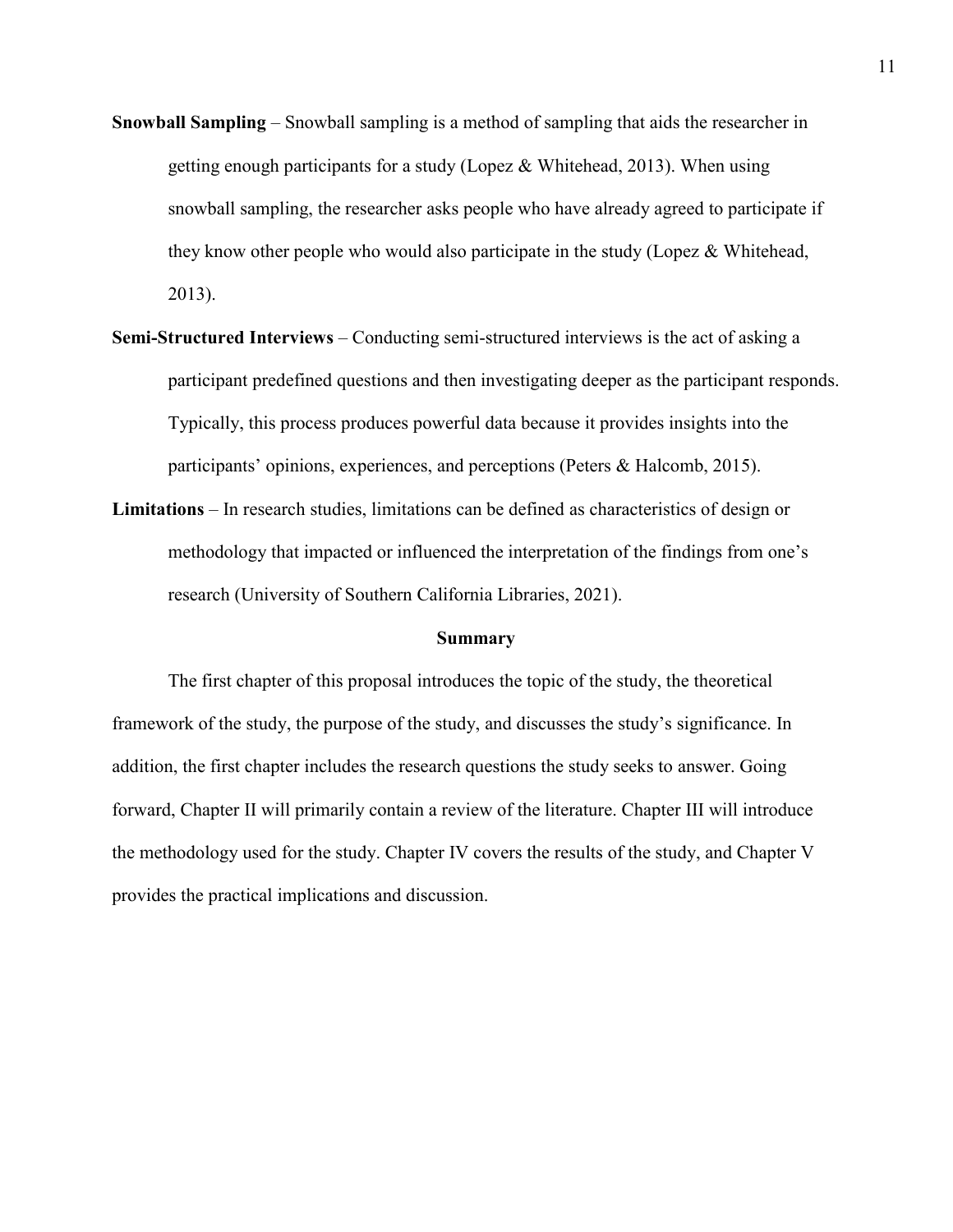**Snowball Sampling** – Snowball sampling is a method of sampling that aids the researcher in getting enough participants for a study (Lopez & Whitehead, 2013). When using snowball sampling, the researcher asks people who have already agreed to participate if they know other people who would also participate in the study (Lopez & Whitehead, 2013).

**Semi-Structured Interviews** – Conducting semi-structured interviews is the act of asking a participant predefined questions and then investigating deeper as the participant responds. Typically, this process produces powerful data because it provides insights into the participants' opinions, experiences, and perceptions (Peters & Halcomb, 2015).

**Limitations** – In research studies, limitations can be defined as characteristics of design or methodology that impacted or influenced the interpretation of the findings from one's research (University of Southern California Libraries, 2021).

## Summary

The first chapter of this proposal introduces the topic of the study, the theoretical framework of the study, the purpose of the study, and discusses the study's significance. In addition, the first chapter includes the research questions the study seeks to answer. Going forward, Chapter II will primarily contain a review of the literature. Chapter III will introduce the methodology used for the study. Chapter IV covers the results of the study, and Chapter V provides the practical implications and discussion.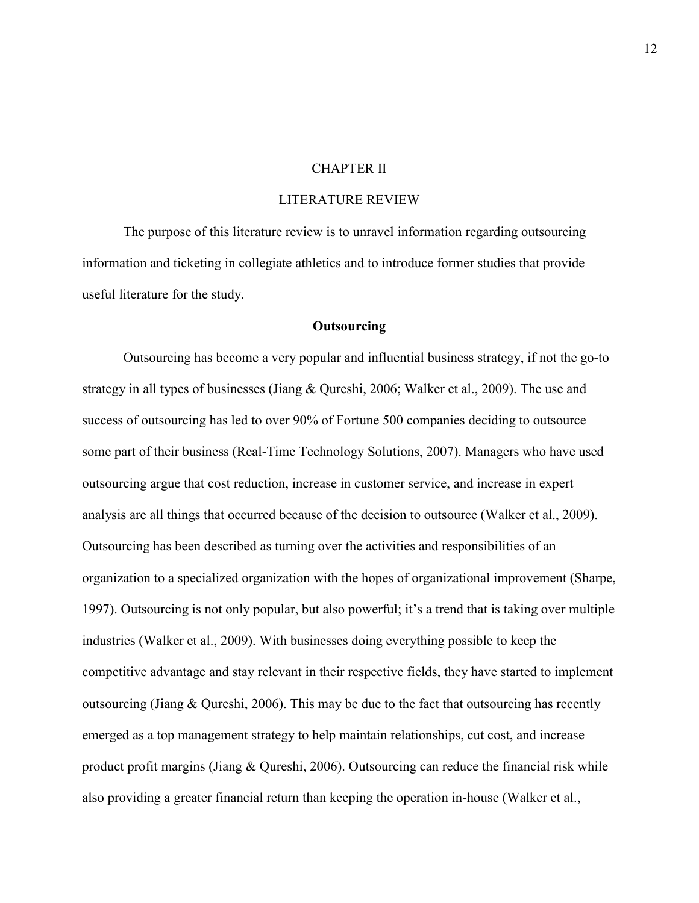# CHAPTER II

# LITERATURE REVIEW

The purpose of this literature review is to unravel information regarding outsourcing information and ticketing in collegiate athletics and to introduce former studies that provide useful literature for the study.

## Outsourcing

Outsourcing has become a very popular and influential business strategy, if not the go-to strategy in all types of businesses (Jiang & Qureshi, 2006; Walker et al., 2009). The use and success of outsourcing has led to over 90% of Fortune 500 companies deciding to outsource some part of their business (Real-Time Technology Solutions, 2007). Managers who have used outsourcing argue that cost reduction, increase in customer service, and increase in expert analysis are all things that occurred because of the decision to outsource (Walker et al., 2009). Outsourcing has been described as turning over the activities and responsibilities of an organization to a specialized organization with the hopes of organizational improvement (Sharpe, 1997). Outsourcing is not only popular, but also powerful; it's a trend that is taking over multiple industries (Walker et al., 2009). With businesses doing everything possible to keep the competitive advantage and stay relevant in their respective fields, they have started to implement outsourcing (Jiang & Qureshi, 2006). This may be due to the fact that outsourcing has recently emerged as a top management strategy to help maintain relationships, cut cost, and increase product profit margins (Jiang & Qureshi, 2006). Outsourcing can reduce the financial risk while also providing a greater financial return than keeping the operation in-house (Walker et al.,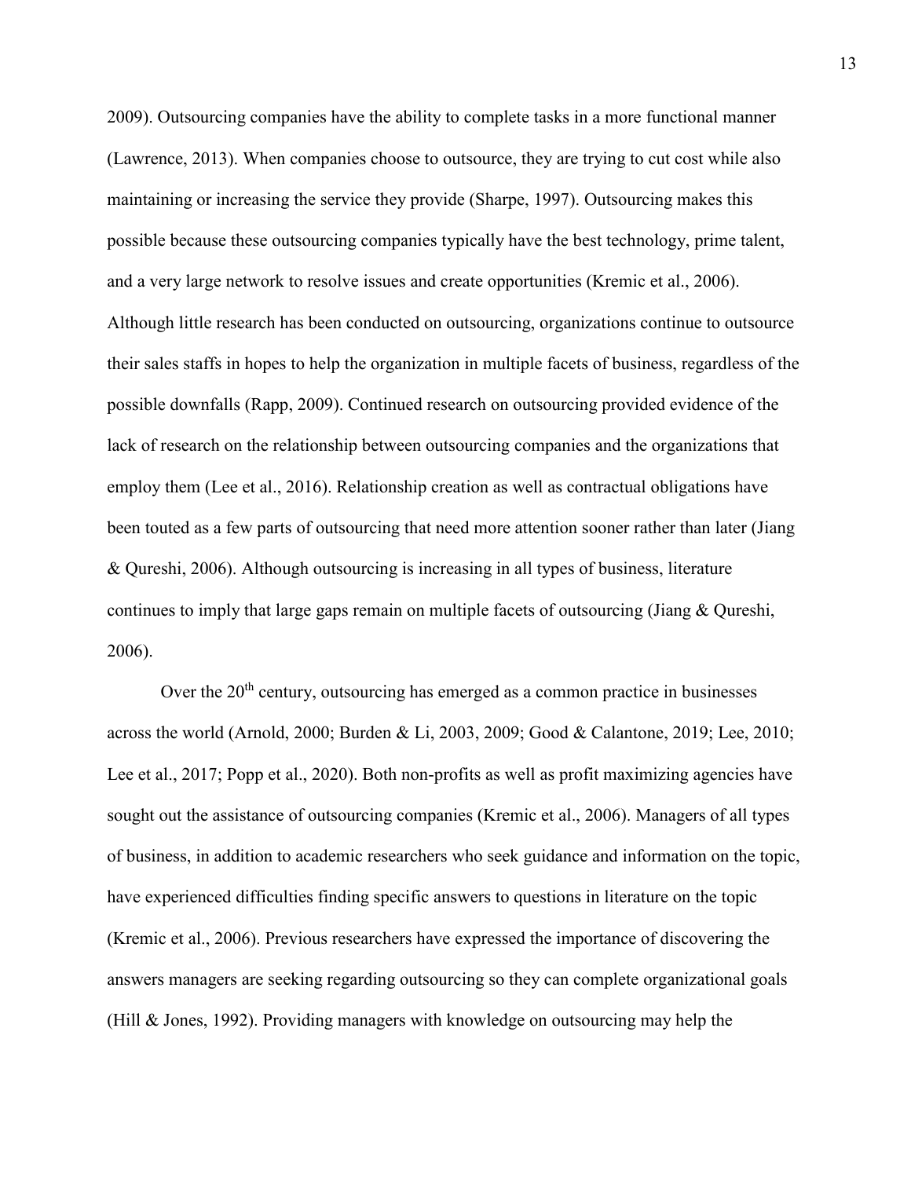2009). Outsourcing companies have the ability to complete tasks in a more functional manner (Lawrence, 2013). When companies choose to outsource, they are trying to cut cost while also maintaining or increasing the service they provide (Sharpe, 1997). Outsourcing makes this possible because these outsourcing companies typically have the best technology, prime talent, and a very large network to resolve issues and create opportunities (Kremic et al., 2006). Although little research has been conducted on outsourcing, organizations continue to outsource their sales staffs in hopes to help the organization in multiple facets of business, regardless of the possible downfalls (Rapp, 2009). Continued research on outsourcing provided evidence of the lack of research on the relationship between outsourcing companies and the organizations that employ them (Lee et al., 2016). Relationship creation as well as contractual obligations have been touted as a few parts of outsourcing that need more attention sooner rather than later (Jiang & Qureshi, 2006). Although outsourcing is increasing in all types of business, literature continues to imply that large gaps remain on multiple facets of outsourcing (Jiang & Qureshi, 2006).

Over the 20th century, outsourcing has emerged as a common practice in businesses across the world (Arnold, 2000; Burden & Li, 2003, 2009; Good & Calantone, 2019; Lee, 2010; Lee et al., 2017; Popp et al., 2020). Both non-profits as well as profit maximizing agencies have sought out the assistance of outsourcing companies (Kremic et al., 2006). Managers of all types of business, in addition to academic researchers who seek guidance and information on the topic, have experienced difficulties finding specific answers to questions in literature on the topic (Kremic et al., 2006). Previous researchers have expressed the importance of discovering the answers managers are seeking regarding outsourcing so they can complete organizational goals (Hill & Jones, 1992). Providing managers with knowledge on outsourcing may help the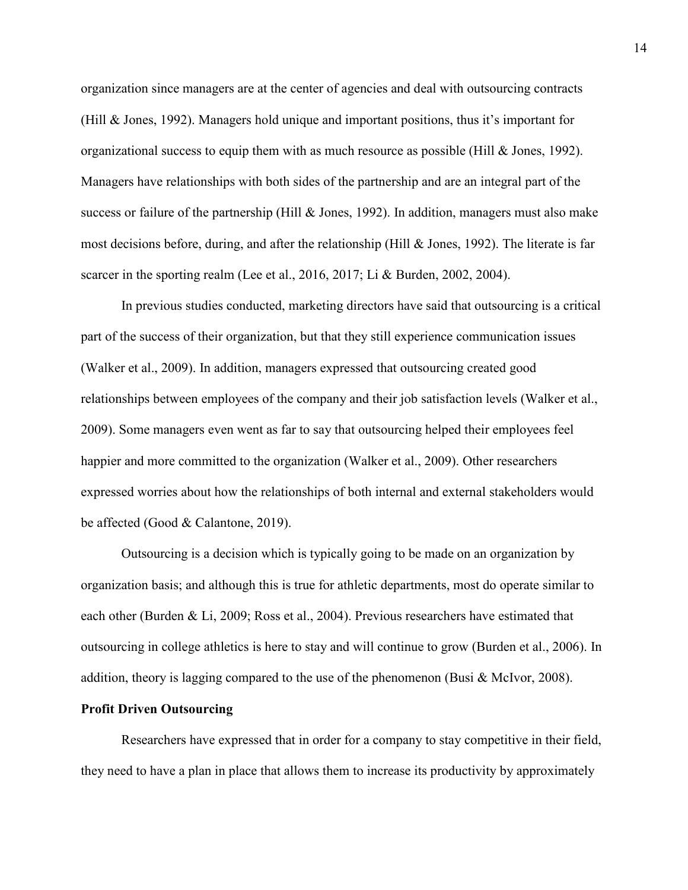organization since managers are at the center of agencies and deal with outsourcing contracts (Hill & Jones, 1992). Managers hold unique and important positions, thus it's important for organizational success to equip them with as much resource as possible (Hill & Jones, 1992). Managers have relationships with both sides of the partnership and are an integral part of the success or failure of the partnership (Hill & Jones, 1992). In addition, managers must also make most decisions before, during, and after the relationship (Hill & Jones, 1992). The literate is far scarcer in the sporting realm (Lee et al., 2016, 2017; Li & Burden, 2002, 2004).

In previous studies conducted, marketing directors have said that outsourcing is a critical part of the success of their organization, but that they still experience communication issues (Walker et al., 2009). In addition, managers expressed that outsourcing created good relationships between employees of the company and their job satisfaction levels (Walker et al., 2009). Some managers even went as far to say that outsourcing helped their employees feel happier and more committed to the organization (Walker et al., 2009). Other researchers expressed worries about how the relationships of both internal and external stakeholders would be affected (Good & Calantone, 2019).

Outsourcing is a decision which is typically going to be made on an organization by organization basis; and although this is true for athletic departments, most do operate similar to each other (Burden & Li, 2009; Ross et al., 2004). Previous researchers have estimated that outsourcing in college athletics is here to stay and will continue to grow (Burden et al., 2006). In addition, theory is lagging compared to the use of the phenomenon (Busi & McIvor, 2008).

**Profit Driven Outsourcing**

Researchers have expressed that in order for a company to stay competitive in their field, they need to have a plan in place that allows them to increase its productivity by approximately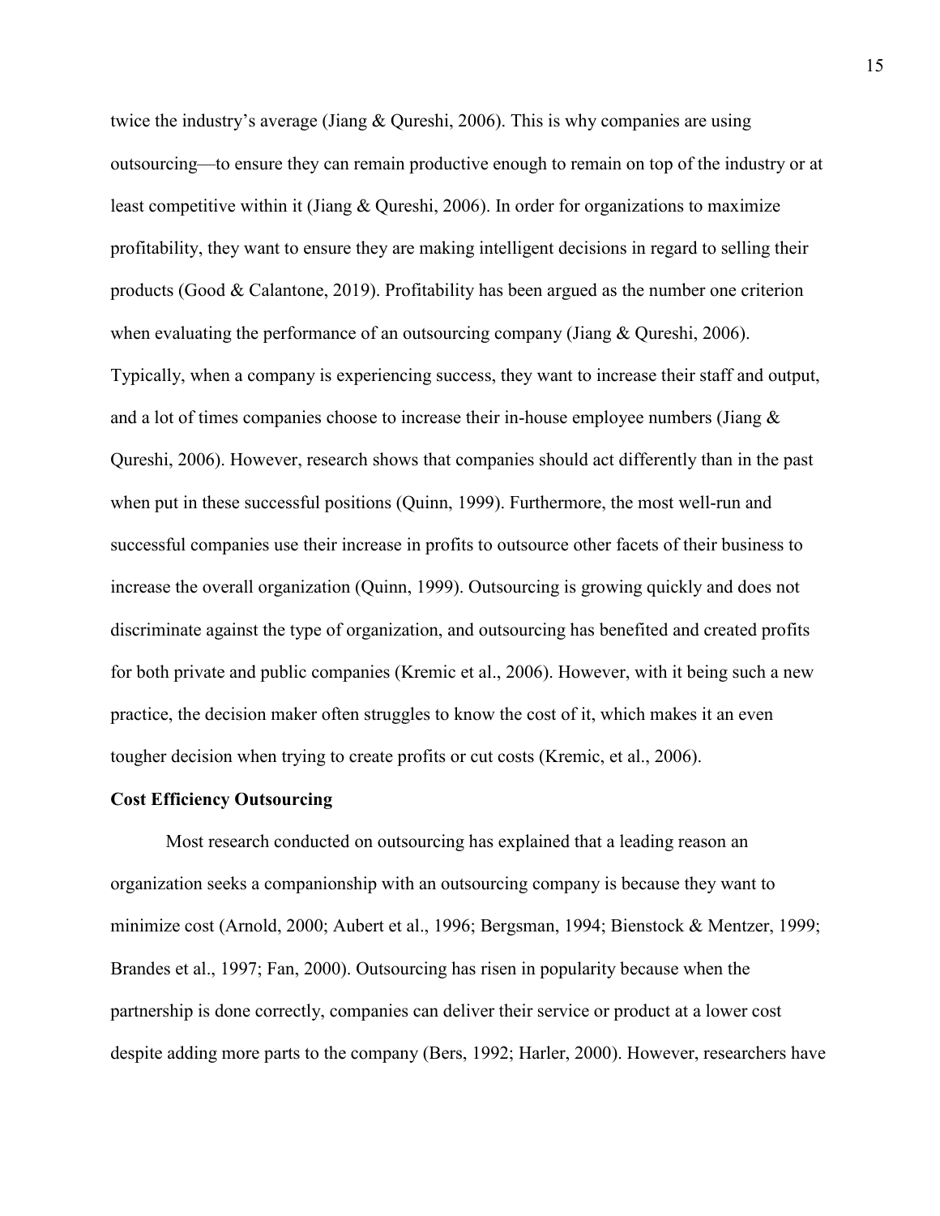twice the industry's average (Jiang & Qureshi, 2006). This is why companies are using outsourcing—to ensure they can remain productive enough to remain on top of the industry or at least competitive within it (Jiang & Qureshi, 2006). In order for organizations to maximize profitability, they want to ensure they are making intelligent decisions in regard to selling their products (Good & Calantone, 2019). Profitability has been argued as the number one criterion when evaluating the performance of an outsourcing company (Jiang & Qureshi, 2006). Typically, when a company is experiencing success, they want to increase their staff and output, and a lot of times companies choose to increase their in-house employee numbers (Jiang & Qureshi, 2006). However, research shows that companies should act differently than in the past when put in these successful positions (Quinn, 1999). Furthermore, the most well-run and successful companies use their increase in profits to outsource other facets of their business to increase the overall organization (Quinn, 1999). Outsourcing is growing quickly and does not discriminate against the type of organization, and outsourcing has benefited and created profits for both private and public companies (Kremic et al., 2006). However, with it being such a new practice, the decision maker often struggles to know the cost of it, which makes it an even tougher decision when trying to create profits or cut costs (Kremic, et al., 2006).

**Cost Efficiency Outsourcing**

Most research conducted on outsourcing has explained that a leading reason an organization seeks a companionship with an outsourcing company is because they want to minimize cost (Arnold, 2000; Aubert et al., 1996; Bergsman, 1994; Bienstock & Mentzer, 1999; Brandes et al., 1997; Fan, 2000). Outsourcing has risen in popularity because when the partnership is done correctly, companies can deliver their service or product at a lower cost despite adding more parts to the company (Bers, 1992; Harler, 2000). However, researchers have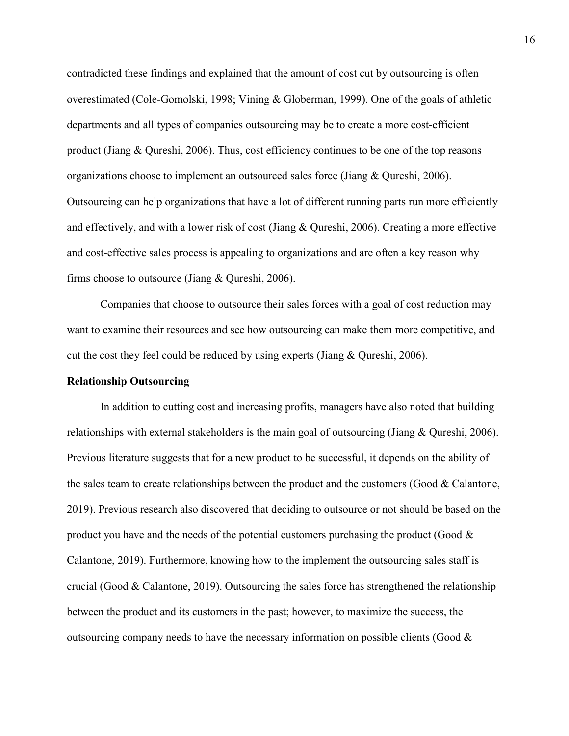contradicted these findings and explained that the amount of cost cut by outsourcing is often overestimated (Cole-Gomolski, 1998; Vining & Globerman, 1999). One of the goals of athletic departments and all types of companies outsourcing may be to create a more cost-efficient product (Jiang & Qureshi, 2006). Thus, cost efficiency continues to be one of the top reasons organizations choose to implement an outsourced sales force (Jiang & Qureshi, 2006). Outsourcing can help organizations that have a lot of different running parts run more efficiently and effectively, and with a lower risk of cost (Jiang & Qureshi, 2006). Creating a more effective and cost-effective sales process is appealing to organizations and are often a key reason why firms choose to outsource (Jiang & Qureshi, 2006).

Companies that choose to outsource their sales forces with a goal of cost reduction may want to examine their resources and see how outsourcing can make them more competitive, and cut the cost they feel could be reduced by using experts (Jiang & Qureshi, 2006).

**Relationship Outsourcing**

In addition to cutting cost and increasing profits, managers have also noted that building relationships with external stakeholders is the main goal of outsourcing (Jiang & Qureshi, 2006). Previous literature suggests that for a new product to be successful, it depends on the ability of the sales team to create relationships between the product and the customers (Good & Calantone, 2019). Previous research also discovered that deciding to outsource or not should be based on the product you have and the needs of the potential customers purchasing the product (Good & Calantone, 2019). Furthermore, knowing how to the implement the outsourcing sales staff is crucial (Good & Calantone, 2019). Outsourcing the sales force has strengthened the relationship between the product and its customers in the past; however, to maximize the success, the outsourcing company needs to have the necessary information on possible clients (Good &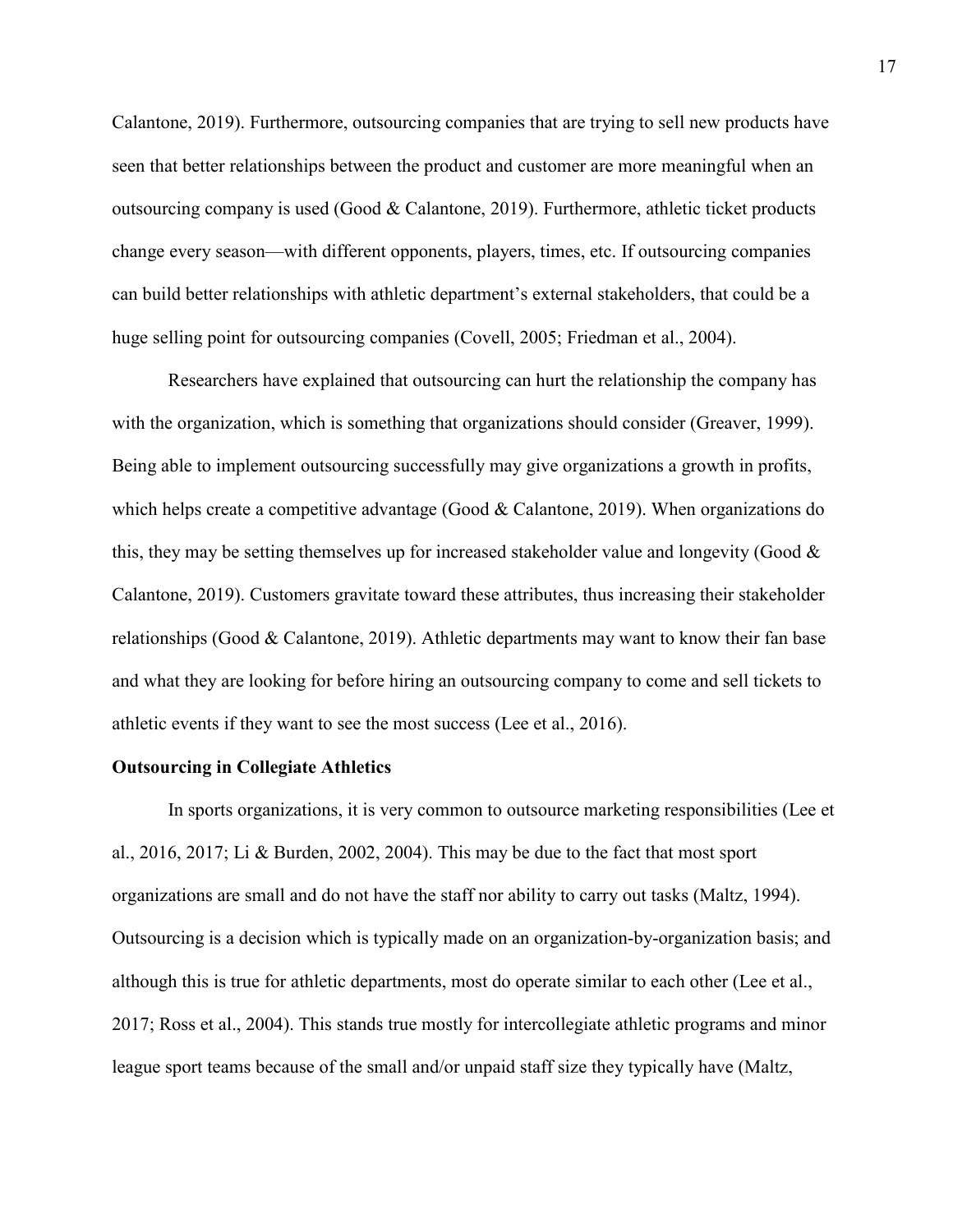Calantone, 2019). Furthermore, outsourcing companies that are trying to sell new products have seen that better relationships between the product and customer are more meaningful when an outsourcing company is used (Good & Calantone, 2019). Furthermore, athletic ticket products change every season—with different opponents, players, times, etc. If outsourcing companies can build better relationships with athletic department's external stakeholders, that could be a huge selling point for outsourcing companies (Covell, 2005; Friedman et al., 2004).

Researchers have explained that outsourcing can hurt the relationship the company has with the organization, which is something that organizations should consider (Greaver, 1999). Being able to implement outsourcing successfully may give organizations a growth in profits, which helps create a competitive advantage (Good & Calantone, 2019). When organizations do this, they may be setting themselves up for increased stakeholder value and longevity (Good & Calantone, 2019). Customers gravitate toward these attributes, thus increasing their stakeholder relationships (Good & Calantone, 2019). Athletic departments may want to know their fan base and what they are looking for before hiring an outsourcing company to come and sell tickets to athletic events if they want to see the most success (Lee et al., 2016).

**Outsourcing in Collegiate Athletics**

In sports organizations, it is very common to outsource marketing responsibilities (Lee et al., 2016, 2017; Li & Burden, 2002, 2004). This may be due to the fact that most sport organizations are small and do not have the staff nor ability to carry out tasks (Maltz, 1994). Outsourcing is a decision which is typically made on an organization-by-organization basis; and although this is true for athletic departments, most do operate similar to each other (Lee et al., 2017; Ross et al., 2004). This stands true mostly for intercollegiate athletic programs and minor league sport teams because of the small and/or unpaid staff size they typically have (Maltz,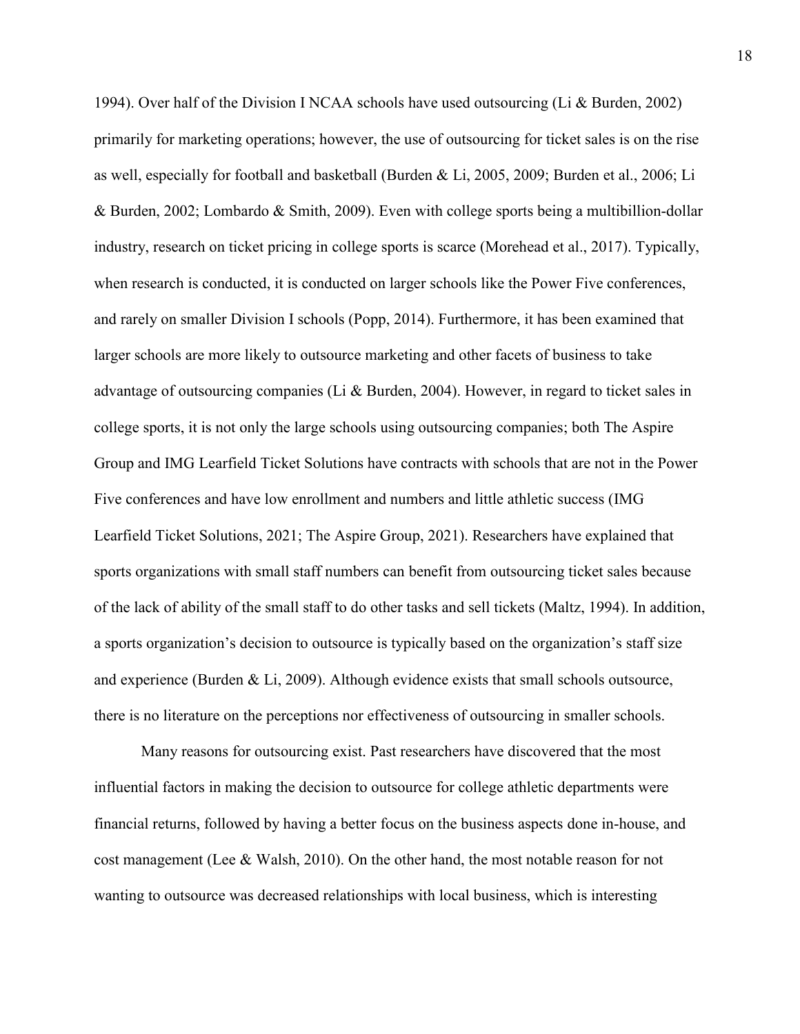1994). Over half of the Division I NCAA schools have used outsourcing (Li & Burden, 2002) primarily for marketing operations; however, the use of outsourcing for ticket sales is on the rise as well, especially for football and basketball (Burden & Li, 2005, 2009; Burden et al., 2006; Li & Burden, 2002; Lombardo & Smith, 2009). Even with college sports being a multibillion-dollar industry, research on ticket pricing in college sports is scarce (Morehead et al., 2017). Typically, when research is conducted, it is conducted on larger schools like the Power Five conferences, and rarely on smaller Division I schools (Popp, 2014). Furthermore, it has been examined that larger schools are more likely to outsource marketing and other facets of business to take advantage of outsourcing companies (Li & Burden, 2004). However, in regard to ticket sales in college sports, it is not only the large schools using outsourcing companies; both The Aspire Group and IMG Learfield Ticket Solutions have contracts with schools that are not in the Power Five conferences and have low enrollment and numbers and little athletic success (IMG Learfield Ticket Solutions, 2021; The Aspire Group, 2021). Researchers have explained that sports organizations with small staff numbers can benefit from outsourcing ticket sales because of the lack of ability of the small staff to do other tasks and sell tickets (Maltz, 1994). In addition, a sports organization's decision to outsource is typically based on the organization's staff size and experience (Burden & Li, 2009). Although evidence exists that small schools outsource, there is no literature on the perceptions nor effectiveness of outsourcing in smaller schools.

Many reasons for outsourcing exist. Past researchers have discovered that the most influential factors in making the decision to outsource for college athletic departments were financial returns, followed by having a better focus on the business aspects done in-house, and cost management (Lee & Walsh, 2010). On the other hand, the most notable reason for not wanting to outsource was decreased relationships with local business, which is interesting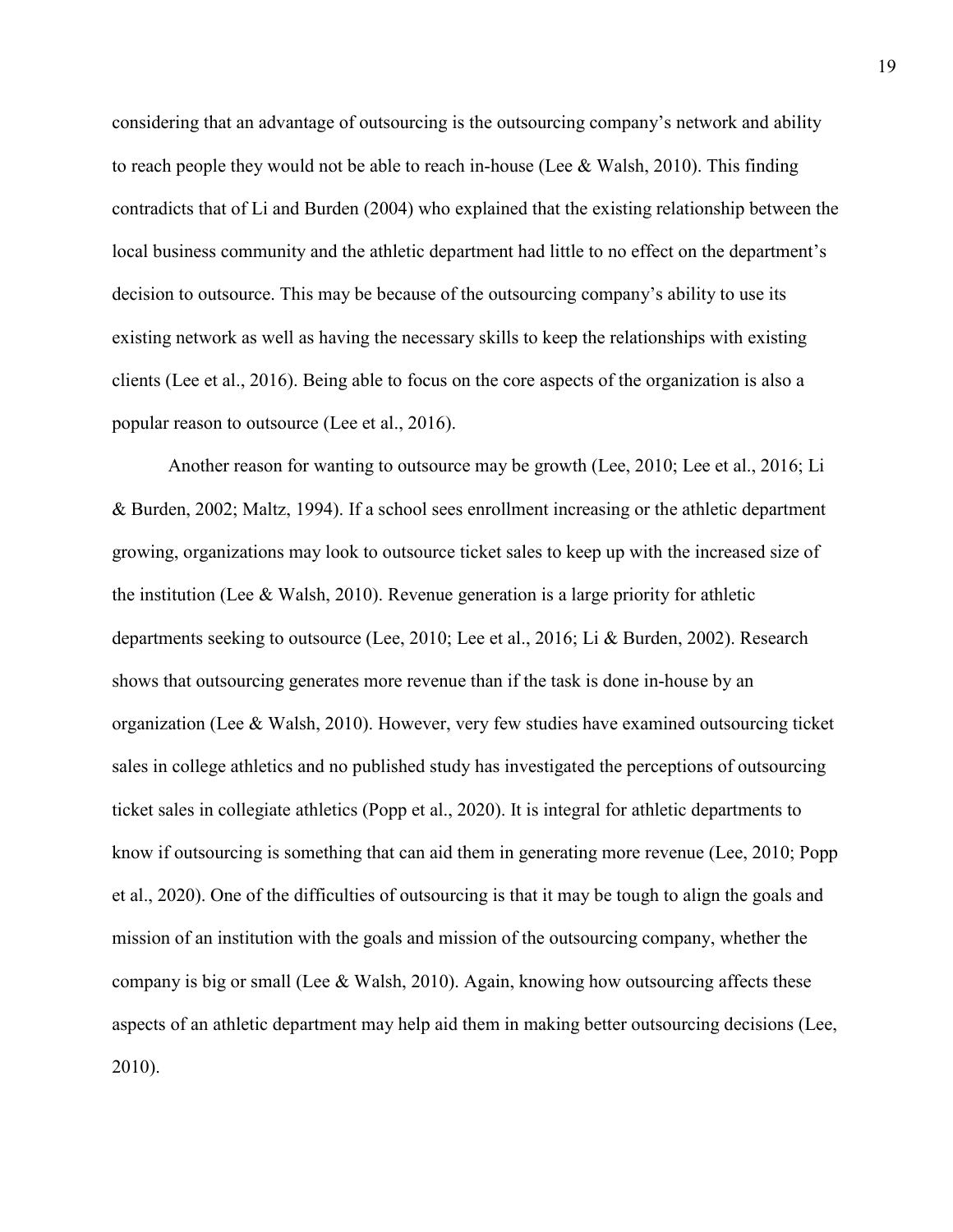considering that an advantage of outsourcing is the outsourcing company's network and ability to reach people they would not be able to reach in-house (Lee & Walsh, 2010). This finding contradicts that of Li and Burden (2004) who explained that the existing relationship between the local business community and the athletic department had little to no effect on the department's decision to outsource. This may be because of the outsourcing company's ability to use its existing network as well as having the necessary skills to keep the relationships with existing clients (Lee et al., 2016). Being able to focus on the core aspects of the organization is also a popular reason to outsource (Lee et al., 2016).

Another reason for wanting to outsource may be growth (Lee, 2010; Lee et al., 2016; Li & Burden, 2002; Maltz, 1994). If a school sees enrollment increasing or the athletic department growing, organizations may look to outsource ticket sales to keep up with the increased size of the institution (Lee & Walsh, 2010). Revenue generation is a large priority for athletic departments seeking to outsource (Lee, 2010; Lee et al., 2016; Li & Burden, 2002). Research shows that outsourcing generates more revenue than if the task is done in-house by an organization (Lee & Walsh, 2010). However, very few studies have examined outsourcing ticket sales in college athletics and no published study has investigated the perceptions of outsourcing ticket sales in collegiate athletics (Popp et al., 2020). It is integral for athletic departments to know if outsourcing is something that can aid them in generating more revenue (Lee, 2010; Popp et al., 2020). One of the difficulties of outsourcing is that it may be tough to align the goals and mission of an institution with the goals and mission of the outsourcing company, whether the company is big or small (Lee & Walsh, 2010). Again, knowing how outsourcing affects these aspects of an athletic department may help aid them in making better outsourcing decisions (Lee, 2010).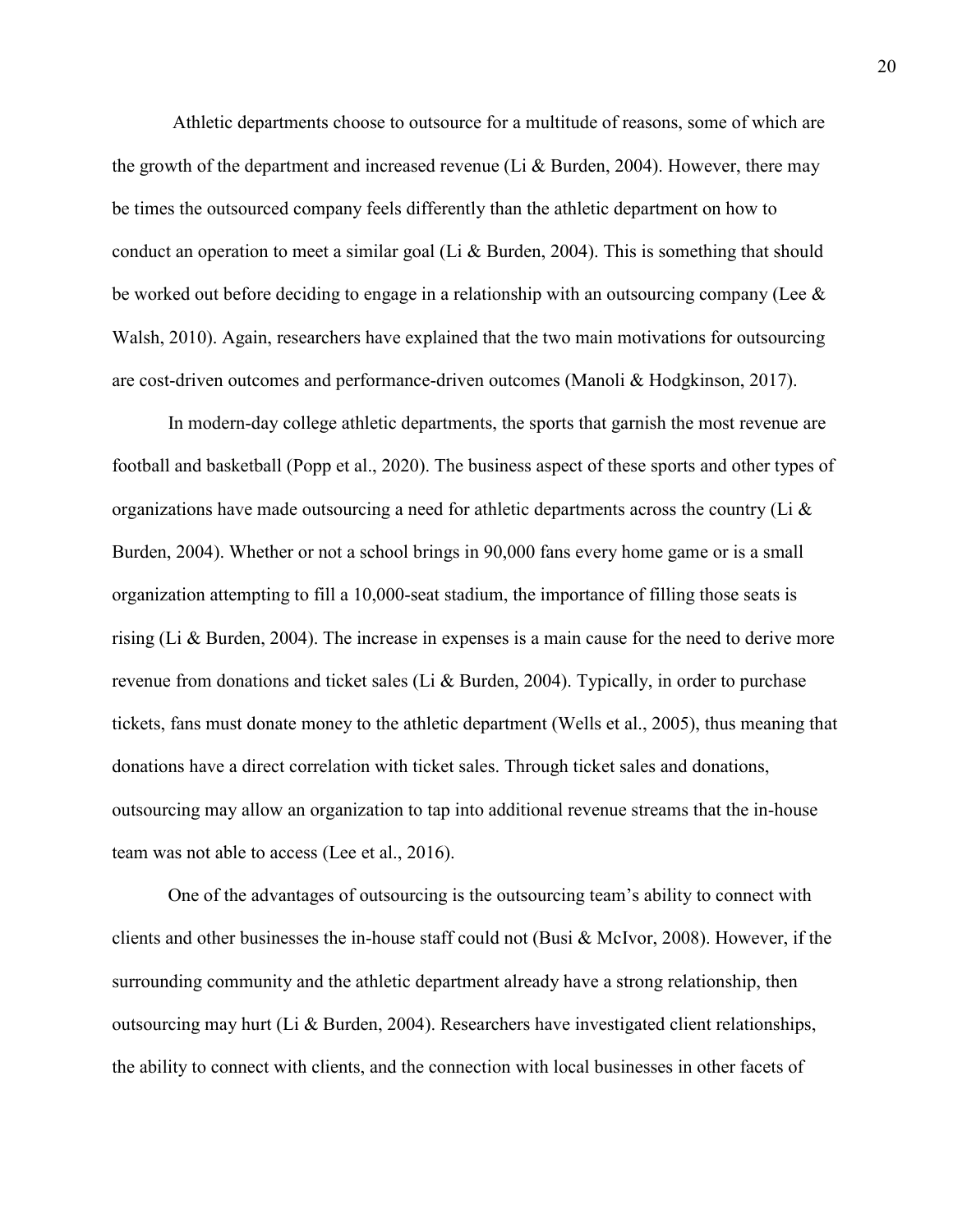Athletic departments choose to outsource for a multitude of reasons, some of which are the growth of the department and increased revenue (Li & Burden, 2004). However, there may be times the outsourced company feels differently than the athletic department on how to conduct an operation to meet a similar goal (Li & Burden, 2004). This is something that should be worked out before deciding to engage in a relationship with an outsourcing company (Lee & Walsh, 2010). Again, researchers have explained that the two main motivations for outsourcing are cost-driven outcomes and performance-driven outcomes (Manoli & Hodgkinson, 2017).

In modern-day college athletic departments, the sports that garnish the most revenue are football and basketball (Popp et al., 2020). The business aspect of these sports and other types of organizations have made outsourcing a need for athletic departments across the country (Li & Burden, 2004). Whether or not a school brings in 90,000 fans every home game or is a small organization attempting to fill a 10,000-seat stadium, the importance of filling those seats is rising (Li & Burden, 2004). The increase in expenses is a main cause for the need to derive more revenue from donations and ticket sales (Li & Burden, 2004). Typically, in order to purchase tickets, fans must donate money to the athletic department (Wells et al., 2005), thus meaning that donations have a direct correlation with ticket sales. Through ticket sales and donations, outsourcing may allow an organization to tap into additional revenue streams that the in-house team was not able to access (Lee et al., 2016).

One of the advantages of outsourcing is the outsourcing team's ability to connect with clients and other businesses the in-house staff could not (Busi & McIvor, 2008). However, if the surrounding community and the athletic department already have a strong relationship, then outsourcing may hurt (Li & Burden, 2004). Researchers have investigated client relationships, the ability to connect with clients, and the connection with local businesses in other facets of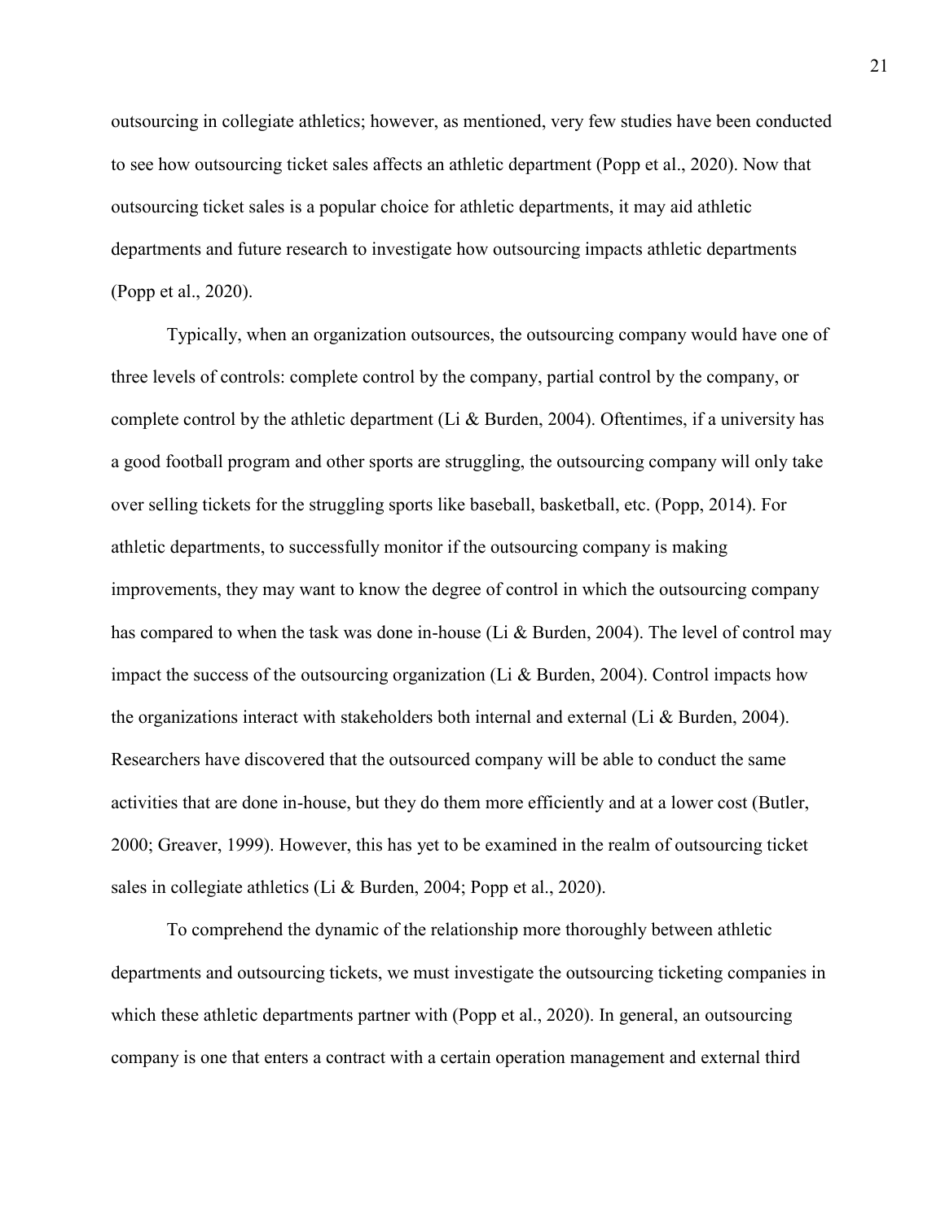outsourcing in collegiate athletics; however, as mentioned, very few studies have been conducted to see how outsourcing ticket sales affects an athletic department (Popp et al., 2020). Now that outsourcing ticket sales is a popular choice for athletic departments, it may aid athletic departments and future research to investigate how outsourcing impacts athletic departments (Popp et al., 2020).

Typically, when an organization outsources, the outsourcing company would have one of three levels of controls: complete control by the company, partial control by the company, or complete control by the athletic department (Li & Burden, 2004). Oftentimes, if a university has a good football program and other sports are struggling, the outsourcing company will only take over selling tickets for the struggling sports like baseball, basketball, etc. (Popp, 2014). For athletic departments, to successfully monitor if the outsourcing company is making improvements, they may want to know the degree of control in which the outsourcing company has compared to when the task was done in-house (Li & Burden, 2004). The level of control may impact the success of the outsourcing organization (Li & Burden, 2004). Control impacts how the organizations interact with stakeholders both internal and external (Li & Burden, 2004). Researchers have discovered that the outsourced company will be able to conduct the same activities that are done in-house, but they do them more efficiently and at a lower cost (Butler, 2000; Greaver, 1999). However, this has yet to be examined in the realm of outsourcing ticket sales in collegiate athletics (Li & Burden, 2004; Popp et al., 2020).

To comprehend the dynamic of the relationship more thoroughly between athletic departments and outsourcing tickets, we must investigate the outsourcing ticketing companies in which these athletic departments partner with (Popp et al., 2020). In general, an outsourcing company is one that enters a contract with a certain operation management and external third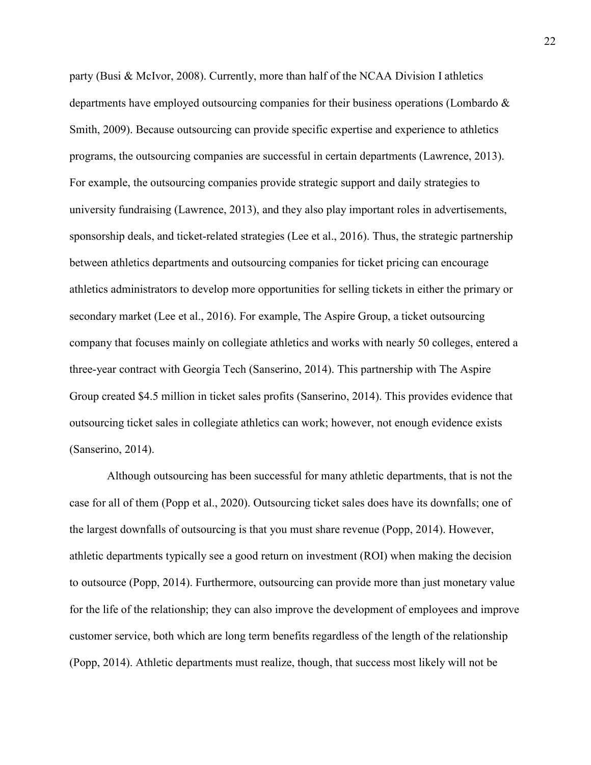party (Busi & McIvor, 2008). Currently, more than half of the NCAA Division I athletics departments have employed outsourcing companies for their business operations (Lombardo & Smith, 2009). Because outsourcing can provide specific expertise and experience to athletics programs, the outsourcing companies are successful in certain departments (Lawrence, 2013). For example, the outsourcing companies provide strategic support and daily strategies to university fundraising (Lawrence, 2013), and they also play important roles in advertisements, sponsorship deals, and ticket-related strategies (Lee et al., 2016). Thus, the strategic partnership between athletics departments and outsourcing companies for ticket pricing can encourage athletics administrators to develop more opportunities for selling tickets in either the primary or secondary market (Lee et al., 2016). For example, The Aspire Group, a ticket outsourcing company that focuses mainly on collegiate athletics and works with nearly 50 colleges, entered a three-year contract with Georgia Tech (Sanserino, 2014). This partnership with The Aspire Group created $4.5 million in ticket sales profits (Sanserino, 2014). This provides evidence that outsourcing ticket sales in collegiate athletics can work; however, not enough evidence exists (Sanserino, 2014).

Although outsourcing has been successful for many athletic departments, that is not the case for all of them (Popp et al., 2020). Outsourcing ticket sales does have its downfalls; one of the largest downfalls of outsourcing is that you must share revenue (Popp, 2014). However, athletic departments typically see a good return on investment (ROI) when making the decision to outsource (Popp, 2014). Furthermore, outsourcing can provide more than just monetary value for the life of the relationship; they can also improve the development of employees and improve customer service, both which are long term benefits regardless of the length of the relationship (Popp, 2014). Athletic departments must realize, though, that success most likely will not be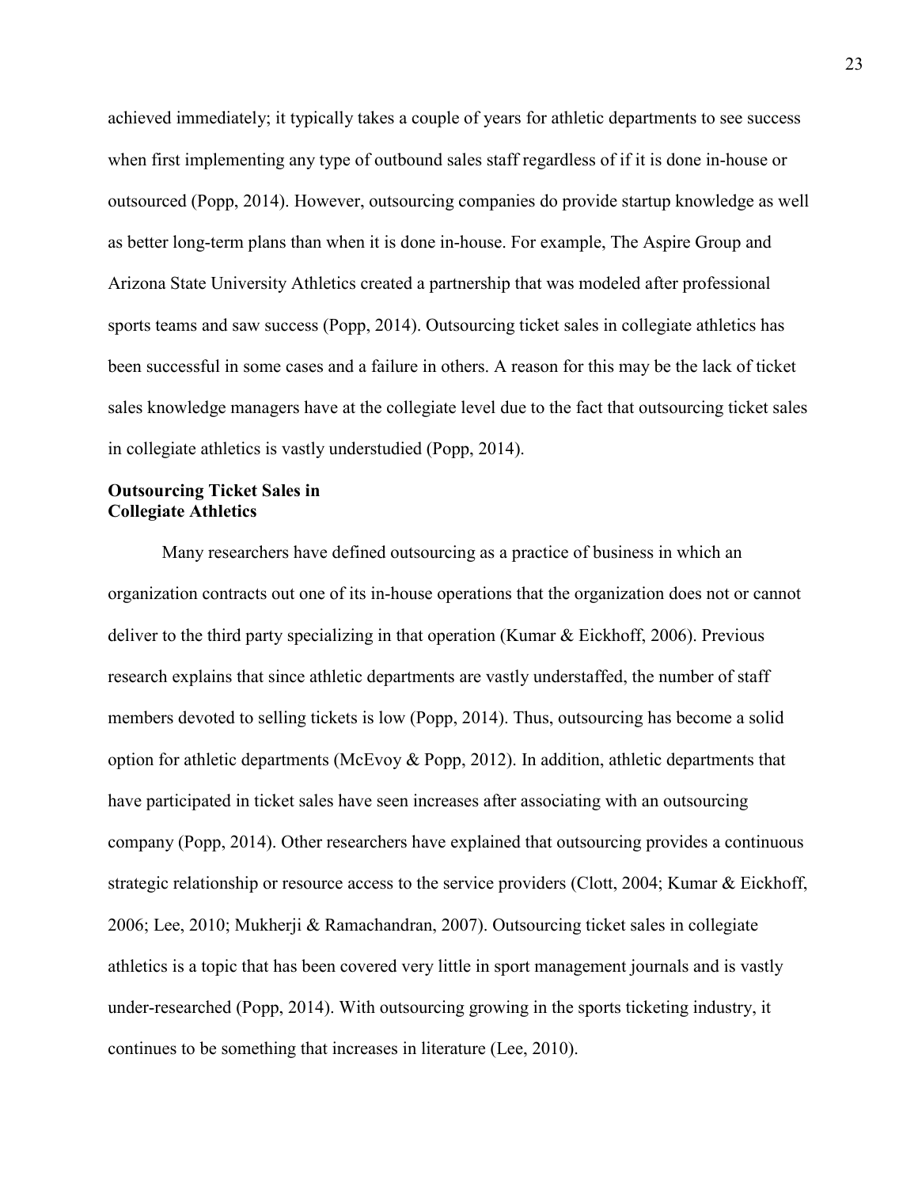achieved immediately; it typically takes a couple of years for athletic departments to see success when first implementing any type of outbound sales staff regardless of if it is done in-house or outsourced (Popp, 2014). However, outsourcing companies do provide startup knowledge as well as better long-term plans than when it is done in-house. For example, The Aspire Group and Arizona State University Athletics created a partnership that was modeled after professional sports teams and saw success (Popp, 2014). Outsourcing ticket sales in collegiate athletics has been successful in some cases and a failure in others. A reason for this may be the lack of ticket sales knowledge managers have at the collegiate level due to the fact that outsourcing ticket sales in collegiate athletics is vastly understudied (Popp, 2014).

### Outsourcing Ticket Sales in Collegiate Athletics

Many researchers have defined outsourcing as a practice of business in which an organization contracts out one of its in-house operations that the organization does not or cannot deliver to the third party specializing in that operation (Kumar & Eickhoff, 2006). Previous research explains that since athletic departments are vastly understaffed, the number of staff members devoted to selling tickets is low (Popp, 2014). Thus, outsourcing has become a solid option for athletic departments (McEvoy & Popp, 2012). In addition, athletic departments that have participated in ticket sales have seen increases after associating with an outsourcing company (Popp, 2014). Other researchers have explained that outsourcing provides a continuous strategic relationship or resource access to the service providers (Clott, 2004; Kumar & Eickhoff, 2006; Lee, 2010; Mukherji & Ramachandran, 2007). Outsourcing ticket sales in collegiate athletics is a topic that has been covered very little in sport management journals and is vastly under-researched (Popp, 2014). With outsourcing growing in the sports ticketing industry, it continues to be something that increases in literature (Lee, 2010).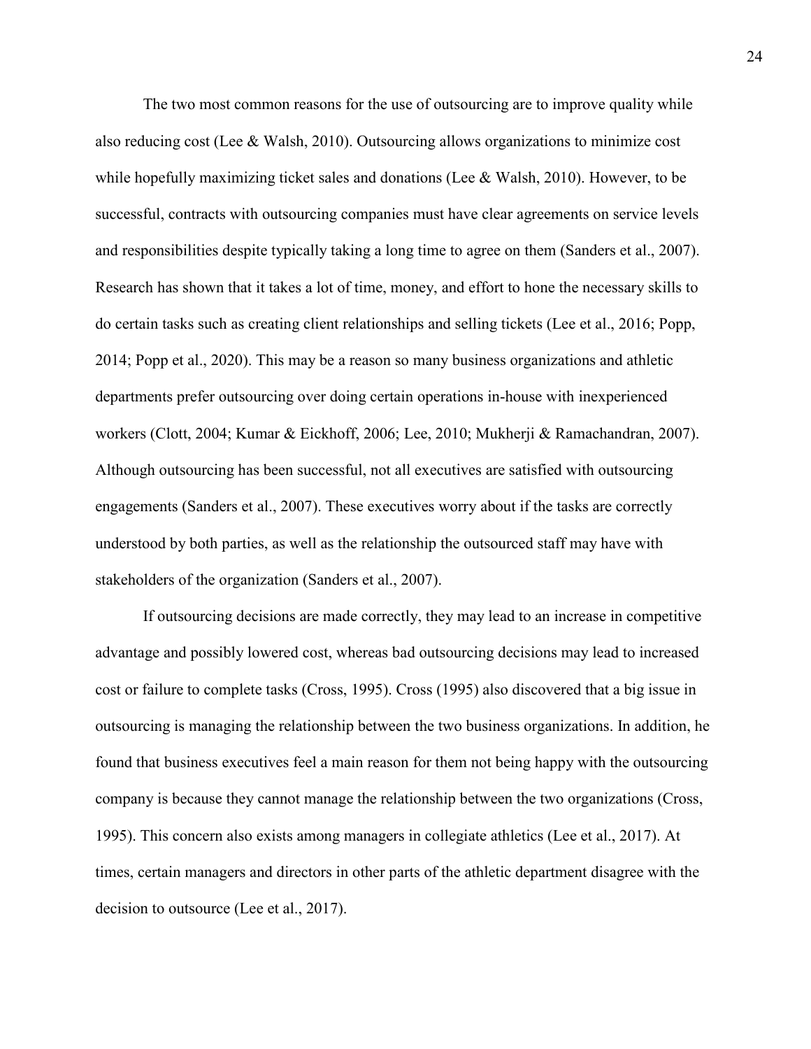The two most common reasons for the use of outsourcing are to improve quality while also reducing cost (Lee & Walsh, 2010). Outsourcing allows organizations to minimize cost while hopefully maximizing ticket sales and donations (Lee & Walsh, 2010). However, to be successful, contracts with outsourcing companies must have clear agreements on service levels and responsibilities despite typically taking a long time to agree on them (Sanders et al., 2007). Research has shown that it takes a lot of time, money, and effort to hone the necessary skills to do certain tasks such as creating client relationships and selling tickets (Lee et al., 2016; Popp, 2014; Popp et al., 2020). This may be a reason so many business organizations and athletic departments prefer outsourcing over doing certain operations in-house with inexperienced workers (Clott, 2004; Kumar & Eickhoff, 2006; Lee, 2010; Mukherji & Ramachandran, 2007). Although outsourcing has been successful, not all executives are satisfied with outsourcing engagements (Sanders et al., 2007). These executives worry about if the tasks are correctly understood by both parties, as well as the relationship the outsourced staff may have with stakeholders of the organization (Sanders et al., 2007).

If outsourcing decisions are made correctly, they may lead to an increase in competitive advantage and possibly lowered cost, whereas bad outsourcing decisions may lead to increased cost or failure to complete tasks (Cross, 1995). Cross (1995) also discovered that a big issue in outsourcing is managing the relationship between the two business organizations. In addition, he found that business executives feel a main reason for them not being happy with the outsourcing company is because they cannot manage the relationship between the two organizations (Cross, 1995). This concern also exists among managers in collegiate athletics (Lee et al., 2017). At times, certain managers and directors in other parts of the athletic department disagree with the decision to outsource (Lee et al., 2017).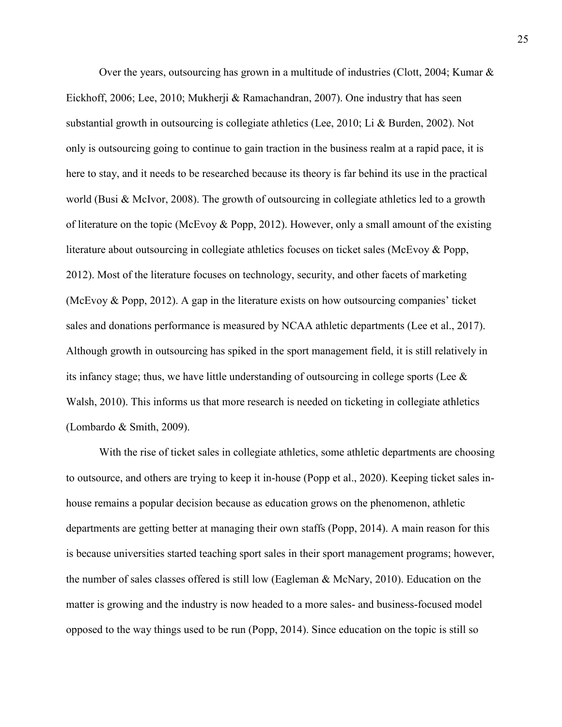Over the years, outsourcing has grown in a multitude of industries (Clott, 2004; Kumar & Eickhoff, 2006; Lee, 2010; Mukherji & Ramachandran, 2007). One industry that has seen substantial growth in outsourcing is collegiate athletics (Lee, 2010; Li & Burden, 2002). Not only is outsourcing going to continue to gain traction in the business realm at a rapid pace, it is here to stay, and it needs to be researched because its theory is far behind its use in the practical world (Busi & McIvor, 2008). The growth of outsourcing in collegiate athletics led to a growth of literature on the topic (McEvoy & Popp, 2012). However, only a small amount of the existing literature about outsourcing in collegiate athletics focuses on ticket sales (McEvoy & Popp, 2012). Most of the literature focuses on technology, security, and other facets of marketing (McEvoy & Popp, 2012). A gap in the literature exists on how outsourcing companies' ticket sales and donations performance is measured by NCAA athletic departments (Lee et al., 2017). Although growth in outsourcing has spiked in the sport management field, it is still relatively in its infancy stage; thus, we have little understanding of outsourcing in college sports (Lee & Walsh, 2010). This informs us that more research is needed on ticketing in collegiate athletics (Lombardo & Smith, 2009).

With the rise of ticket sales in collegiate athletics, some athletic departments are choosing to outsource, and others are trying to keep it in-house (Popp et al., 2020). Keeping ticket sales in-house remains a popular decision because as education grows on the phenomenon, athletic departments are getting better at managing their own staffs (Popp, 2014). A main reason for this is because universities started teaching sport sales in their sport management programs; however, the number of sales classes offered is still low (Eagleman & McNary, 2010). Education on the matter is growing and the industry is now headed to a more sales- and business-focused model opposed to the way things used to be run (Popp, 2014). Since education on the topic is still so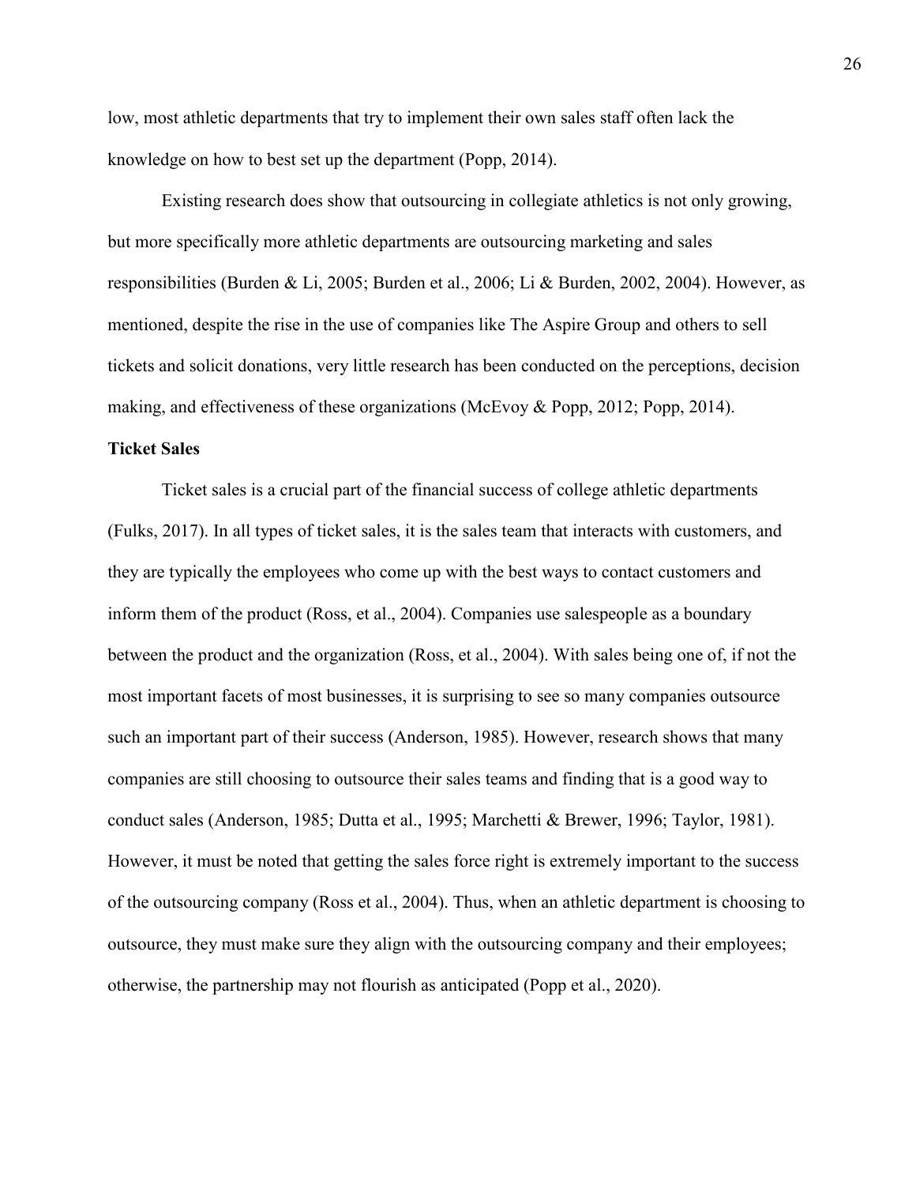low, most athletic departments that try to implement their own sales staff often lack the knowledge on how to best set up the department (Popp, 2014).

Existing research does show that outsourcing in collegiate athletics is not only growing, but more specifically more athletic departments are outsourcing marketing and sales responsibilities (Burden & Li, 2005; Burden et al., 2006; Li & Burden, 2002, 2004). However, as mentioned, despite the rise in the use of companies like The Aspire Group and others to sell tickets and solicit donations, very little research has been conducted on the perceptions, decision making, and effectiveness of these organizations (McEvoy & Popp, 2012; Popp, 2014).

**Ticket Sales**

Ticket sales is a crucial part of the financial success of college athletic departments (Fulks, 2017). In all types of ticket sales, it is the sales team that interacts with customers, and they are typically the employees who come up with the best ways to contact customers and inform them of the product (Ross, et al., 2004). Companies use salespeople as a boundary between the product and the organization (Ross, et al., 2004). With sales being one of, if not the most important facets of most businesses, it is surprising to see so many companies outsource such an important part of their success (Anderson, 1985). However, research shows that many companies are still choosing to outsource their sales teams and finding that is a good way to conduct sales (Anderson, 1985; Dutta et al., 1995; Marchetti & Brewer, 1996; Taylor, 1981). However, it must be noted that getting the sales force right is extremely important to the success of the outsourcing company (Ross et al., 2004). Thus, when an athletic department is choosing to outsource, they must make sure they align with the outsourcing company and their employees; otherwise, the partnership may not flourish as anticipated (Popp et al., 2020).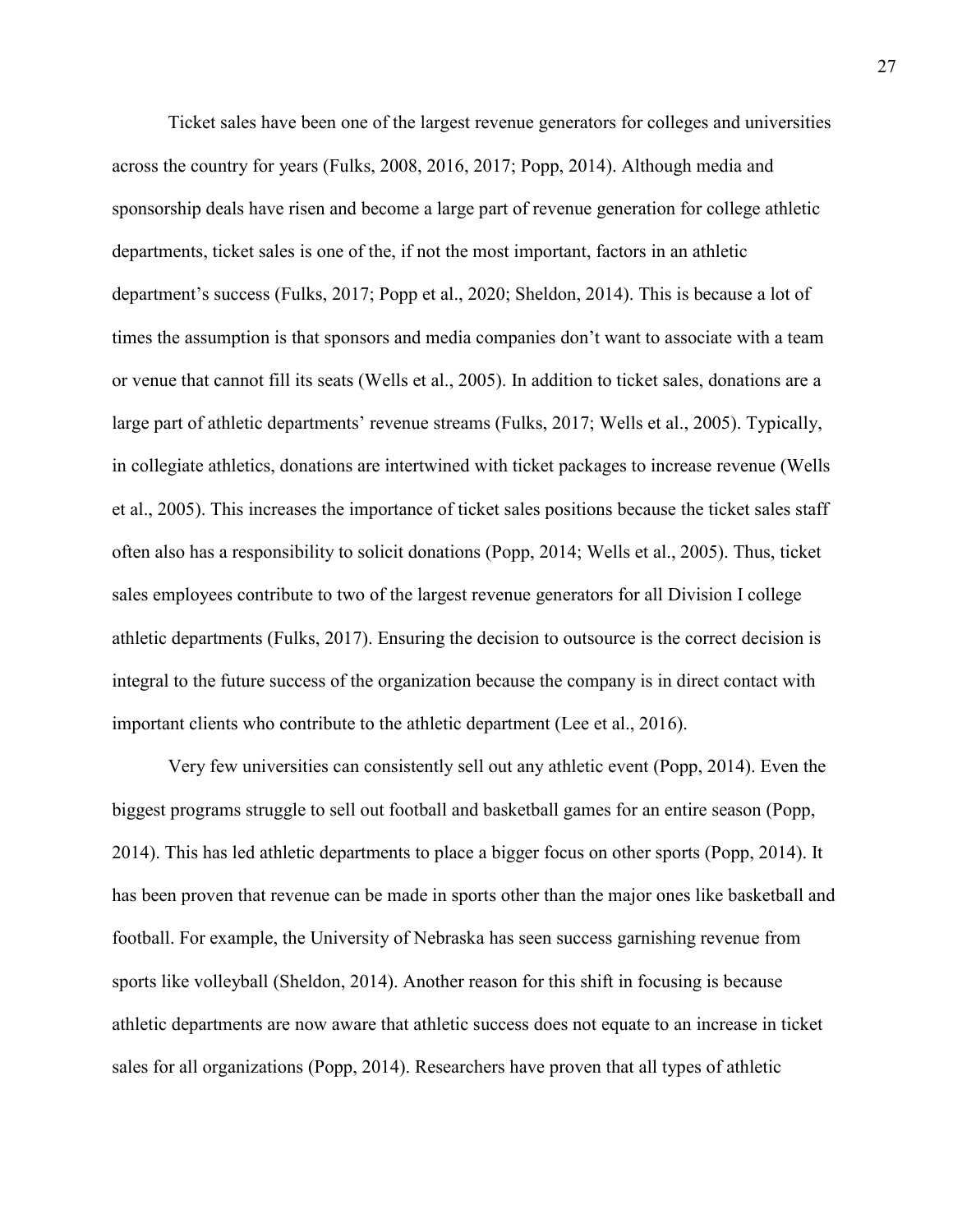Ticket sales have been one of the largest revenue generators for colleges and universities across the country for years (Fulks, 2008, 2016, 2017; Popp, 2014). Although media and sponsorship deals have risen and become a large part of revenue generation for college athletic departments, ticket sales is one of the, if not the most important, factors in an athletic department's success (Fulks, 2017; Popp et al., 2020; Sheldon, 2014). This is because a lot of times the assumption is that sponsors and media companies don't want to associate with a team or venue that cannot fill its seats (Wells et al., 2005). In addition to ticket sales, donations are a large part of athletic departments' revenue streams (Fulks, 2017; Wells et al., 2005). Typically, in collegiate athletics, donations are intertwined with ticket packages to increase revenue (Wells et al., 2005). This increases the importance of ticket sales positions because the ticket sales staff often also has a responsibility to solicit donations (Popp, 2014; Wells et al., 2005). Thus, ticket sales employees contribute to two of the largest revenue generators for all Division I college athletic departments (Fulks, 2017). Ensuring the decision to outsource is the correct decision is integral to the future success of the organization because the company is in direct contact with important clients who contribute to the athletic department (Lee et al., 2016).

Very few universities can consistently sell out any athletic event (Popp, 2014). Even the biggest programs struggle to sell out football and basketball games for an entire season (Popp, 2014). This has led athletic departments to place a bigger focus on other sports (Popp, 2014). It has been proven that revenue can be made in sports other than the major ones like basketball and football. For example, the University of Nebraska has seen success garnishing revenue from sports like volleyball (Sheldon, 2014). Another reason for this shift in focusing is because athletic departments are now aware that athletic success does not equate to an increase in ticket sales for all organizations (Popp, 2014). Researchers have proven that all types of athletic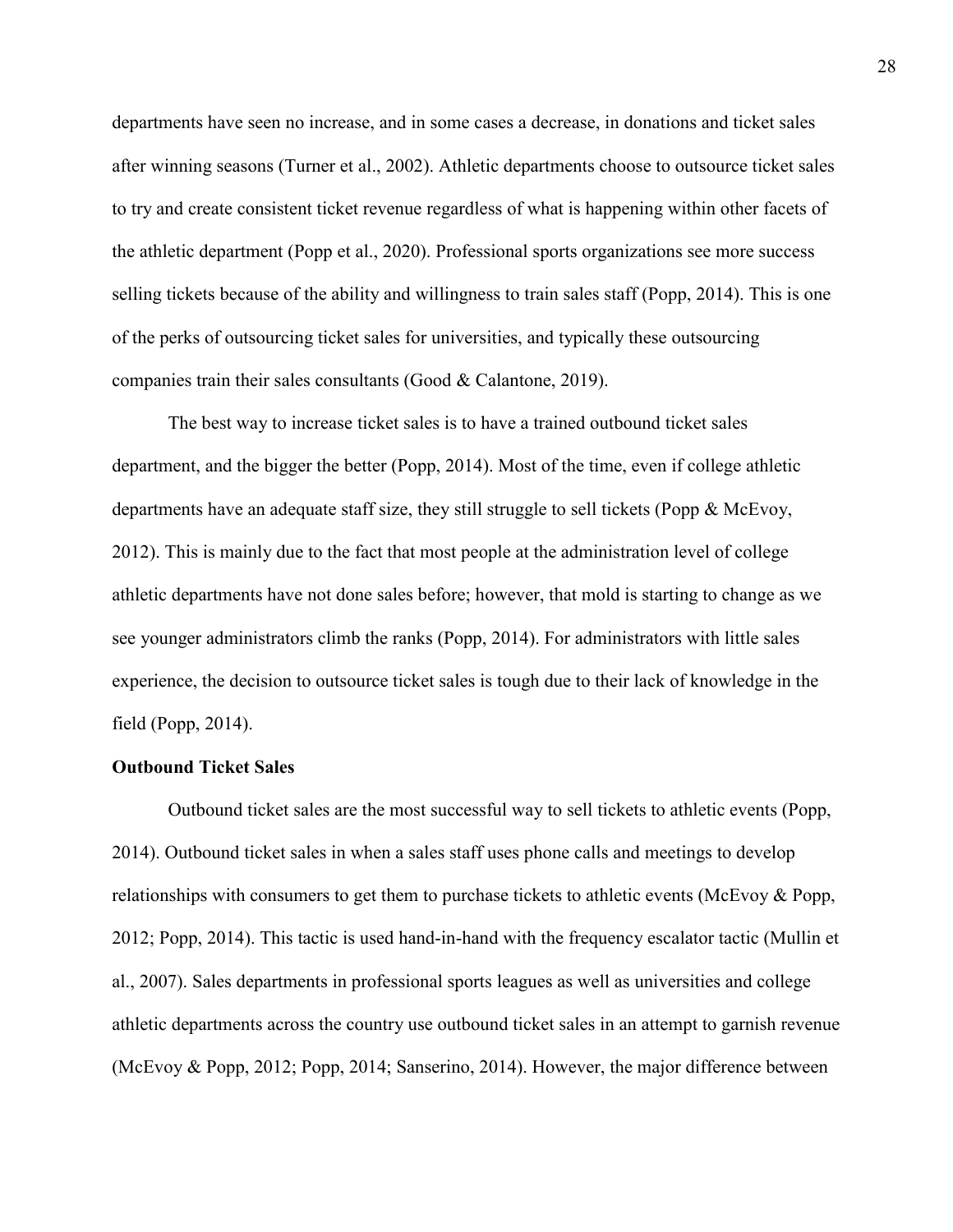departments have seen no increase, and in some cases a decrease, in donations and ticket sales after winning seasons (Turner et al., 2002). Athletic departments choose to outsource ticket sales to try and create consistent ticket revenue regardless of what is happening within other facets of the athletic department (Popp et al., 2020). Professional sports organizations see more success selling tickets because of the ability and willingness to train sales staff (Popp, 2014). This is one of the perks of outsourcing ticket sales for universities, and typically these outsourcing companies train their sales consultants (Good & Calantone, 2019).

The best way to increase ticket sales is to have a trained outbound ticket sales department, and the bigger the better (Popp, 2014). Most of the time, even if college athletic departments have an adequate staff size, they still struggle to sell tickets (Popp & McEvoy, 2012). This is mainly due to the fact that most people at the administration level of college athletic departments have not done sales before; however, that mold is starting to change as we see younger administrators climb the ranks (Popp, 2014). For administrators with little sales experience, the decision to outsource ticket sales is tough due to their lack of knowledge in the field (Popp, 2014).

**Outbound Ticket Sales**

Outbound ticket sales are the most successful way to sell tickets to athletic events (Popp, 2014). Outbound ticket sales in when a sales staff uses phone calls and meetings to develop relationships with consumers to get them to purchase tickets to athletic events (McEvoy & Popp, 2012; Popp, 2014). This tactic is used hand-in-hand with the frequency escalator tactic (Mullin et al., 2007). Sales departments in professional sports leagues as well as universities and college athletic departments across the country use outbound ticket sales in an attempt to garnish revenue (McEvoy & Popp, 2012; Popp, 2014; Sanserino, 2014). However, the major difference between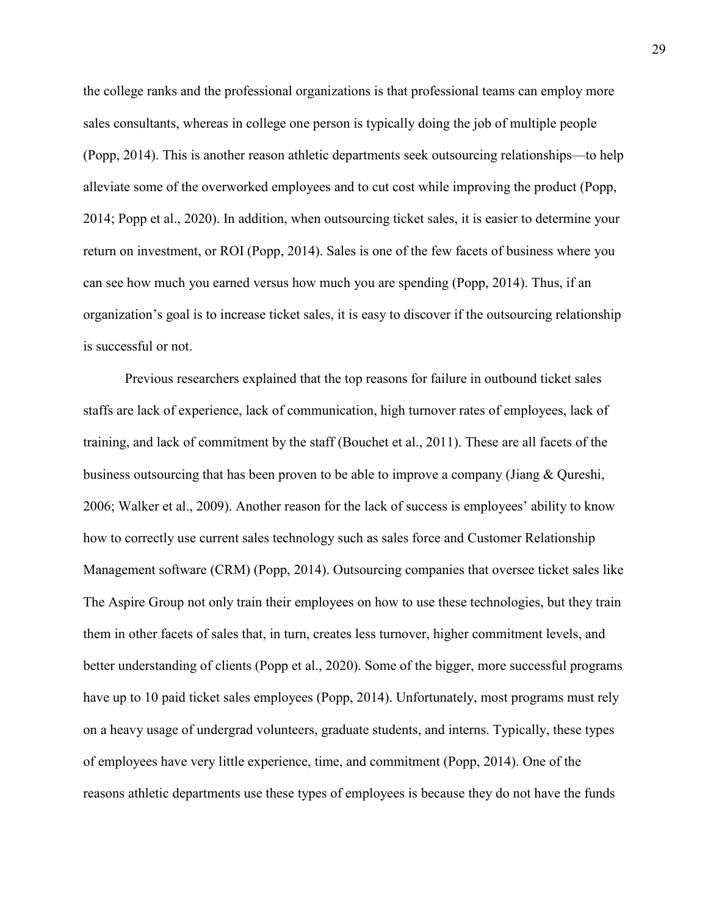the college ranks and the professional organizations is that professional teams can employ more sales consultants, whereas in college one person is typically doing the job of multiple people (Popp, 2014). This is another reason athletic departments seek outsourcing relationships—to help alleviate some of the overworked employees and to cut cost while improving the product (Popp, 2014; Popp et al., 2020). In addition, when outsourcing ticket sales, it is easier to determine your return on investment, or ROI (Popp, 2014). Sales is one of the few facets of business where you can see how much you earned versus how much you are spending (Popp, 2014). Thus, if an organization's goal is to increase ticket sales, it is easy to discover if the outsourcing relationship is successful or not.

Previous researchers explained that the top reasons for failure in outbound ticket sales staffs are lack of experience, lack of communication, high turnover rates of employees, lack of training, and lack of commitment by the staff (Bouchet et al., 2011). These are all facets of the business outsourcing that has been proven to be able to improve a company (Jiang & Qureshi, 2006; Walker et al., 2009). Another reason for the lack of success is employees' ability to know how to correctly use current sales technology such as sales force and Customer Relationship Management software (CRM) (Popp, 2014). Outsourcing companies that oversee ticket sales like The Aspire Group not only train their employees on how to use these technologies, but they train them in other facets of sales that, in turn, creates less turnover, higher commitment levels, and better understanding of clients (Popp et al., 2020). Some of the bigger, more successful programs have up to 10 paid ticket sales employees (Popp, 2014). Unfortunately, most programs must rely on a heavy usage of undergrad volunteers, graduate students, and interns. Typically, these types of employees have very little experience, time, and commitment (Popp, 2014). One of the reasons athletic departments use these types of employees is because they do not have the funds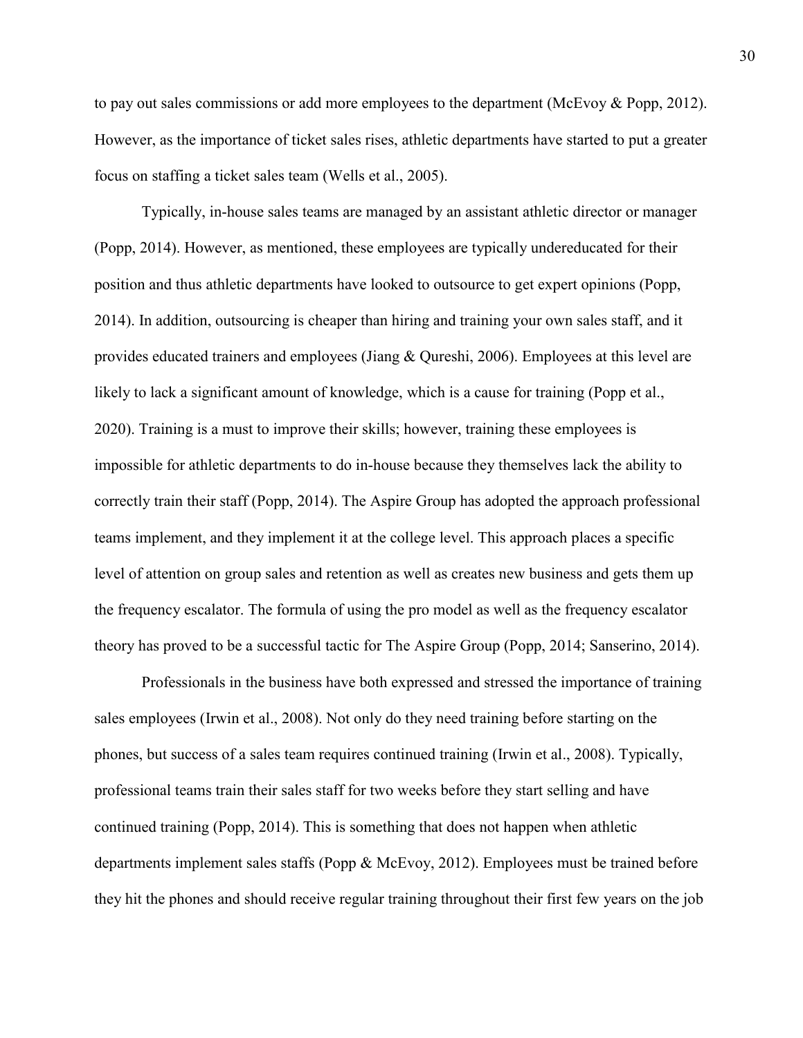to pay out sales commissions or add more employees to the department (McEvoy & Popp, 2012). However, as the importance of ticket sales rises, athletic departments have started to put a greater focus on staffing a ticket sales team (Wells et al., 2005).

Typically, in-house sales teams are managed by an assistant athletic director or manager (Popp, 2014). However, as mentioned, these employees are typically undereducated for their position and thus athletic departments have looked to outsource to get expert opinions (Popp, 2014). In addition, outsourcing is cheaper than hiring and training your own sales staff, and it provides educated trainers and employees (Jiang & Qureshi, 2006). Employees at this level are likely to lack a significant amount of knowledge, which is a cause for training (Popp et al., 2020). Training is a must to improve their skills; however, training these employees is impossible for athletic departments to do in-house because they themselves lack the ability to correctly train their staff (Popp, 2014). The Aspire Group has adopted the approach professional teams implement, and they implement it at the college level. This approach places a specific level of attention on group sales and retention as well as creates new business and gets them up the frequency escalator. The formula of using the pro model as well as the frequency escalator theory has proved to be a successful tactic for The Aspire Group (Popp, 2014; Sanserino, 2014).

Professionals in the business have both expressed and stressed the importance of training sales employees (Irwin et al., 2008). Not only do they need training before starting on the phones, but success of a sales team requires continued training (Irwin et al., 2008). Typically, professional teams train their sales staff for two weeks before they start selling and have continued training (Popp, 2014). This is something that does not happen when athletic departments implement sales staffs (Popp & McEvoy, 2012). Employees must be trained before they hit the phones and should receive regular training throughout their first few years on the job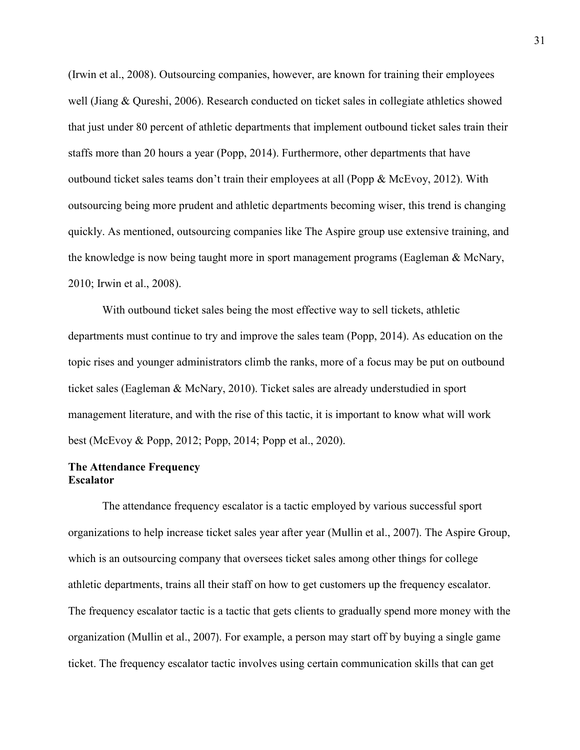(Irwin et al., 2008). Outsourcing companies, however, are known for training their employees well (Jiang & Qureshi, 2006). Research conducted on ticket sales in collegiate athletics showed that just under 80 percent of athletic departments that implement outbound ticket sales train their staffs more than 20 hours a year (Popp, 2014). Furthermore, other departments that have outbound ticket sales teams don't train their employees at all (Popp & McEvoy, 2012). With outsourcing being more prudent and athletic departments becoming wiser, this trend is changing quickly. As mentioned, outsourcing companies like The Aspire group use extensive training, and the knowledge is now being taught more in sport management programs (Eagleman & McNary, 2010; Irwin et al., 2008).

With outbound ticket sales being the most effective way to sell tickets, athletic departments must continue to try and improve the sales team (Popp, 2014). As education on the topic rises and younger administrators climb the ranks, more of a focus may be put on outbound ticket sales (Eagleman & McNary, 2010). Ticket sales are already understudied in sport management literature, and with the rise of this tactic, it is important to know what will work best (McEvoy & Popp, 2012; Popp, 2014; Popp et al., 2020).

## The Attendance Frequency Escalator

The attendance frequency escalator is a tactic employed by various successful sport organizations to help increase ticket sales year after year (Mullin et al., 2007). The Aspire Group, which is an outsourcing company that oversees ticket sales among other things for college athletic departments, trains all their staff on how to get customers up the frequency escalator. The frequency escalator tactic is a tactic that gets clients to gradually spend more money with the organization (Mullin et al., 2007). For example, a person may start off by buying a single game ticket. The frequency escalator tactic involves using certain communication skills that can get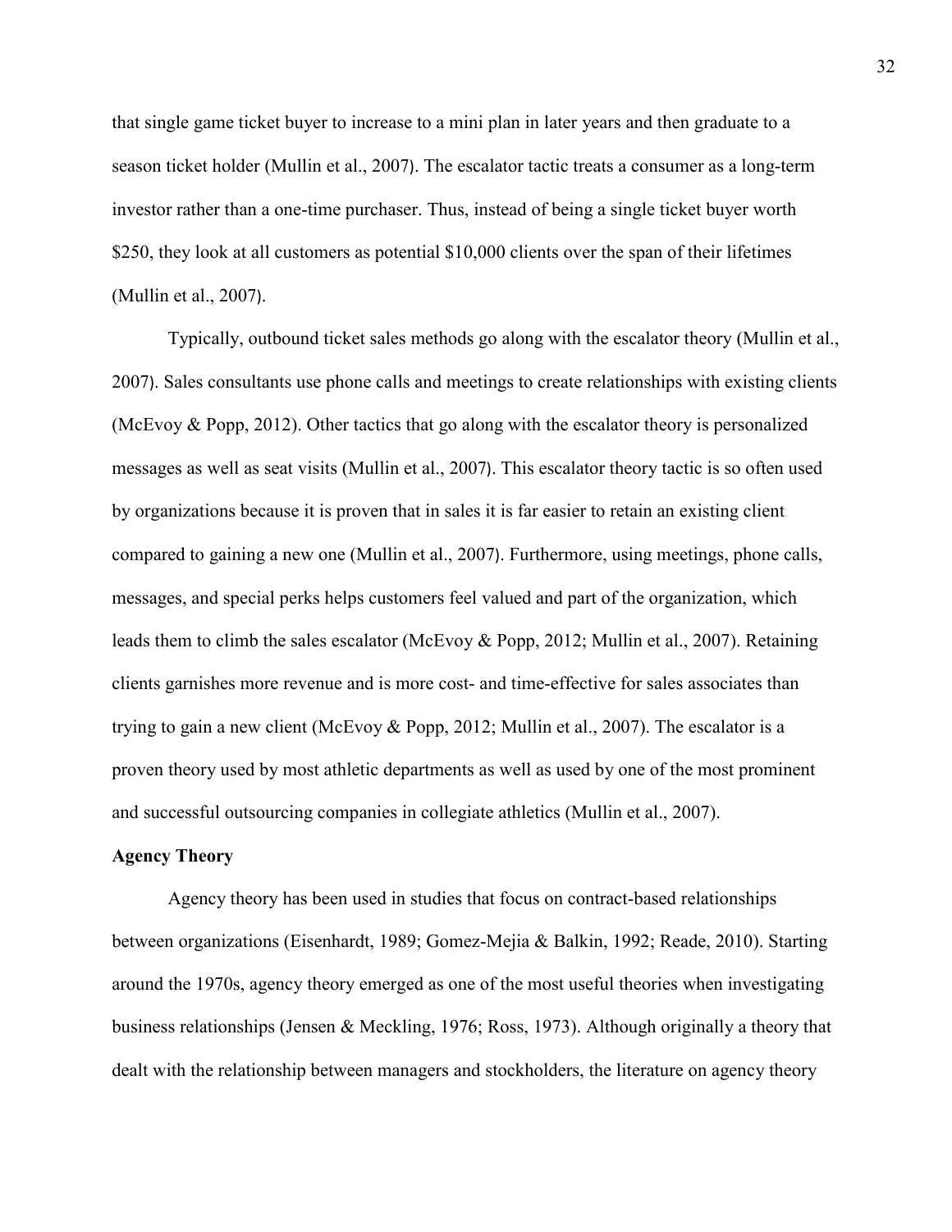that single game ticket buyer to increase to a mini plan in later years and then graduate to a season ticket holder (Mullin et al., 2007). The escalator tactic treats a consumer as a long-term investor rather than a one-time purchaser. Thus, instead of being a single ticket buyer worth $250, they look at all customers as potential $10,000 clients over the span of their lifetimes (Mullin et al., 2007).

Typically, outbound ticket sales methods go along with the escalator theory (Mullin et al., 2007). Sales consultants use phone calls and meetings to create relationships with existing clients (McEvoy & Popp, 2012). Other tactics that go along with the escalator theory is personalized messages as well as seat visits (Mullin et al., 2007). This escalator theory tactic is so often used by organizations because it is proven that in sales it is far easier to retain an existing client compared to gaining a new one (Mullin et al., 2007). Furthermore, using meetings, phone calls, messages, and special perks helps customers feel valued and part of the organization, which leads them to climb the sales escalator (McEvoy & Popp, 2012; Mullin et al., 2007). Retaining clients garnishes more revenue and is more cost- and time-effective for sales associates than trying to gain a new client (McEvoy & Popp, 2012; Mullin et al., 2007). The escalator is a proven theory used by most athletic departments as well as used by one of the most prominent and successful outsourcing companies in collegiate athletics (Mullin et al., 2007).

**Agency Theory**

Agency theory has been used in studies that focus on contract-based relationships between organizations (Eisenhardt, 1989; Gomez-Mejia & Balkin, 1992; Reade, 2010). Starting around the 1970s, agency theory emerged as one of the most useful theories when investigating business relationships (Jensen & Meckling, 1976; Ross, 1973). Although originally a theory that dealt with the relationship between managers and stockholders, the literature on agency theory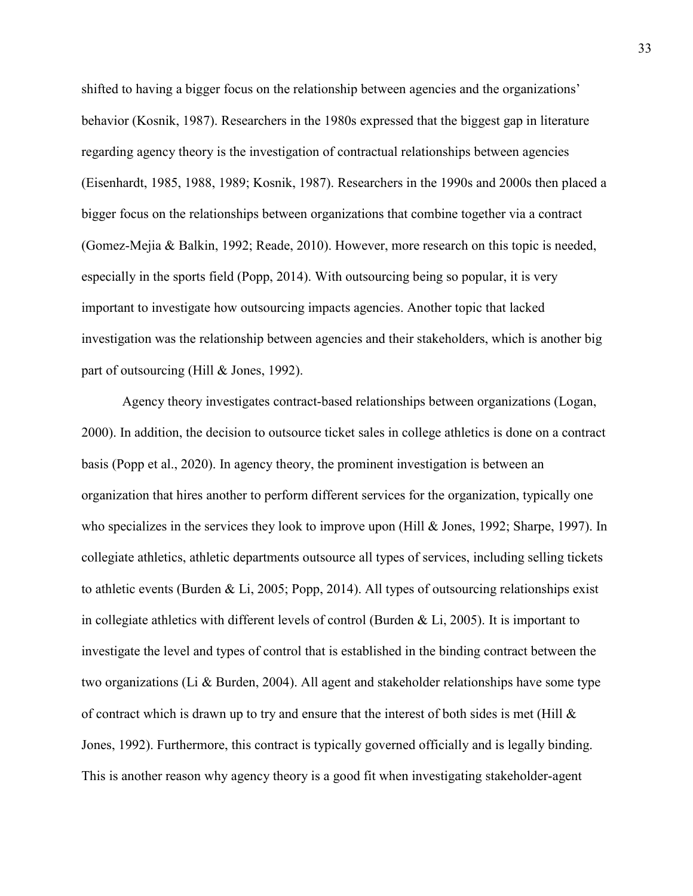shifted to having a bigger focus on the relationship between agencies and the organizations' behavior (Kosnik, 1987). Researchers in the 1980s expressed that the biggest gap in literature regarding agency theory is the investigation of contractual relationships between agencies (Eisenhardt, 1985, 1988, 1989; Kosnik, 1987). Researchers in the 1990s and 2000s then placed a bigger focus on the relationships between organizations that combine together via a contract (Gomez-Mejia & Balkin, 1992; Reade, 2010). However, more research on this topic is needed, especially in the sports field (Popp, 2014). With outsourcing being so popular, it is very important to investigate how outsourcing impacts agencies. Another topic that lacked investigation was the relationship between agencies and their stakeholders, which is another big part of outsourcing (Hill & Jones, 1992).

Agency theory investigates contract-based relationships between organizations (Logan, 2000). In addition, the decision to outsource ticket sales in college athletics is done on a contract basis (Popp et al., 2020). In agency theory, the prominent investigation is between an organization that hires another to perform different services for the organization, typically one who specializes in the services they look to improve upon (Hill & Jones, 1992; Sharpe, 1997). In collegiate athletics, athletic departments outsource all types of services, including selling tickets to athletic events (Burden & Li, 2005; Popp, 2014). All types of outsourcing relationships exist in collegiate athletics with different levels of control (Burden & Li, 2005). It is important to investigate the level and types of control that is established in the binding contract between the two organizations (Li & Burden, 2004). All agent and stakeholder relationships have some type of contract which is drawn up to try and ensure that the interest of both sides is met (Hill & Jones, 1992). Furthermore, this contract is typically governed officially and is legally binding. This is another reason why agency theory is a good fit when investigating stakeholder-agent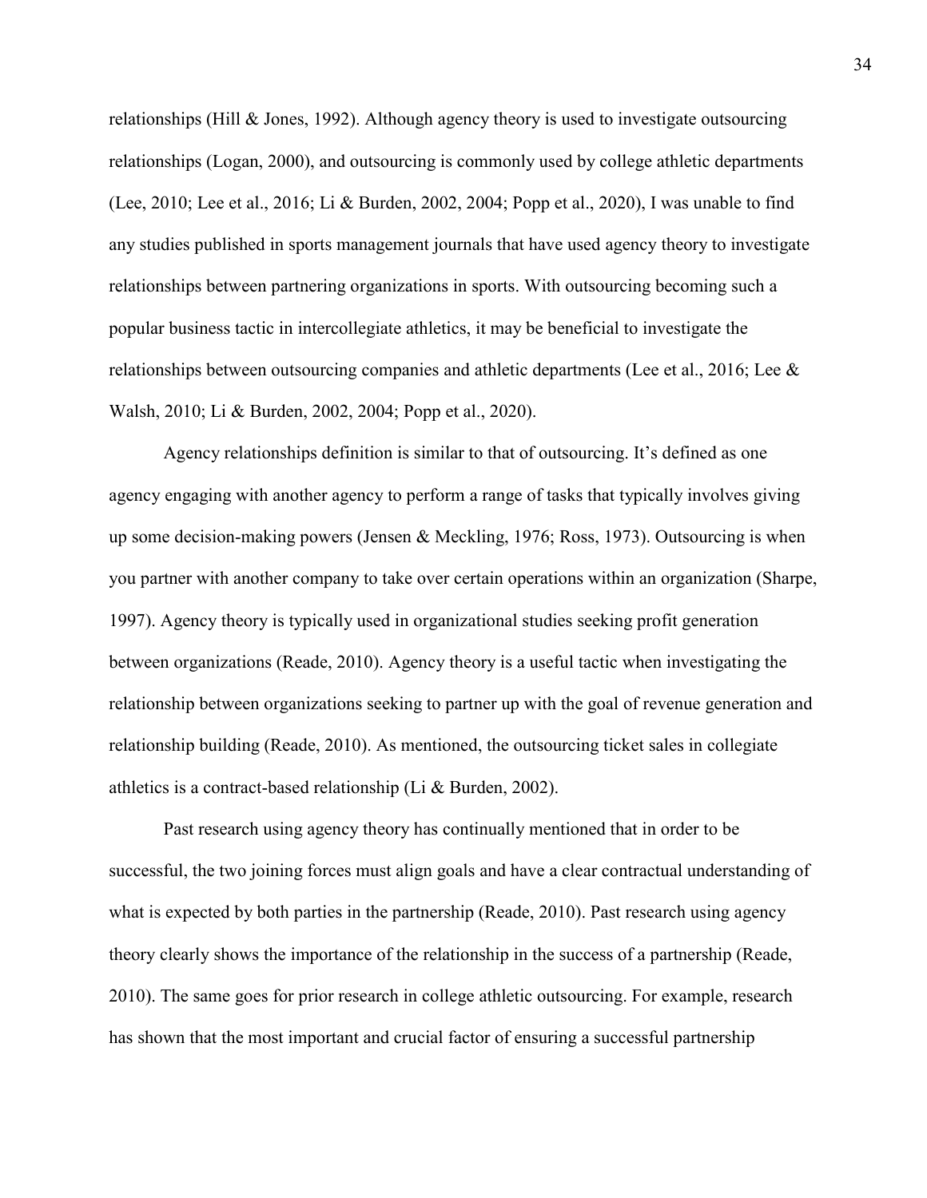relationships (Hill & Jones, 1992). Although agency theory is used to investigate outsourcing relationships (Logan, 2000), and outsourcing is commonly used by college athletic departments (Lee, 2010; Lee et al., 2016; Li & Burden, 2002, 2004; Popp et al., 2020), I was unable to find any studies published in sports management journals that have used agency theory to investigate relationships between partnering organizations in sports. With outsourcing becoming such a popular business tactic in intercollegiate athletics, it may be beneficial to investigate the relationships between outsourcing companies and athletic departments (Lee et al., 2016; Lee & Walsh, 2010; Li & Burden, 2002, 2004; Popp et al., 2020).

Agency relationships definition is similar to that of outsourcing. It's defined as one agency engaging with another agency to perform a range of tasks that typically involves giving up some decision-making powers (Jensen & Meckling, 1976; Ross, 1973). Outsourcing is when you partner with another company to take over certain operations within an organization (Sharpe, 1997). Agency theory is typically used in organizational studies seeking profit generation between organizations (Reade, 2010). Agency theory is a useful tactic when investigating the relationship between organizations seeking to partner up with the goal of revenue generation and relationship building (Reade, 2010). As mentioned, the outsourcing ticket sales in collegiate athletics is a contract-based relationship (Li & Burden, 2002).

Past research using agency theory has continually mentioned that in order to be successful, the two joining forces must align goals and have a clear contractual understanding of what is expected by both parties in the partnership (Reade, 2010). Past research using agency theory clearly shows the importance of the relationship in the success of a partnership (Reade, 2010). The same goes for prior research in college athletic outsourcing. For example, research has shown that the most important and crucial factor of ensuring a successful partnership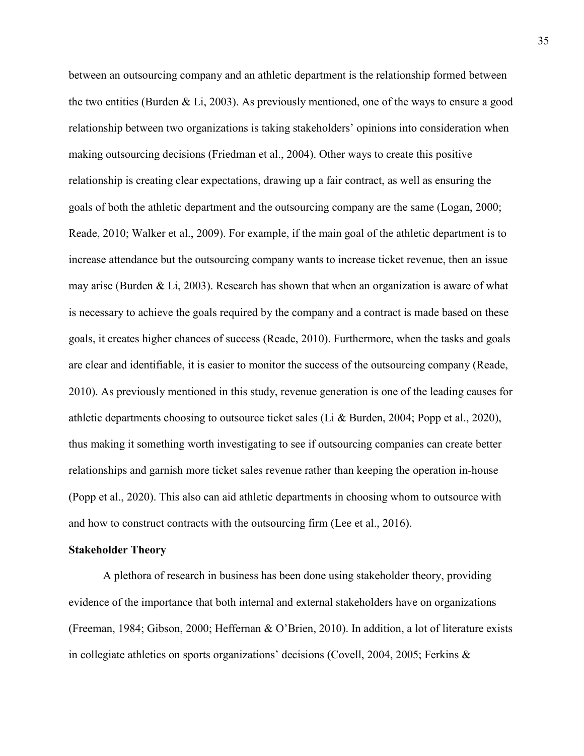between an outsourcing company and an athletic department is the relationship formed between the two entities (Burden & Li, 2003). As previously mentioned, one of the ways to ensure a good relationship between two organizations is taking stakeholders' opinions into consideration when making outsourcing decisions (Friedman et al., 2004). Other ways to create this positive relationship is creating clear expectations, drawing up a fair contract, as well as ensuring the goals of both the athletic department and the outsourcing company are the same (Logan, 2000; Reade, 2010; Walker et al., 2009). For example, if the main goal of the athletic department is to increase attendance but the outsourcing company wants to increase ticket revenue, then an issue may arise (Burden & Li, 2003). Research has shown that when an organization is aware of what is necessary to achieve the goals required by the company and a contract is made based on these goals, it creates higher chances of success (Reade, 2010). Furthermore, when the tasks and goals are clear and identifiable, it is easier to monitor the success of the outsourcing company (Reade, 2010). As previously mentioned in this study, revenue generation is one of the leading causes for athletic departments choosing to outsource ticket sales (Li & Burden, 2004; Popp et al., 2020), thus making it something worth investigating to see if outsourcing companies can create better relationships and garnish more ticket sales revenue rather than keeping the operation in-house (Popp et al., 2020). This also can aid athletic departments in choosing whom to outsource with and how to construct contracts with the outsourcing firm (Lee et al., 2016).

**Stakeholder Theory**

A plethora of research in business has been done using stakeholder theory, providing evidence of the importance that both internal and external stakeholders have on organizations (Freeman, 1984; Gibson, 2000; Heffernan & O'Brien, 2010). In addition, a lot of literature exists in collegiate athletics on sports organizations' decisions (Covell, 2004, 2005; Ferkins &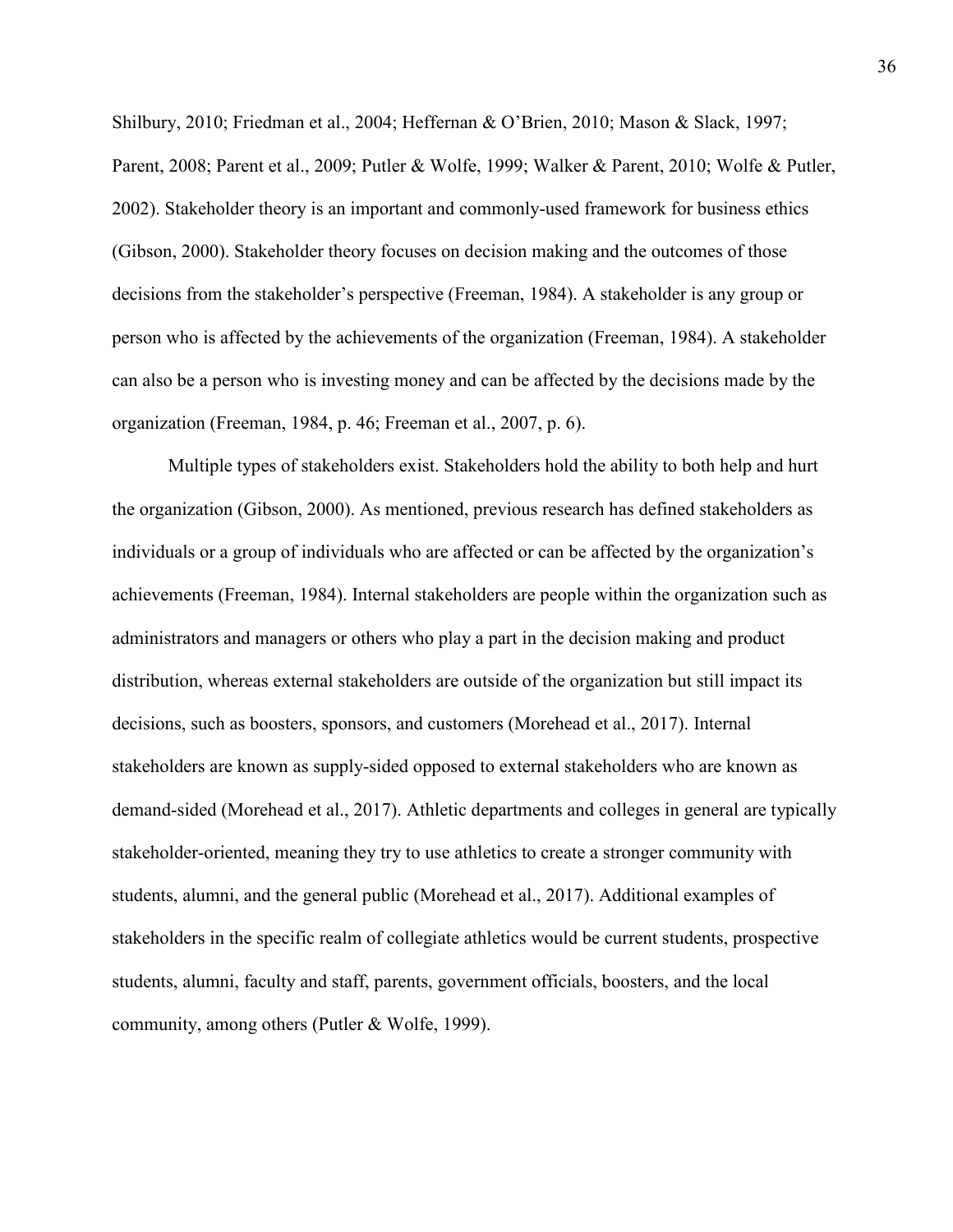Shilbury, 2010; Friedman et al., 2004; Heffernan & O'Brien, 2010; Mason & Slack, 1997; Parent, 2008; Parent et al., 2009; Putler & Wolfe, 1999; Walker & Parent, 2010; Wolfe & Putler, 2002). Stakeholder theory is an important and commonly-used framework for business ethics (Gibson, 2000). Stakeholder theory focuses on decision making and the outcomes of those decisions from the stakeholder's perspective (Freeman, 1984). A stakeholder is any group or person who is affected by the achievements of the organization (Freeman, 1984). A stakeholder can also be a person who is investing money and can be affected by the decisions made by the organization (Freeman, 1984, p. 46; Freeman et al., 2007, p. 6).

Multiple types of stakeholders exist. Stakeholders hold the ability to both help and hurt the organization (Gibson, 2000). As mentioned, previous research has defined stakeholders as individuals or a group of individuals who are affected or can be affected by the organization's achievements (Freeman, 1984). Internal stakeholders are people within the organization such as administrators and managers or others who play a part in the decision making and product distribution, whereas external stakeholders are outside of the organization but still impact its decisions, such as boosters, sponsors, and customers (Morehead et al., 2017). Internal stakeholders are known as supply-sided opposed to external stakeholders who are known as demand-sided (Morehead et al., 2017). Athletic departments and colleges in general are typically stakeholder-oriented, meaning they try to use athletics to create a stronger community with students, alumni, and the general public (Morehead et al., 2017). Additional examples of stakeholders in the specific realm of collegiate athletics would be current students, prospective students, alumni, faculty and staff, parents, government officials, boosters, and the local community, among others (Putler & Wolfe, 1999).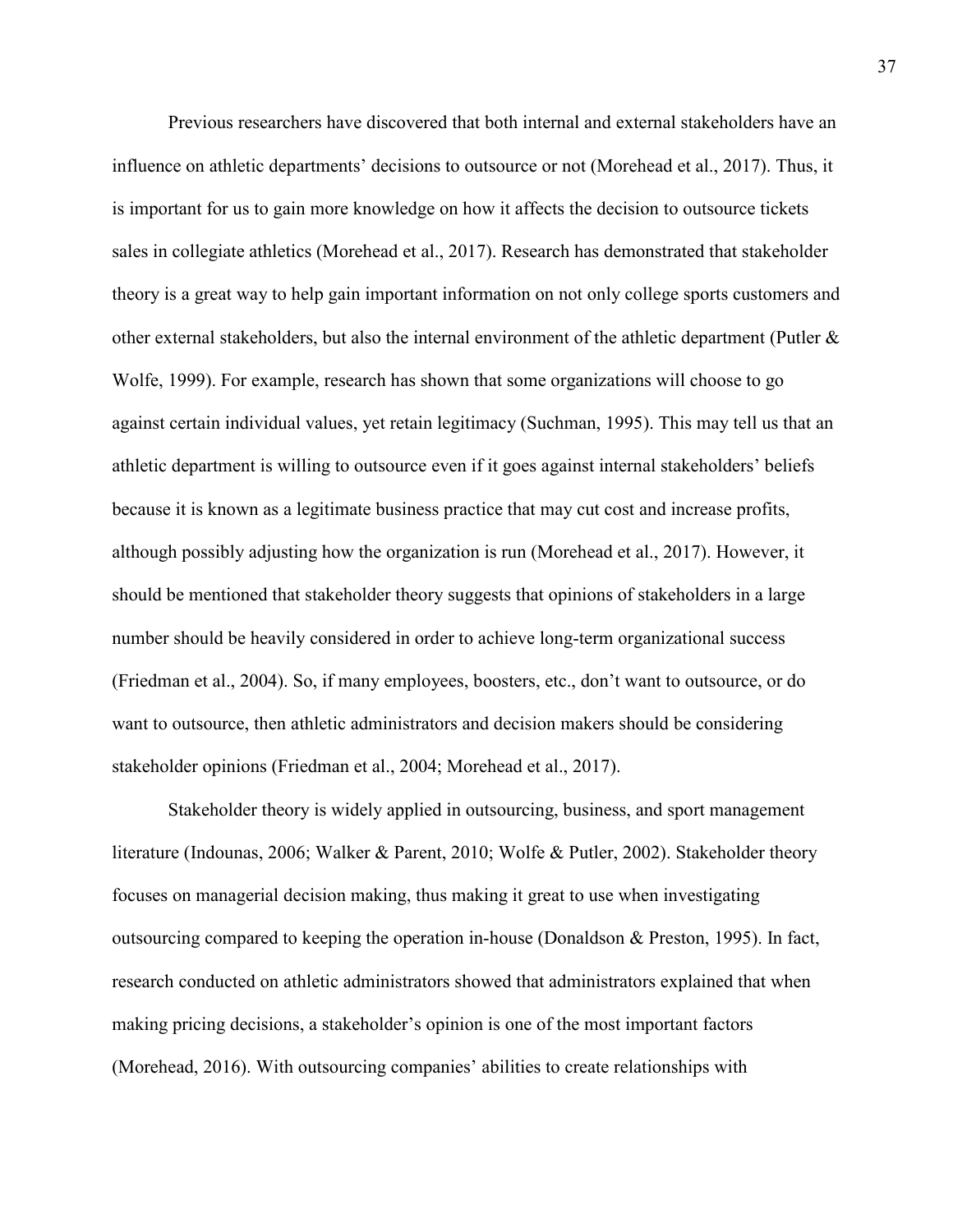Previous researchers have discovered that both internal and external stakeholders have an influence on athletic departments' decisions to outsource or not (Morehead et al., 2017). Thus, it is important for us to gain more knowledge on how it affects the decision to outsource tickets sales in collegiate athletics (Morehead et al., 2017). Research has demonstrated that stakeholder theory is a great way to help gain important information on not only college sports customers and other external stakeholders, but also the internal environment of the athletic department (Putler & Wolfe, 1999). For example, research has shown that some organizations will choose to go against certain individual values, yet retain legitimacy (Suchman, 1995). This may tell us that an athletic department is willing to outsource even if it goes against internal stakeholders' beliefs because it is known as a legitimate business practice that may cut cost and increase profits, although possibly adjusting how the organization is run (Morehead et al., 2017). However, it should be mentioned that stakeholder theory suggests that opinions of stakeholders in a large number should be heavily considered in order to achieve long-term organizational success (Friedman et al., 2004). So, if many employees, boosters, etc., don't want to outsource, or do want to outsource, then athletic administrators and decision makers should be considering stakeholder opinions (Friedman et al., 2004; Morehead et al., 2017).

Stakeholder theory is widely applied in outsourcing, business, and sport management literature (Indounas, 2006; Walker & Parent, 2010; Wolfe & Putler, 2002). Stakeholder theory focuses on managerial decision making, thus making it great to use when investigating outsourcing compared to keeping the operation in-house (Donaldson & Preston, 1995). In fact, research conducted on athletic administrators showed that administrators explained that when making pricing decisions, a stakeholder's opinion is one of the most important factors (Morehead, 2016). With outsourcing companies' abilities to create relationships with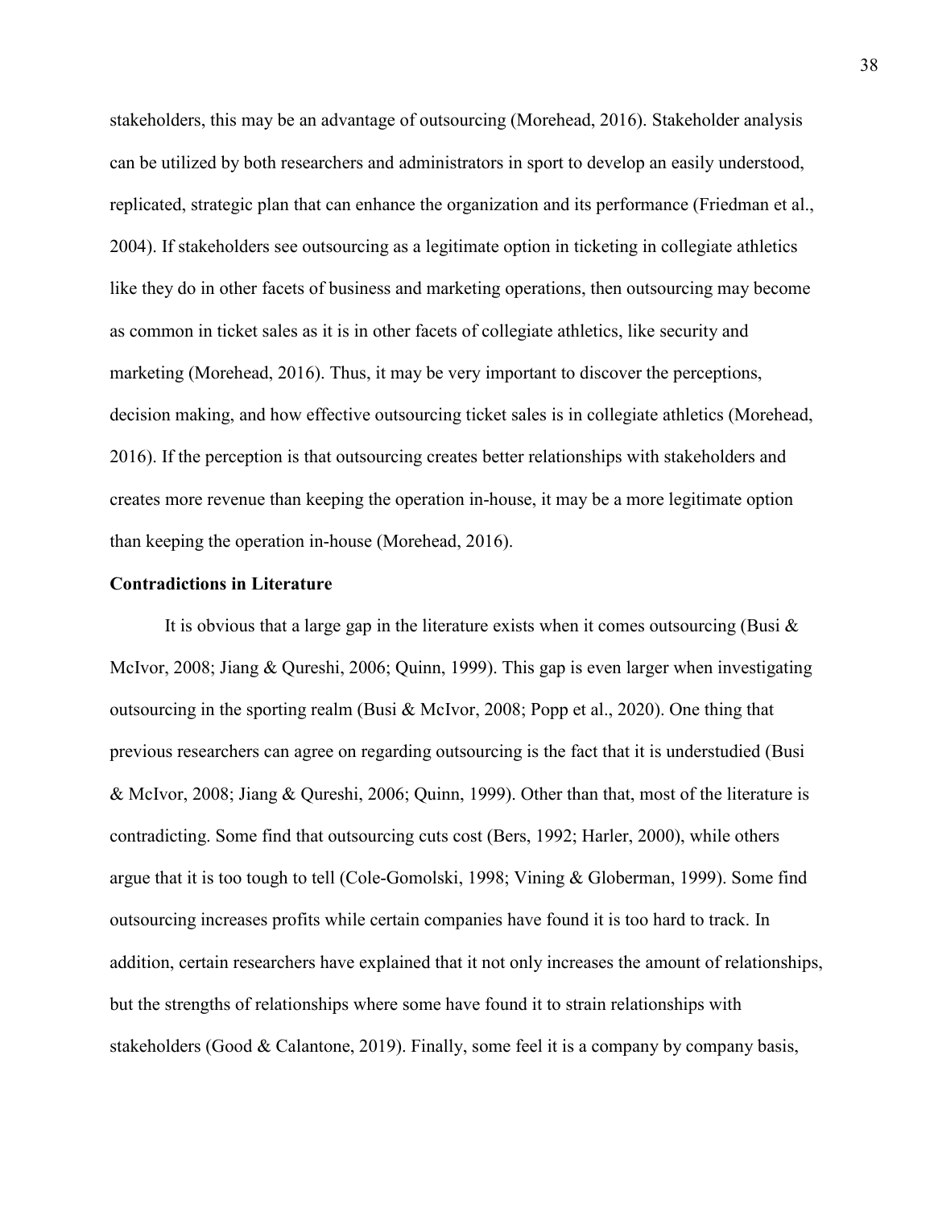stakeholders, this may be an advantage of outsourcing (Morehead, 2016). Stakeholder analysis can be utilized by both researchers and administrators in sport to develop an easily understood, replicated, strategic plan that can enhance the organization and its performance (Friedman et al., 2004). If stakeholders see outsourcing as a legitimate option in ticketing in collegiate athletics like they do in other facets of business and marketing operations, then outsourcing may become as common in ticket sales as it is in other facets of collegiate athletics, like security and marketing (Morehead, 2016). Thus, it may be very important to discover the perceptions, decision making, and how effective outsourcing ticket sales is in collegiate athletics (Morehead, 2016). If the perception is that outsourcing creates better relationships with stakeholders and creates more revenue than keeping the operation in-house, it may be a more legitimate option than keeping the operation in-house (Morehead, 2016).

**Contradictions in Literature**

It is obvious that a large gap in the literature exists when it comes outsourcing (Busi & McIvor, 2008; Jiang & Qureshi, 2006; Quinn, 1999). This gap is even larger when investigating outsourcing in the sporting realm (Busi & McIvor, 2008; Popp et al., 2020). One thing that previous researchers can agree on regarding outsourcing is the fact that it is understudied (Busi & McIvor, 2008; Jiang & Qureshi, 2006; Quinn, 1999). Other than that, most of the literature is contradicting. Some find that outsourcing cuts cost (Bers, 1992; Harler, 2000), while others argue that it is too tough to tell (Cole-Gomolski, 1998; Vining & Globerman, 1999). Some find outsourcing increases profits while certain companies have found it is too hard to track. In addition, certain researchers have explained that it not only increases the amount of relationships, but the strengths of relationships where some have found it to strain relationships with stakeholders (Good & Calantone, 2019). Finally, some feel it is a company by company basis,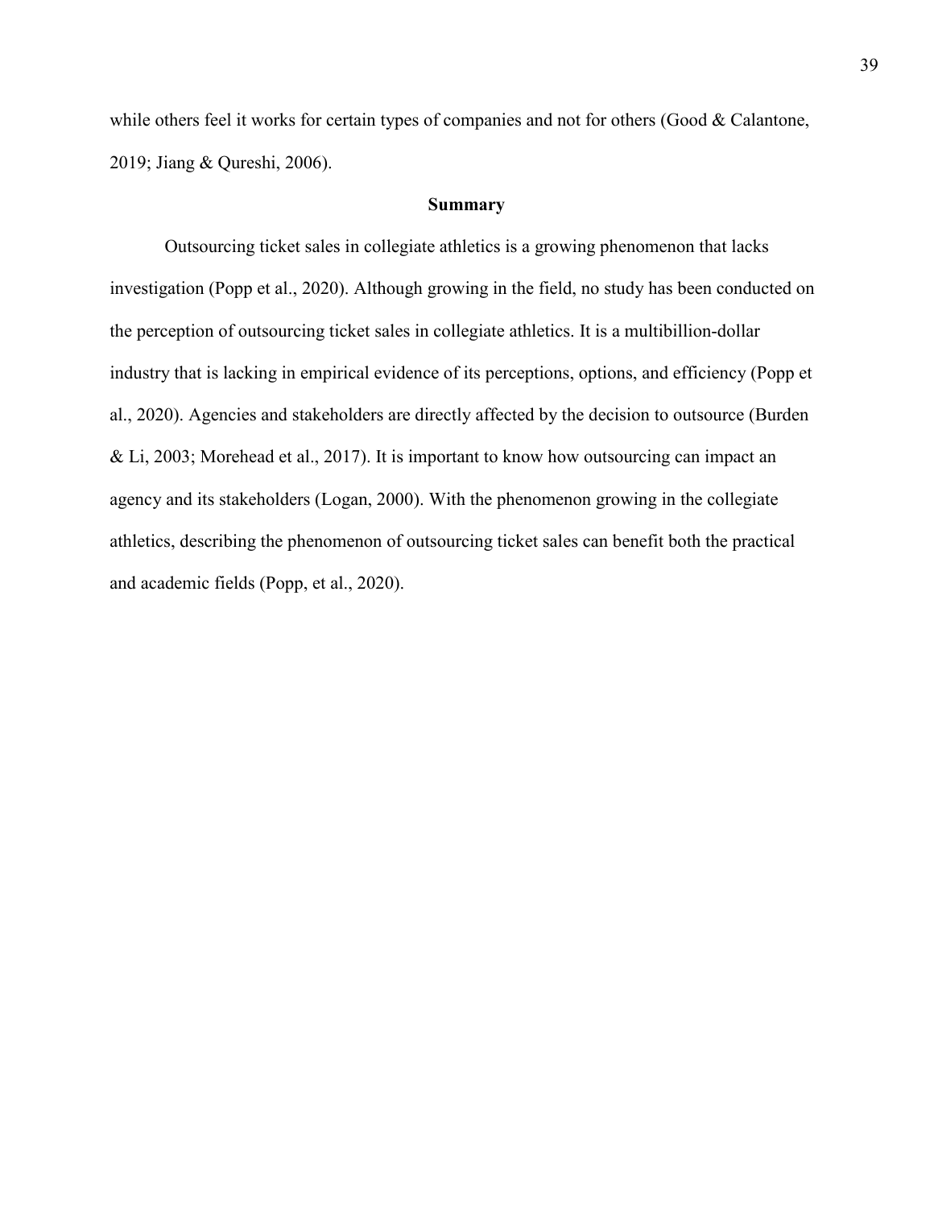while others feel it works for certain types of companies and not for others (Good & Calantone, 2019; Jiang & Qureshi, 2006).

## Summary

Outsourcing ticket sales in collegiate athletics is a growing phenomenon that lacks investigation (Popp et al., 2020). Although growing in the field, no study has been conducted on the perception of outsourcing ticket sales in collegiate athletics. It is a multibillion-dollar industry that is lacking in empirical evidence of its perceptions, options, and efficiency (Popp et al., 2020). Agencies and stakeholders are directly affected by the decision to outsource (Burden & Li, 2003; Morehead et al., 2017). It is important to know how outsourcing can impact an agency and its stakeholders (Logan, 2000). With the phenomenon growing in the collegiate athletics, describing the phenomenon of outsourcing ticket sales can benefit both the practical and academic fields (Popp, et al., 2020).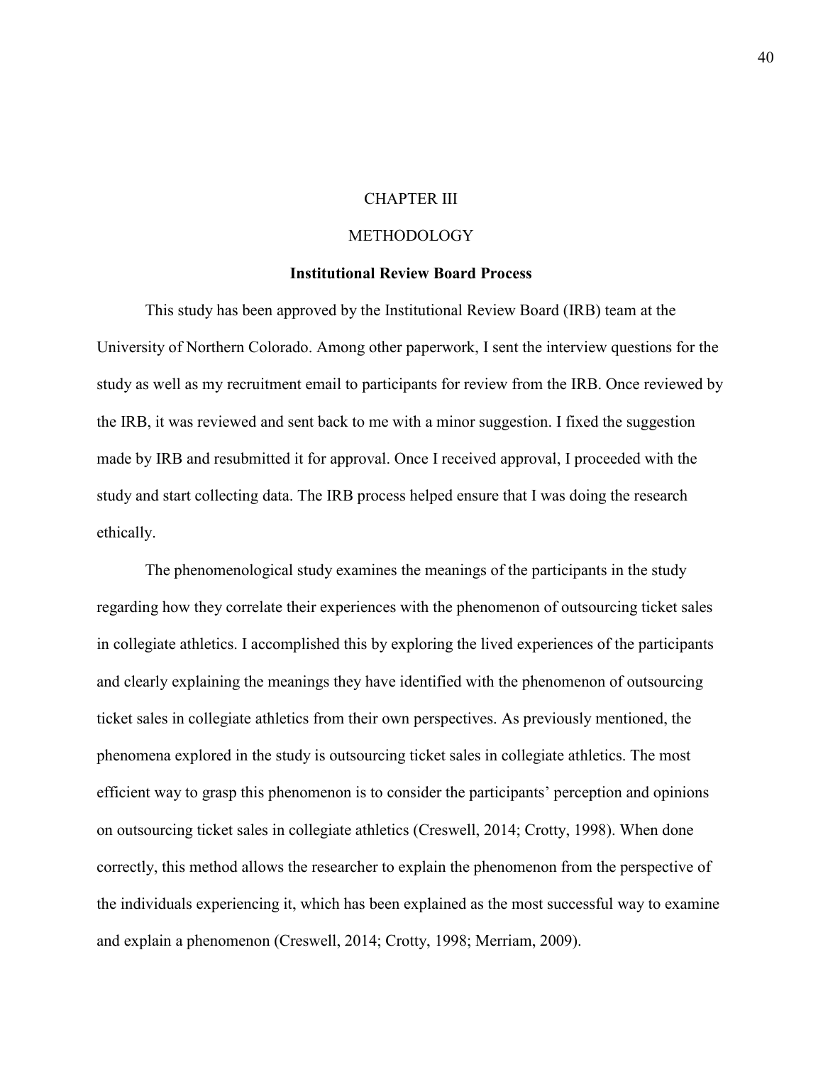# CHAPTER III

# METHODOLOGY

## Institutional Review Board Process

This study has been approved by the Institutional Review Board (IRB) team at the University of Northern Colorado. Among other paperwork, I sent the interview questions for the study as well as my recruitment email to participants for review from the IRB. Once reviewed by the IRB, it was reviewed and sent back to me with a minor suggestion. I fixed the suggestion made by IRB and resubmitted it for approval. Once I received approval, I proceeded with the study and start collecting data. The IRB process helped ensure that I was doing the research ethically.

The phenomenological study examines the meanings of the participants in the study regarding how they correlate their experiences with the phenomenon of outsourcing ticket sales in collegiate athletics. I accomplished this by exploring the lived experiences of the participants and clearly explaining the meanings they have identified with the phenomenon of outsourcing ticket sales in collegiate athletics from their own perspectives. As previously mentioned, the phenomena explored in the study is outsourcing ticket sales in collegiate athletics. The most efficient way to grasp this phenomenon is to consider the participants' perception and opinions on outsourcing ticket sales in collegiate athletics (Creswell, 2014; Crotty, 1998). When done correctly, this method allows the researcher to explain the phenomenon from the perspective of the individuals experiencing it, which has been explained as the most successful way to examine and explain a phenomenon (Creswell, 2014; Crotty, 1998; Merriam, 2009).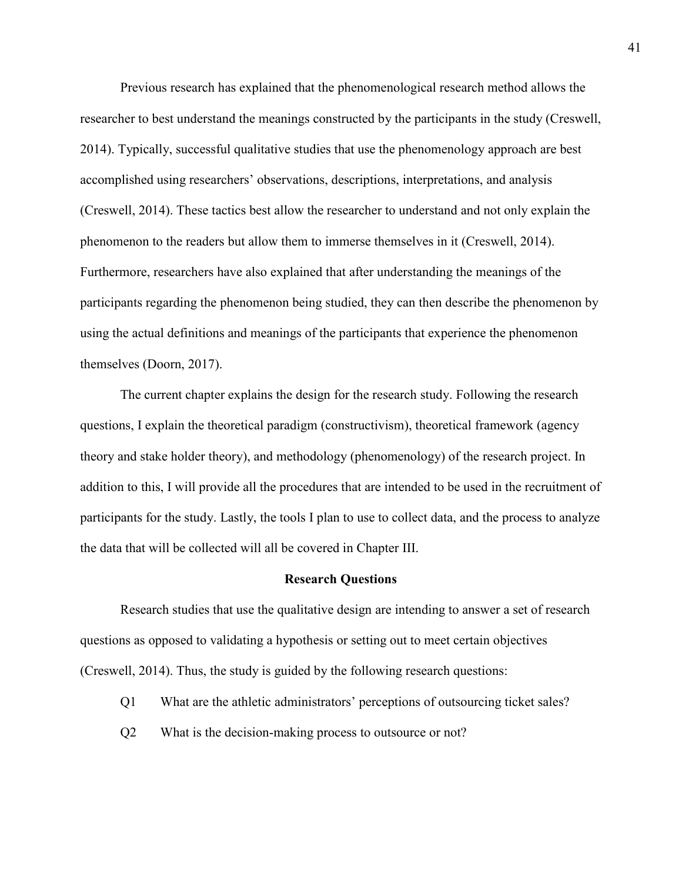Previous research has explained that the phenomenological research method allows the researcher to best understand the meanings constructed by the participants in the study (Creswell, 2014). Typically, successful qualitative studies that use the phenomenology approach are best accomplished using researchers' observations, descriptions, interpretations, and analysis (Creswell, 2014). These tactics best allow the researcher to understand and not only explain the phenomenon to the readers but allow them to immerse themselves in it (Creswell, 2014). Furthermore, researchers have also explained that after understanding the meanings of the participants regarding the phenomenon being studied, they can then describe the phenomenon by using the actual definitions and meanings of the participants that experience the phenomenon themselves (Doorn, 2017).

The current chapter explains the design for the research study. Following the research questions, I explain the theoretical paradigm (constructivism), theoretical framework (agency theory and stake holder theory), and methodology (phenomenology) of the research project. In addition to this, I will provide all the procedures that are intended to be used in the recruitment of participants for the study. Lastly, the tools I plan to use to collect data, and the process to analyze the data that will be collected will all be covered in Chapter III.

## Research Questions

Research studies that use the qualitative design are intending to answer a set of research questions as opposed to validating a hypothesis or setting out to meet certain objectives (Creswell, 2014). Thus, the study is guided by the following research questions:

Q1 What are the athletic administrators' perceptions of outsourcing ticket sales?

Q2 What is the decision-making process to outsource or not?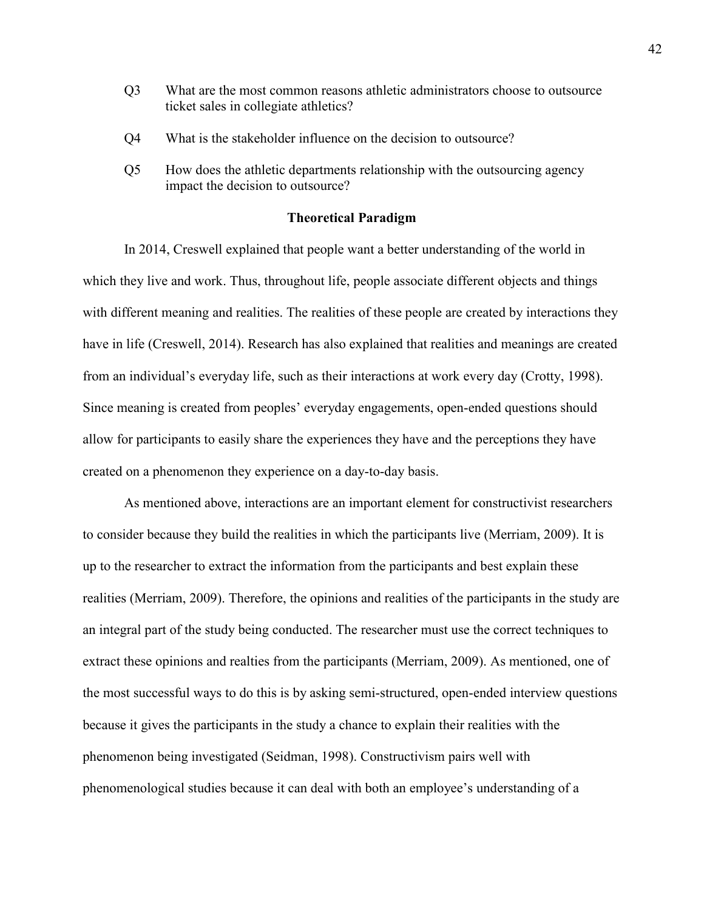Q3 What are the most common reasons athletic administrators choose to outsource ticket sales in collegiate athletics?

Q4 What is the stakeholder influence on the decision to outsource?

Q5 How does the athletic departments relationship with the outsourcing agency impact the decision to outsource?

## Theoretical Paradigm

In 2014, Creswell explained that people want a better understanding of the world in which they live and work. Thus, throughout life, people associate different objects and things with different meaning and realities. The realities of these people are created by interactions they have in life (Creswell, 2014). Research has also explained that realities and meanings are created from an individual's everyday life, such as their interactions at work every day (Crotty, 1998). Since meaning is created from peoples' everyday engagements, open-ended questions should allow for participants to easily share the experiences they have and the perceptions they have created on a phenomenon they experience on a day-to-day basis.

As mentioned above, interactions are an important element for constructivist researchers to consider because they build the realities in which the participants live (Merriam, 2009). It is up to the researcher to extract the information from the participants and best explain these realities (Merriam, 2009). Therefore, the opinions and realities of the participants in the study are an integral part of the study being conducted. The researcher must use the correct techniques to extract these opinions and realties from the participants (Merriam, 2009). As mentioned, one of the most successful ways to do this is by asking semi-structured, open-ended interview questions because it gives the participants in the study a chance to explain their realities with the phenomenon being investigated (Seidman, 1998). Constructivism pairs well with phenomenological studies because it can deal with both an employee's understanding of a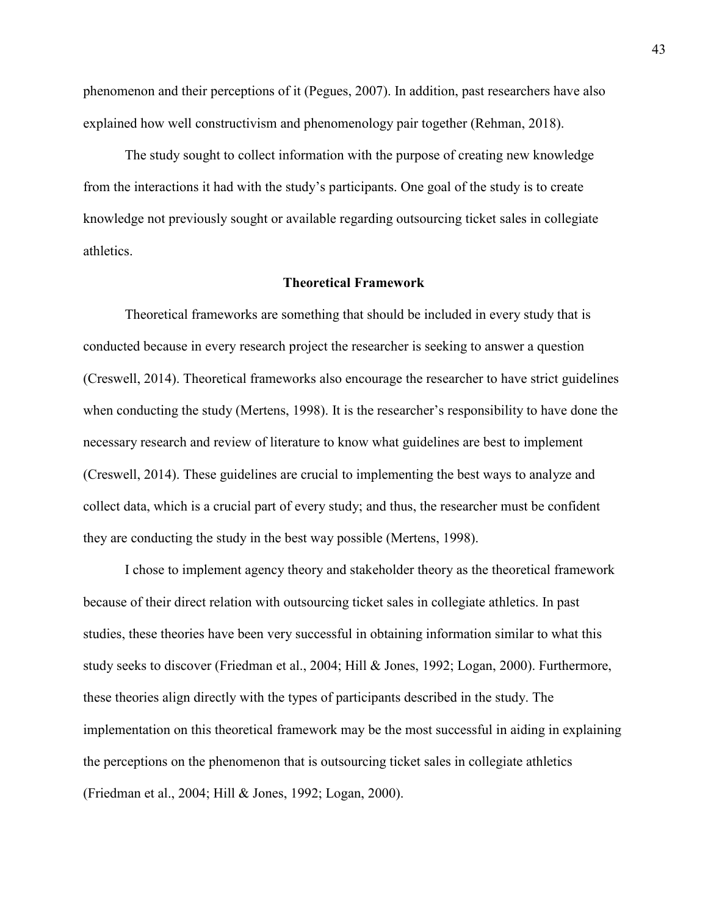phenomenon and their perceptions of it (Pegues, 2007). In addition, past researchers have also explained how well constructivism and phenomenology pair together (Rehman, 2018).

The study sought to collect information with the purpose of creating new knowledge from the interactions it had with the study's participants. One goal of the study is to create knowledge not previously sought or available regarding outsourcing ticket sales in collegiate athletics.

## Theoretical Framework

Theoretical frameworks are something that should be included in every study that is conducted because in every research project the researcher is seeking to answer a question (Creswell, 2014). Theoretical frameworks also encourage the researcher to have strict guidelines when conducting the study (Mertens, 1998). It is the researcher's responsibility to have done the necessary research and review of literature to know what guidelines are best to implement (Creswell, 2014). These guidelines are crucial to implementing the best ways to analyze and collect data, which is a crucial part of every study; and thus, the researcher must be confident they are conducting the study in the best way possible (Mertens, 1998).

I chose to implement agency theory and stakeholder theory as the theoretical framework because of their direct relation with outsourcing ticket sales in collegiate athletics. In past studies, these theories have been very successful in obtaining information similar to what this study seeks to discover (Friedman et al., 2004; Hill & Jones, 1992; Logan, 2000). Furthermore, these theories align directly with the types of participants described in the study. The implementation on this theoretical framework may be the most successful in aiding in explaining the perceptions on the phenomenon that is outsourcing ticket sales in collegiate athletics (Friedman et al., 2004; Hill & Jones, 1992; Logan, 2000).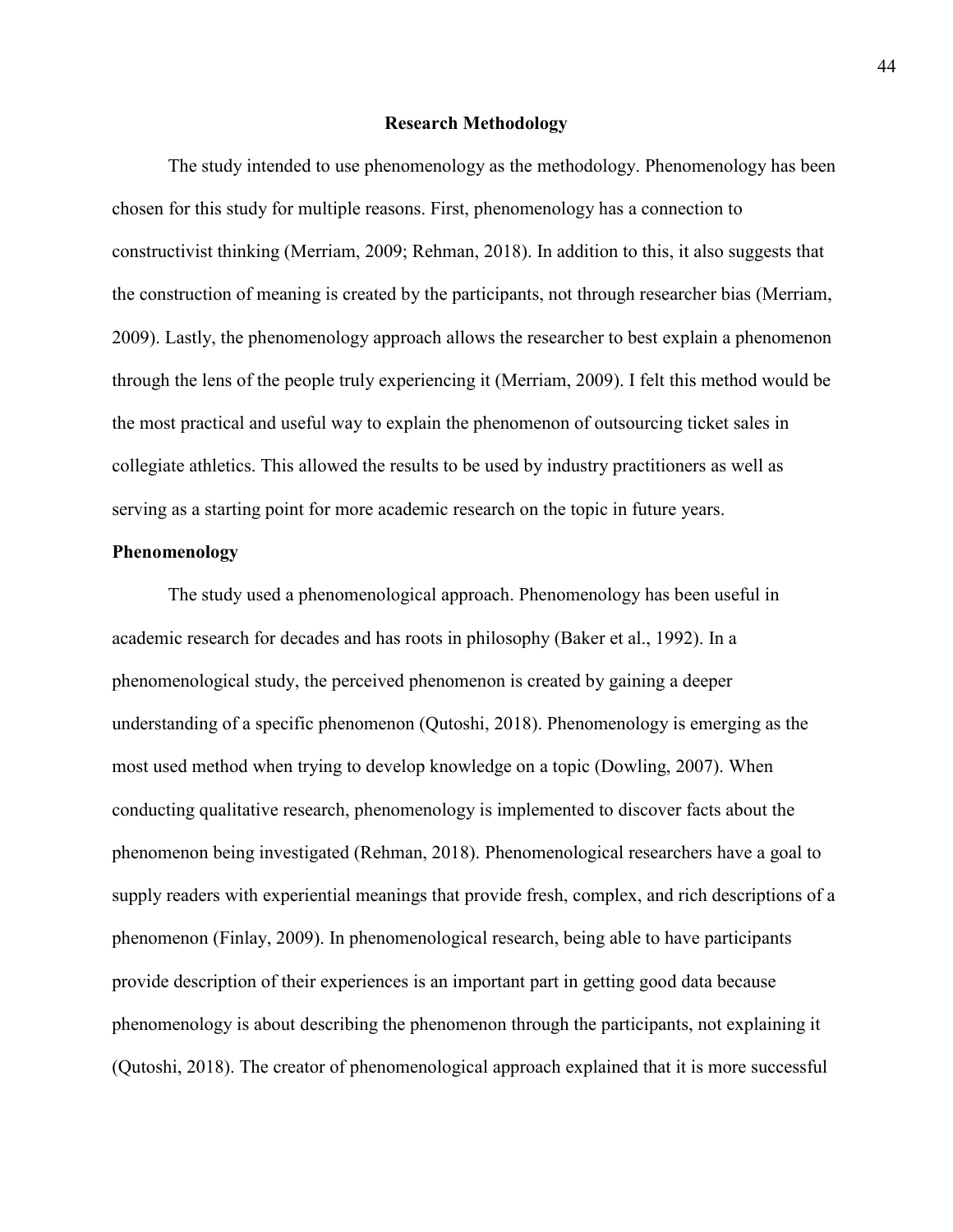## Research Methodology

The study intended to use phenomenology as the methodology. Phenomenology has been chosen for this study for multiple reasons. First, phenomenology has a connection to constructivist thinking (Merriam, 2009; Rehman, 2018). In addition to this, it also suggests that the construction of meaning is created by the participants, not through researcher bias (Merriam, 2009). Lastly, the phenomenology approach allows the researcher to best explain a phenomenon through the lens of the people truly experiencing it (Merriam, 2009). I felt this method would be the most practical and useful way to explain the phenomenon of outsourcing ticket sales in collegiate athletics. This allowed the results to be used by industry practitioners as well as serving as a starting point for more academic research on the topic in future years.

### Phenomenology

The study used a phenomenological approach. Phenomenology has been useful in academic research for decades and has roots in philosophy (Baker et al., 1992). In a phenomenological study, the perceived phenomenon is created by gaining a deeper understanding of a specific phenomenon (Qutoshi, 2018). Phenomenology is emerging as the most used method when trying to develop knowledge on a topic (Dowling, 2007). When conducting qualitative research, phenomenology is implemented to discover facts about the phenomenon being investigated (Rehman, 2018). Phenomenological researchers have a goal to supply readers with experiential meanings that provide fresh, complex, and rich descriptions of a phenomenon (Finlay, 2009). In phenomenological research, being able to have participants provide description of their experiences is an important part in getting good data because phenomenology is about describing the phenomenon through the participants, not explaining it (Qutoshi, 2018). The creator of phenomenological approach explained that it is more successful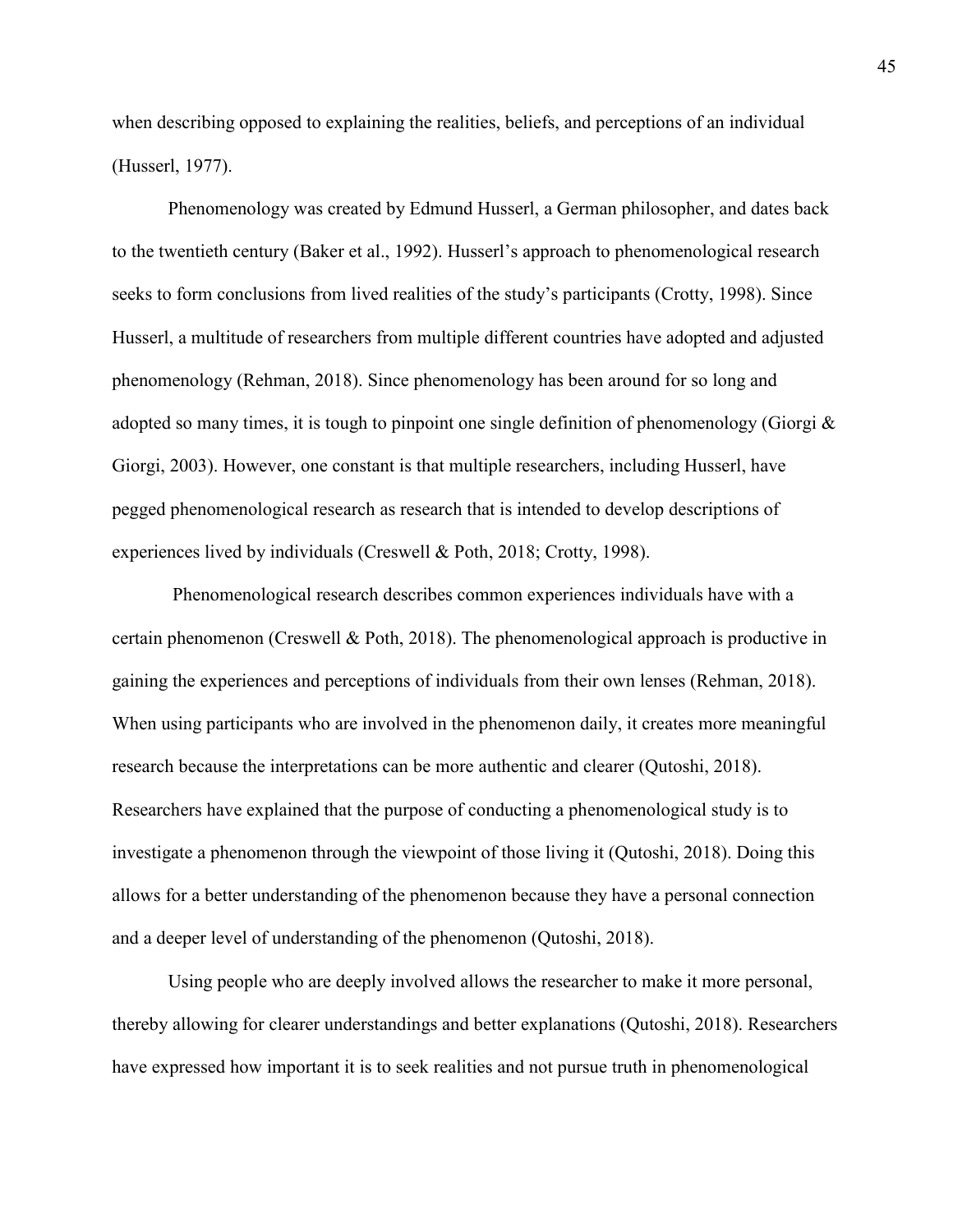when describing opposed to explaining the realities, beliefs, and perceptions of an individual (Husserl, 1977).

Phenomenology was created by Edmund Husserl, a German philosopher, and dates back to the twentieth century (Baker et al., 1992). Husserl's approach to phenomenological research seeks to form conclusions from lived realities of the study's participants (Crotty, 1998). Since Husserl, a multitude of researchers from multiple different countries have adopted and adjusted phenomenology (Rehman, 2018). Since phenomenology has been around for so long and adopted so many times, it is tough to pinpoint one single definition of phenomenology (Giorgi & Giorgi, 2003). However, one constant is that multiple researchers, including Husserl, have pegged phenomenological research as research that is intended to develop descriptions of experiences lived by individuals (Creswell & Poth, 2018; Crotty, 1998).

Phenomenological research describes common experiences individuals have with a certain phenomenon (Creswell & Poth, 2018). The phenomenological approach is productive in gaining the experiences and perceptions of individuals from their own lenses (Rehman, 2018). When using participants who are involved in the phenomenon daily, it creates more meaningful research because the interpretations can be more authentic and clearer (Qutoshi, 2018). Researchers have explained that the purpose of conducting a phenomenological study is to investigate a phenomenon through the viewpoint of those living it (Qutoshi, 2018). Doing this allows for a better understanding of the phenomenon because they have a personal connection and a deeper level of understanding of the phenomenon (Qutoshi, 2018).

Using people who are deeply involved allows the researcher to make it more personal, thereby allowing for clearer understandings and better explanations (Qutoshi, 2018). Researchers have expressed how important it is to seek realities and not pursue truth in phenomenological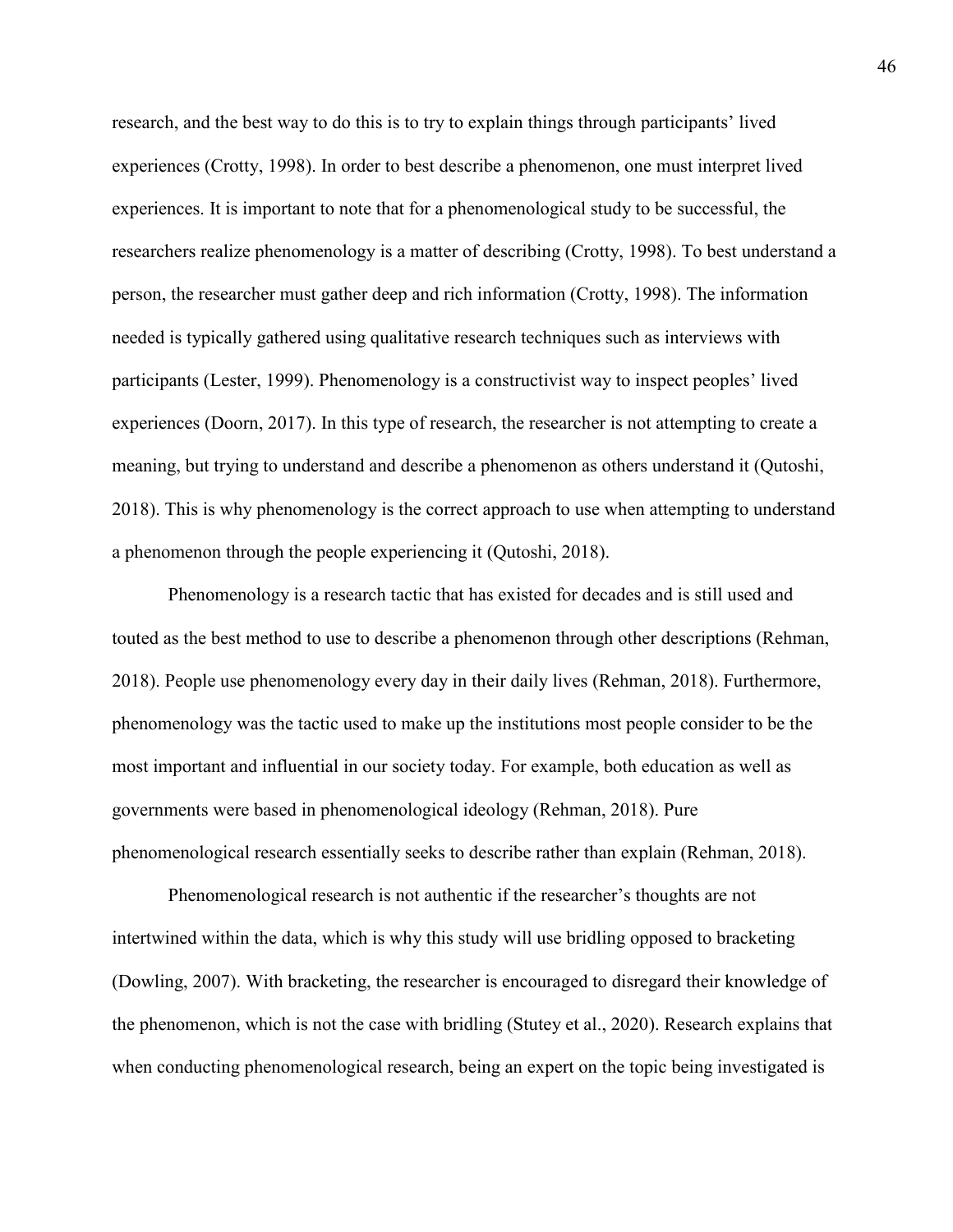research, and the best way to do this is to try to explain things through participants' lived experiences (Crotty, 1998). In order to best describe a phenomenon, one must interpret lived experiences. It is important to note that for a phenomenological study to be successful, the researchers realize phenomenology is a matter of describing (Crotty, 1998). To best understand a person, the researcher must gather deep and rich information (Crotty, 1998). The information needed is typically gathered using qualitative research techniques such as interviews with participants (Lester, 1999). Phenomenology is a constructivist way to inspect peoples' lived experiences (Doorn, 2017). In this type of research, the researcher is not attempting to create a meaning, but trying to understand and describe a phenomenon as others understand it (Qutoshi, 2018). This is why phenomenology is the correct approach to use when attempting to understand a phenomenon through the people experiencing it (Qutoshi, 2018).

Phenomenology is a research tactic that has existed for decades and is still used and touted as the best method to use to describe a phenomenon through other descriptions (Rehman, 2018). People use phenomenology every day in their daily lives (Rehman, 2018). Furthermore, phenomenology was the tactic used to make up the institutions most people consider to be the most important and influential in our society today. For example, both education as well as governments were based in phenomenological ideology (Rehman, 2018). Pure phenomenological research essentially seeks to describe rather than explain (Rehman, 2018).

Phenomenological research is not authentic if the researcher's thoughts are not intertwined within the data, which is why this study will use bridling opposed to bracketing (Dowling, 2007). With bracketing, the researcher is encouraged to disregard their knowledge of the phenomenon, which is not the case with bridling (Stutey et al., 2020). Research explains that when conducting phenomenological research, being an expert on the topic being investigated is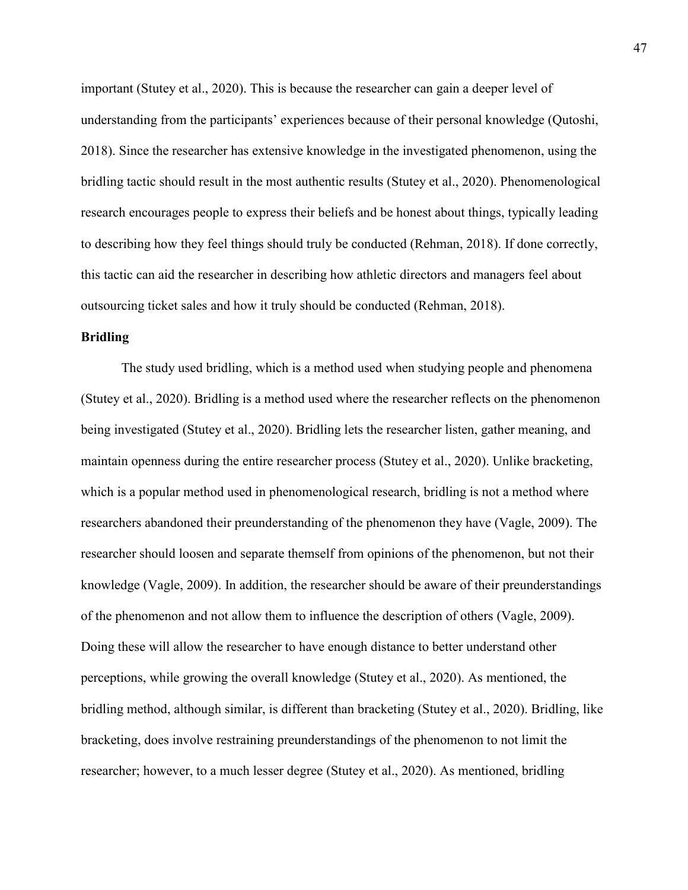important (Stutey et al., 2020). This is because the researcher can gain a deeper level of understanding from the participants' experiences because of their personal knowledge (Qutoshi, 2018). Since the researcher has extensive knowledge in the investigated phenomenon, using the bridling tactic should result in the most authentic results (Stutey et al., 2020). Phenomenological research encourages people to express their beliefs and be honest about things, typically leading to describing how they feel things should truly be conducted (Rehman, 2018). If done correctly, this tactic can aid the researcher in describing how athletic directors and managers feel about outsourcing ticket sales and how it truly should be conducted (Rehman, 2018).

**Bridling**

The study used bridling, which is a method used when studying people and phenomena (Stutey et al., 2020). Bridling is a method used where the researcher reflects on the phenomenon being investigated (Stutey et al., 2020). Bridling lets the researcher listen, gather meaning, and maintain openness during the entire researcher process (Stutey et al., 2020). Unlike bracketing, which is a popular method used in phenomenological research, bridling is not a method where researchers abandoned their preunderstanding of the phenomenon they have (Vagle, 2009). The researcher should loosen and separate themself from opinions of the phenomenon, but not their knowledge (Vagle, 2009). In addition, the researcher should be aware of their preunderstandings of the phenomenon and not allow them to influence the description of others (Vagle, 2009). Doing these will allow the researcher to have enough distance to better understand other perceptions, while growing the overall knowledge (Stutey et al., 2020). As mentioned, the bridling method, although similar, is different than bracketing (Stutey et al., 2020). Bridling, like bracketing, does involve restraining preunderstandings of the phenomenon to not limit the researcher; however, to a much lesser degree (Stutey et al., 2020). As mentioned, bridling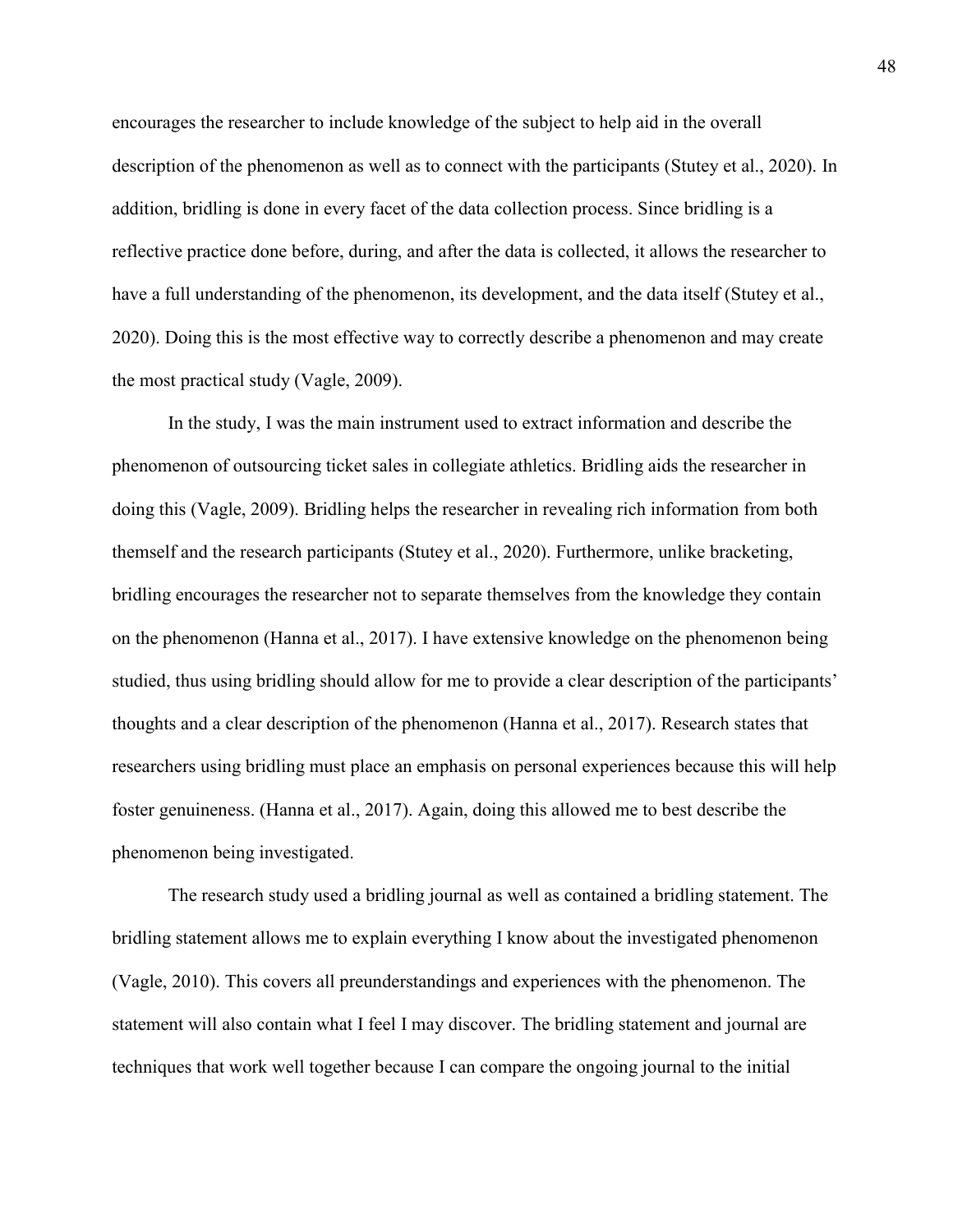encourages the researcher to include knowledge of the subject to help aid in the overall description of the phenomenon as well as to connect with the participants (Stutey et al., 2020). In addition, bridling is done in every facet of the data collection process. Since bridling is a reflective practice done before, during, and after the data is collected, it allows the researcher to have a full understanding of the phenomenon, its development, and the data itself (Stutey et al., 2020). Doing this is the most effective way to correctly describe a phenomenon and may create the most practical study (Vagle, 2009).

In the study, I was the main instrument used to extract information and describe the phenomenon of outsourcing ticket sales in collegiate athletics. Bridling aids the researcher in doing this (Vagle, 2009). Bridling helps the researcher in revealing rich information from both themself and the research participants (Stutey et al., 2020). Furthermore, unlike bracketing, bridling encourages the researcher not to separate themselves from the knowledge they contain on the phenomenon (Hanna et al., 2017). I have extensive knowledge on the phenomenon being studied, thus using bridling should allow for me to provide a clear description of the participants' thoughts and a clear description of the phenomenon (Hanna et al., 2017). Research states that researchers using bridling must place an emphasis on personal experiences because this will help foster genuineness. (Hanna et al., 2017). Again, doing this allowed me to best describe the phenomenon being investigated.

The research study used a bridling journal as well as contained a bridling statement. The bridling statement allows me to explain everything I know about the investigated phenomenon (Vagle, 2010). This covers all preunderstandings and experiences with the phenomenon. The statement will also contain what I feel I may discover. The bridling statement and journal are techniques that work well together because I can compare the ongoing journal to the initial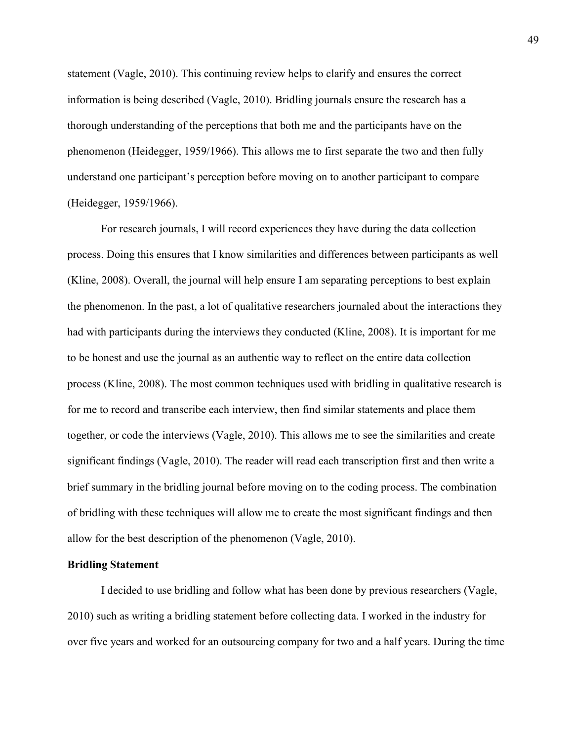statement (Vagle, 2010). This continuing review helps to clarify and ensures the correct information is being described (Vagle, 2010). Bridling journals ensure the research has a thorough understanding of the perceptions that both me and the participants have on the phenomenon (Heidegger, 1959/1966). This allows me to first separate the two and then fully understand one participant's perception before moving on to another participant to compare (Heidegger, 1959/1966).

For research journals, I will record experiences they have during the data collection process. Doing this ensures that I know similarities and differences between participants as well (Kline, 2008). Overall, the journal will help ensure I am separating perceptions to best explain the phenomenon. In the past, a lot of qualitative researchers journaled about the interactions they had with participants during the interviews they conducted (Kline, 2008). It is important for me to be honest and use the journal as an authentic way to reflect on the entire data collection process (Kline, 2008). The most common techniques used with bridling in qualitative research is for me to record and transcribe each interview, then find similar statements and place them together, or code the interviews (Vagle, 2010). This allows me to see the similarities and create significant findings (Vagle, 2010). The reader will read each transcription first and then write a brief summary in the bridling journal before moving on to the coding process. The combination of bridling with these techniques will allow me to create the most significant findings and then allow for the best description of the phenomenon (Vagle, 2010).

## Bridling Statement

I decided to use bridling and follow what has been done by previous researchers (Vagle, 2010) such as writing a bridling statement before collecting data. I worked in the industry for over five years and worked for an outsourcing company for two and a half years. During the time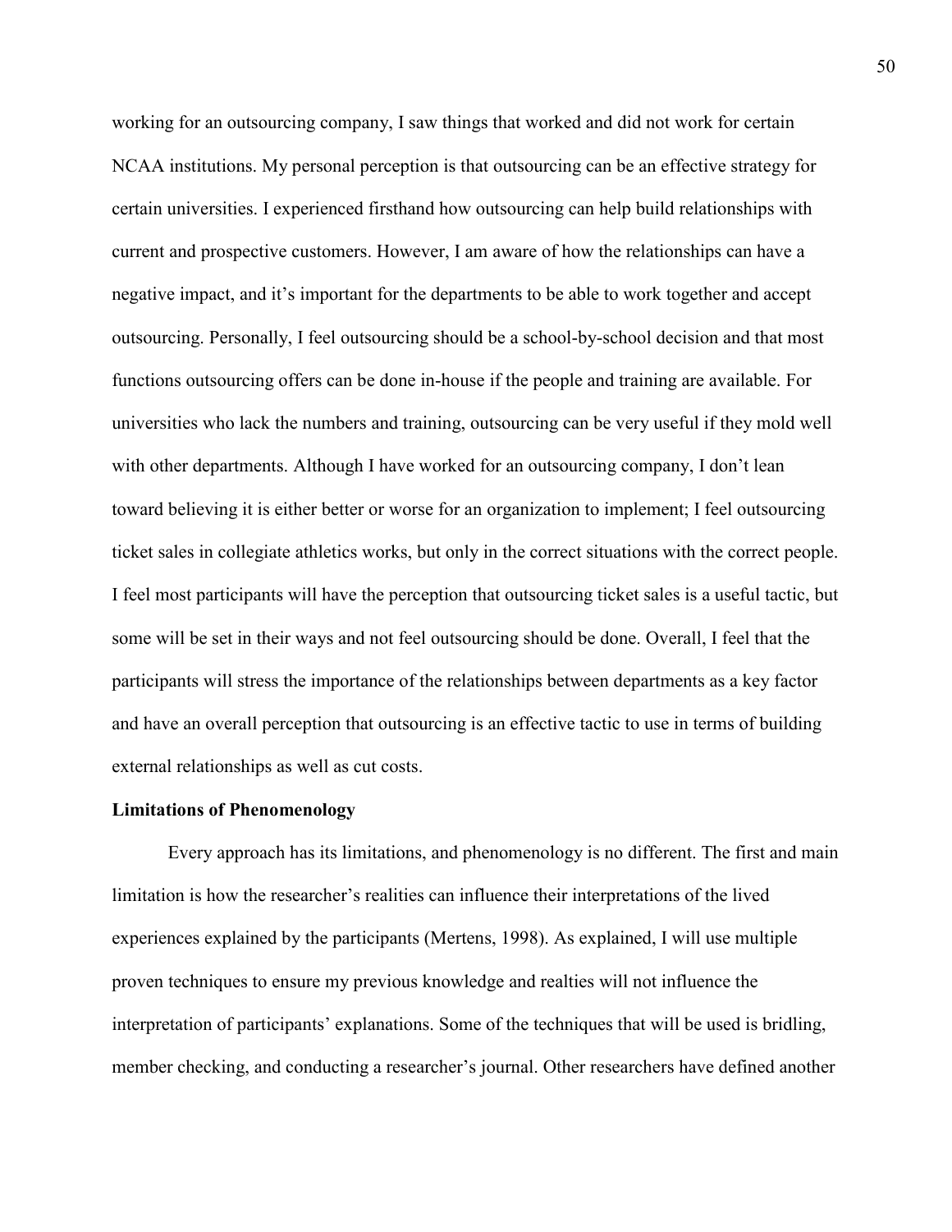working for an outsourcing company, I saw things that worked and did not work for certain NCAA institutions. My personal perception is that outsourcing can be an effective strategy for certain universities. I experienced firsthand how outsourcing can help build relationships with current and prospective customers. However, I am aware of how the relationships can have a negative impact, and it's important for the departments to be able to work together and accept outsourcing. Personally, I feel outsourcing should be a school-by-school decision and that most functions outsourcing offers can be done in-house if the people and training are available. For universities who lack the numbers and training, outsourcing can be very useful if they mold well with other departments. Although I have worked for an outsourcing company, I don't lean toward believing it is either better or worse for an organization to implement; I feel outsourcing ticket sales in collegiate athletics works, but only in the correct situations with the correct people. I feel most participants will have the perception that outsourcing ticket sales is a useful tactic, but some will be set in their ways and not feel outsourcing should be done. Overall, I feel that the participants will stress the importance of the relationships between departments as a key factor and have an overall perception that outsourcing is an effective tactic to use in terms of building external relationships as well as cut costs.

**Limitations of Phenomenology**

Every approach has its limitations, and phenomenology is no different. The first and main limitation is how the researcher's realities can influence their interpretations of the lived experiences explained by the participants (Mertens, 1998). As explained, I will use multiple proven techniques to ensure my previous knowledge and realties will not influence the interpretation of participants' explanations. Some of the techniques that will be used is bridling, member checking, and conducting a researcher's journal. Other researchers have defined another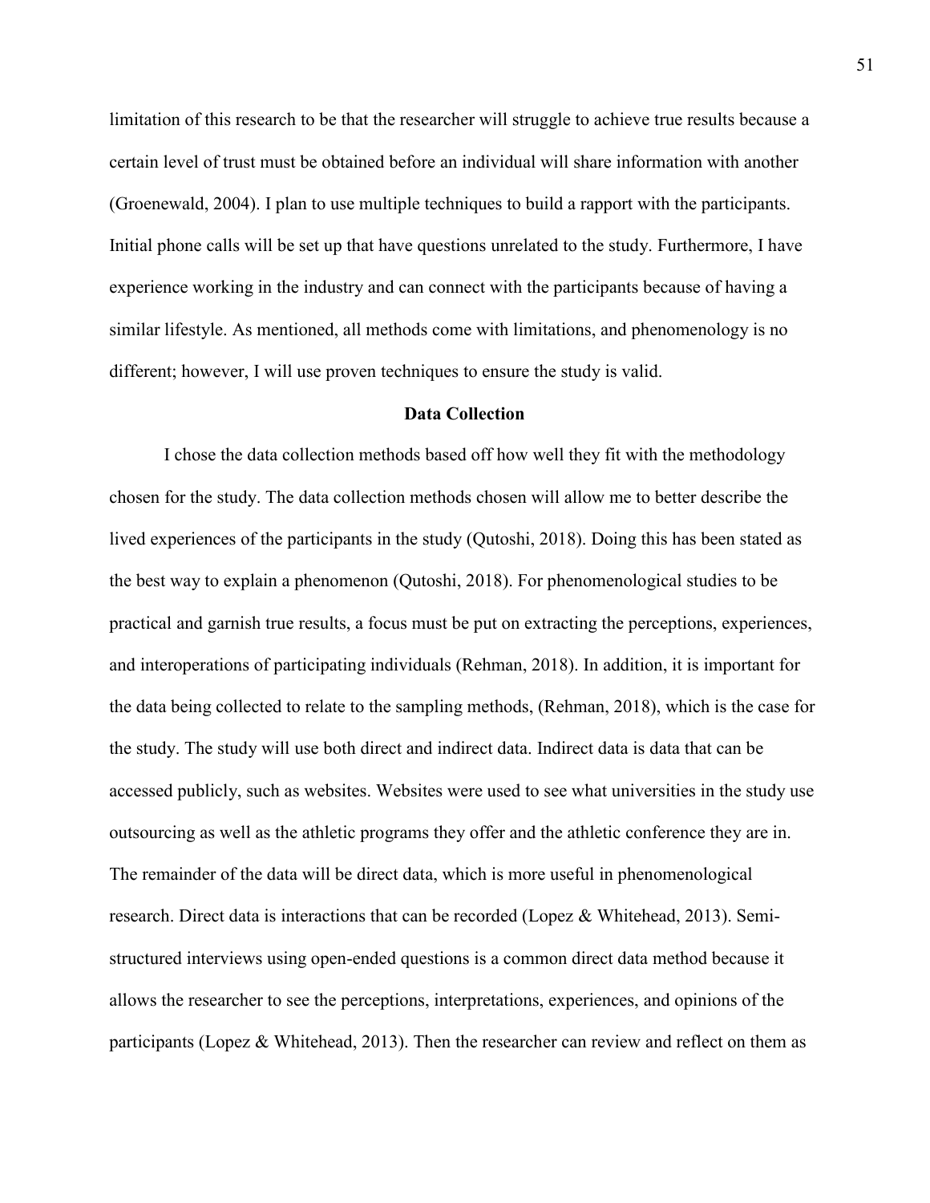limitation of this research to be that the researcher will struggle to achieve true results because a certain level of trust must be obtained before an individual will share information with another (Groenewald, 2004). I plan to use multiple techniques to build a rapport with the participants. Initial phone calls will be set up that have questions unrelated to the study. Furthermore, I have experience working in the industry and can connect with the participants because of having a similar lifestyle. As mentioned, all methods come with limitations, and phenomenology is no different; however, I will use proven techniques to ensure the study is valid.

## Data Collection

I chose the data collection methods based off how well they fit with the methodology chosen for the study. The data collection methods chosen will allow me to better describe the lived experiences of the participants in the study (Qutoshi, 2018). Doing this has been stated as the best way to explain a phenomenon (Qutoshi, 2018). For phenomenological studies to be practical and garnish true results, a focus must be put on extracting the perceptions, experiences, and interoperations of participating individuals (Rehman, 2018). In addition, it is important for the data being collected to relate to the sampling methods, (Rehman, 2018), which is the case for the study. The study will use both direct and indirect data. Indirect data is data that can be accessed publicly, such as websites. Websites were used to see what universities in the study use outsourcing as well as the athletic programs they offer and the athletic conference they are in. The remainder of the data will be direct data, which is more useful in phenomenological research. Direct data is interactions that can be recorded (Lopez & Whitehead, 2013). Semi-structured interviews using open-ended questions is a common direct data method because it allows the researcher to see the perceptions, interpretations, experiences, and opinions of the participants (Lopez & Whitehead, 2013). Then the researcher can review and reflect on them as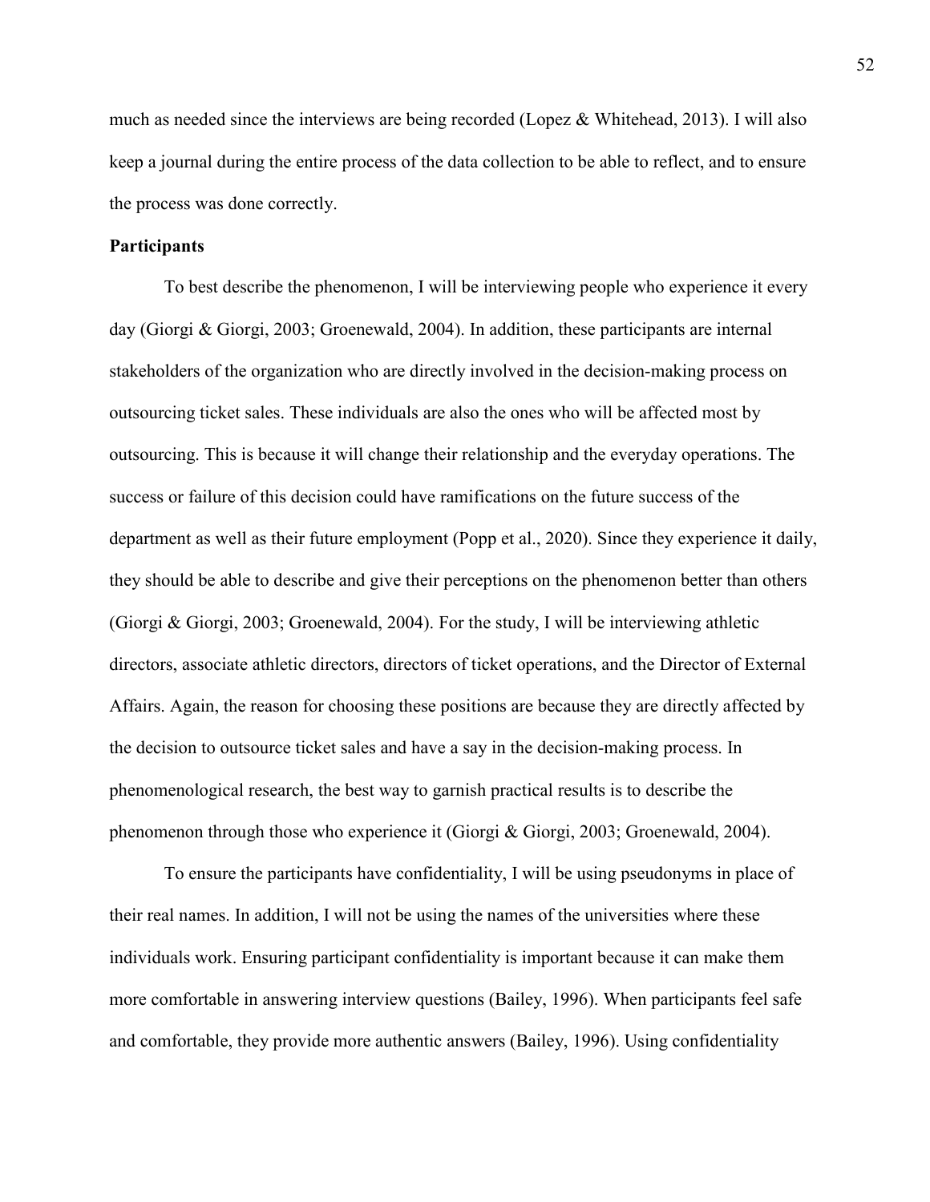much as needed since the interviews are being recorded (Lopez & Whitehead, 2013). I will also keep a journal during the entire process of the data collection to be able to reflect, and to ensure the process was done correctly.

**Participants**

To best describe the phenomenon, I will be interviewing people who experience it every day (Giorgi & Giorgi, 2003; Groenewald, 2004). In addition, these participants are internal stakeholders of the organization who are directly involved in the decision-making process on outsourcing ticket sales. These individuals are also the ones who will be affected most by outsourcing. This is because it will change their relationship and the everyday operations. The success or failure of this decision could have ramifications on the future success of the department as well as their future employment (Popp et al., 2020). Since they experience it daily, they should be able to describe and give their perceptions on the phenomenon better than others (Giorgi & Giorgi, 2003; Groenewald, 2004). For the study, I will be interviewing athletic directors, associate athletic directors, directors of ticket operations, and the Director of External Affairs. Again, the reason for choosing these positions are because they are directly affected by the decision to outsource ticket sales and have a say in the decision-making process. In phenomenological research, the best way to garnish practical results is to describe the phenomenon through those who experience it (Giorgi & Giorgi, 2003; Groenewald, 2004).

To ensure the participants have confidentiality, I will be using pseudonyms in place of their real names. In addition, I will not be using the names of the universities where these individuals work. Ensuring participant confidentiality is important because it can make them more comfortable in answering interview questions (Bailey, 1996). When participants feel safe and comfortable, they provide more authentic answers (Bailey, 1996). Using confidentiality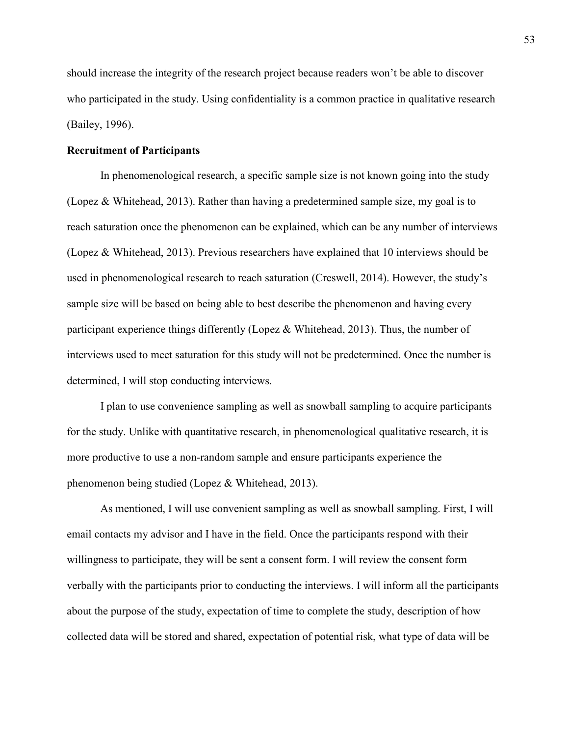should increase the integrity of the research project because readers won't be able to discover who participated in the study. Using confidentiality is a common practice in qualitative research (Bailey, 1996).

**Recruitment of Participants**

In phenomenological research, a specific sample size is not known going into the study (Lopez & Whitehead, 2013). Rather than having a predetermined sample size, my goal is to reach saturation once the phenomenon can be explained, which can be any number of interviews (Lopez & Whitehead, 2013). Previous researchers have explained that 10 interviews should be used in phenomenological research to reach saturation (Creswell, 2014). However, the study's sample size will be based on being able to best describe the phenomenon and having every participant experience things differently (Lopez & Whitehead, 2013). Thus, the number of interviews used to meet saturation for this study will not be predetermined. Once the number is determined, I will stop conducting interviews.

I plan to use convenience sampling as well as snowball sampling to acquire participants for the study. Unlike with quantitative research, in phenomenological qualitative research, it is more productive to use a non-random sample and ensure participants experience the phenomenon being studied (Lopez & Whitehead, 2013).

As mentioned, I will use convenient sampling as well as snowball sampling. First, I will email contacts my advisor and I have in the field. Once the participants respond with their willingness to participate, they will be sent a consent form. I will review the consent form verbally with the participants prior to conducting the interviews. I will inform all the participants about the purpose of the study, expectation of time to complete the study, description of how collected data will be stored and shared, expectation of potential risk, what type of data will be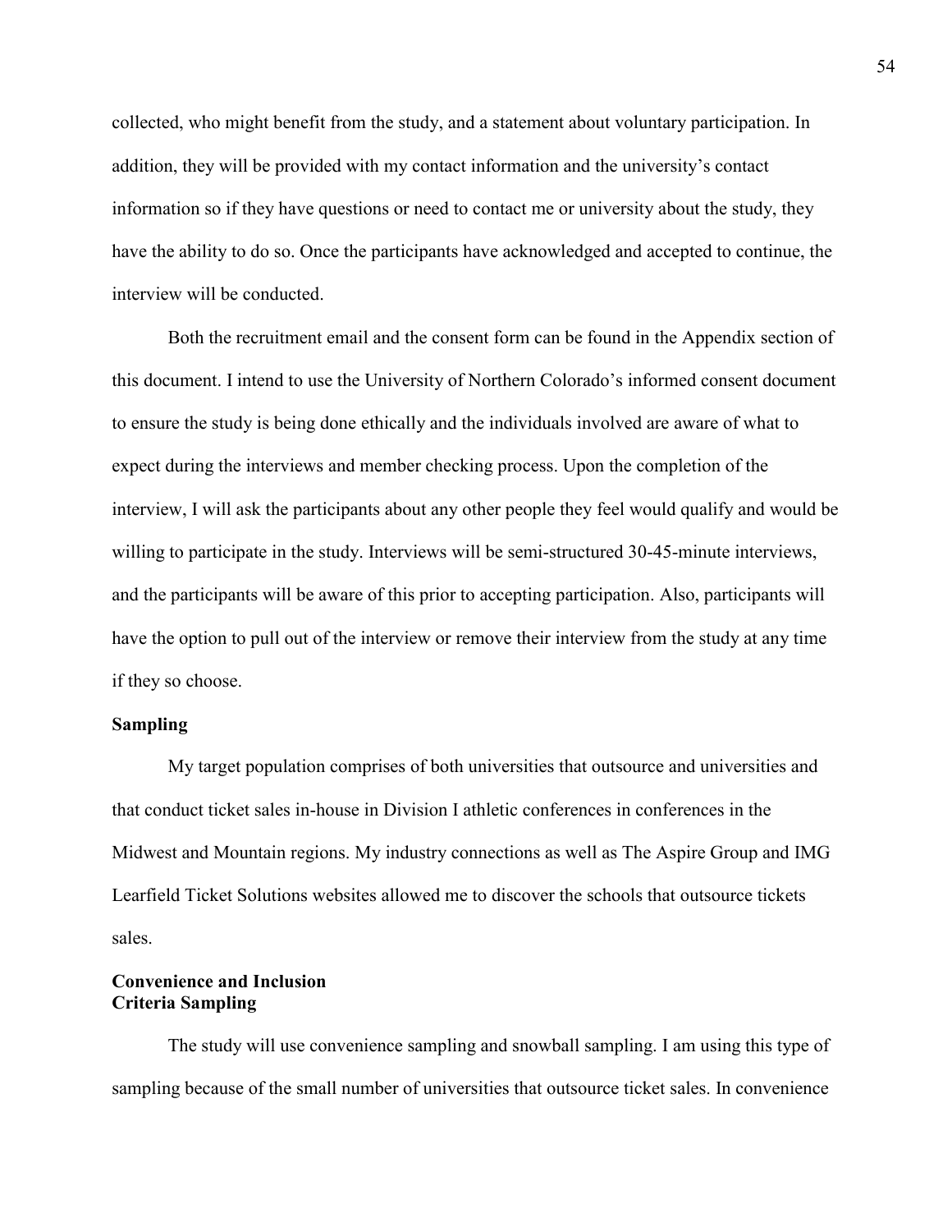collected, who might benefit from the study, and a statement about voluntary participation. In addition, they will be provided with my contact information and the university's contact information so if they have questions or need to contact me or university about the study, they have the ability to do so. Once the participants have acknowledged and accepted to continue, the interview will be conducted.

Both the recruitment email and the consent form can be found in the Appendix section of this document. I intend to use the University of Northern Colorado's informed consent document to ensure the study is being done ethically and the individuals involved are aware of what to expect during the interviews and member checking process. Upon the completion of the interview, I will ask the participants about any other people they feel would qualify and would be willing to participate in the study. Interviews will be semi-structured 30-45-minute interviews, and the participants will be aware of this prior to accepting participation. Also, participants will have the option to pull out of the interview or remove their interview from the study at any time if they so choose.

## Sampling

My target population comprises of both universities that outsource and universities and that conduct ticket sales in-house in Division I athletic conferences in conferences in the Midwest and Mountain regions. My industry connections as well as The Aspire Group and IMG Learfield Ticket Solutions websites allowed me to discover the schools that outsource tickets sales.

### Convenience and Inclusion Criteria Sampling

The study will use convenience sampling and snowball sampling. I am using this type of sampling because of the small number of universities that outsource ticket sales. In convenience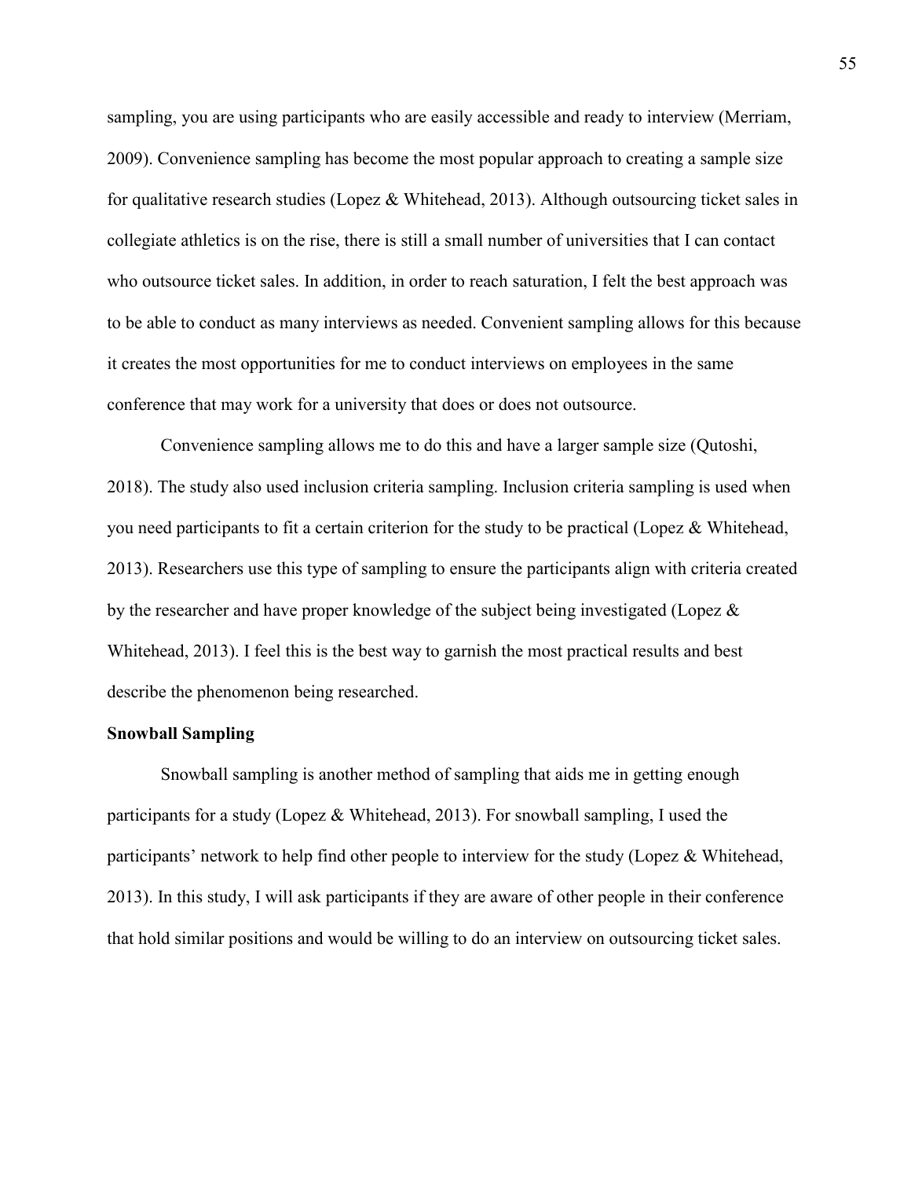sampling, you are using participants who are easily accessible and ready to interview (Merriam, 2009). Convenience sampling has become the most popular approach to creating a sample size for qualitative research studies (Lopez & Whitehead, 2013). Although outsourcing ticket sales in collegiate athletics is on the rise, there is still a small number of universities that I can contact who outsource ticket sales. In addition, in order to reach saturation, I felt the best approach was to be able to conduct as many interviews as needed. Convenient sampling allows for this because it creates the most opportunities for me to conduct interviews on employees in the same conference that may work for a university that does or does not outsource.

Convenience sampling allows me to do this and have a larger sample size (Qutoshi, 2018). The study also used inclusion criteria sampling. Inclusion criteria sampling is used when you need participants to fit a certain criterion for the study to be practical (Lopez & Whitehead, 2013). Researchers use this type of sampling to ensure the participants align with criteria created by the researcher and have proper knowledge of the subject being investigated (Lopez & Whitehead, 2013). I feel this is the best way to garnish the most practical results and best describe the phenomenon being researched.

**Snowball Sampling**

Snowball sampling is another method of sampling that aids me in getting enough participants for a study (Lopez & Whitehead, 2013). For snowball sampling, I used the participants' network to help find other people to interview for the study (Lopez & Whitehead, 2013). In this study, I will ask participants if they are aware of other people in their conference that hold similar positions and would be willing to do an interview on outsourcing ticket sales.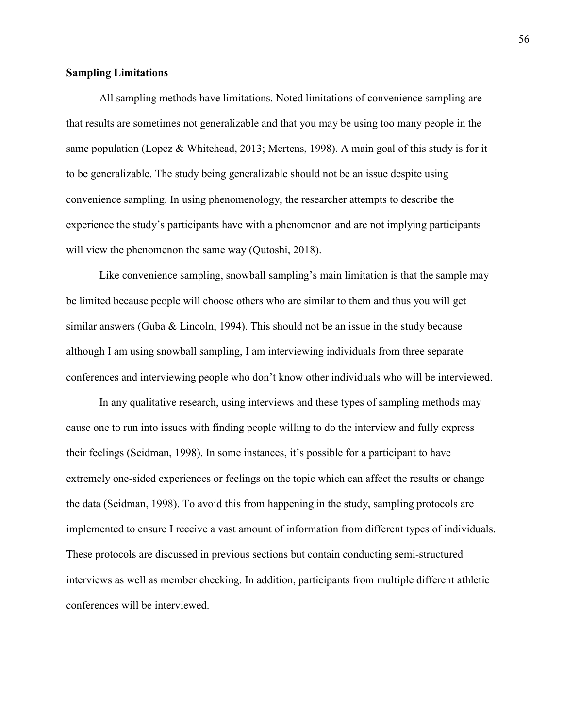**Sampling Limitations**

All sampling methods have limitations. Noted limitations of convenience sampling are that results are sometimes not generalizable and that you may be using too many people in the same population (Lopez & Whitehead, 2013; Mertens, 1998). A main goal of this study is for it to be generalizable. The study being generalizable should not be an issue despite using convenience sampling. In using phenomenology, the researcher attempts to describe the experience the study's participants have with a phenomenon and are not implying participants will view the phenomenon the same way (Qutoshi, 2018).

Like convenience sampling, snowball sampling's main limitation is that the sample may be limited because people will choose others who are similar to them and thus you will get similar answers (Guba & Lincoln, 1994). This should not be an issue in the study because although I am using snowball sampling, I am interviewing individuals from three separate conferences and interviewing people who don't know other individuals who will be interviewed.

In any qualitative research, using interviews and these types of sampling methods may cause one to run into issues with finding people willing to do the interview and fully express their feelings (Seidman, 1998). In some instances, it's possible for a participant to have extremely one-sided experiences or feelings on the topic which can affect the results or change the data (Seidman, 1998). To avoid this from happening in the study, sampling protocols are implemented to ensure I receive a vast amount of information from different types of individuals. These protocols are discussed in previous sections but contain conducting semi-structured interviews as well as member checking. In addition, participants from multiple different athletic conferences will be interviewed.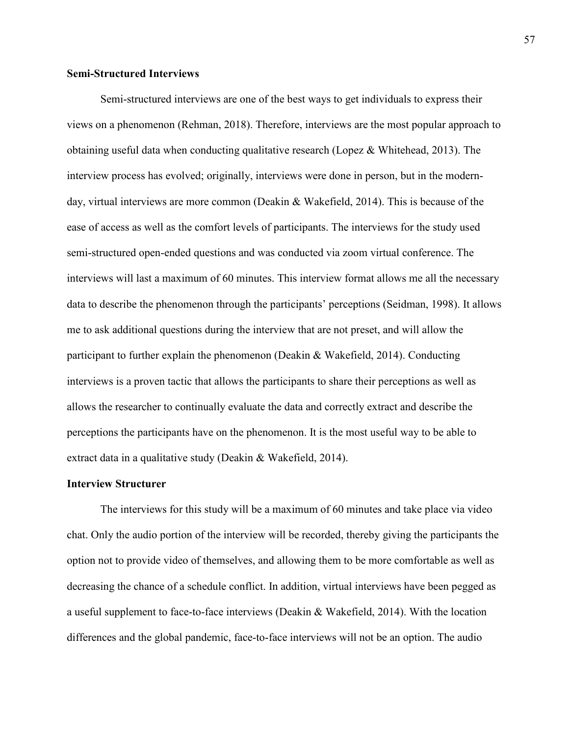**Semi-Structured Interviews**

Semi-structured interviews are one of the best ways to get individuals to express their views on a phenomenon (Rehman, 2018). Therefore, interviews are the most popular approach to obtaining useful data when conducting qualitative research (Lopez & Whitehead, 2013). The interview process has evolved; originally, interviews were done in person, but in the modern-day, virtual interviews are more common (Deakin & Wakefield, 2014). This is because of the ease of access as well as the comfort levels of participants. The interviews for the study used semi-structured open-ended questions and was conducted via zoom virtual conference. The interviews will last a maximum of 60 minutes. This interview format allows me all the necessary data to describe the phenomenon through the participants' perceptions (Seidman, 1998). It allows me to ask additional questions during the interview that are not preset, and will allow the participant to further explain the phenomenon (Deakin & Wakefield, 2014). Conducting interviews is a proven tactic that allows the participants to share their perceptions as well as allows the researcher to continually evaluate the data and correctly extract and describe the perceptions the participants have on the phenomenon. It is the most useful way to be able to extract data in a qualitative study (Deakin & Wakefield, 2014).

**Interview Structurer**

The interviews for this study will be a maximum of 60 minutes and take place via video chat. Only the audio portion of the interview will be recorded, thereby giving the participants the option not to provide video of themselves, and allowing them to be more comfortable as well as decreasing the chance of a schedule conflict. In addition, virtual interviews have been pegged as a useful supplement to face-to-face interviews (Deakin & Wakefield, 2014). With the location differences and the global pandemic, face-to-face interviews will not be an option. The audio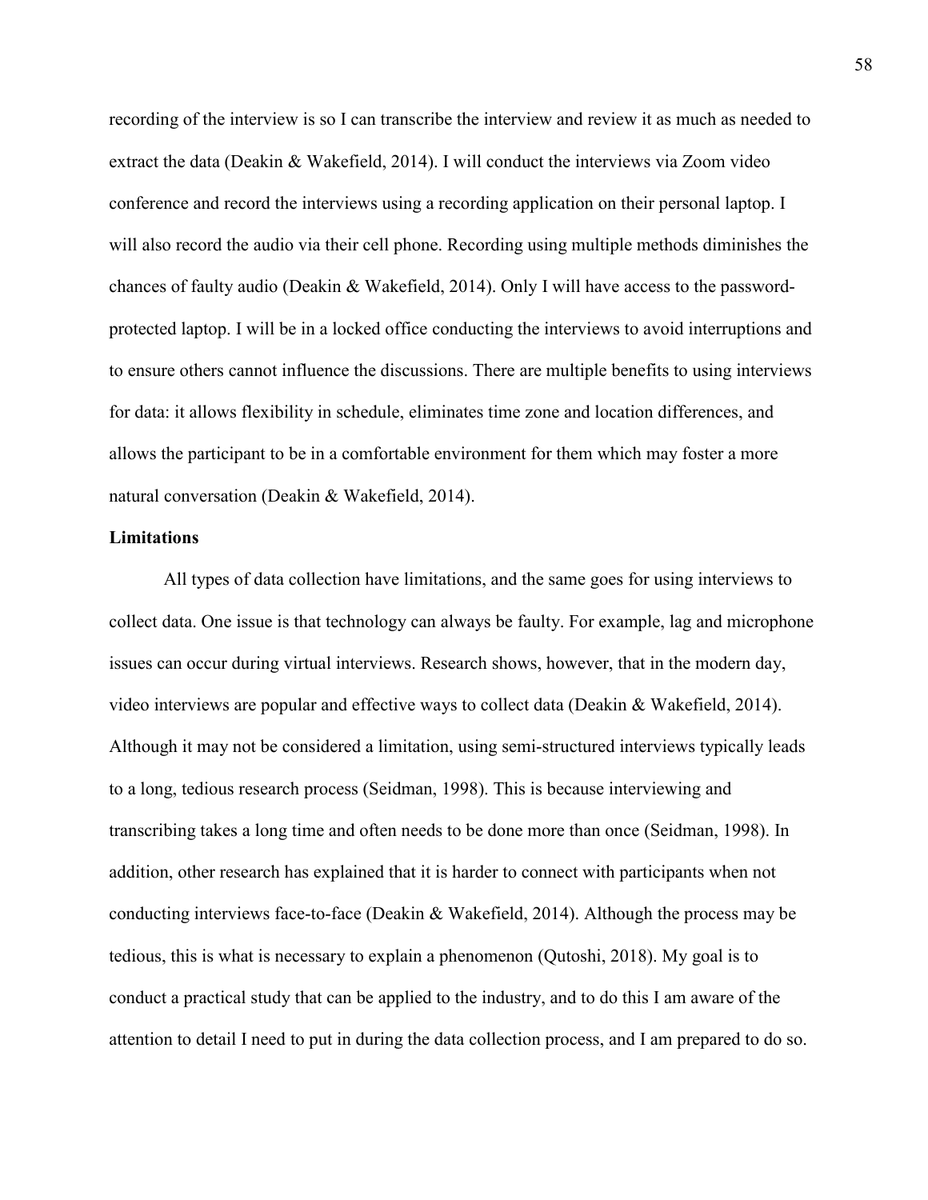recording of the interview is so I can transcribe the interview and review it as much as needed to extract the data (Deakin & Wakefield, 2014). I will conduct the interviews via Zoom video conference and record the interviews using a recording application on their personal laptop. I will also record the audio via their cell phone. Recording using multiple methods diminishes the chances of faulty audio (Deakin & Wakefield, 2014). Only I will have access to the password-protected laptop. I will be in a locked office conducting the interviews to avoid interruptions and to ensure others cannot influence the discussions. There are multiple benefits to using interviews for data: it allows flexibility in schedule, eliminates time zone and location differences, and allows the participant to be in a comfortable environment for them which may foster a more natural conversation (Deakin & Wakefield, 2014).

### Limitations

All types of data collection have limitations, and the same goes for using interviews to collect data. One issue is that technology can always be faulty. For example, lag and microphone issues can occur during virtual interviews. Research shows, however, that in the modern day, video interviews are popular and effective ways to collect data (Deakin & Wakefield, 2014). Although it may not be considered a limitation, using semi-structured interviews typically leads to a long, tedious research process (Seidman, 1998). This is because interviewing and transcribing takes a long time and often needs to be done more than once (Seidman, 1998). In addition, other research has explained that it is harder to connect with participants when not conducting interviews face-to-face (Deakin & Wakefield, 2014). Although the process may be tedious, this is what is necessary to explain a phenomenon (Qutoshi, 2018). My goal is to conduct a practical study that can be applied to the industry, and to do this I am aware of the attention to detail I need to put in during the data collection process, and I am prepared to do so.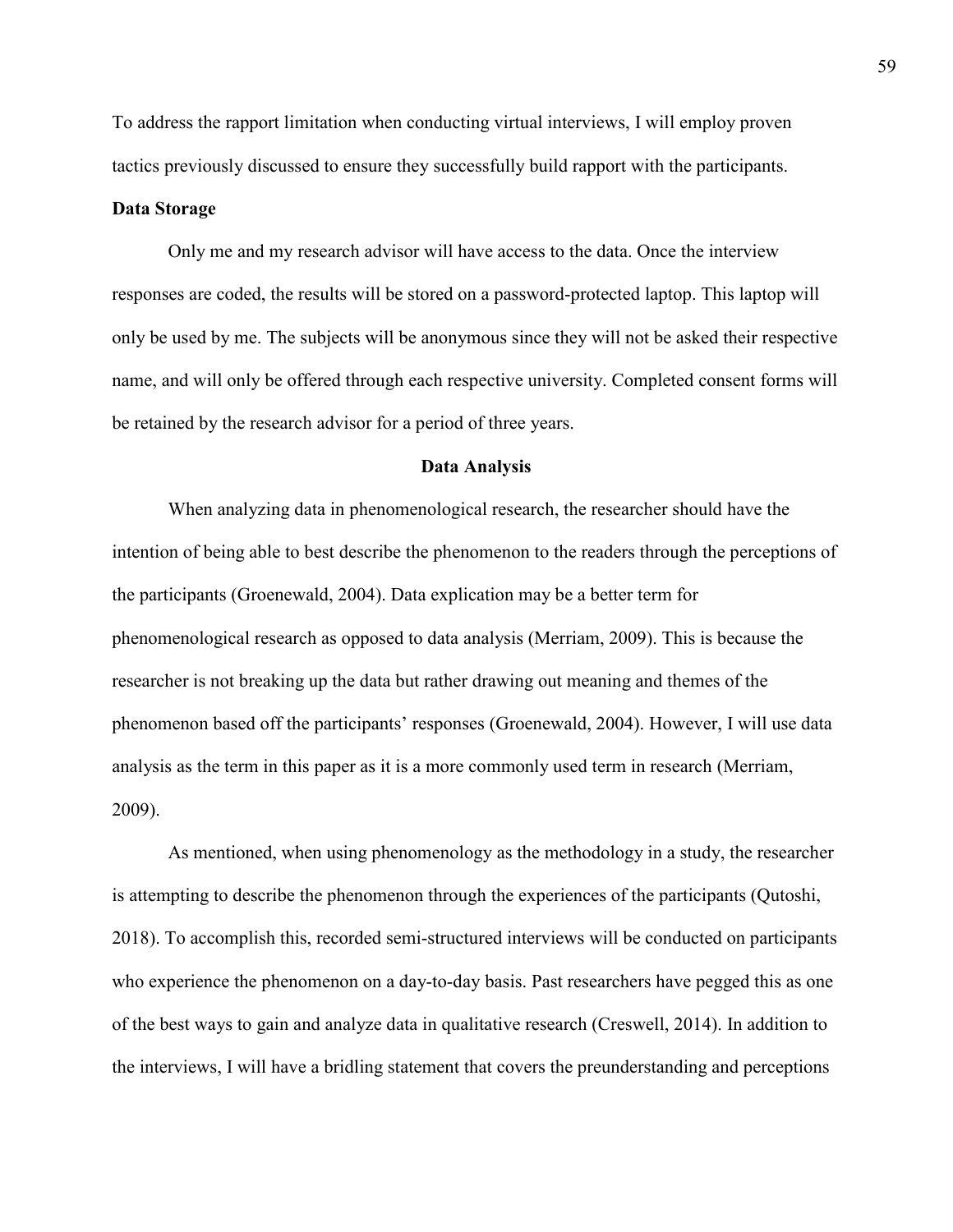To address the rapport limitation when conducting virtual interviews, I will employ proven tactics previously discussed to ensure they successfully build rapport with the participants.

### Data Storage

Only me and my research advisor will have access to the data. Once the interview responses are coded, the results will be stored on a password-protected laptop. This laptop will only be used by me. The subjects will be anonymous since they will not be asked their respective name, and will only be offered through each respective university. Completed consent forms will be retained by the research advisor for a period of three years.

## Data Analysis

When analyzing data in phenomenological research, the researcher should have the intention of being able to best describe the phenomenon to the readers through the perceptions of the participants (Groenewald, 2004). Data explication may be a better term for phenomenological research as opposed to data analysis (Merriam, 2009). This is because the researcher is not breaking up the data but rather drawing out meaning and themes of the phenomenon based off the participants' responses (Groenewald, 2004). However, I will use data analysis as the term in this paper as it is a more commonly used term in research (Merriam, 2009).

As mentioned, when using phenomenology as the methodology in a study, the researcher is attempting to describe the phenomenon through the experiences of the participants (Qutoshi, 2018). To accomplish this, recorded semi-structured interviews will be conducted on participants who experience the phenomenon on a day-to-day basis. Past researchers have pegged this as one of the best ways to gain and analyze data in qualitative research (Creswell, 2014). In addition to the interviews, I will have a bridling statement that covers the preunderstanding and perceptions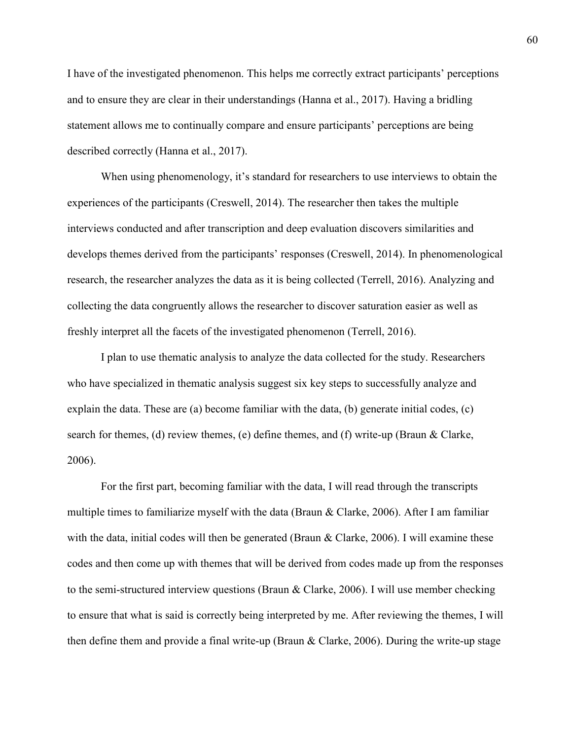I have of the investigated phenomenon. This helps me correctly extract participants' perceptions and to ensure they are clear in their understandings (Hanna et al., 2017). Having a bridling statement allows me to continually compare and ensure participants' perceptions are being described correctly (Hanna et al., 2017).

When using phenomenology, it's standard for researchers to use interviews to obtain the experiences of the participants (Creswell, 2014). The researcher then takes the multiple interviews conducted and after transcription and deep evaluation discovers similarities and develops themes derived from the participants' responses (Creswell, 2014). In phenomenological research, the researcher analyzes the data as it is being collected (Terrell, 2016). Analyzing and collecting the data congruently allows the researcher to discover saturation easier as well as freshly interpret all the facets of the investigated phenomenon (Terrell, 2016).

I plan to use thematic analysis to analyze the data collected for the study. Researchers who have specialized in thematic analysis suggest six key steps to successfully analyze and explain the data. These are (a) become familiar with the data, (b) generate initial codes, (c) search for themes, (d) review themes, (e) define themes, and (f) write-up (Braun & Clarke, 2006).

For the first part, becoming familiar with the data, I will read through the transcripts multiple times to familiarize myself with the data (Braun & Clarke, 2006). After I am familiar with the data, initial codes will then be generated (Braun & Clarke, 2006). I will examine these codes and then come up with themes that will be derived from codes made up from the responses to the semi-structured interview questions (Braun & Clarke, 2006). I will use member checking to ensure that what is said is correctly being interpreted by me. After reviewing the themes, I will then define them and provide a final write-up (Braun & Clarke, 2006). During the write-up stage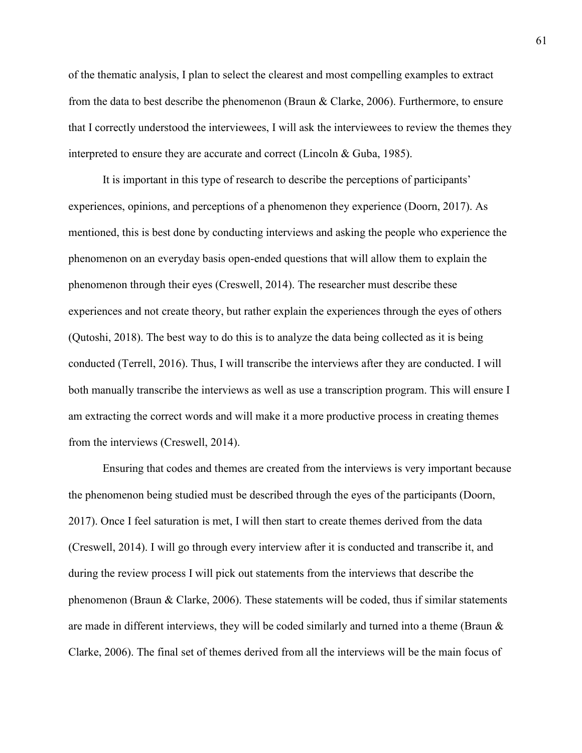of the thematic analysis, I plan to select the clearest and most compelling examples to extract from the data to best describe the phenomenon (Braun & Clarke, 2006). Furthermore, to ensure that I correctly understood the interviewees, I will ask the interviewees to review the themes they interpreted to ensure they are accurate and correct (Lincoln & Guba, 1985).

It is important in this type of research to describe the perceptions of participants' experiences, opinions, and perceptions of a phenomenon they experience (Doorn, 2017). As mentioned, this is best done by conducting interviews and asking the people who experience the phenomenon on an everyday basis open-ended questions that will allow them to explain the phenomenon through their eyes (Creswell, 2014). The researcher must describe these experiences and not create theory, but rather explain the experiences through the eyes of others (Qutoshi, 2018). The best way to do this is to analyze the data being collected as it is being conducted (Terrell, 2016). Thus, I will transcribe the interviews after they are conducted. I will both manually transcribe the interviews as well as use a transcription program. This will ensure I am extracting the correct words and will make it a more productive process in creating themes from the interviews (Creswell, 2014).

Ensuring that codes and themes are created from the interviews is very important because the phenomenon being studied must be described through the eyes of the participants (Doorn, 2017). Once I feel saturation is met, I will then start to create themes derived from the data (Creswell, 2014). I will go through every interview after it is conducted and transcribe it, and during the review process I will pick out statements from the interviews that describe the phenomenon (Braun & Clarke, 2006). These statements will be coded, thus if similar statements are made in different interviews, they will be coded similarly and turned into a theme (Braun & Clarke, 2006). The final set of themes derived from all the interviews will be the main focus of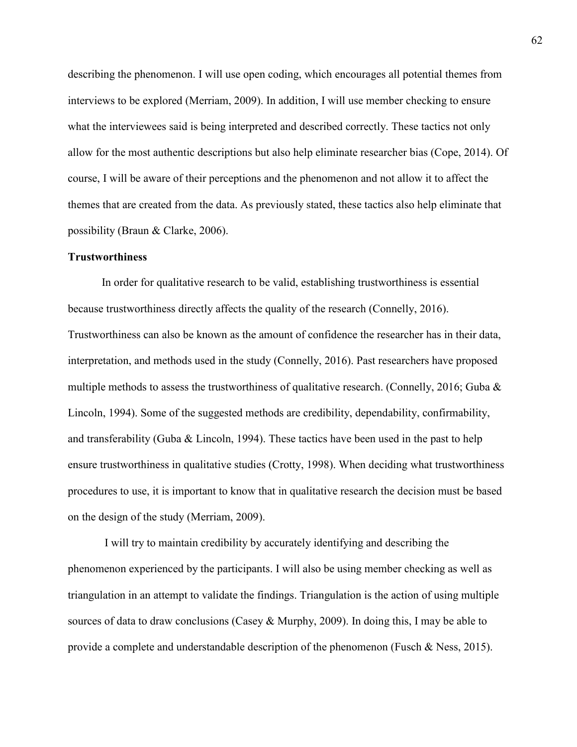describing the phenomenon. I will use open coding, which encourages all potential themes from interviews to be explored (Merriam, 2009). In addition, I will use member checking to ensure what the interviewees said is being interpreted and described correctly. These tactics not only allow for the most authentic descriptions but also help eliminate researcher bias (Cope, 2014). Of course, I will be aware of their perceptions and the phenomenon and not allow it to affect the themes that are created from the data. As previously stated, these tactics also help eliminate that possibility (Braun & Clarke, 2006).

**Trustworthiness**

In order for qualitative research to be valid, establishing trustworthiness is essential because trustworthiness directly affects the quality of the research (Connelly, 2016). Trustworthiness can also be known as the amount of confidence the researcher has in their data, interpretation, and methods used in the study (Connelly, 2016). Past researchers have proposed multiple methods to assess the trustworthiness of qualitative research. (Connelly, 2016; Guba & Lincoln, 1994). Some of the suggested methods are credibility, dependability, confirmability, and transferability (Guba & Lincoln, 1994). These tactics have been used in the past to help ensure trustworthiness in qualitative studies (Crotty, 1998). When deciding what trustworthiness procedures to use, it is important to know that in qualitative research the decision must be based on the design of the study (Merriam, 2009).

I will try to maintain credibility by accurately identifying and describing the phenomenon experienced by the participants. I will also be using member checking as well as triangulation in an attempt to validate the findings. Triangulation is the action of using multiple sources of data to draw conclusions (Casey & Murphy, 2009). In doing this, I may be able to provide a complete and understandable description of the phenomenon (Fusch & Ness, 2015).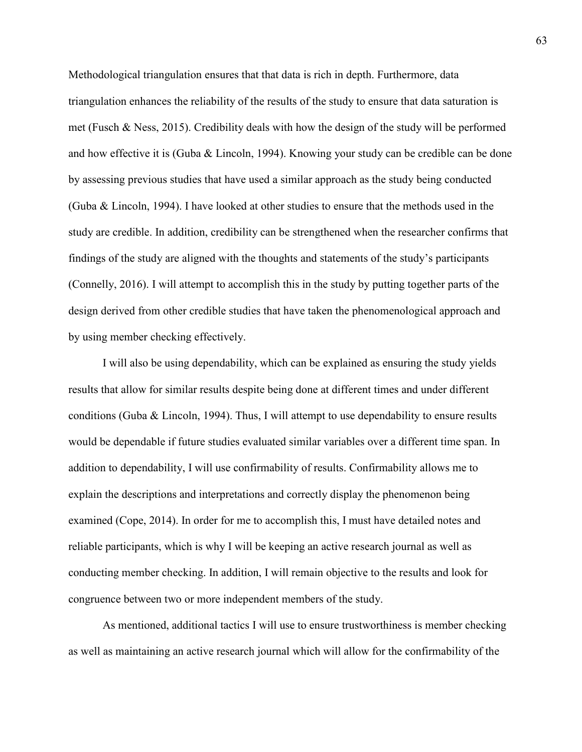Methodological triangulation ensures that that data is rich in depth. Furthermore, data triangulation enhances the reliability of the results of the study to ensure that data saturation is met (Fusch & Ness, 2015). Credibility deals with how the design of the study will be performed and how effective it is (Guba & Lincoln, 1994). Knowing your study can be credible can be done by assessing previous studies that have used a similar approach as the study being conducted (Guba & Lincoln, 1994). I have looked at other studies to ensure that the methods used in the study are credible. In addition, credibility can be strengthened when the researcher confirms that findings of the study are aligned with the thoughts and statements of the study's participants (Connelly, 2016). I will attempt to accomplish this in the study by putting together parts of the design derived from other credible studies that have taken the phenomenological approach and by using member checking effectively.

I will also be using dependability, which can be explained as ensuring the study yields results that allow for similar results despite being done at different times and under different conditions (Guba & Lincoln, 1994). Thus, I will attempt to use dependability to ensure results would be dependable if future studies evaluated similar variables over a different time span. In addition to dependability, I will use confirmability of results. Confirmability allows me to explain the descriptions and interpretations and correctly display the phenomenon being examined (Cope, 2014). In order for me to accomplish this, I must have detailed notes and reliable participants, which is why I will be keeping an active research journal as well as conducting member checking. In addition, I will remain objective to the results and look for congruence between two or more independent members of the study.

As mentioned, additional tactics I will use to ensure trustworthiness is member checking as well as maintaining an active research journal which will allow for the confirmability of the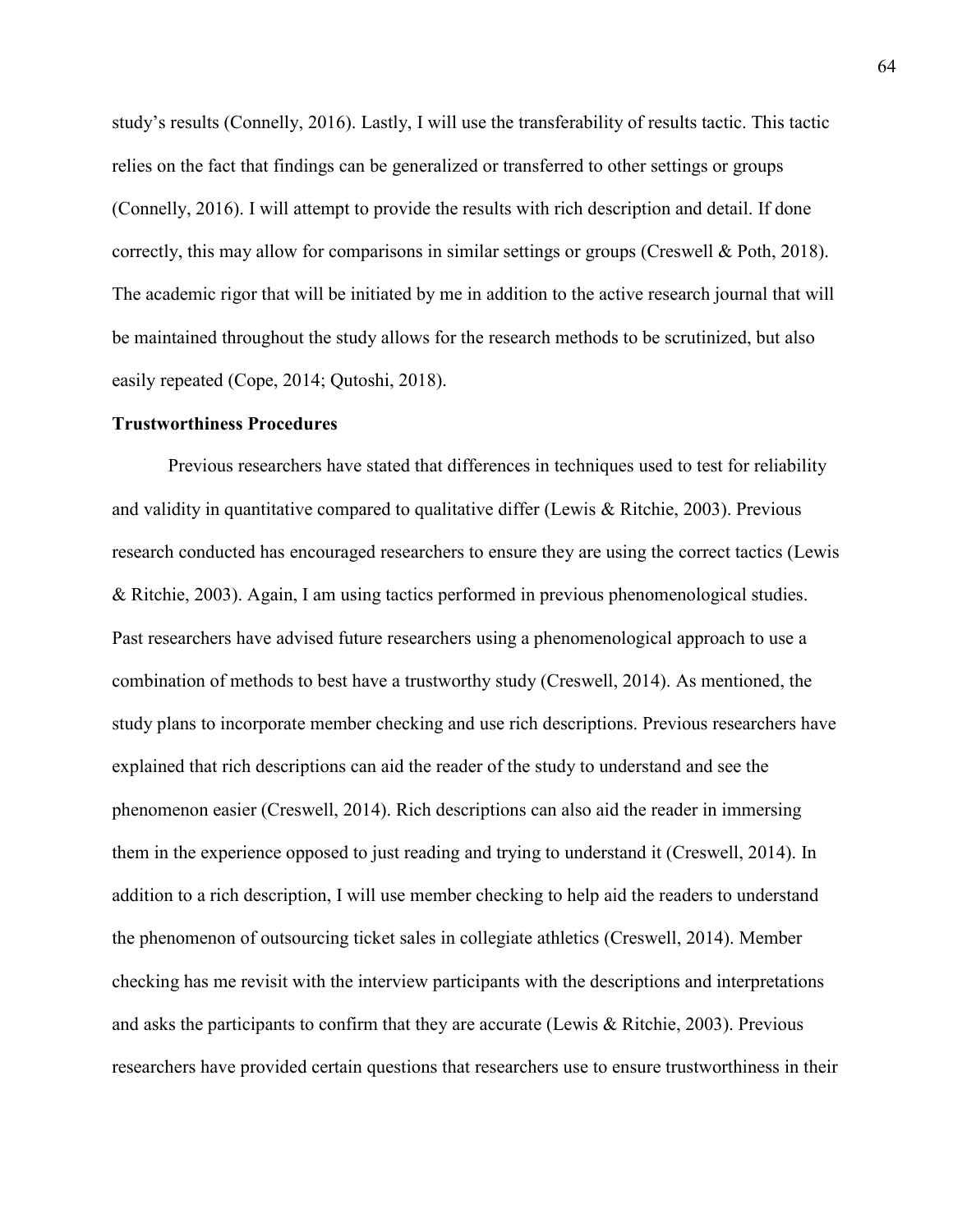study's results (Connelly, 2016). Lastly, I will use the transferability of results tactic. This tactic relies on the fact that findings can be generalized or transferred to other settings or groups (Connelly, 2016). I will attempt to provide the results with rich description and detail. If done correctly, this may allow for comparisons in similar settings or groups (Creswell & Poth, 2018). The academic rigor that will be initiated by me in addition to the active research journal that will be maintained throughout the study allows for the research methods to be scrutinized, but also easily repeated (Cope, 2014; Qutoshi, 2018).

**Trustworthiness Procedures**

Previous researchers have stated that differences in techniques used to test for reliability and validity in quantitative compared to qualitative differ (Lewis & Ritchie, 2003). Previous research conducted has encouraged researchers to ensure they are using the correct tactics (Lewis & Ritchie, 2003). Again, I am using tactics performed in previous phenomenological studies. Past researchers have advised future researchers using a phenomenological approach to use a combination of methods to best have a trustworthy study (Creswell, 2014). As mentioned, the study plans to incorporate member checking and use rich descriptions. Previous researchers have explained that rich descriptions can aid the reader of the study to understand and see the phenomenon easier (Creswell, 2014). Rich descriptions can also aid the reader in immersing them in the experience opposed to just reading and trying to understand it (Creswell, 2014). In addition to a rich description, I will use member checking to help aid the readers to understand the phenomenon of outsourcing ticket sales in collegiate athletics (Creswell, 2014). Member checking has me revisit with the interview participants with the descriptions and interpretations and asks the participants to confirm that they are accurate (Lewis & Ritchie, 2003). Previous researchers have provided certain questions that researchers use to ensure trustworthiness in their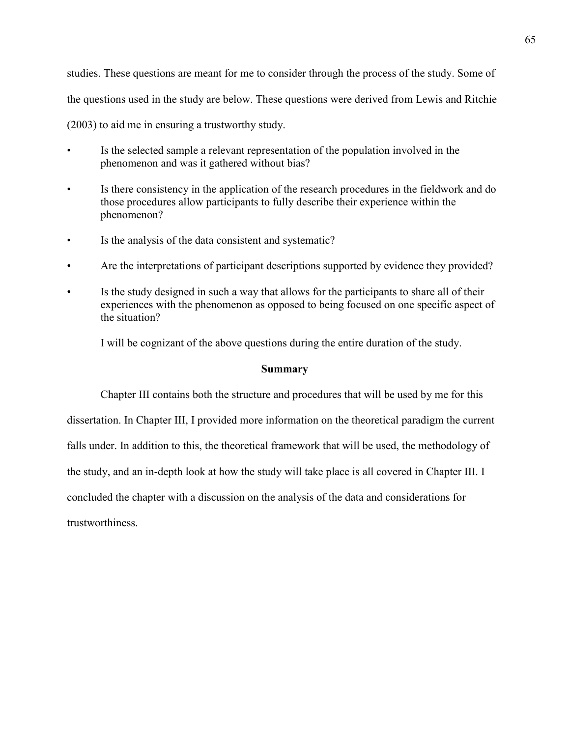studies. These questions are meant for me to consider through the process of the study. Some of the questions used in the study are below. These questions were derived from Lewis and Ritchie (2003) to aid me in ensuring a trustworthy study.

- Is the selected sample a relevant representation of the population involved in the phenomenon and was it gathered without bias?
- Is there consistency in the application of the research procedures in the fieldwork and do those procedures allow participants to fully describe their experience within the phenomenon?
- Is the analysis of the data consistent and systematic?
- Are the interpretations of participant descriptions supported by evidence they provided?
- Is the study designed in such a way that allows for the participants to share all of their experiences with the phenomenon as opposed to being focused on one specific aspect of the situation?

I will be cognizant of the above questions during the entire duration of the study.

## Summary

Chapter III contains both the structure and procedures that will be used by me for this dissertation. In Chapter III, I provided more information on the theoretical paradigm the current falls under. In addition to this, the theoretical framework that will be used, the methodology of the study, and an in-depth look at how the study will take place is all covered in Chapter III. I concluded the chapter with a discussion on the analysis of the data and considerations for trustworthiness.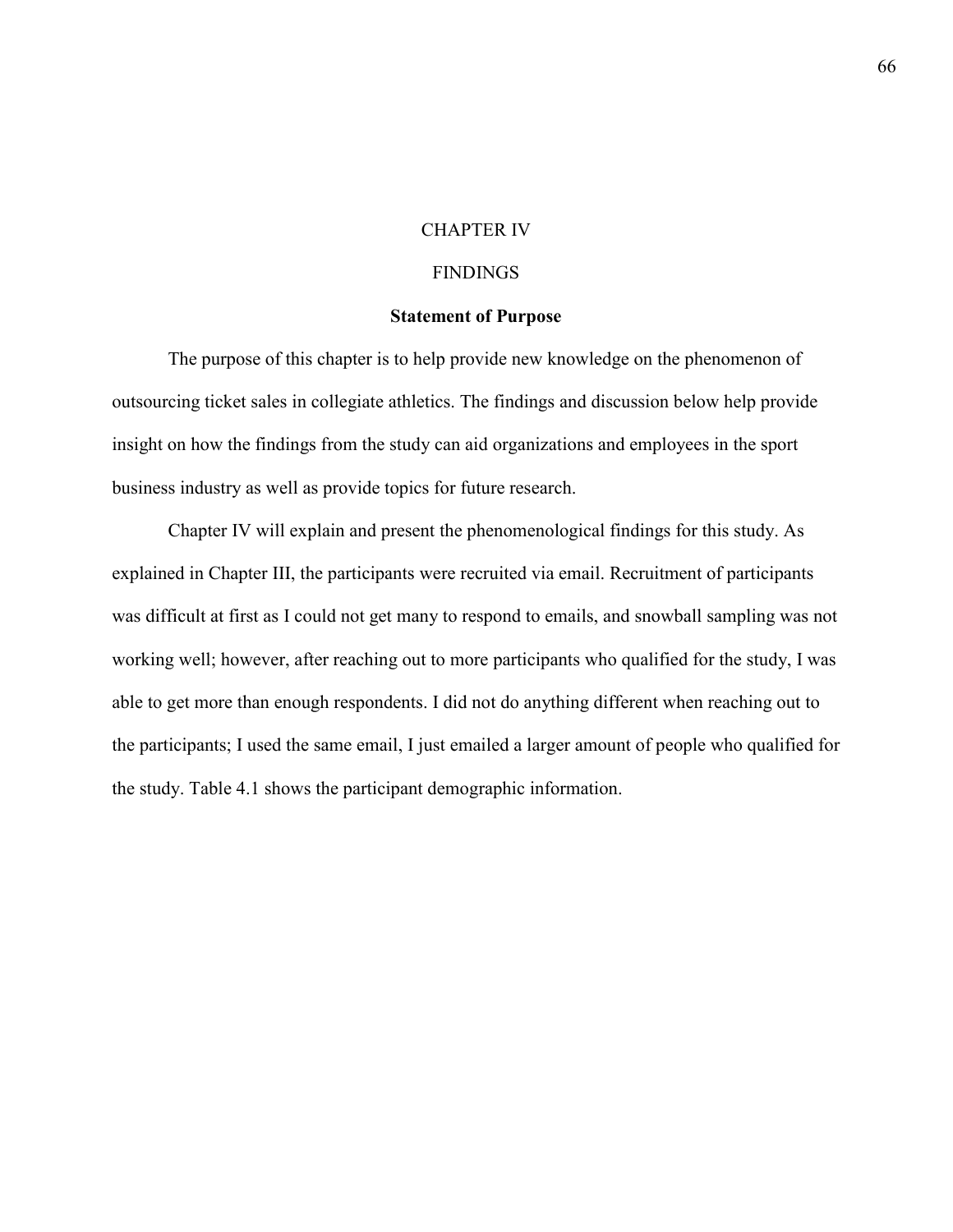# CHAPTER IV

# FINDINGS

## Statement of Purpose

The purpose of this chapter is to help provide new knowledge on the phenomenon of outsourcing ticket sales in collegiate athletics. The findings and discussion below help provide insight on how the findings from the study can aid organizations and employees in the sport business industry as well as provide topics for future research.

Chapter IV will explain and present the phenomenological findings for this study. As explained in Chapter III, the participants were recruited via email. Recruitment of participants was difficult at first as I could not get many to respond to emails, and snowball sampling was not working well; however, after reaching out to more participants who qualified for the study, I was able to get more than enough respondents. I did not do anything different when reaching out to the participants; I used the same email, I just emailed a larger amount of people who qualified for the study. Table 4.1 shows the participant demographic information.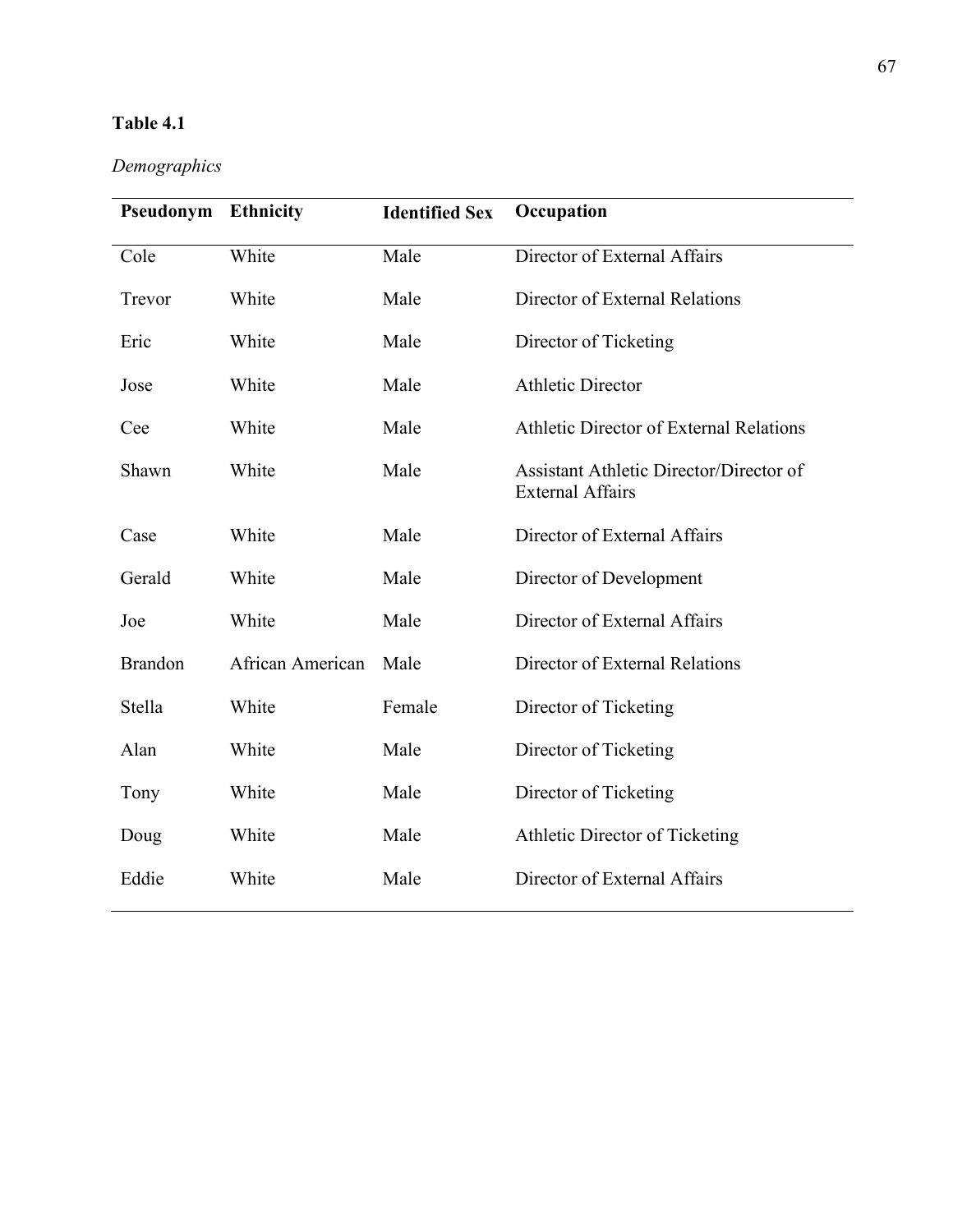**Table 4.1**

*Demographics*

| Pseudonym | Ethnicity | Identified Sex | Occupation |
|---|---|---|---|
| Cole | White | Male | Director of External Affairs |
| Trevor | White | Male | Director of External Relations |
| Eric | White | Male | Director of Ticketing |
| Jose | White | Male | Athletic Director |
| Cee | White | Male | Athletic Director of External Relations |
| Shawn | White | Male | Assistant Athletic Director/Director of External Affairs |
| Case | White | Male | Director of External Affairs |
| Gerald | White | Male | Director of Development |
| Joe | White | Male | Director of External Affairs |
| Brandon | African American | Male | Director of External Relations |
| Stella | White | Female | Director of Ticketing |
| Alan | White | Male | Director of Ticketing |
| Tony | White | Male | Director of Ticketing |
| Doug | White | Male | Athletic Director of Ticketing |
| Eddie | White | Male | Director of External Affairs |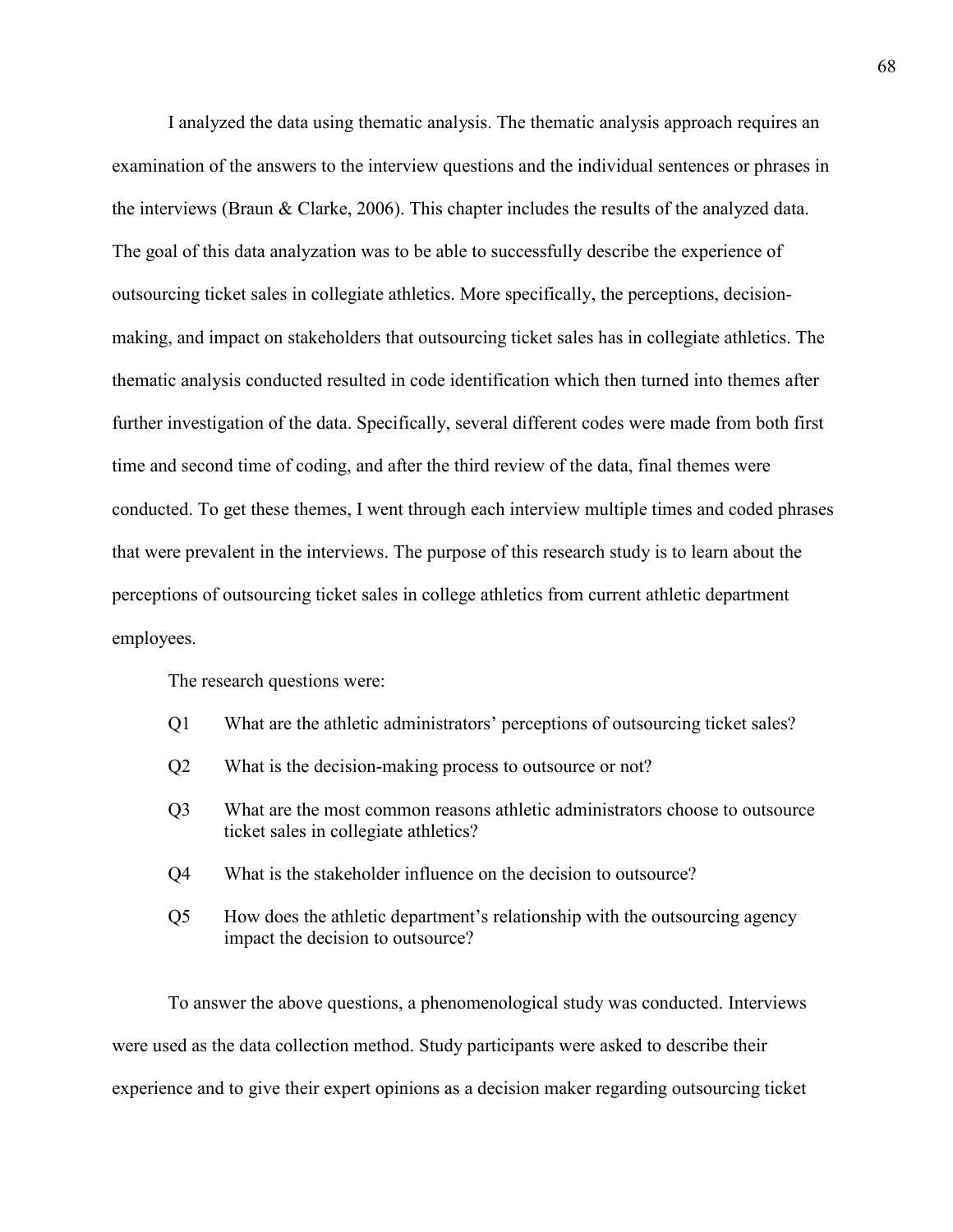I analyzed the data using thematic analysis. The thematic analysis approach requires an examination of the answers to the interview questions and the individual sentences or phrases in the interviews (Braun & Clarke, 2006). This chapter includes the results of the analyzed data. The goal of this data analyzation was to be able to successfully describe the experience of outsourcing ticket sales in collegiate athletics. More specifically, the perceptions, decision-making, and impact on stakeholders that outsourcing ticket sales has in collegiate athletics. The thematic analysis conducted resulted in code identification which then turned into themes after further investigation of the data. Specifically, several different codes were made from both first time and second time of coding, and after the third review of the data, final themes were conducted. To get these themes, I went through each interview multiple times and coded phrases that were prevalent in the interviews. The purpose of this research study is to learn about the perceptions of outsourcing ticket sales in college athletics from current athletic department employees.

The research questions were:

- Q1 What are the athletic administrators' perceptions of outsourcing ticket sales?
- Q2 What is the decision-making process to outsource or not?
- Q3 What are the most common reasons athletic administrators choose to outsource ticket sales in collegiate athletics?
- Q4 What is the stakeholder influence on the decision to outsource?
- Q5 How does the athletic department's relationship with the outsourcing agency impact the decision to outsource?

To answer the above questions, a phenomenological study was conducted. Interviews were used as the data collection method. Study participants were asked to describe their experience and to give their expert opinions as a decision maker regarding outsourcing ticket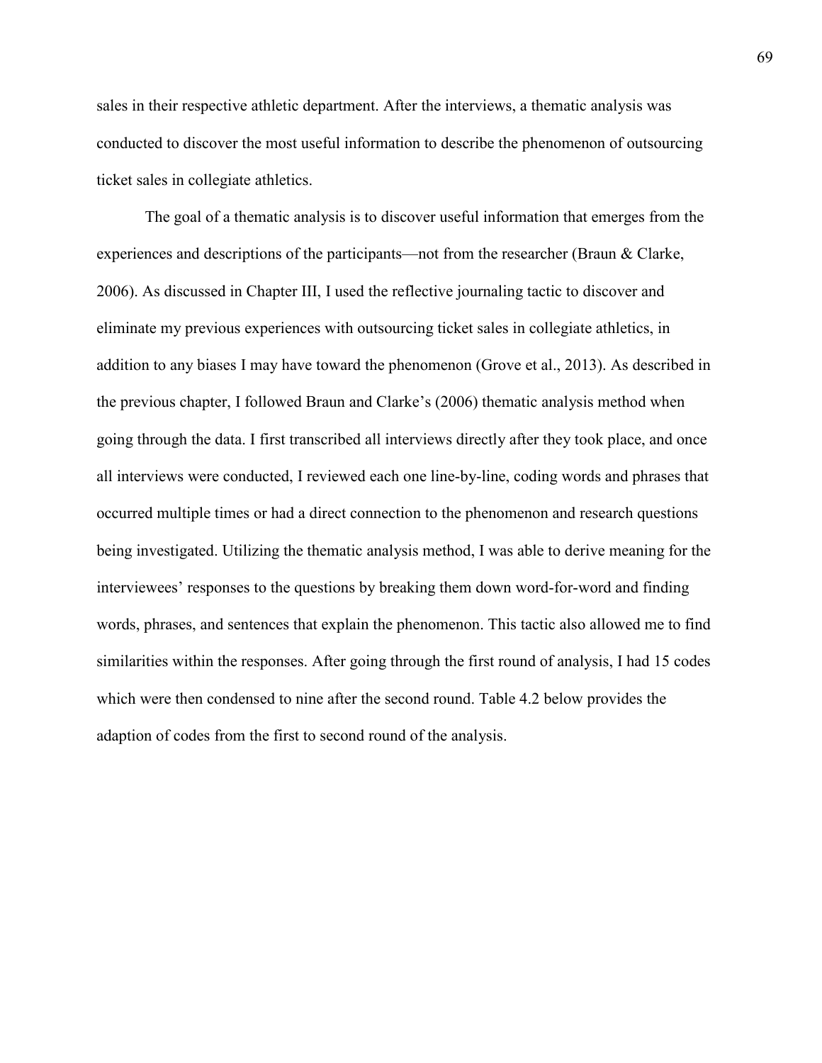sales in their respective athletic department. After the interviews, a thematic analysis was conducted to discover the most useful information to describe the phenomenon of outsourcing ticket sales in collegiate athletics.

The goal of a thematic analysis is to discover useful information that emerges from the experiences and descriptions of the participants—not from the researcher (Braun & Clarke, 2006). As discussed in Chapter III, I used the reflective journaling tactic to discover and eliminate my previous experiences with outsourcing ticket sales in collegiate athletics, in addition to any biases I may have toward the phenomenon (Grove et al., 2013). As described in the previous chapter, I followed Braun and Clarke's (2006) thematic analysis method when going through the data. I first transcribed all interviews directly after they took place, and once all interviews were conducted, I reviewed each one line-by-line, coding words and phrases that occurred multiple times or had a direct connection to the phenomenon and research questions being investigated. Utilizing the thematic analysis method, I was able to derive meaning for the interviewees' responses to the questions by breaking them down word-for-word and finding words, phrases, and sentences that explain the phenomenon. This tactic also allowed me to find similarities within the responses. After going through the first round of analysis, I had 15 codes which were then condensed to nine after the second round. Table 4.2 below provides the adaption of codes from the first to second round of the analysis.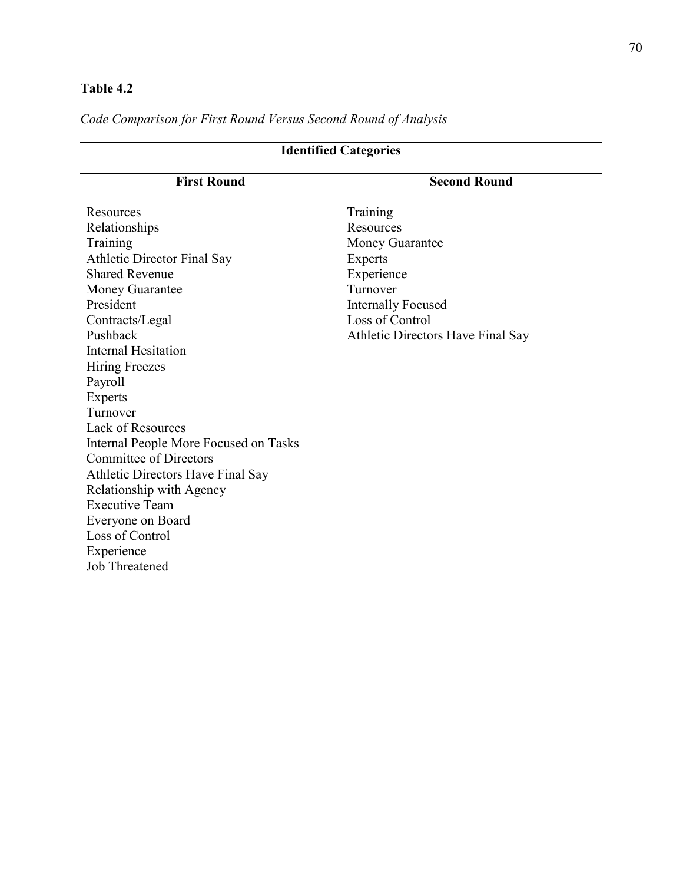**Table 4.2**

*Code Comparison for First Round Versus Second Round of Analysis*

| Identified Categories | |
|---|---|
| **First Round** | **Second Round** |
| Resources | Training |
| Relationships | Resources |
| Training | Money Guarantee |
| Athletic Director Final Say | Experts |
| Shared Revenue | Experience |
| Money Guarantee | Turnover |
| President | Internally Focused |
| Contracts/Legal | Loss of Control |
| Pushback | Athletic Directors Have Final Say |
| Internal Hesitation | |
| Hiring Freezes | |
| Payroll | |
| Experts | |
| Turnover | |
| Lack of Resources | |
| Internal People More Focused on Tasks | |
| Committee of Directors | |
| Athletic Directors Have Final Say | |
| Relationship with Agency | |
| Executive Team | |
| Everyone on Board | |
| Loss of Control | |
| Experience | |
| Job Threatened | |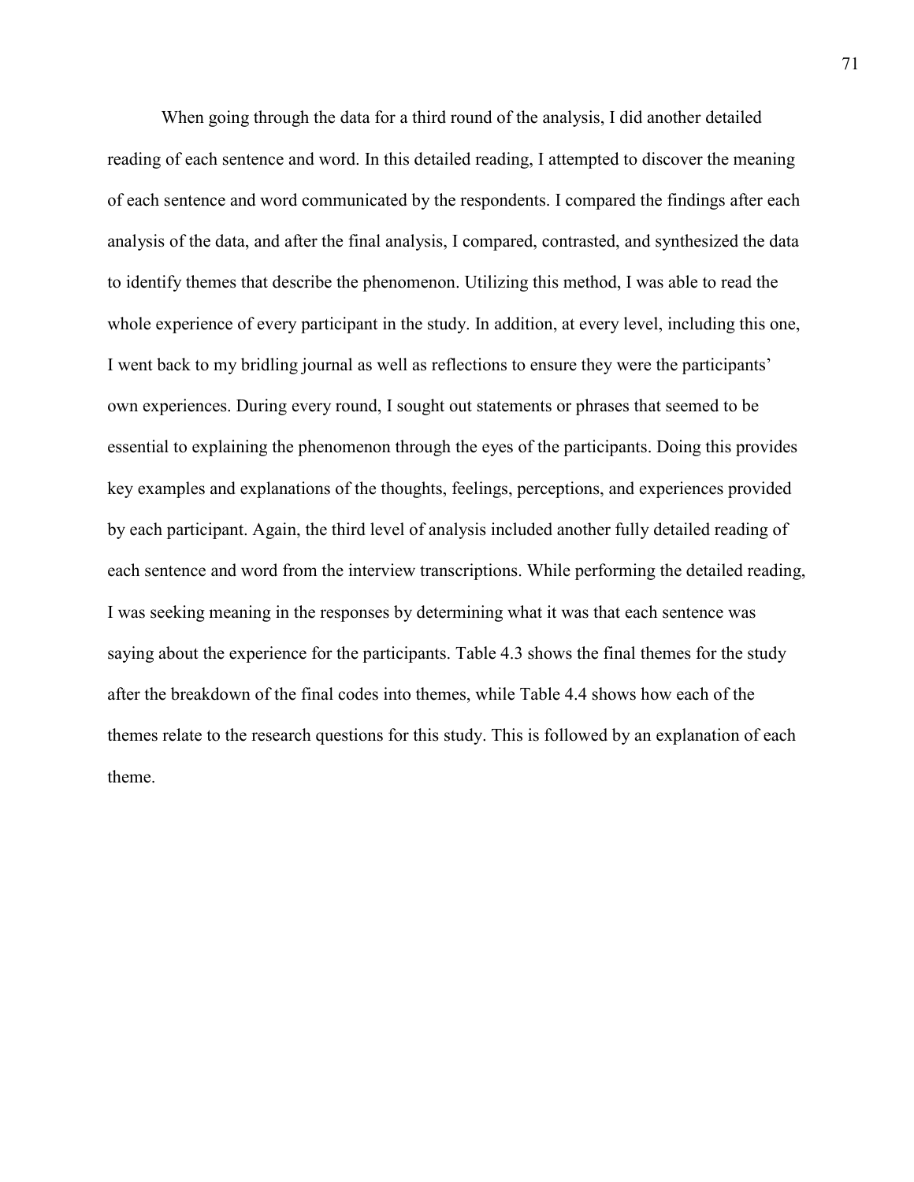When going through the data for a third round of the analysis, I did another detailed reading of each sentence and word. In this detailed reading, I attempted to discover the meaning of each sentence and word communicated by the respondents. I compared the findings after each analysis of the data, and after the final analysis, I compared, contrasted, and synthesized the data to identify themes that describe the phenomenon. Utilizing this method, I was able to read the whole experience of every participant in the study. In addition, at every level, including this one, I went back to my bridling journal as well as reflections to ensure they were the participants' own experiences. During every round, I sought out statements or phrases that seemed to be essential to explaining the phenomenon through the eyes of the participants. Doing this provides key examples and explanations of the thoughts, feelings, perceptions, and experiences provided by each participant. Again, the third level of analysis included another fully detailed reading of each sentence and word from the interview transcriptions. While performing the detailed reading, I was seeking meaning in the responses by determining what it was that each sentence was saying about the experience for the participants. Table 4.3 shows the final themes for the study after the breakdown of the final codes into themes, while Table 4.4 shows how each of the themes relate to the research questions for this study. This is followed by an explanation of each theme.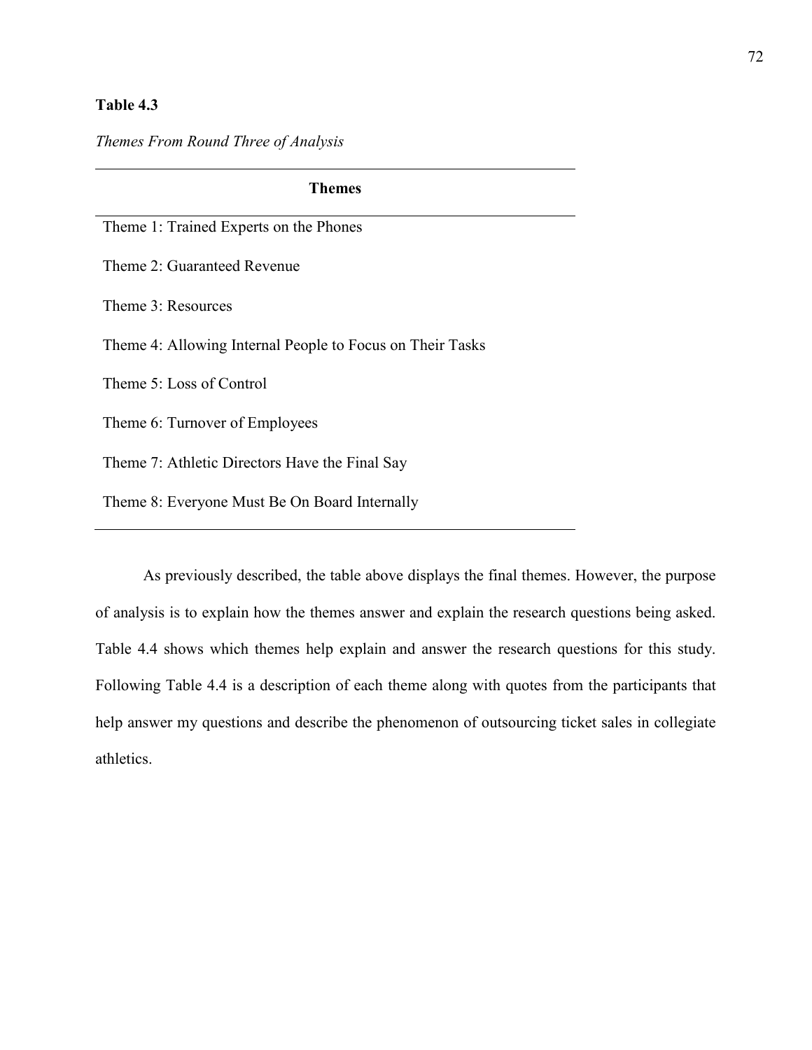**Table 4.3**

*Themes From Round Three of Analysis*

| Themes |
|---|
| Theme 1: Trained Experts on the Phones |
| Theme 2: Guaranteed Revenue |
| Theme 3: Resources |
| Theme 4: Allowing Internal People to Focus on Their Tasks |
| Theme 5: Loss of Control |
| Theme 6: Turnover of Employees |
| Theme 7: Athletic Directors Have the Final Say |
| Theme 8: Everyone Must Be On Board Internally |

As previously described, the table above displays the final themes. However, the purpose of analysis is to explain how the themes answer and explain the research questions being asked. Table 4.4 shows which themes help explain and answer the research questions for this study. Following Table 4.4 is a description of each theme along with quotes from the participants that help answer my questions and describe the phenomenon of outsourcing ticket sales in collegiate athletics.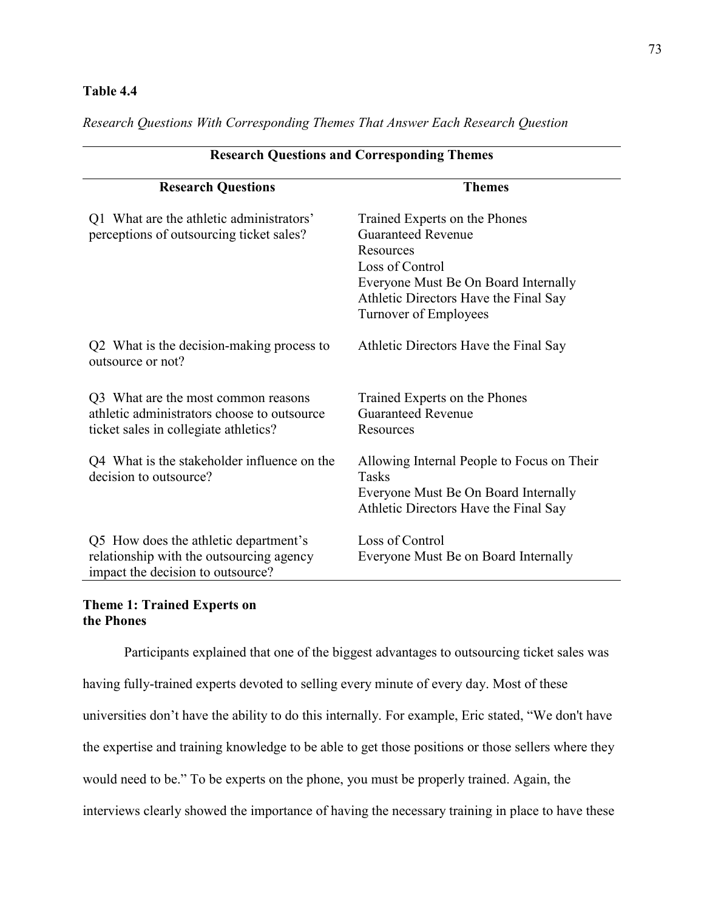**Table 4.4**

*Research Questions With Corresponding Themes That Answer Each Research Question*

| Research Questions and Corresponding Themes | |
|---|---|
| **Research Questions** | **Themes** |
| Q1 What are the athletic administrators' perceptions of outsourcing ticket sales? | Trained Experts on the Phones<br>Guaranteed Revenue<br>Resources<br>Loss of Control<br>Everyone Must Be On Board Internally<br>Athletic Directors Have the Final Say<br>Turnover of Employees |
| Q2 What is the decision-making process to outsource or not? | Athletic Directors Have the Final Say |
| Q3 What are the most common reasons athletic administrators choose to outsource ticket sales in collegiate athletics? | Trained Experts on the Phones<br>Guaranteed Revenue<br>Resources |
| Q4 What is the stakeholder influence on the decision to outsource? | Allowing Internal People to Focus on Their Tasks<br>Everyone Must Be On Board Internally<br>Athletic Directors Have the Final Say |
| Q5 How does the athletic department's relationship with the outsourcing agency impact the decision to outsource? | Loss of Control<br>Everyone Must Be on Board Internally |

### Theme 1: Trained Experts on the Phones

Participants explained that one of the biggest advantages to outsourcing ticket sales was having fully-trained experts devoted to selling every minute of every day. Most of these universities don't have the ability to do this internally. For example, Eric stated, "We don't have the expertise and training knowledge to be able to get those positions or those sellers where they would need to be." To be experts on the phone, you must be properly trained. Again, the interviews clearly showed the importance of having the necessary training in place to have these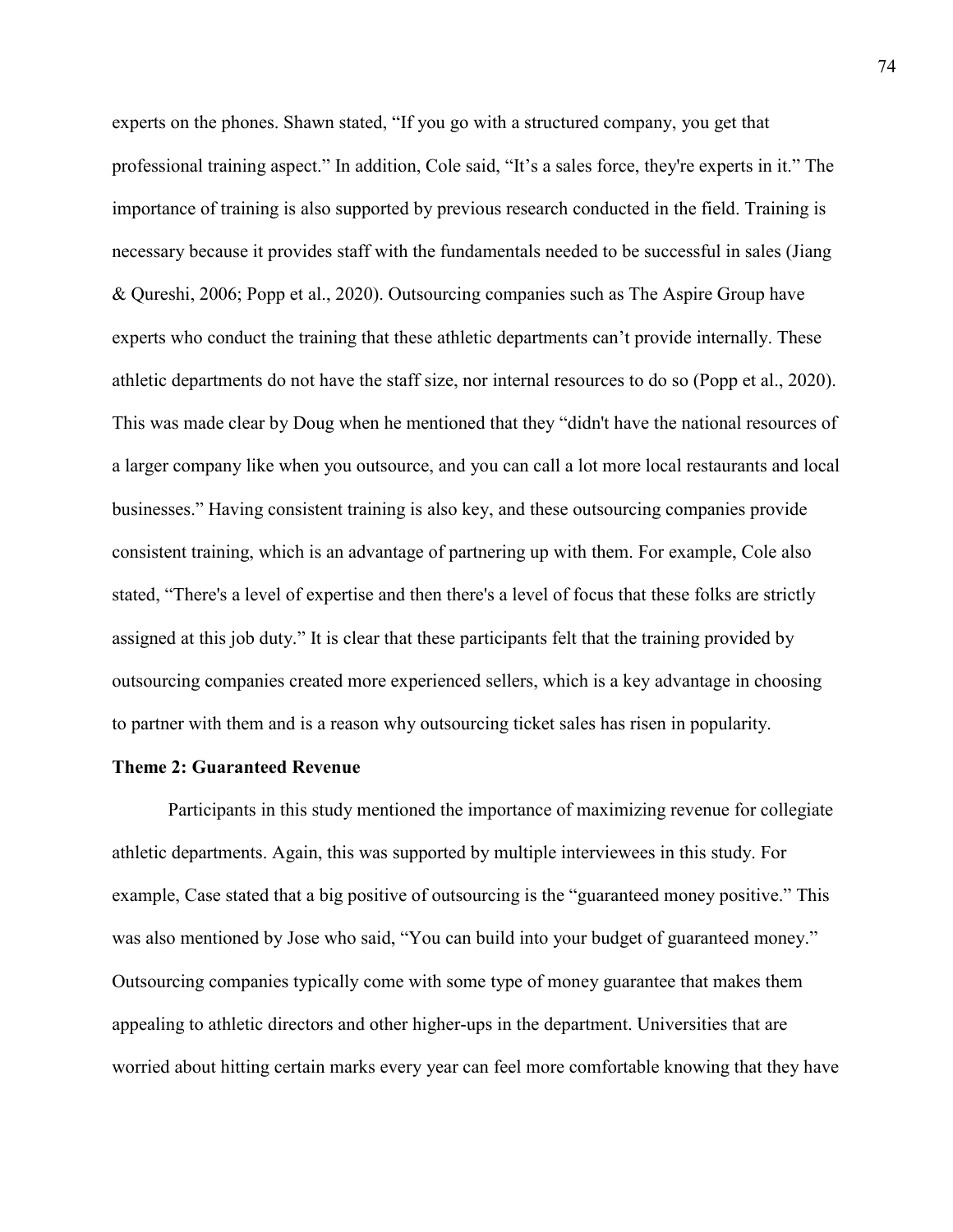experts on the phones. Shawn stated, “If you go with a structured company, you get that professional training aspect.” In addition, Cole said, “It’s a sales force, they're experts in it.” The importance of training is also supported by previous research conducted in the field. Training is necessary because it provides staff with the fundamentals needed to be successful in sales (Jiang & Qureshi, 2006; Popp et al., 2020). Outsourcing companies such as The Aspire Group have experts who conduct the training that these athletic departments can’t provide internally. These athletic departments do not have the staff size, nor internal resources to do so (Popp et al., 2020). This was made clear by Doug when he mentioned that they “didn't have the national resources of a larger company like when you outsource, and you can call a lot more local restaurants and local businesses.” Having consistent training is also key, and these outsourcing companies provide consistent training, which is an advantage of partnering up with them. For example, Cole also stated, “There's a level of expertise and then there's a level of focus that these folks are strictly assigned at this job duty.” It is clear that these participants felt that the training provided by outsourcing companies created more experienced sellers, which is a key advantage in choosing to partner with them and is a reason why outsourcing ticket sales has risen in popularity.

### Theme 2: Guaranteed Revenue

Participants in this study mentioned the importance of maximizing revenue for collegiate athletic departments. Again, this was supported by multiple interviewees in this study. For example, Case stated that a big positive of outsourcing is the “guaranteed money positive.” This was also mentioned by Jose who said, “You can build into your budget of guaranteed money.” Outsourcing companies typically come with some type of money guarantee that makes them appealing to athletic directors and other higher-ups in the department. Universities that are worried about hitting certain marks every year can feel more comfortable knowing that they have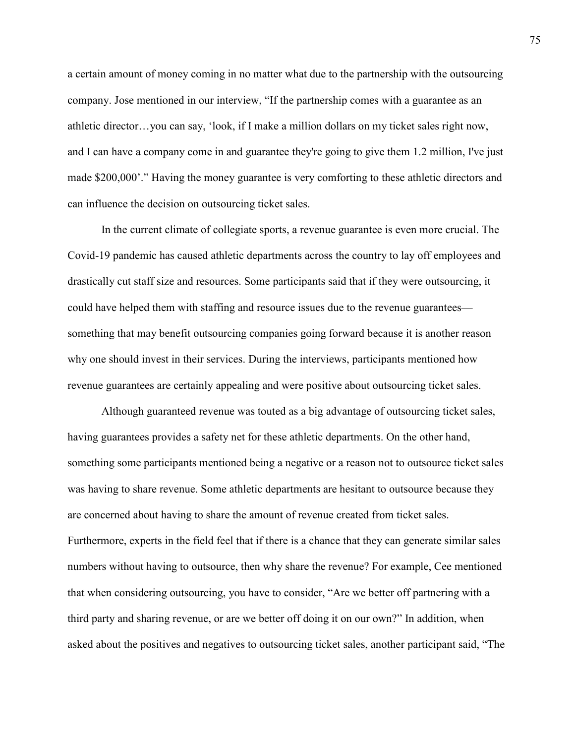a certain amount of money coming in no matter what due to the partnership with the outsourcing company. Jose mentioned in our interview, "If the partnership comes with a guarantee as an athletic director…you can say, 'look, if I make a million dollars on my ticket sales right now, and I can have a company come in and guarantee they're going to give them 1.2 million, I've just made $200,000'." Having the money guarantee is very comforting to these athletic directors and can influence the decision on outsourcing ticket sales.

In the current climate of collegiate sports, a revenue guarantee is even more crucial. The Covid-19 pandemic has caused athletic departments across the country to lay off employees and drastically cut staff size and resources. Some participants said that if they were outsourcing, it could have helped them with staffing and resource issues due to the revenue guarantees—something that may benefit outsourcing companies going forward because it is another reason why one should invest in their services. During the interviews, participants mentioned how revenue guarantees are certainly appealing and were positive about outsourcing ticket sales.

Although guaranteed revenue was touted as a big advantage of outsourcing ticket sales, having guarantees provides a safety net for these athletic departments. On the other hand, something some participants mentioned being a negative or a reason not to outsource ticket sales was having to share revenue. Some athletic departments are hesitant to outsource because they are concerned about having to share the amount of revenue created from ticket sales. Furthermore, experts in the field feel that if there is a chance that they can generate similar sales numbers without having to outsource, then why share the revenue? For example, Cee mentioned that when considering outsourcing, you have to consider, "Are we better off partnering with a third party and sharing revenue, or are we better off doing it on our own?" In addition, when asked about the positives and negatives to outsourcing ticket sales, another participant said, "The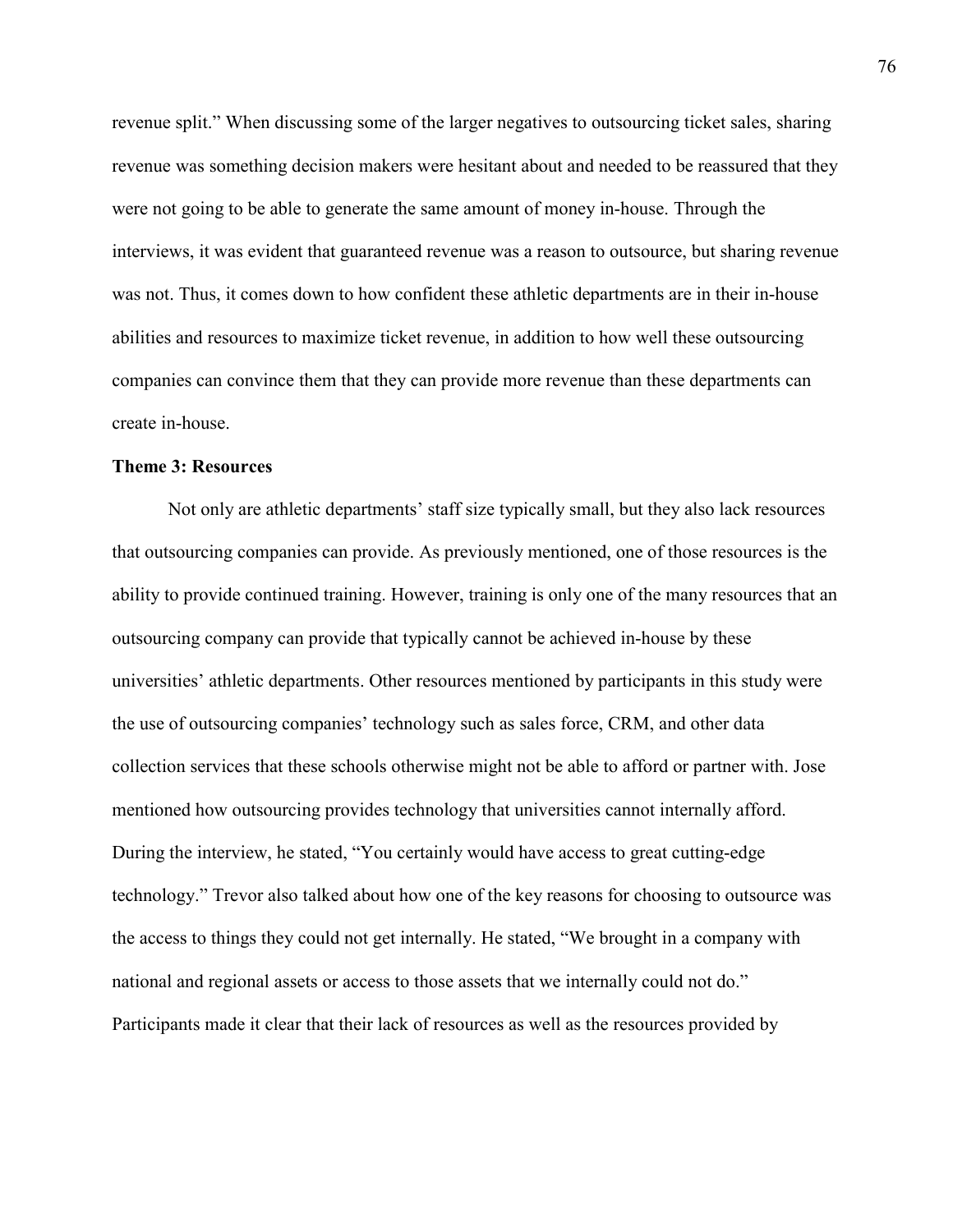revenue split." When discussing some of the larger negatives to outsourcing ticket sales, sharing revenue was something decision makers were hesitant about and needed to be reassured that they were not going to be able to generate the same amount of money in-house. Through the interviews, it was evident that guaranteed revenue was a reason to outsource, but sharing revenue was not. Thus, it comes down to how confident these athletic departments are in their in-house abilities and resources to maximize ticket revenue, in addition to how well these outsourcing companies can convince them that they can provide more revenue than these departments can create in-house.

### Theme 3: Resources

Not only are athletic departments' staff size typically small, but they also lack resources that outsourcing companies can provide. As previously mentioned, one of those resources is the ability to provide continued training. However, training is only one of the many resources that an outsourcing company can provide that typically cannot be achieved in-house by these universities' athletic departments. Other resources mentioned by participants in this study were the use of outsourcing companies' technology such as sales force, CRM, and other data collection services that these schools otherwise might not be able to afford or partner with. Jose mentioned how outsourcing provides technology that universities cannot internally afford. During the interview, he stated, "You certainly would have access to great cutting-edge technology." Trevor also talked about how one of the key reasons for choosing to outsource was the access to things they could not get internally. He stated, "We brought in a company with national and regional assets or access to those assets that we internally could not do." Participants made it clear that their lack of resources as well as the resources provided by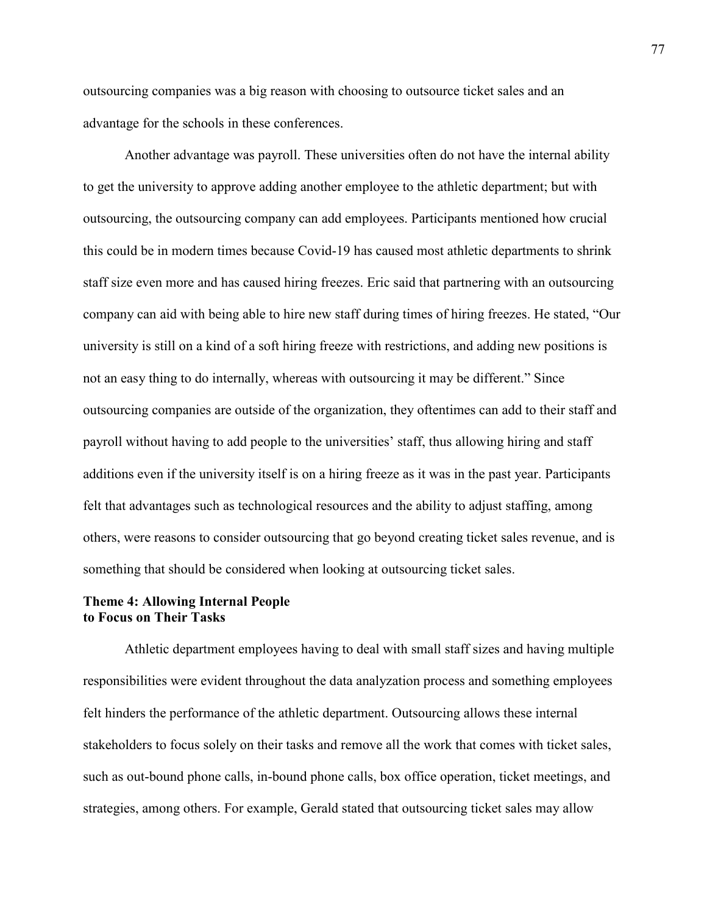outsourcing companies was a big reason with choosing to outsource ticket sales and an advantage for the schools in these conferences.

Another advantage was payroll. These universities often do not have the internal ability to get the university to approve adding another employee to the athletic department; but with outsourcing, the outsourcing company can add employees. Participants mentioned how crucial this could be in modern times because Covid-19 has caused most athletic departments to shrink staff size even more and has caused hiring freezes. Eric said that partnering with an outsourcing company can aid with being able to hire new staff during times of hiring freezes. He stated, "Our university is still on a kind of a soft hiring freeze with restrictions, and adding new positions is not an easy thing to do internally, whereas with outsourcing it may be different." Since outsourcing companies are outside of the organization, they oftentimes can add to their staff and payroll without having to add people to the universities' staff, thus allowing hiring and staff additions even if the university itself is on a hiring freeze as it was in the past year. Participants felt that advantages such as technological resources and the ability to adjust staffing, among others, were reasons to consider outsourcing that go beyond creating ticket sales revenue, and is something that should be considered when looking at outsourcing ticket sales.

### Theme 4: Allowing Internal People to Focus on Their Tasks

Athletic department employees having to deal with small staff sizes and having multiple responsibilities were evident throughout the data analyzation process and something employees felt hinders the performance of the athletic department. Outsourcing allows these internal stakeholders to focus solely on their tasks and remove all the work that comes with ticket sales, such as out-bound phone calls, in-bound phone calls, box office operation, ticket meetings, and strategies, among others. For example, Gerald stated that outsourcing ticket sales may allow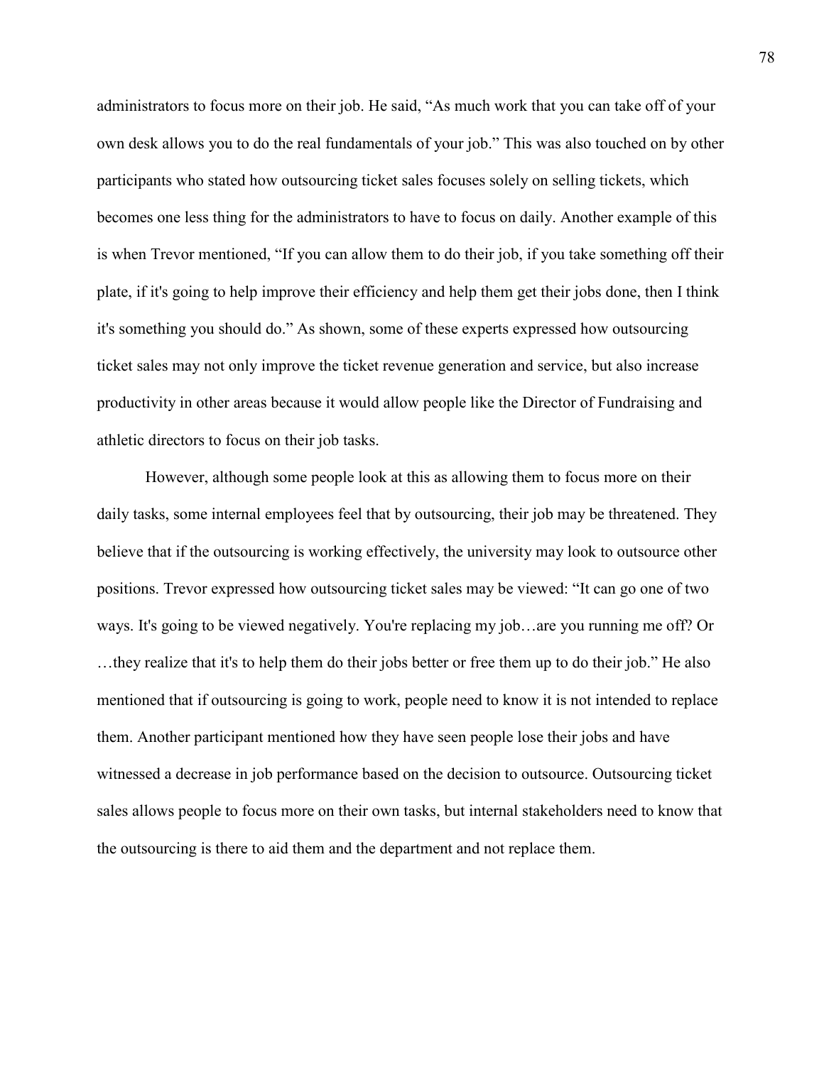administrators to focus more on their job. He said, "As much work that you can take off of your own desk allows you to do the real fundamentals of your job." This was also touched on by other participants who stated how outsourcing ticket sales focuses solely on selling tickets, which becomes one less thing for the administrators to have to focus on daily. Another example of this is when Trevor mentioned, "If you can allow them to do their job, if you take something off their plate, if it's going to help improve their efficiency and help them get their jobs done, then I think it's something you should do." As shown, some of these experts expressed how outsourcing ticket sales may not only improve the ticket revenue generation and service, but also increase productivity in other areas because it would allow people like the Director of Fundraising and athletic directors to focus on their job tasks.

However, although some people look at this as allowing them to focus more on their daily tasks, some internal employees feel that by outsourcing, their job may be threatened. They believe that if the outsourcing is working effectively, the university may look to outsource other positions. Trevor expressed how outsourcing ticket sales may be viewed: "It can go one of two ways. It's going to be viewed negatively. You're replacing my job…are you running me off? Or …they realize that it's to help them do their jobs better or free them up to do their job." He also mentioned that if outsourcing is going to work, people need to know it is not intended to replace them. Another participant mentioned how they have seen people lose their jobs and have witnessed a decrease in job performance based on the decision to outsource. Outsourcing ticket sales allows people to focus more on their own tasks, but internal stakeholders need to know that the outsourcing is there to aid them and the department and not replace them.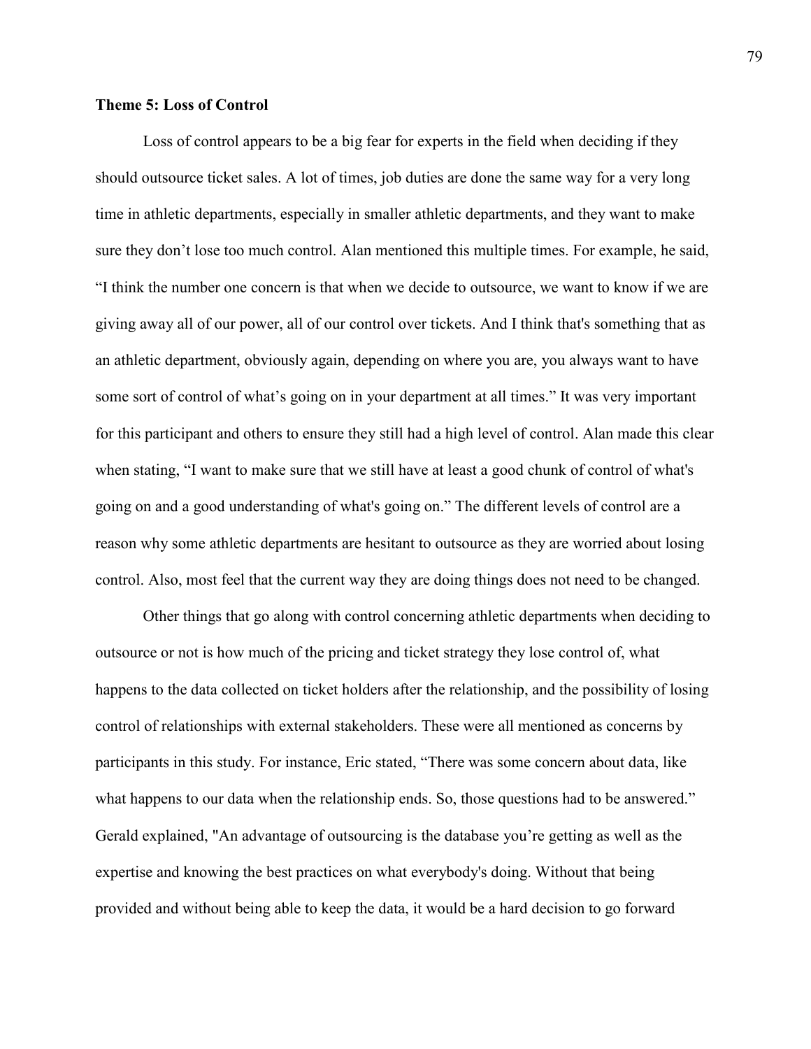**Theme 5: Loss of Control**

Loss of control appears to be a big fear for experts in the field when deciding if they should outsource ticket sales. A lot of times, job duties are done the same way for a very long time in athletic departments, especially in smaller athletic departments, and they want to make sure they don't lose too much control. Alan mentioned this multiple times. For example, he said, "I think the number one concern is that when we decide to outsource, we want to know if we are giving away all of our power, all of our control over tickets. And I think that's something that as an athletic department, obviously again, depending on where you are, you always want to have some sort of control of what's going on in your department at all times." It was very important for this participant and others to ensure they still had a high level of control. Alan made this clear when stating, "I want to make sure that we still have at least a good chunk of control of what's going on and a good understanding of what's going on." The different levels of control are a reason why some athletic departments are hesitant to outsource as they are worried about losing control. Also, most feel that the current way they are doing things does not need to be changed.

Other things that go along with control concerning athletic departments when deciding to outsource or not is how much of the pricing and ticket strategy they lose control of, what happens to the data collected on ticket holders after the relationship, and the possibility of losing control of relationships with external stakeholders. These were all mentioned as concerns by participants in this study. For instance, Eric stated, "There was some concern about data, like what happens to our data when the relationship ends. So, those questions had to be answered." Gerald explained, "An advantage of outsourcing is the database you're getting as well as the expertise and knowing the best practices on what everybody's doing. Without that being provided and without being able to keep the data, it would be a hard decision to go forward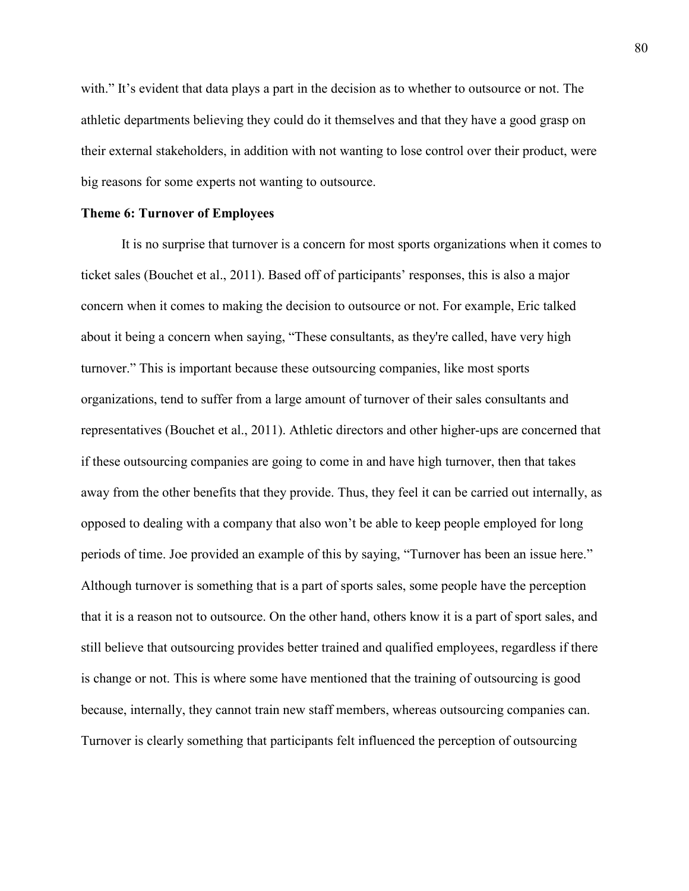with." It's evident that data plays a part in the decision as to whether to outsource or not. The athletic departments believing they could do it themselves and that they have a good grasp on their external stakeholders, in addition with not wanting to lose control over their product, were big reasons for some experts not wanting to outsource.

**Theme 6: Turnover of Employees**

It is no surprise that turnover is a concern for most sports organizations when it comes to ticket sales (Bouchet et al., 2011). Based off of participants' responses, this is also a major concern when it comes to making the decision to outsource or not. For example, Eric talked about it being a concern when saying, "These consultants, as they're called, have very high turnover." This is important because these outsourcing companies, like most sports organizations, tend to suffer from a large amount of turnover of their sales consultants and representatives (Bouchet et al., 2011). Athletic directors and other higher-ups are concerned that if these outsourcing companies are going to come in and have high turnover, then that takes away from the other benefits that they provide. Thus, they feel it can be carried out internally, as opposed to dealing with a company that also won't be able to keep people employed for long periods of time. Joe provided an example of this by saying, "Turnover has been an issue here." Although turnover is something that is a part of sports sales, some people have the perception that it is a reason not to outsource. On the other hand, others know it is a part of sport sales, and still believe that outsourcing provides better trained and qualified employees, regardless if there is change or not. This is where some have mentioned that the training of outsourcing is good because, internally, they cannot train new staff members, whereas outsourcing companies can. Turnover is clearly something that participants felt influenced the perception of outsourcing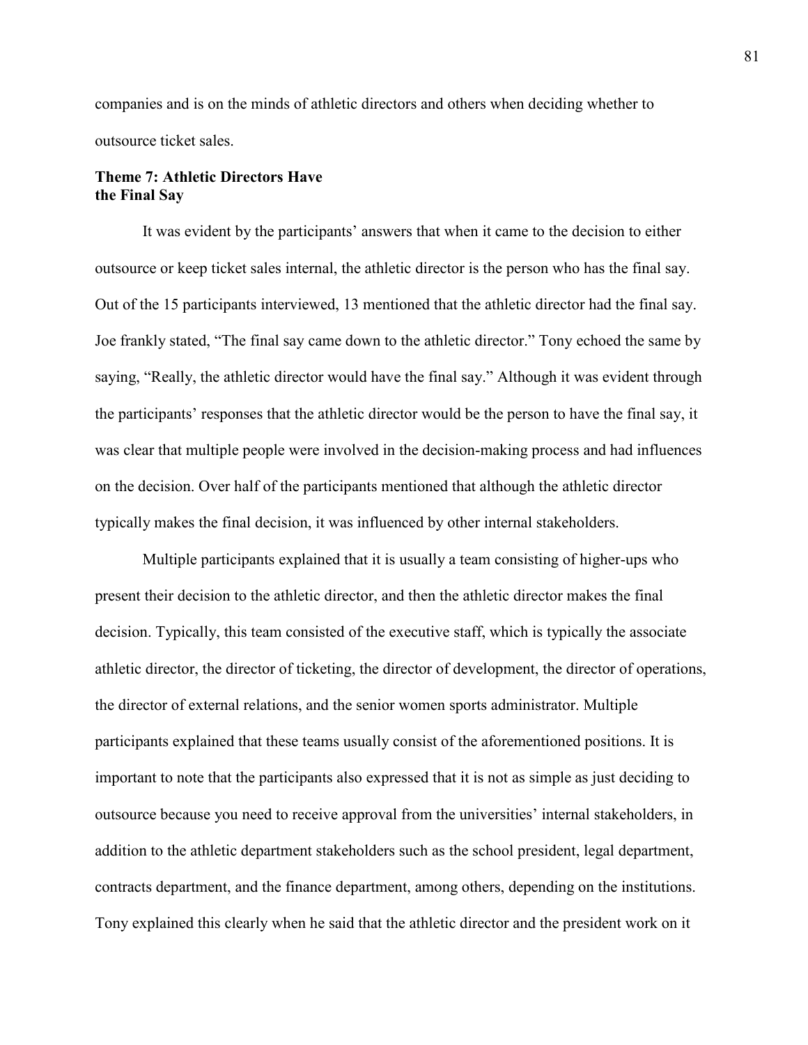companies and is on the minds of athletic directors and others when deciding whether to outsource ticket sales.

### Theme 7: Athletic Directors Have the Final Say

It was evident by the participants' answers that when it came to the decision to either outsource or keep ticket sales internal, the athletic director is the person who has the final say. Out of the 15 participants interviewed, 13 mentioned that the athletic director had the final say. Joe frankly stated, "The final say came down to the athletic director." Tony echoed the same by saying, "Really, the athletic director would have the final say." Although it was evident through the participants' responses that the athletic director would be the person to have the final say, it was clear that multiple people were involved in the decision-making process and had influences on the decision. Over half of the participants mentioned that although the athletic director typically makes the final decision, it was influenced by other internal stakeholders.

Multiple participants explained that it is usually a team consisting of higher-ups who present their decision to the athletic director, and then the athletic director makes the final decision. Typically, this team consisted of the executive staff, which is typically the associate athletic director, the director of ticketing, the director of development, the director of operations, the director of external relations, and the senior women sports administrator. Multiple participants explained that these teams usually consist of the aforementioned positions. It is important to note that the participants also expressed that it is not as simple as just deciding to outsource because you need to receive approval from the universities' internal stakeholders, in addition to the athletic department stakeholders such as the school president, legal department, contracts department, and the finance department, among others, depending on the institutions. Tony explained this clearly when he said that the athletic director and the president work on it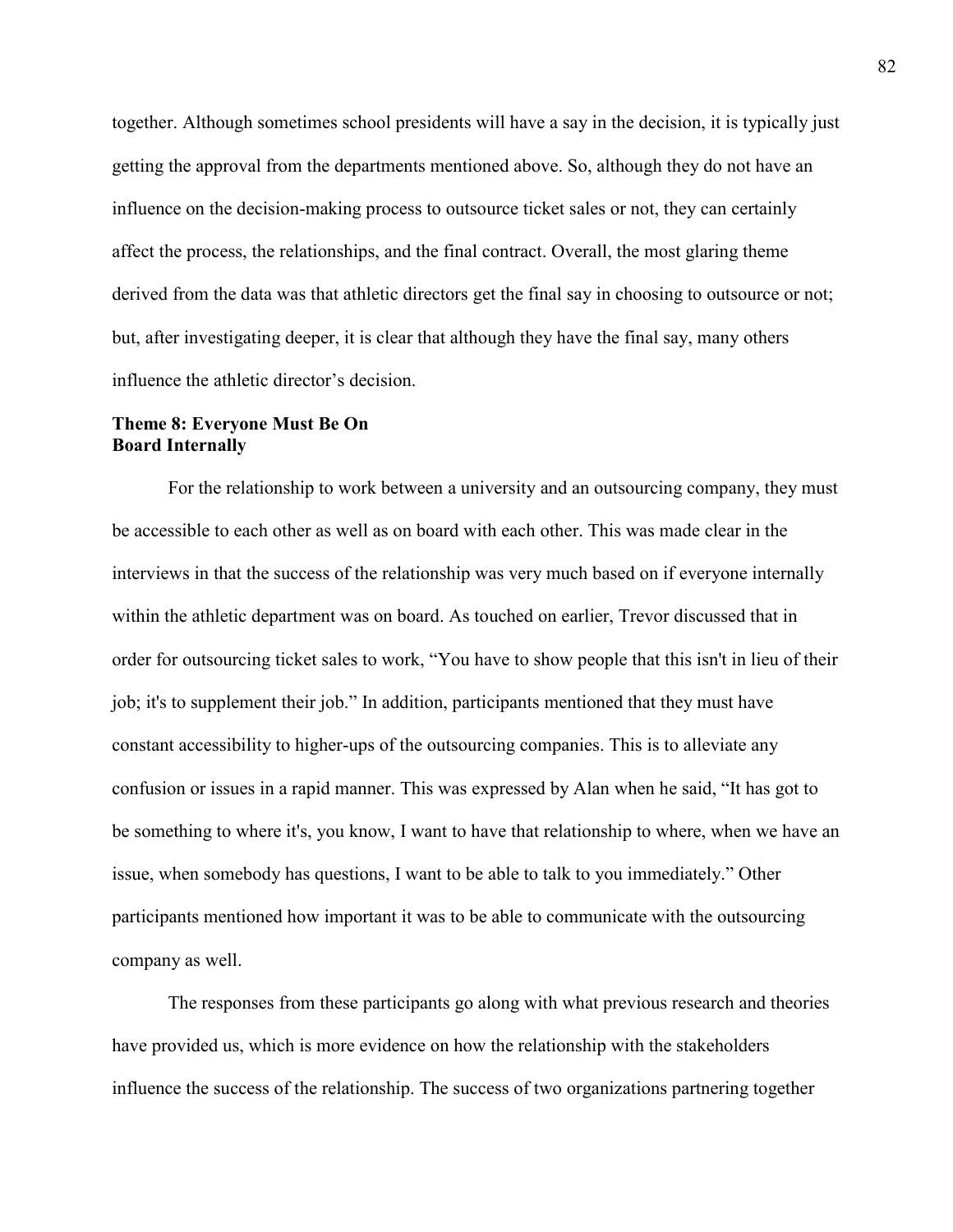together. Although sometimes school presidents will have a say in the decision, it is typically just getting the approval from the departments mentioned above. So, although they do not have an influence on the decision-making process to outsource ticket sales or not, they can certainly affect the process, the relationships, and the final contract. Overall, the most glaring theme derived from the data was that athletic directors get the final say in choosing to outsource or not; but, after investigating deeper, it is clear that although they have the final say, many others influence the athletic director's decision.

### Theme 8: Everyone Must Be On Board Internally

For the relationship to work between a university and an outsourcing company, they must be accessible to each other as well as on board with each other. This was made clear in the interviews in that the success of the relationship was very much based on if everyone internally within the athletic department was on board. As touched on earlier, Trevor discussed that in order for outsourcing ticket sales to work, "You have to show people that this isn't in lieu of their job; it's to supplement their job." In addition, participants mentioned that they must have constant accessibility to higher-ups of the outsourcing companies. This is to alleviate any confusion or issues in a rapid manner. This was expressed by Alan when he said, "It has got to be something to where it's, you know, I want to have that relationship to where, when we have an issue, when somebody has questions, I want to be able to talk to you immediately." Other participants mentioned how important it was to be able to communicate with the outsourcing company as well.

The responses from these participants go along with what previous research and theories have provided us, which is more evidence on how the relationship with the stakeholders influence the success of the relationship. The success of two organizations partnering together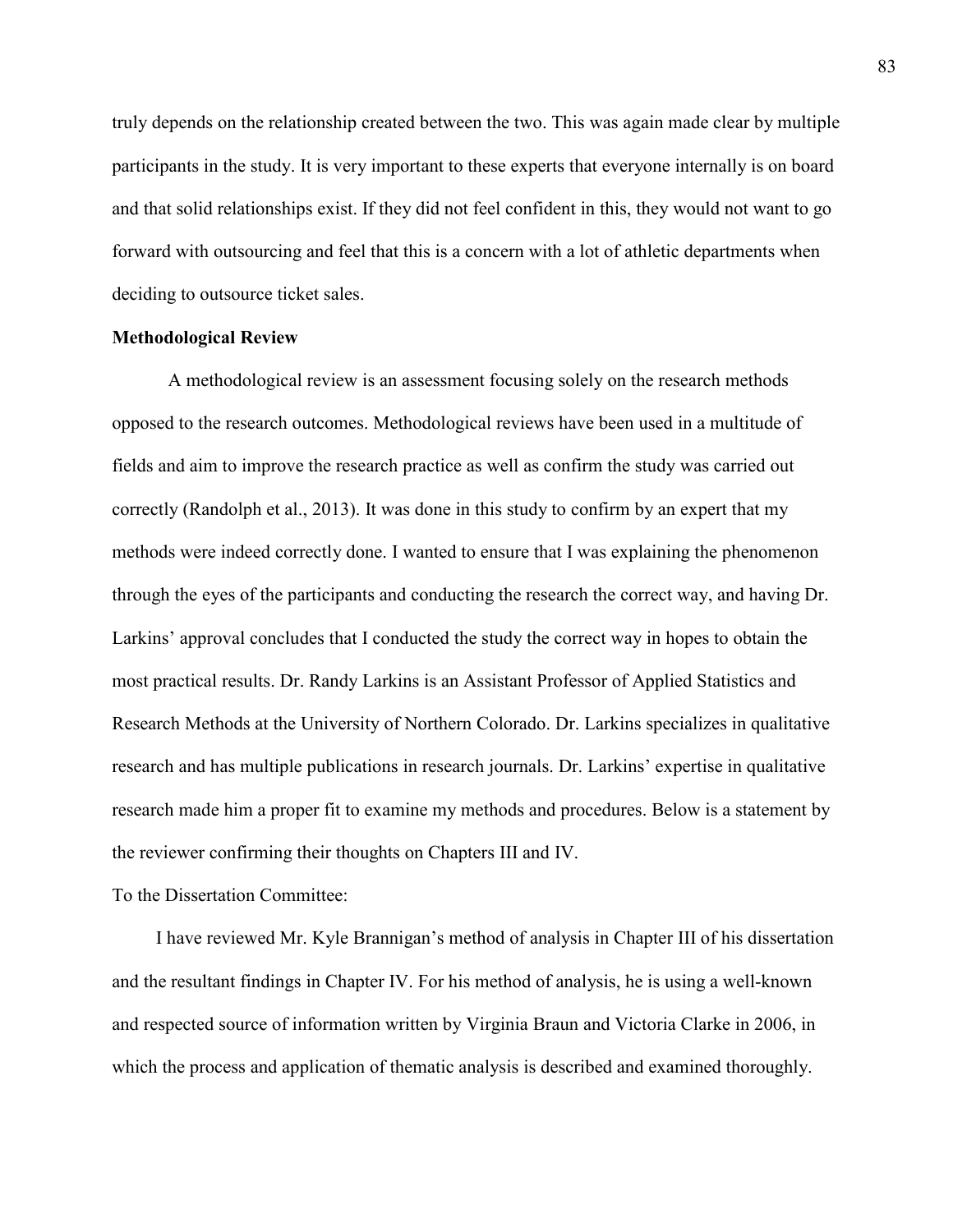truly depends on the relationship created between the two. This was again made clear by multiple participants in the study. It is very important to these experts that everyone internally is on board and that solid relationships exist. If they did not feel confident in this, they would not want to go forward with outsourcing and feel that this is a concern with a lot of athletic departments when deciding to outsource ticket sales.

**Methodological Review**

A methodological review is an assessment focusing solely on the research methods opposed to the research outcomes. Methodological reviews have been used in a multitude of fields and aim to improve the research practice as well as confirm the study was carried out correctly (Randolph et al., 2013). It was done in this study to confirm by an expert that my methods were indeed correctly done. I wanted to ensure that I was explaining the phenomenon through the eyes of the participants and conducting the research the correct way, and having Dr. Larkins' approval concludes that I conducted the study the correct way in hopes to obtain the most practical results. Dr. Randy Larkins is an Assistant Professor of Applied Statistics and Research Methods at the University of Northern Colorado. Dr. Larkins specializes in qualitative research and has multiple publications in research journals. Dr. Larkins' expertise in qualitative research made him a proper fit to examine my methods and procedures. Below is a statement by the reviewer confirming their thoughts on Chapters III and IV.

To the Dissertation Committee:

I have reviewed Mr. Kyle Brannigan's method of analysis in Chapter III of his dissertation and the resultant findings in Chapter IV. For his method of analysis, he is using a well-known and respected source of information written by Virginia Braun and Victoria Clarke in 2006, in which the process and application of thematic analysis is described and examined thoroughly.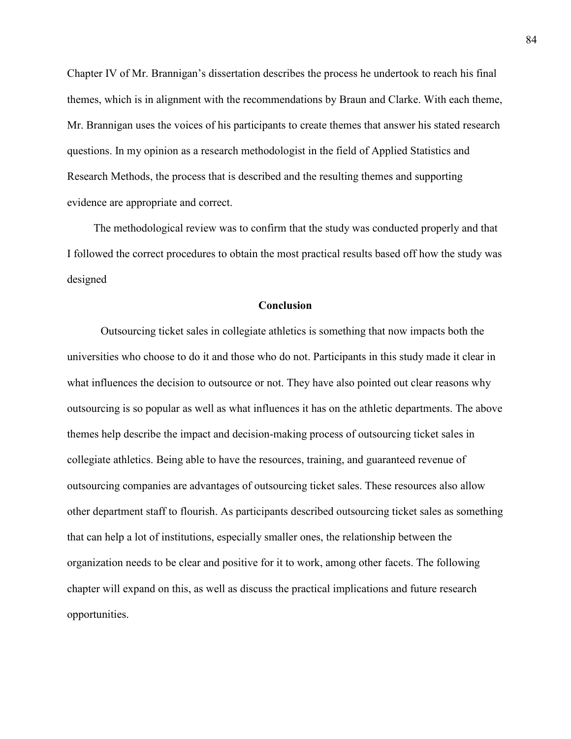Chapter IV of Mr. Brannigan's dissertation describes the process he undertook to reach his final themes, which is in alignment with the recommendations by Braun and Clarke. With each theme, Mr. Brannigan uses the voices of his participants to create themes that answer his stated research questions. In my opinion as a research methodologist in the field of Applied Statistics and Research Methods, the process that is described and the resulting themes and supporting evidence are appropriate and correct.

The methodological review was to confirm that the study was conducted properly and that I followed the correct procedures to obtain the most practical results based off how the study was designed

## Conclusion

Outsourcing ticket sales in collegiate athletics is something that now impacts both the universities who choose to do it and those who do not. Participants in this study made it clear in what influences the decision to outsource or not. They have also pointed out clear reasons why outsourcing is so popular as well as what influences it has on the athletic departments. The above themes help describe the impact and decision-making process of outsourcing ticket sales in collegiate athletics. Being able to have the resources, training, and guaranteed revenue of outsourcing companies are advantages of outsourcing ticket sales. These resources also allow other department staff to flourish. As participants described outsourcing ticket sales as something that can help a lot of institutions, especially smaller ones, the relationship between the organization needs to be clear and positive for it to work, among other facets. The following chapter will expand on this, as well as discuss the practical implications and future research opportunities.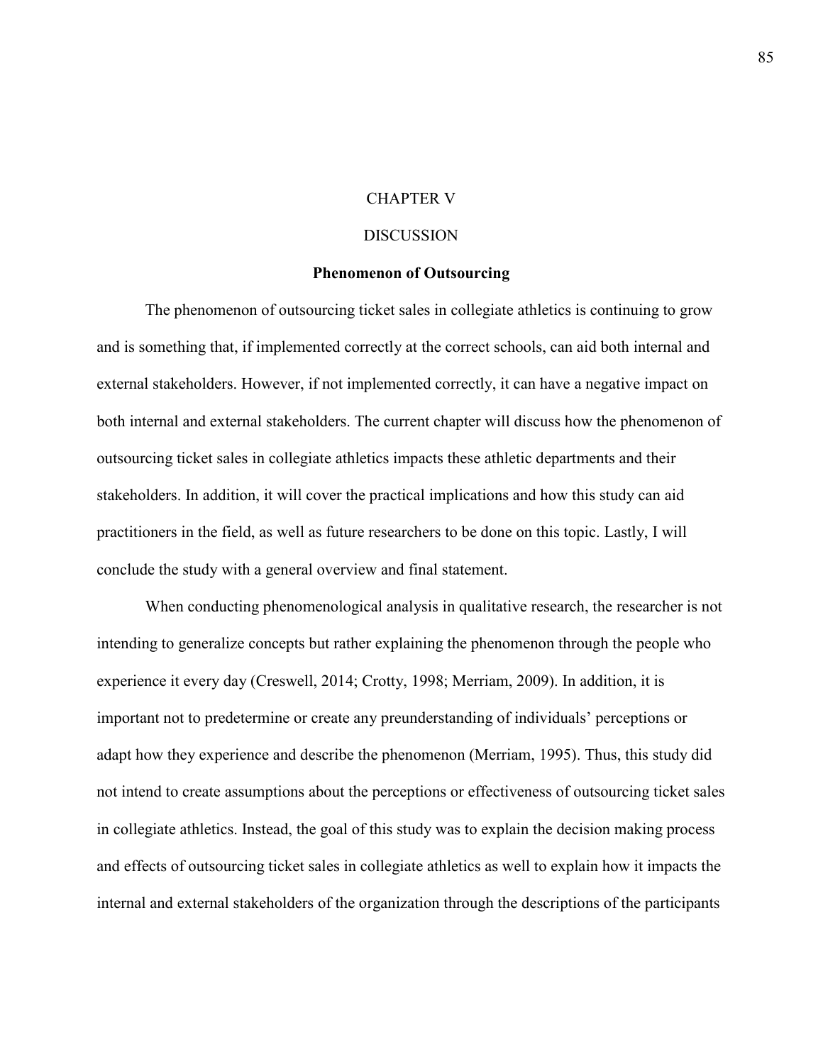# CHAPTER V

# DISCUSSION

## Phenomenon of Outsourcing

The phenomenon of outsourcing ticket sales in collegiate athletics is continuing to grow and is something that, if implemented correctly at the correct schools, can aid both internal and external stakeholders. However, if not implemented correctly, it can have a negative impact on both internal and external stakeholders. The current chapter will discuss how the phenomenon of outsourcing ticket sales in collegiate athletics impacts these athletic departments and their stakeholders. In addition, it will cover the practical implications and how this study can aid practitioners in the field, as well as future researchers to be done on this topic. Lastly, I will conclude the study with a general overview and final statement.

When conducting phenomenological analysis in qualitative research, the researcher is not intending to generalize concepts but rather explaining the phenomenon through the people who experience it every day (Creswell, 2014; Crotty, 1998; Merriam, 2009). In addition, it is important not to predetermine or create any preunderstanding of individuals' perceptions or adapt how they experience and describe the phenomenon (Merriam, 1995). Thus, this study did not intend to create assumptions about the perceptions or effectiveness of outsourcing ticket sales in collegiate athletics. Instead, the goal of this study was to explain the decision making process and effects of outsourcing ticket sales in collegiate athletics as well to explain how it impacts the internal and external stakeholders of the organization through the descriptions of the participants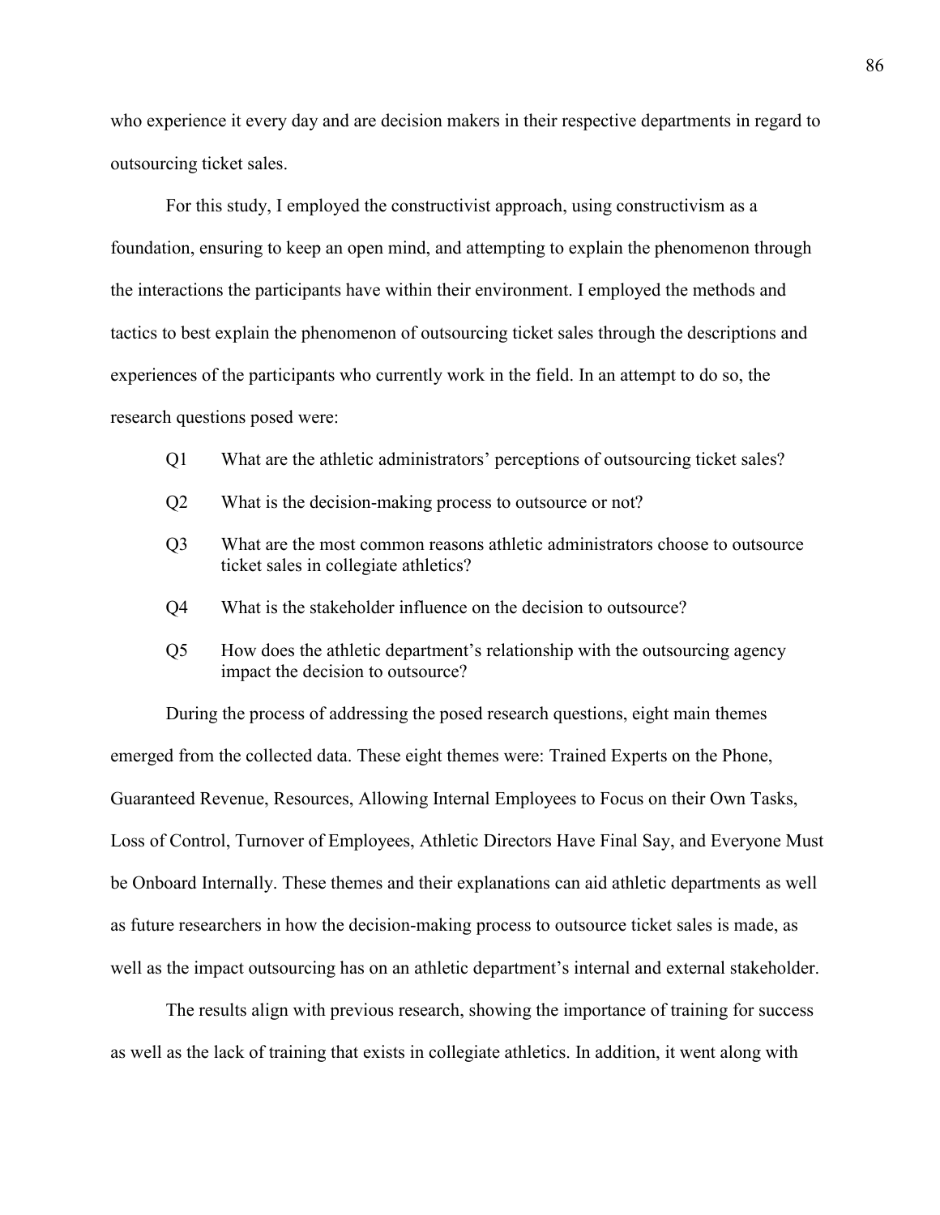who experience it every day and are decision makers in their respective departments in regard to outsourcing ticket sales.

For this study, I employed the constructivist approach, using constructivism as a foundation, ensuring to keep an open mind, and attempting to explain the phenomenon through the interactions the participants have within their environment. I employed the methods and tactics to best explain the phenomenon of outsourcing ticket sales through the descriptions and experiences of the participants who currently work in the field. In an attempt to do so, the research questions posed were:

- Q1 What are the athletic administrators' perceptions of outsourcing ticket sales?
- Q2 What is the decision-making process to outsource or not?
- Q3 What are the most common reasons athletic administrators choose to outsource ticket sales in collegiate athletics?
- Q4 What is the stakeholder influence on the decision to outsource?
- Q5 How does the athletic department's relationship with the outsourcing agency impact the decision to outsource?

During the process of addressing the posed research questions, eight main themes emerged from the collected data. These eight themes were: Trained Experts on the Phone, Guaranteed Revenue, Resources, Allowing Internal Employees to Focus on their Own Tasks, Loss of Control, Turnover of Employees, Athletic Directors Have Final Say, and Everyone Must be Onboard Internally. These themes and their explanations can aid athletic departments as well as future researchers in how the decision-making process to outsource ticket sales is made, as well as the impact outsourcing has on an athletic department's internal and external stakeholder.

The results align with previous research, showing the importance of training for success as well as the lack of training that exists in collegiate athletics. In addition, it went along with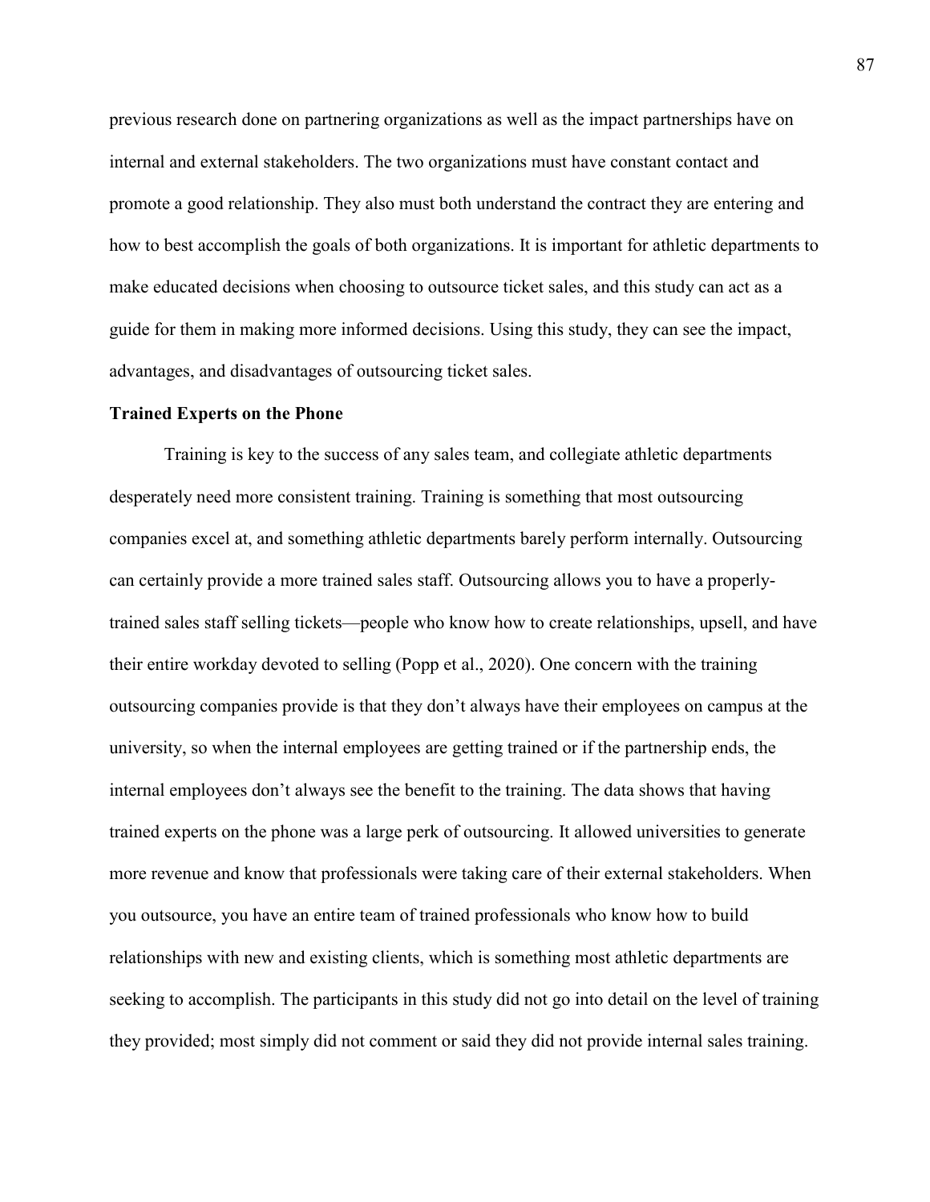previous research done on partnering organizations as well as the impact partnerships have on internal and external stakeholders. The two organizations must have constant contact and promote a good relationship. They also must both understand the contract they are entering and how to best accomplish the goals of both organizations. It is important for athletic departments to make educated decisions when choosing to outsource ticket sales, and this study can act as a guide for them in making more informed decisions. Using this study, they can see the impact, advantages, and disadvantages of outsourcing ticket sales.

**Trained Experts on the Phone**

Training is key to the success of any sales team, and collegiate athletic departments desperately need more consistent training. Training is something that most outsourcing companies excel at, and something athletic departments barely perform internally. Outsourcing can certainly provide a more trained sales staff. Outsourcing allows you to have a properly-trained sales staff selling tickets—people who know how to create relationships, upsell, and have their entire workday devoted to selling (Popp et al., 2020). One concern with the training outsourcing companies provide is that they don't always have their employees on campus at the university, so when the internal employees are getting trained or if the partnership ends, the internal employees don't always see the benefit to the training. The data shows that having trained experts on the phone was a large perk of outsourcing. It allowed universities to generate more revenue and know that professionals were taking care of their external stakeholders. When you outsource, you have an entire team of trained professionals who know how to build relationships with new and existing clients, which is something most athletic departments are seeking to accomplish. The participants in this study did not go into detail on the level of training they provided; most simply did not comment or said they did not provide internal sales training.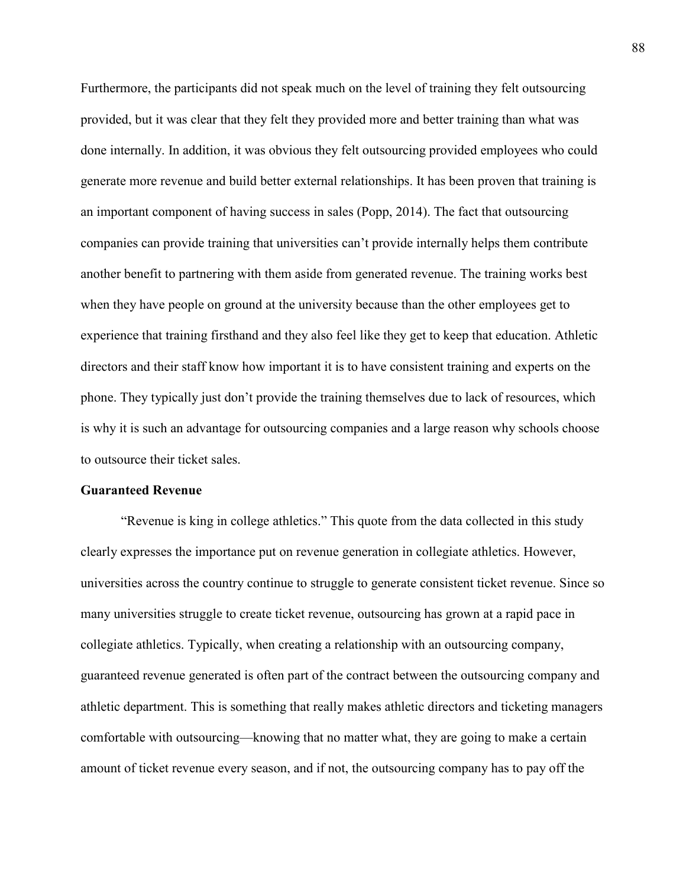Furthermore, the participants did not speak much on the level of training they felt outsourcing provided, but it was clear that they felt they provided more and better training than what was done internally. In addition, it was obvious they felt outsourcing provided employees who could generate more revenue and build better external relationships. It has been proven that training is an important component of having success in sales (Popp, 2014). The fact that outsourcing companies can provide training that universities can't provide internally helps them contribute another benefit to partnering with them aside from generated revenue. The training works best when they have people on ground at the university because than the other employees get to experience that training firsthand and they also feel like they get to keep that education. Athletic directors and their staff know how important it is to have consistent training and experts on the phone. They typically just don't provide the training themselves due to lack of resources, which is why it is such an advantage for outsourcing companies and a large reason why schools choose to outsource their ticket sales.

**Guaranteed Revenue**

"Revenue is king in college athletics." This quote from the data collected in this study clearly expresses the importance put on revenue generation in collegiate athletics. However, universities across the country continue to struggle to generate consistent ticket revenue. Since so many universities struggle to create ticket revenue, outsourcing has grown at a rapid pace in collegiate athletics. Typically, when creating a relationship with an outsourcing company, guaranteed revenue generated is often part of the contract between the outsourcing company and athletic department. This is something that really makes athletic directors and ticketing managers comfortable with outsourcing—knowing that no matter what, they are going to make a certain amount of ticket revenue every season, and if not, the outsourcing company has to pay off the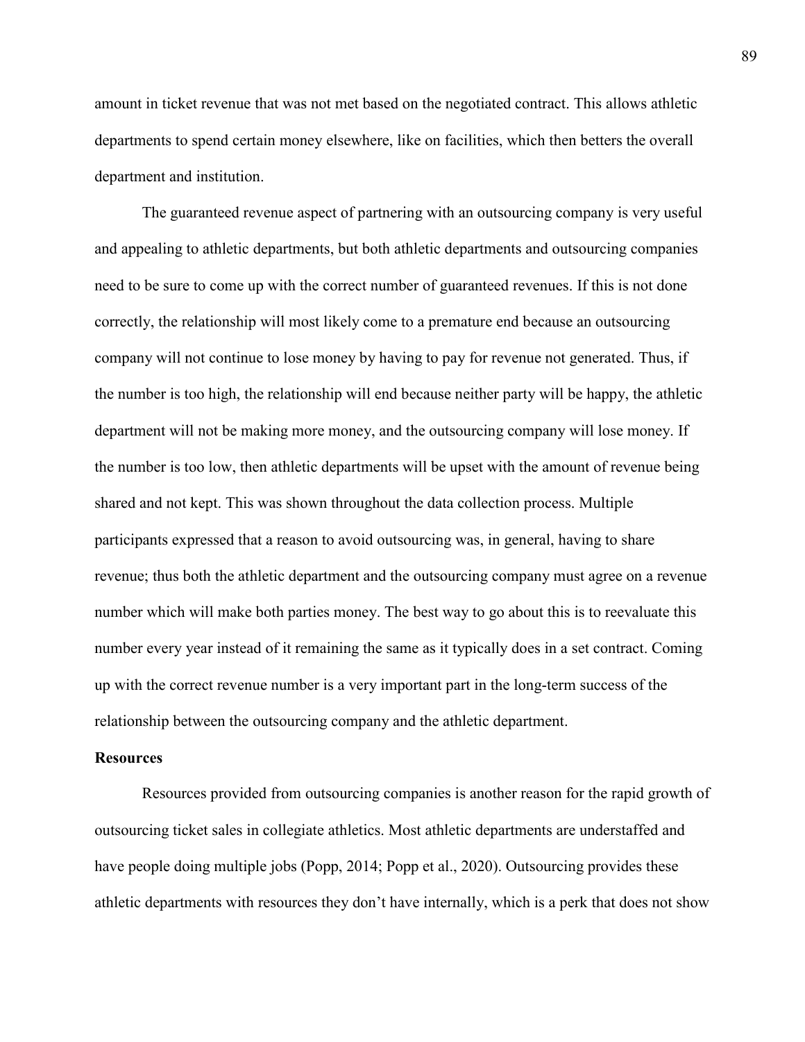amount in ticket revenue that was not met based on the negotiated contract. This allows athletic departments to spend certain money elsewhere, like on facilities, which then betters the overall department and institution.

The guaranteed revenue aspect of partnering with an outsourcing company is very useful and appealing to athletic departments, but both athletic departments and outsourcing companies need to be sure to come up with the correct number of guaranteed revenues. If this is not done correctly, the relationship will most likely come to a premature end because an outsourcing company will not continue to lose money by having to pay for revenue not generated. Thus, if the number is too high, the relationship will end because neither party will be happy, the athletic department will not be making more money, and the outsourcing company will lose money. If the number is too low, then athletic departments will be upset with the amount of revenue being shared and not kept. This was shown throughout the data collection process. Multiple participants expressed that a reason to avoid outsourcing was, in general, having to share revenue; thus both the athletic department and the outsourcing company must agree on a revenue number which will make both parties money. The best way to go about this is to reevaluate this number every year instead of it remaining the same as it typically does in a set contract. Coming up with the correct revenue number is a very important part in the long-term success of the relationship between the outsourcing company and the athletic department.

**Resources**

Resources provided from outsourcing companies is another reason for the rapid growth of outsourcing ticket sales in collegiate athletics. Most athletic departments are understaffed and have people doing multiple jobs (Popp, 2014; Popp et al., 2020). Outsourcing provides these athletic departments with resources they don't have internally, which is a perk that does not show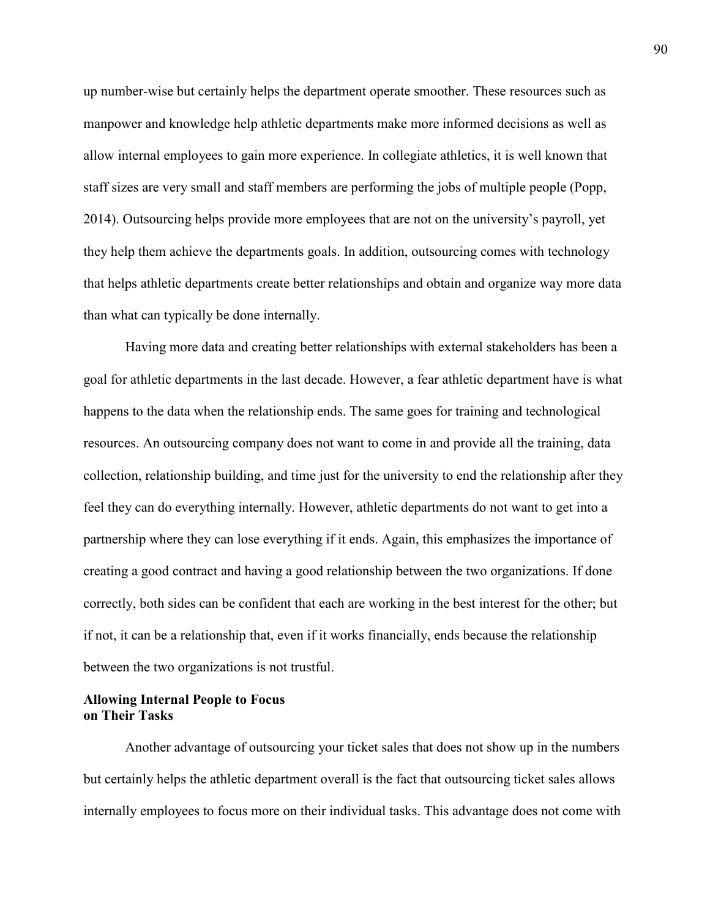up number-wise but certainly helps the department operate smoother. These resources such as manpower and knowledge help athletic departments make more informed decisions as well as allow internal employees to gain more experience. In collegiate athletics, it is well known that staff sizes are very small and staff members are performing the jobs of multiple people (Popp, 2014). Outsourcing helps provide more employees that are not on the university's payroll, yet they help them achieve the departments goals. In addition, outsourcing comes with technology that helps athletic departments create better relationships and obtain and organize way more data than what can typically be done internally.

Having more data and creating better relationships with external stakeholders has been a goal for athletic departments in the last decade. However, a fear athletic department have is what happens to the data when the relationship ends. The same goes for training and technological resources. An outsourcing company does not want to come in and provide all the training, data collection, relationship building, and time just for the university to end the relationship after they feel they can do everything internally. However, athletic departments do not want to get into a partnership where they can lose everything if it ends. Again, this emphasizes the importance of creating a good contract and having a good relationship between the two organizations. If done correctly, both sides can be confident that each are working in the best interest for the other; but if not, it can be a relationship that, even if it works financially, ends because the relationship between the two organizations is not trustful.

**Allowing Internal People to Focus on Their Tasks**

Another advantage of outsourcing your ticket sales that does not show up in the numbers but certainly helps the athletic department overall is the fact that outsourcing ticket sales allows internally employees to focus more on their individual tasks. This advantage does not come with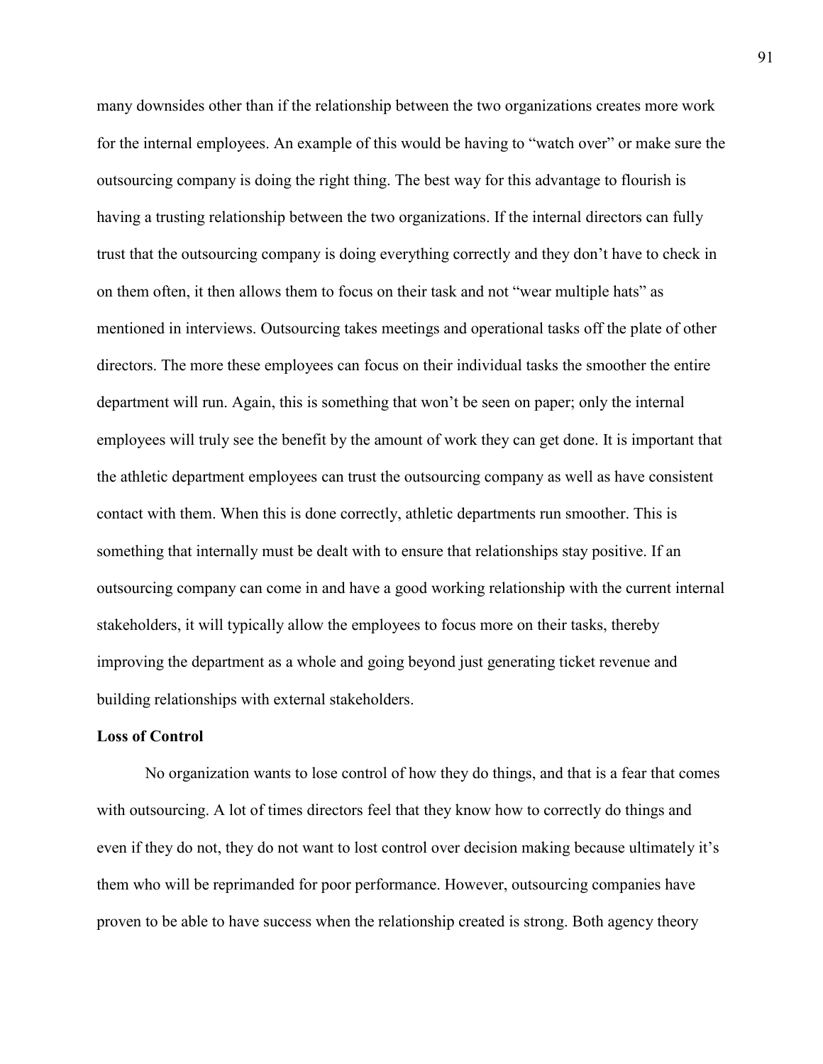many downsides other than if the relationship between the two organizations creates more work for the internal employees. An example of this would be having to "watch over" or make sure the outsourcing company is doing the right thing. The best way for this advantage to flourish is having a trusting relationship between the two organizations. If the internal directors can fully trust that the outsourcing company is doing everything correctly and they don't have to check in on them often, it then allows them to focus on their task and not "wear multiple hats" as mentioned in interviews. Outsourcing takes meetings and operational tasks off the plate of other directors. The more these employees can focus on their individual tasks the smoother the entire department will run. Again, this is something that won't be seen on paper; only the internal employees will truly see the benefit by the amount of work they can get done. It is important that the athletic department employees can trust the outsourcing company as well as have consistent contact with them. When this is done correctly, athletic departments run smoother. This is something that internally must be dealt with to ensure that relationships stay positive. If an outsourcing company can come in and have a good working relationship with the current internal stakeholders, it will typically allow the employees to focus more on their tasks, thereby improving the department as a whole and going beyond just generating ticket revenue and building relationships with external stakeholders.

**Loss of Control**

No organization wants to lose control of how they do things, and that is a fear that comes with outsourcing. A lot of times directors feel that they know how to correctly do things and even if they do not, they do not want to lost control over decision making because ultimately it's them who will be reprimanded for poor performance. However, outsourcing companies have proven to be able to have success when the relationship created is strong. Both agency theory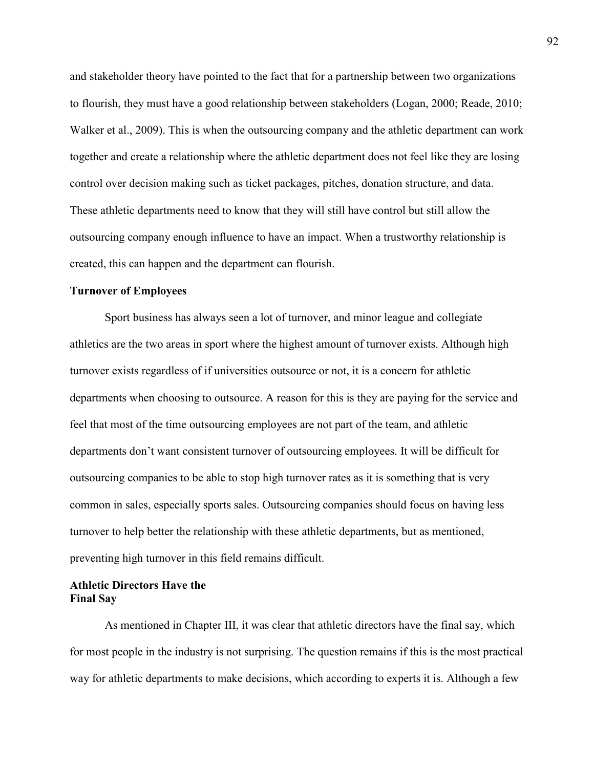and stakeholder theory have pointed to the fact that for a partnership between two organizations to flourish, they must have a good relationship between stakeholders (Logan, 2000; Reade, 2010; Walker et al., 2009). This is when the outsourcing company and the athletic department can work together and create a relationship where the athletic department does not feel like they are losing control over decision making such as ticket packages, pitches, donation structure, and data. These athletic departments need to know that they will still have control but still allow the outsourcing company enough influence to have an impact. When a trustworthy relationship is created, this can happen and the department can flourish.

### Turnover of Employees

Sport business has always seen a lot of turnover, and minor league and collegiate athletics are the two areas in sport where the highest amount of turnover exists. Although high turnover exists regardless of if universities outsource or not, it is a concern for athletic departments when choosing to outsource. A reason for this is they are paying for the service and feel that most of the time outsourcing employees are not part of the team, and athletic departments don't want consistent turnover of outsourcing employees. It will be difficult for outsourcing companies to be able to stop high turnover rates as it is something that is very common in sales, especially sports sales. Outsourcing companies should focus on having less turnover to help better the relationship with these athletic departments, but as mentioned, preventing high turnover in this field remains difficult.

### Athletic Directors Have the Final Say

As mentioned in Chapter III, it was clear that athletic directors have the final say, which for most people in the industry is not surprising. The question remains if this is the most practical way for athletic departments to make decisions, which according to experts it is. Although a few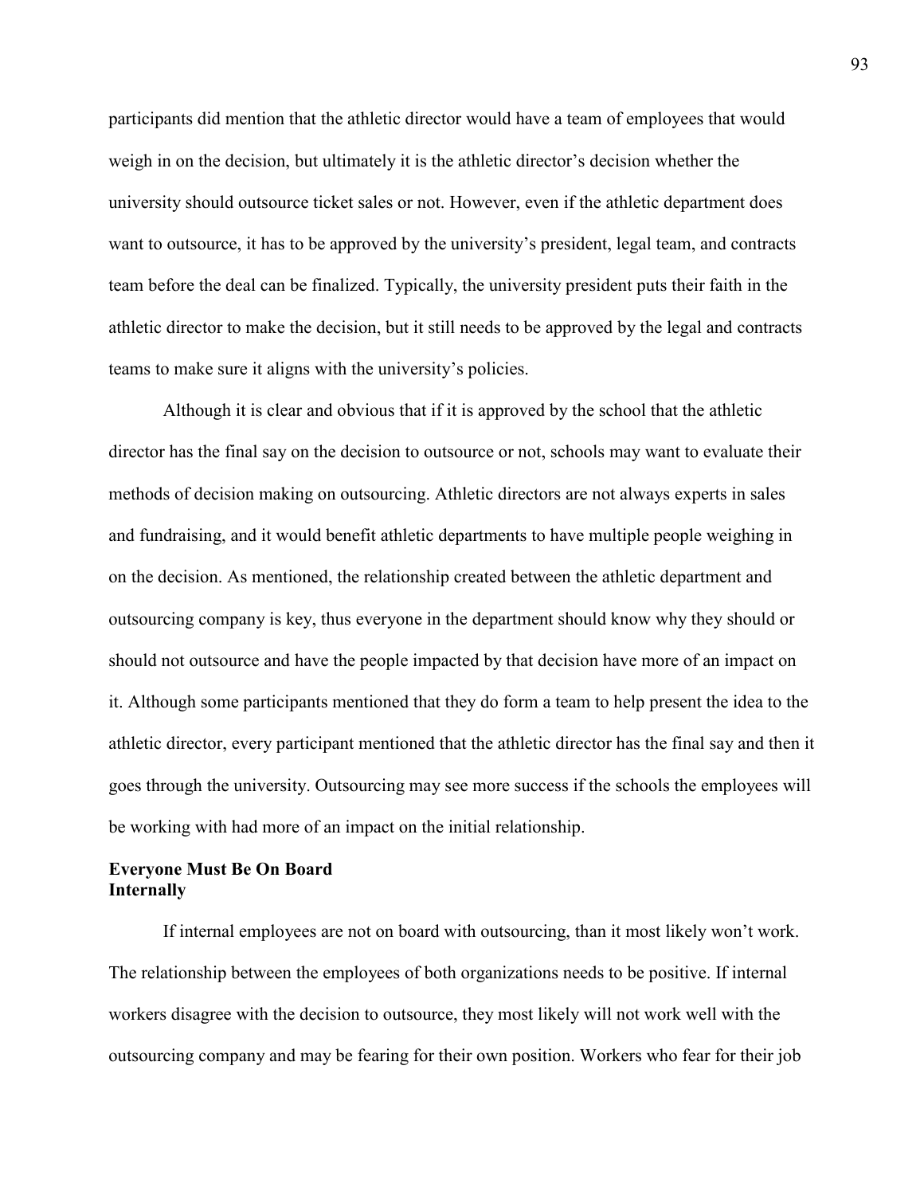participants did mention that the athletic director would have a team of employees that would weigh in on the decision, but ultimately it is the athletic director's decision whether the university should outsource ticket sales or not. However, even if the athletic department does want to outsource, it has to be approved by the university's president, legal team, and contracts team before the deal can be finalized. Typically, the university president puts their faith in the athletic director to make the decision, but it still needs to be approved by the legal and contracts teams to make sure it aligns with the university's policies.

Although it is clear and obvious that if it is approved by the school that the athletic director has the final say on the decision to outsource or not, schools may want to evaluate their methods of decision making on outsourcing. Athletic directors are not always experts in sales and fundraising, and it would benefit athletic departments to have multiple people weighing in on the decision. As mentioned, the relationship created between the athletic department and outsourcing company is key, thus everyone in the department should know why they should or should not outsource and have the people impacted by that decision have more of an impact on it. Although some participants mentioned that they do form a team to help present the idea to the athletic director, every participant mentioned that the athletic director has the final say and then it goes through the university. Outsourcing may see more success if the schools the employees will be working with had more of an impact on the initial relationship.

## Everyone Must Be On Board

### Internally

If internal employees are not on board with outsourcing, than it most likely won't work. The relationship between the employees of both organizations needs to be positive. If internal workers disagree with the decision to outsource, they most likely will not work well with the outsourcing company and may be fearing for their own position. Workers who fear for their job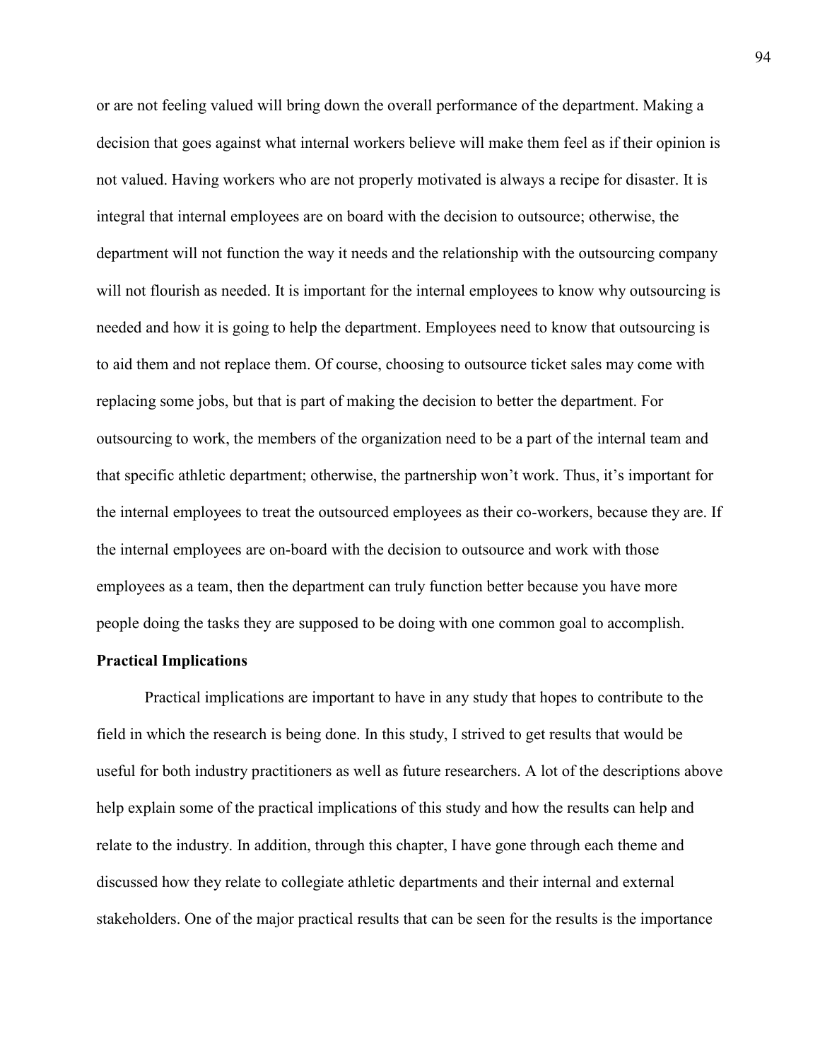or are not feeling valued will bring down the overall performance of the department. Making a decision that goes against what internal workers believe will make them feel as if their opinion is not valued. Having workers who are not properly motivated is always a recipe for disaster. It is integral that internal employees are on board with the decision to outsource; otherwise, the department will not function the way it needs and the relationship with the outsourcing company will not flourish as needed. It is important for the internal employees to know why outsourcing is needed and how it is going to help the department. Employees need to know that outsourcing is to aid them and not replace them. Of course, choosing to outsource ticket sales may come with replacing some jobs, but that is part of making the decision to better the department. For outsourcing to work, the members of the organization need to be a part of the internal team and that specific athletic department; otherwise, the partnership won't work. Thus, it's important for the internal employees to treat the outsourced employees as their co-workers, because they are. If the internal employees are on-board with the decision to outsource and work with those employees as a team, then the department can truly function better because you have more people doing the tasks they are supposed to be doing with one common goal to accomplish.

**Practical Implications**

Practical implications are important to have in any study that hopes to contribute to the field in which the research is being done. In this study, I strived to get results that would be useful for both industry practitioners as well as future researchers. A lot of the descriptions above help explain some of the practical implications of this study and how the results can help and relate to the industry. In addition, through this chapter, I have gone through each theme and discussed how they relate to collegiate athletic departments and their internal and external stakeholders. One of the major practical results that can be seen for the results is the importance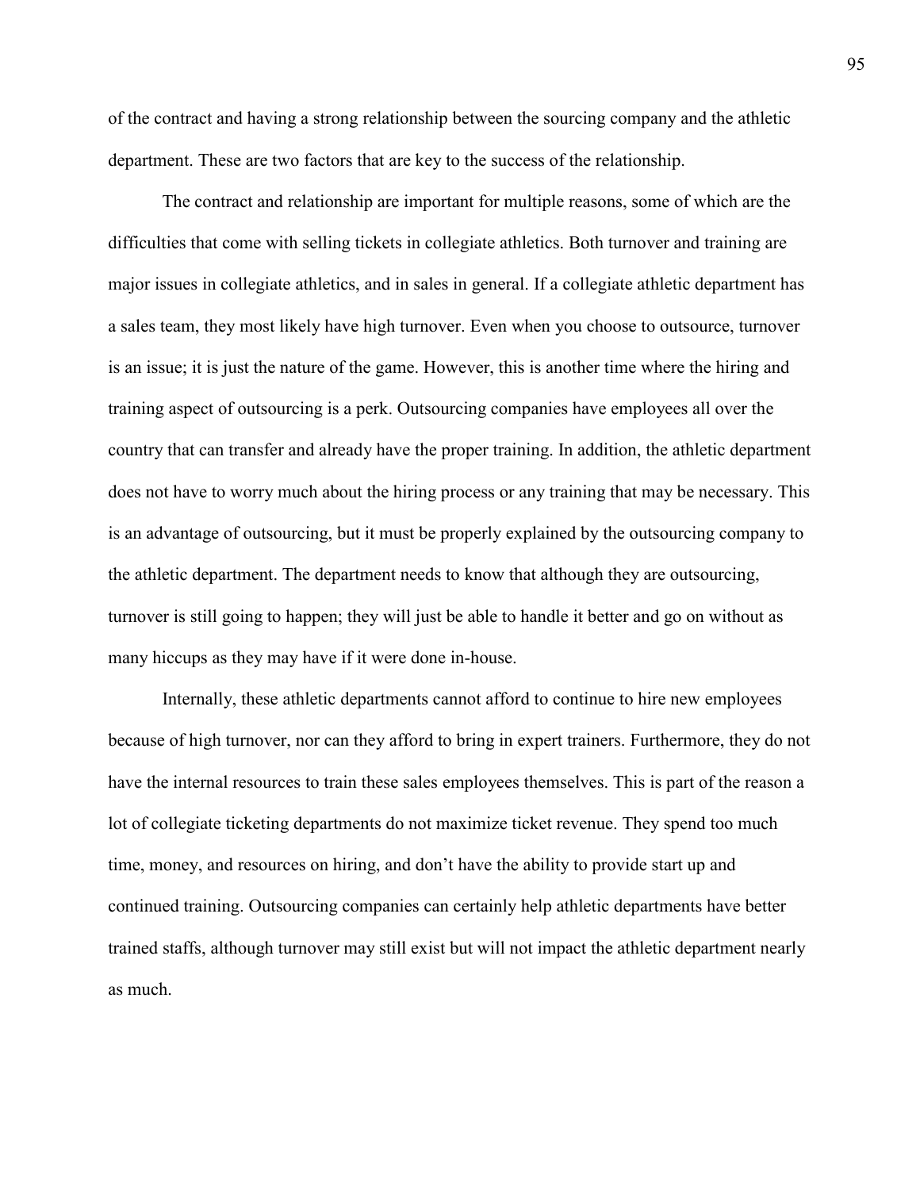of the contract and having a strong relationship between the sourcing company and the athletic department. These are two factors that are key to the success of the relationship.

The contract and relationship are important for multiple reasons, some of which are the difficulties that come with selling tickets in collegiate athletics. Both turnover and training are major issues in collegiate athletics, and in sales in general. If a collegiate athletic department has a sales team, they most likely have high turnover. Even when you choose to outsource, turnover is an issue; it is just the nature of the game. However, this is another time where the hiring and training aspect of outsourcing is a perk. Outsourcing companies have employees all over the country that can transfer and already have the proper training. In addition, the athletic department does not have to worry much about the hiring process or any training that may be necessary. This is an advantage of outsourcing, but it must be properly explained by the outsourcing company to the athletic department. The department needs to know that although they are outsourcing, turnover is still going to happen; they will just be able to handle it better and go on without as many hiccups as they may have if it were done in-house.

Internally, these athletic departments cannot afford to continue to hire new employees because of high turnover, nor can they afford to bring in expert trainers. Furthermore, they do not have the internal resources to train these sales employees themselves. This is part of the reason a lot of collegiate ticketing departments do not maximize ticket revenue. They spend too much time, money, and resources on hiring, and don't have the ability to provide start up and continued training. Outsourcing companies can certainly help athletic departments have better trained staffs, although turnover may still exist but will not impact the athletic department nearly as much.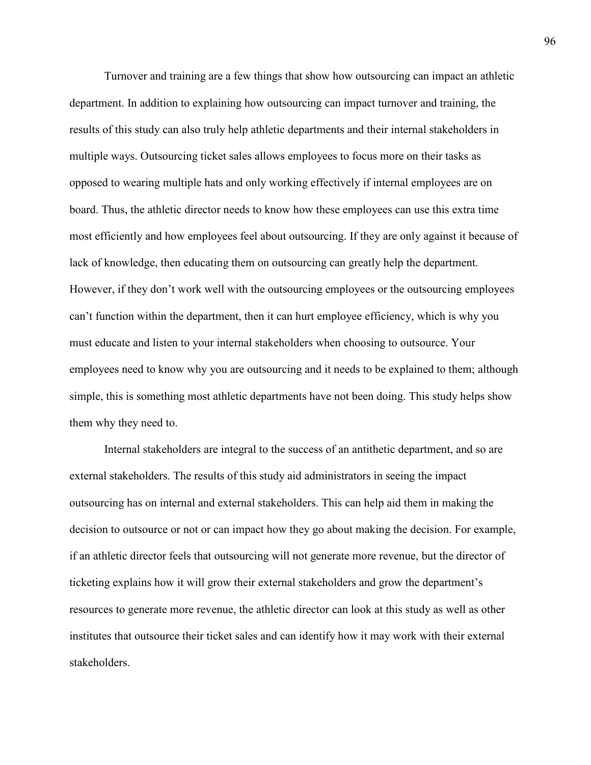Turnover and training are a few things that show how outsourcing can impact an athletic department. In addition to explaining how outsourcing can impact turnover and training, the results of this study can also truly help athletic departments and their internal stakeholders in multiple ways. Outsourcing ticket sales allows employees to focus more on their tasks as opposed to wearing multiple hats and only working effectively if internal employees are on board. Thus, the athletic director needs to know how these employees can use this extra time most efficiently and how employees feel about outsourcing. If they are only against it because of lack of knowledge, then educating them on outsourcing can greatly help the department. However, if they don't work well with the outsourcing employees or the outsourcing employees can't function within the department, then it can hurt employee efficiency, which is why you must educate and listen to your internal stakeholders when choosing to outsource. Your employees need to know why you are outsourcing and it needs to be explained to them; although simple, this is something most athletic departments have not been doing. This study helps show them why they need to.

Internal stakeholders are integral to the success of an antithetic department, and so are external stakeholders. The results of this study aid administrators in seeing the impact outsourcing has on internal and external stakeholders. This can help aid them in making the decision to outsource or not or can impact how they go about making the decision. For example, if an athletic director feels that outsourcing will not generate more revenue, but the director of ticketing explains how it will grow their external stakeholders and grow the department's resources to generate more revenue, the athletic director can look at this study as well as other institutes that outsource their ticket sales and can identify how it may work with their external stakeholders.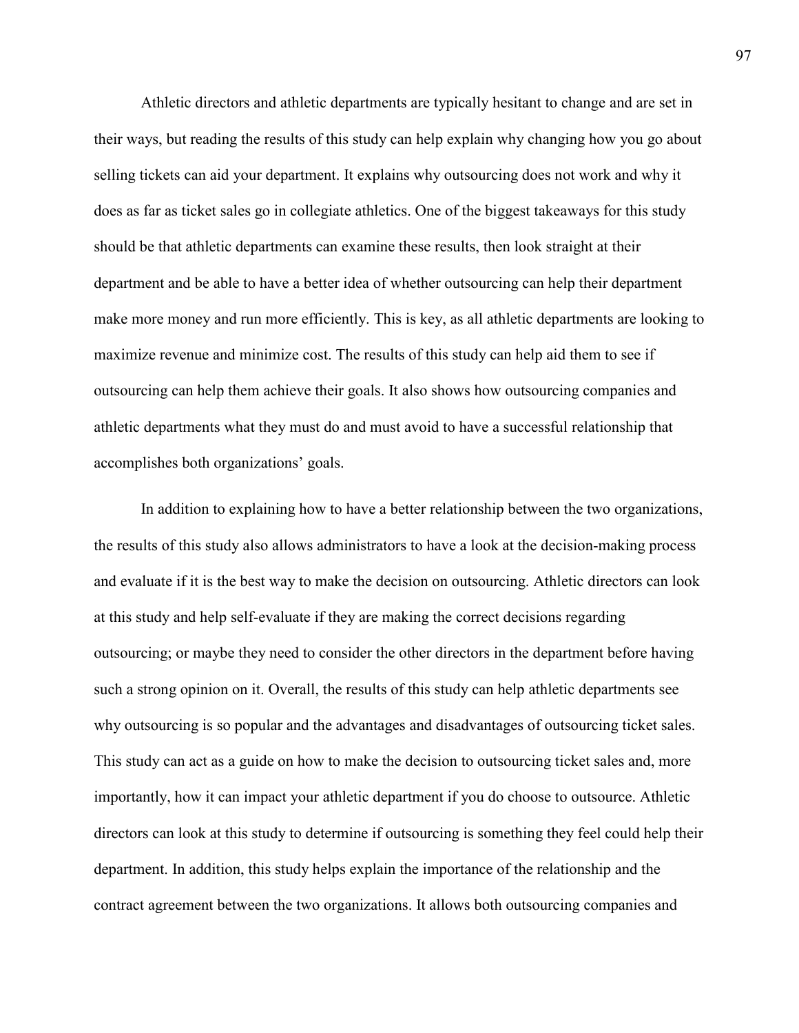Athletic directors and athletic departments are typically hesitant to change and are set in their ways, but reading the results of this study can help explain why changing how you go about selling tickets can aid your department. It explains why outsourcing does not work and why it does as far as ticket sales go in collegiate athletics. One of the biggest takeaways for this study should be that athletic departments can examine these results, then look straight at their department and be able to have a better idea of whether outsourcing can help their department make more money and run more efficiently. This is key, as all athletic departments are looking to maximize revenue and minimize cost. The results of this study can help aid them to see if outsourcing can help them achieve their goals. It also shows how outsourcing companies and athletic departments what they must do and must avoid to have a successful relationship that accomplishes both organizations' goals.

In addition to explaining how to have a better relationship between the two organizations, the results of this study also allows administrators to have a look at the decision-making process and evaluate if it is the best way to make the decision on outsourcing. Athletic directors can look at this study and help self-evaluate if they are making the correct decisions regarding outsourcing; or maybe they need to consider the other directors in the department before having such a strong opinion on it. Overall, the results of this study can help athletic departments see why outsourcing is so popular and the advantages and disadvantages of outsourcing ticket sales. This study can act as a guide on how to make the decision to outsourcing ticket sales and, more importantly, how it can impact your athletic department if you do choose to outsource. Athletic directors can look at this study to determine if outsourcing is something they feel could help their department. In addition, this study helps explain the importance of the relationship and the contract agreement between the two organizations. It allows both outsourcing companies and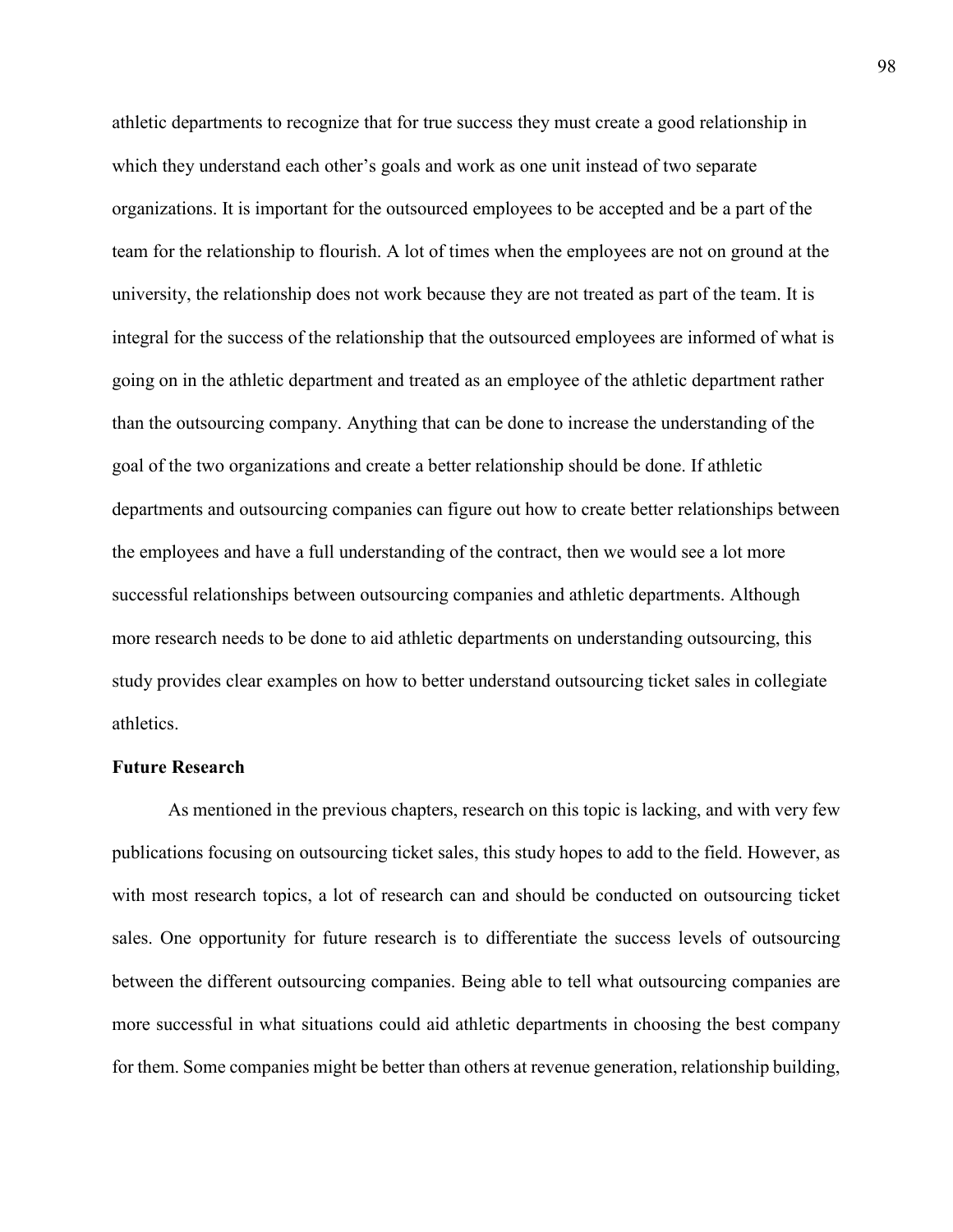athletic departments to recognize that for true success they must create a good relationship in which they understand each other's goals and work as one unit instead of two separate organizations. It is important for the outsourced employees to be accepted and be a part of the team for the relationship to flourish. A lot of times when the employees are not on ground at the university, the relationship does not work because they are not treated as part of the team. It is integral for the success of the relationship that the outsourced employees are informed of what is going on in the athletic department and treated as an employee of the athletic department rather than the outsourcing company. Anything that can be done to increase the understanding of the goal of the two organizations and create a better relationship should be done. If athletic departments and outsourcing companies can figure out how to create better relationships between the employees and have a full understanding of the contract, then we would see a lot more successful relationships between outsourcing companies and athletic departments. Although more research needs to be done to aid athletic departments on understanding outsourcing, this study provides clear examples on how to better understand outsourcing ticket sales in collegiate athletics.

**Future Research**

As mentioned in the previous chapters, research on this topic is lacking, and with very few publications focusing on outsourcing ticket sales, this study hopes to add to the field. However, as with most research topics, a lot of research can and should be conducted on outsourcing ticket sales. One opportunity for future research is to differentiate the success levels of outsourcing between the different outsourcing companies. Being able to tell what outsourcing companies are more successful in what situations could aid athletic departments in choosing the best company for them. Some companies might be better than others at revenue generation, relationship building,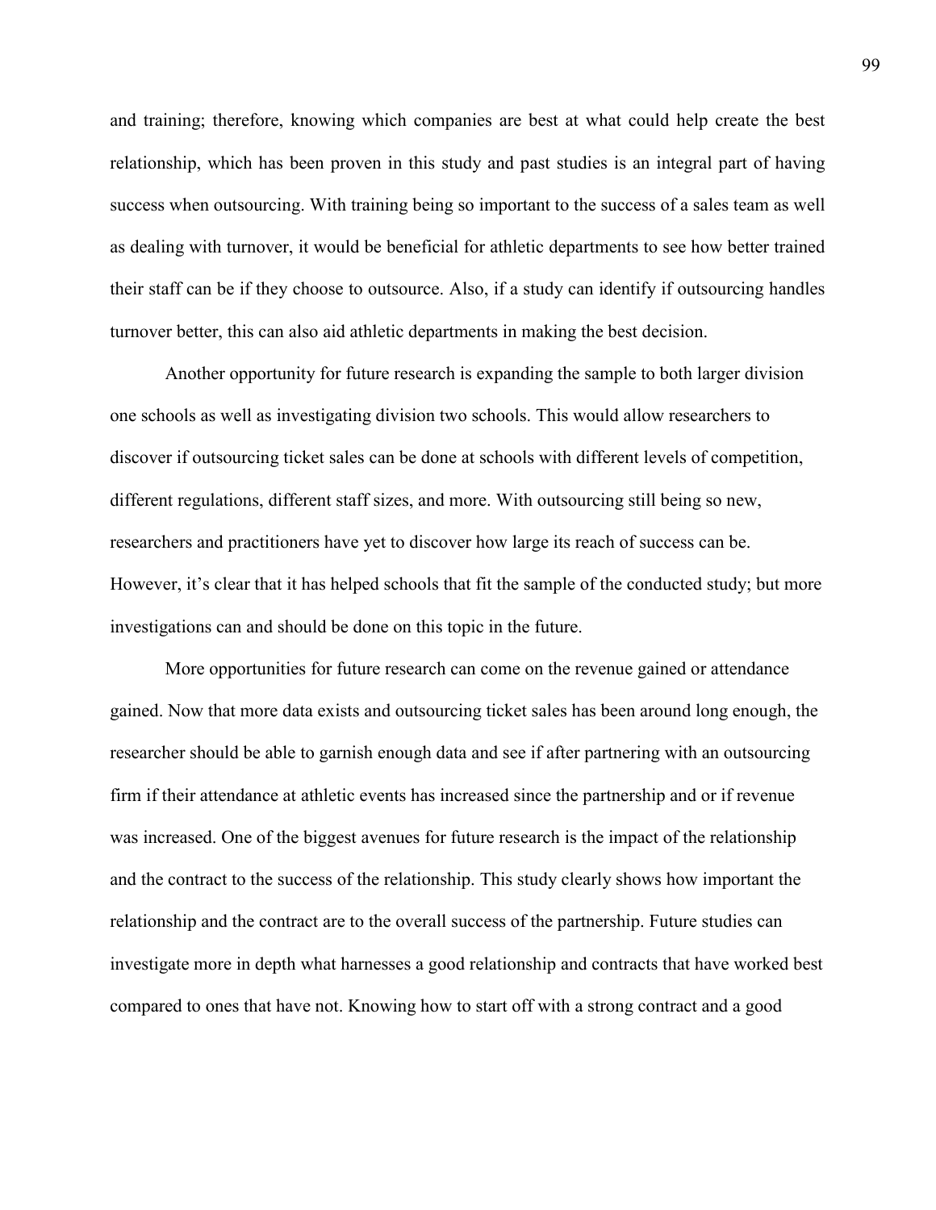and training; therefore, knowing which companies are best at what could help create the best relationship, which has been proven in this study and past studies is an integral part of having success when outsourcing. With training being so important to the success of a sales team as well as dealing with turnover, it would be beneficial for athletic departments to see how better trained their staff can be if they choose to outsource. Also, if a study can identify if outsourcing handles turnover better, this can also aid athletic departments in making the best decision.

Another opportunity for future research is expanding the sample to both larger division one schools as well as investigating division two schools. This would allow researchers to discover if outsourcing ticket sales can be done at schools with different levels of competition, different regulations, different staff sizes, and more. With outsourcing still being so new, researchers and practitioners have yet to discover how large its reach of success can be. However, it's clear that it has helped schools that fit the sample of the conducted study; but more investigations can and should be done on this topic in the future.

More opportunities for future research can come on the revenue gained or attendance gained. Now that more data exists and outsourcing ticket sales has been around long enough, the researcher should be able to garnish enough data and see if after partnering with an outsourcing firm if their attendance at athletic events has increased since the partnership and or if revenue was increased. One of the biggest avenues for future research is the impact of the relationship and the contract to the success of the relationship. This study clearly shows how important the relationship and the contract are to the overall success of the partnership. Future studies can investigate more in depth what harnesses a good relationship and contracts that have worked best compared to ones that have not. Knowing how to start off with a strong contract and a good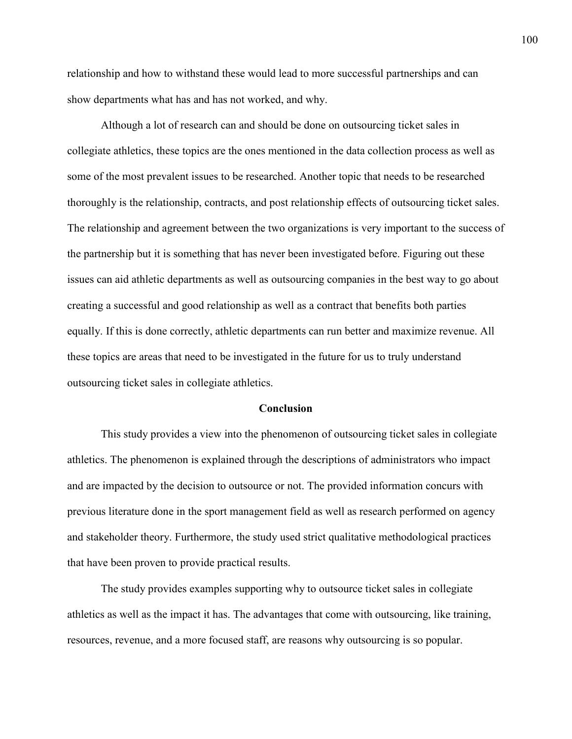relationship and how to withstand these would lead to more successful partnerships and can show departments what has and has not worked, and why.

Although a lot of research can and should be done on outsourcing ticket sales in collegiate athletics, these topics are the ones mentioned in the data collection process as well as some of the most prevalent issues to be researched. Another topic that needs to be researched thoroughly is the relationship, contracts, and post relationship effects of outsourcing ticket sales. The relationship and agreement between the two organizations is very important to the success of the partnership but it is something that has never been investigated before. Figuring out these issues can aid athletic departments as well as outsourcing companies in the best way to go about creating a successful and good relationship as well as a contract that benefits both parties equally. If this is done correctly, athletic departments can run better and maximize revenue. All these topics are areas that need to be investigated in the future for us to truly understand outsourcing ticket sales in collegiate athletics.

## Conclusion

This study provides a view into the phenomenon of outsourcing ticket sales in collegiate athletics. The phenomenon is explained through the descriptions of administrators who impact and are impacted by the decision to outsource or not. The provided information concurs with previous literature done in the sport management field as well as research performed on agency and stakeholder theory. Furthermore, the study used strict qualitative methodological practices that have been proven to provide practical results.

The study provides examples supporting why to outsource ticket sales in collegiate athletics as well as the impact it has. The advantages that come with outsourcing, like training, resources, revenue, and a more focused staff, are reasons why outsourcing is so popular.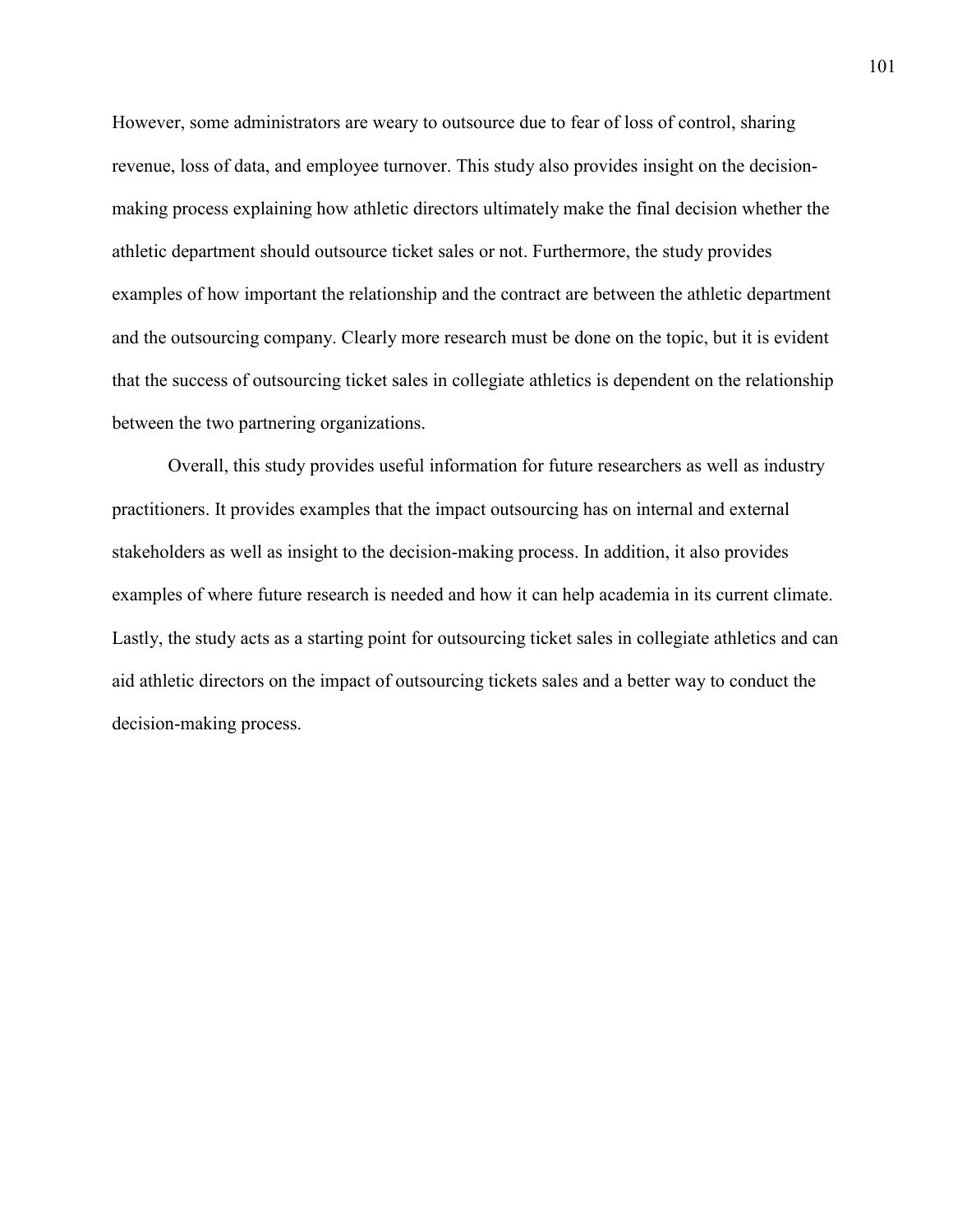However, some administrators are weary to outsource due to fear of loss of control, sharing revenue, loss of data, and employee turnover. This study also provides insight on the decision-making process explaining how athletic directors ultimately make the final decision whether the athletic department should outsource ticket sales or not. Furthermore, the study provides examples of how important the relationship and the contract are between the athletic department and the outsourcing company. Clearly more research must be done on the topic, but it is evident that the success of outsourcing ticket sales in collegiate athletics is dependent on the relationship between the two partnering organizations.

Overall, this study provides useful information for future researchers as well as industry practitioners. It provides examples that the impact outsourcing has on internal and external stakeholders as well as insight to the decision-making process. In addition, it also provides examples of where future research is needed and how it can help academia in its current climate. Lastly, the study acts as a starting point for outsourcing ticket sales in collegiate athletics and can aid athletic directors on the impact of outsourcing tickets sales and a better way to conduct the decision-making process.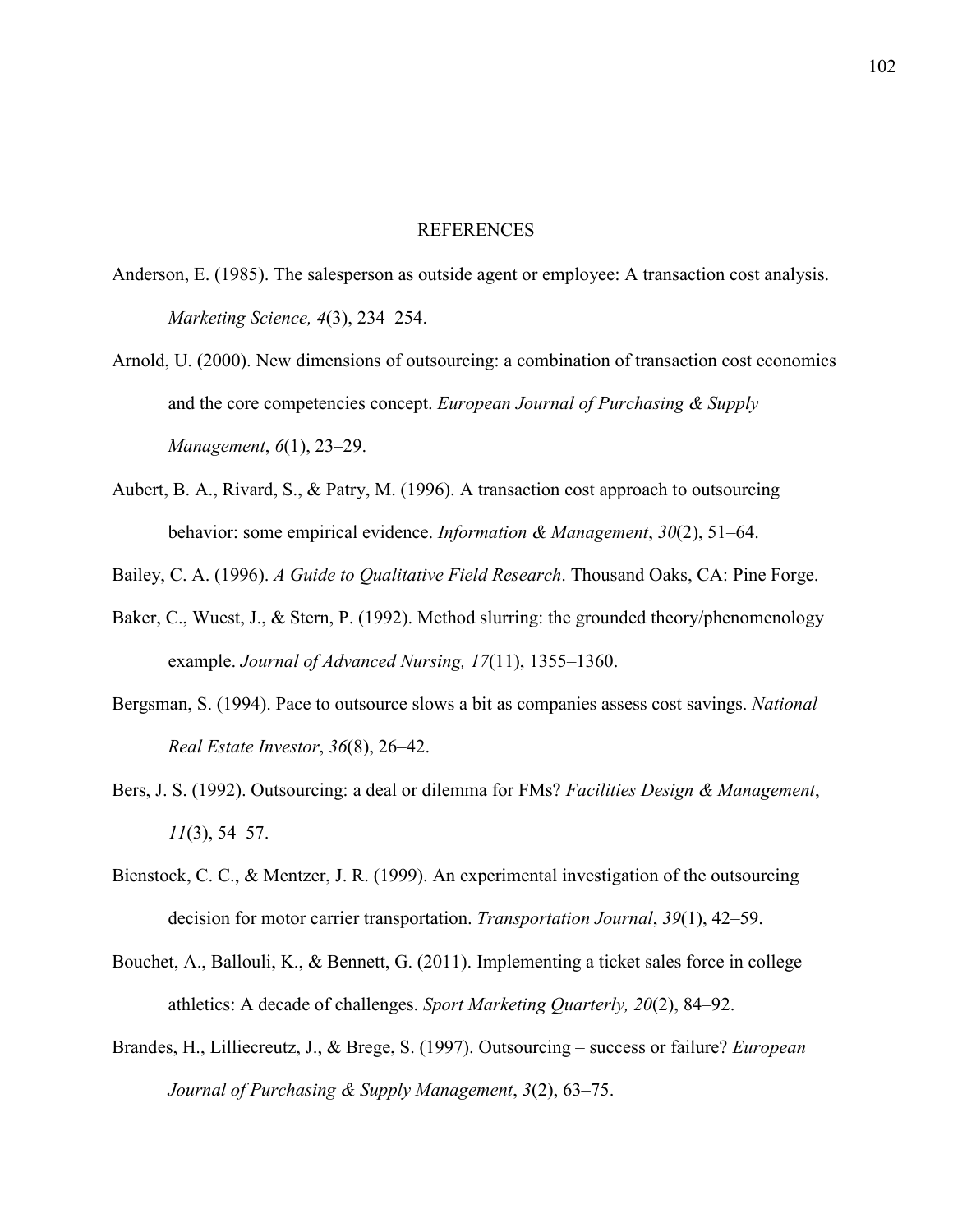# REFERENCES

Anderson, E. (1985). The salesperson as outside agent or employee: A transaction cost analysis. *Marketing Science, 4*(3), 234–254.

Arnold, U. (2000). New dimensions of outsourcing: a combination of transaction cost economics and the core competencies concept. *European Journal of Purchasing & Supply Management*, *6*(1), 23–29.

Aubert, B. A., Rivard, S., & Patry, M. (1996). A transaction cost approach to outsourcing behavior: some empirical evidence. *Information & Management*, *30*(2), 51–64.

Bailey, C. A. (1996). *A Guide to Qualitative Field Research*. Thousand Oaks, CA: Pine Forge.

Baker, C., Wuest, J., & Stern, P. (1992). Method slurring: the grounded theory/phenomenology example. *Journal of Advanced Nursing, 17*(11), 1355–1360.

Bergsman, S. (1994). Pace to outsource slows a bit as companies assess cost savings. *National Real Estate Investor*, *36*(8), 26–42.

Bers, J. S. (1992). Outsourcing: a deal or dilemma for FMs? *Facilities Design & Management*, *11*(3), 54–57.

Bienstock, C. C., & Mentzer, J. R. (1999). An experimental investigation of the outsourcing decision for motor carrier transportation. *Transportation Journal*, *39*(1), 42–59.

Bouchet, A., Ballouli, K., & Bennett, G. (2011). Implementing a ticket sales force in college athletics: A decade of challenges. *Sport Marketing Quarterly, 20*(2), 84–92.

Brandes, H., Lilliecreutz, J., & Brege, S. (1997). Outsourcing – success or failure? *European Journal of Purchasing & Supply Management*, *3*(2), 63–75.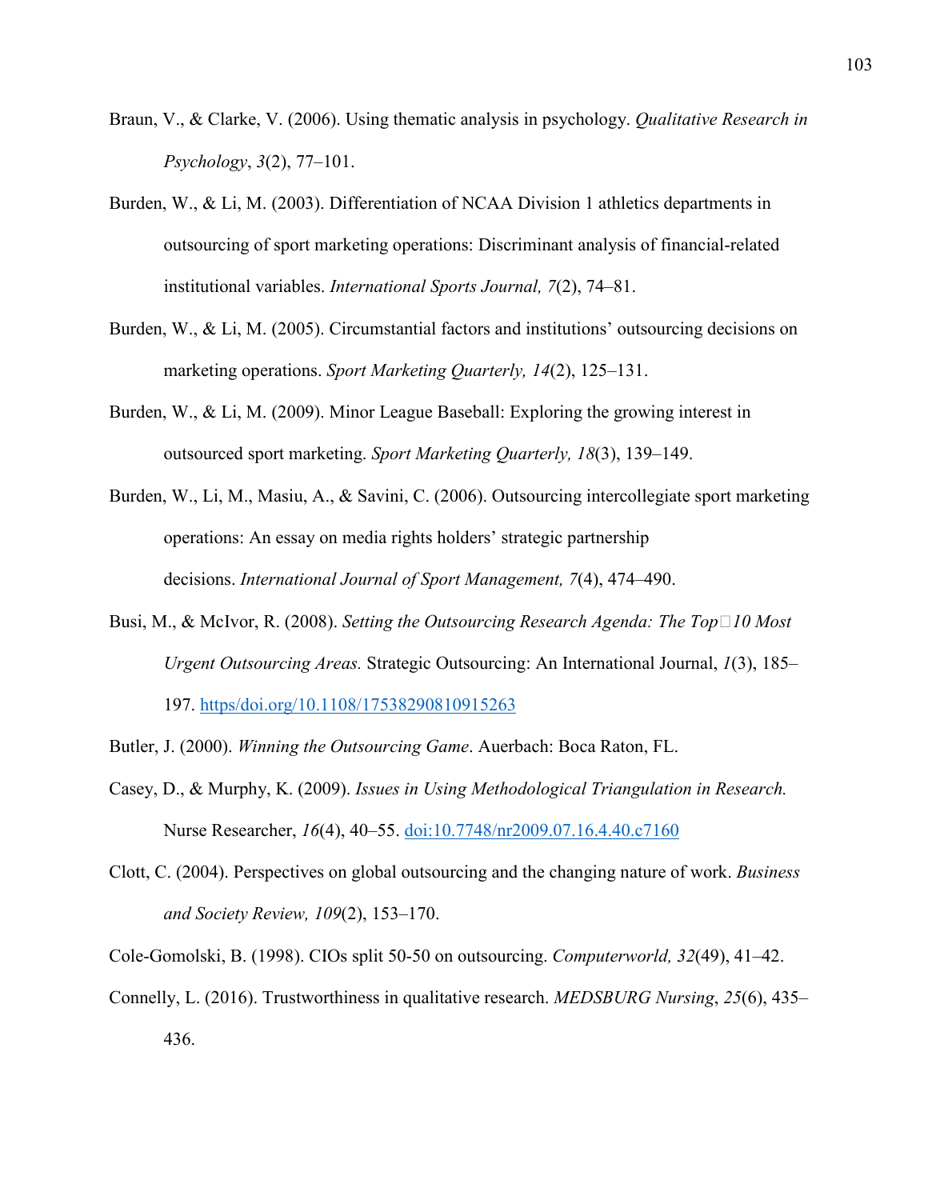Braun, V., & Clarke, V. (2006). Using thematic analysis in psychology. *Qualitative Research in Psychology*, *3*(2), 77–101.

Burden, W., & Li, M. (2003). Differentiation of NCAA Division 1 athletics departments in outsourcing of sport marketing operations: Discriminant analysis of financial-related institutional variables. *International Sports Journal, 7*(2), 74–81.

Burden, W., & Li, M. (2005). Circumstantial factors and institutions' outsourcing decisions on marketing operations. *Sport Marketing Quarterly, 14*(2), 125–131.

Burden, W., & Li, M. (2009). Minor League Baseball: Exploring the growing interest in outsourced sport marketing. *Sport Marketing Quarterly, 18*(3), 139–149.

Burden, W., Li, M., Masiu, A., & Savini, C. (2006). Outsourcing intercollegiate sport marketing operations: An essay on media rights holders' strategic partnership decisions. *International Journal of Sport Management, 7*(4), 474–490.

Busi, M., & McIvor, R. (2008). *Setting the Outsourcing Research Agenda: The Top 10 Most Urgent Outsourcing Areas.* Strategic Outsourcing: An International Journal, *1*(3), 185–197. https/doi.org/10.1108/17538290810915263

Butler, J. (2000). *Winning the Outsourcing Game*. Auerbach: Boca Raton, FL.

Casey, D., & Murphy, K. (2009). *Issues in Using Methodological Triangulation in Research.* Nurse Researcher, *16*(4), 40–55. doi:10.7748/nr2009.07.16.4.40.c7160

Clott, C. (2004). Perspectives on global outsourcing and the changing nature of work. *Business and Society Review, 109*(2), 153–170.

Cole-Gomolski, B. (1998). CIOs split 50-50 on outsourcing. *Computerworld, 32*(49), 41–42.

Connelly, L. (2016). Trustworthiness in qualitative research. *MEDSBURG Nursing*, *25*(6), 435–436.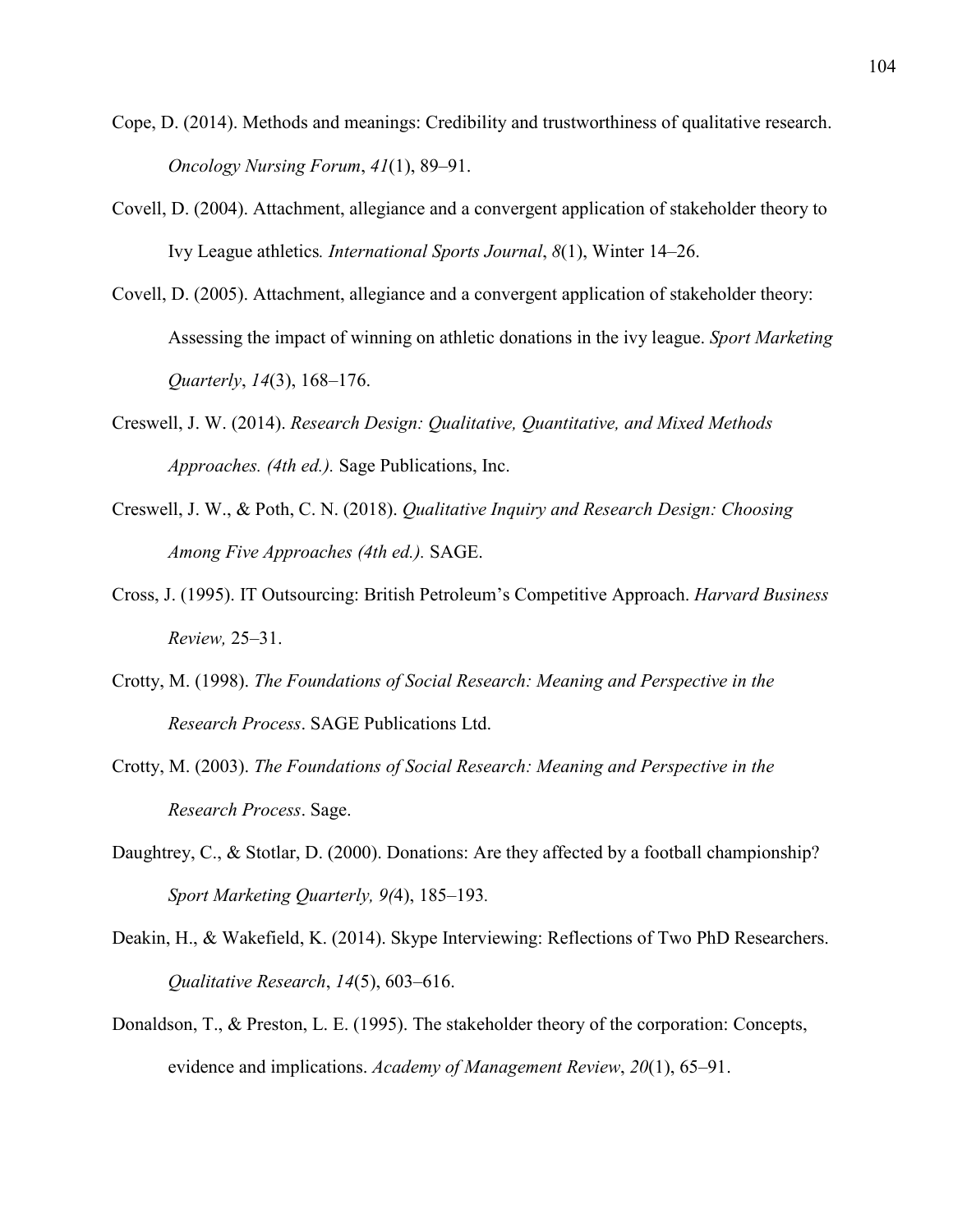Cope, D. (2014). Methods and meanings: Credibility and trustworthiness of qualitative research. *Oncology Nursing Forum*, *41*(1), 89–91.

Covell, D. (2004). Attachment, allegiance and a convergent application of stakeholder theory to Ivy League athletics*. International Sports Journal*, *8*(1), Winter 14–26.

Covell, D. (2005). Attachment, allegiance and a convergent application of stakeholder theory: Assessing the impact of winning on athletic donations in the ivy league. *Sport Marketing Quarterly*, *14*(3), 168–176.

Creswell, J. W. (2014). *Research Design: Qualitative, Quantitative, and Mixed Methods Approaches. (4th ed.).* Sage Publications, Inc.

Creswell, J. W., & Poth, C. N. (2018). *Qualitative Inquiry and Research Design: Choosing Among Five Approaches (4th ed.).* SAGE.

Cross, J. (1995). IT Outsourcing: British Petroleum's Competitive Approach. *Harvard Business Review,* 25–31.

Crotty, M. (1998). *The Foundations of Social Research: Meaning and Perspective in the Research Process*. SAGE Publications Ltd.

Crotty, M. (2003). *The Foundations of Social Research: Meaning and Perspective in the Research Process*. Sage.

Daughtrey, C., & Stotlar, D. (2000). Donations: Are they affected by a football championship? *Sport Marketing Quarterly, 9(*4), 185–193.

Deakin, H., & Wakefield, K. (2014). Skype Interviewing: Reflections of Two PhD Researchers. *Qualitative Research*, *14*(5), 603–616.

Donaldson, T., & Preston, L. E. (1995). The stakeholder theory of the corporation: Concepts, evidence and implications. *Academy of Management Review*, *20*(1), 65–91.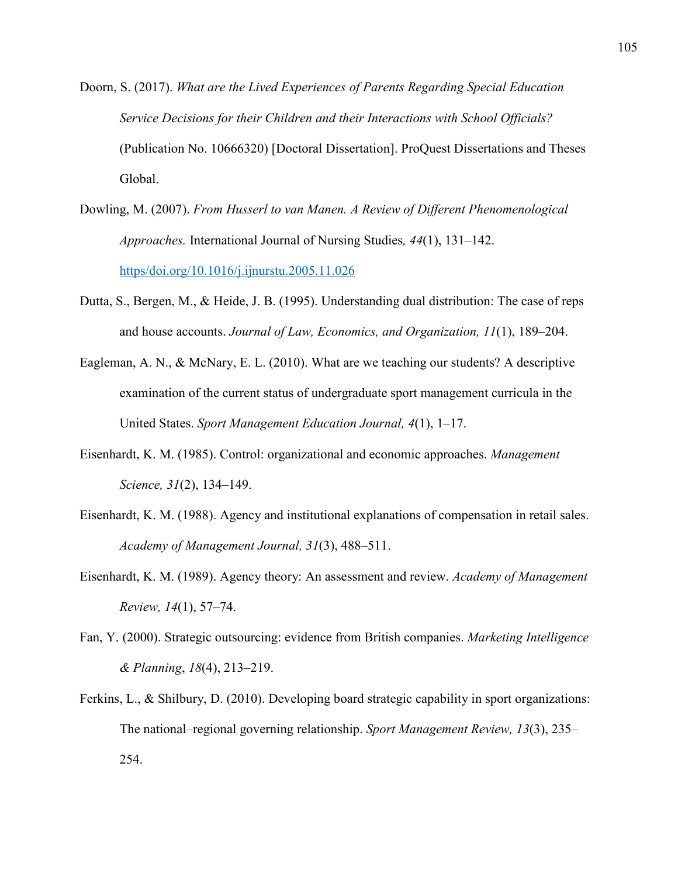Doorn, S. (2017). *What are the Lived Experiences of Parents Regarding Special Education Service Decisions for their Children and their Interactions with School Officials?* (Publication No. 10666320) [Doctoral Dissertation]. ProQuest Dissertations and Theses Global.

Dowling, M. (2007). *From Husserl to van Manen. A Review of Different Phenomenological Approaches.* International Journal of Nursing Studies*, 44*(1), 131–142. [https/doi.org/10.1016/j.ijnurstu.2005.11.026](https/doi.org/10.1016/j.ijnurstu.2005.11.026)

Dutta, S., Bergen, M., & Heide, J. B. (1995). Understanding dual distribution: The case of reps and house accounts. *Journal of Law, Economics, and Organization, 11*(1), 189–204.

Eagleman, A. N., & McNary, E. L. (2010). What are we teaching our students? A descriptive examination of the current status of undergraduate sport management curricula in the United States. *Sport Management Education Journal, 4*(1), 1–17.

Eisenhardt, K. M. (1985). Control: organizational and economic approaches. *Management Science, 31*(2), 134–149.

Eisenhardt, K. M. (1988). Agency and institutional explanations of compensation in retail sales. *Academy of Management Journal, 31*(3), 488–511.

Eisenhardt, K. M. (1989). Agency theory: An assessment and review. *Academy of Management Review, 14*(1), 57–74.

Fan, Y. (2000). Strategic outsourcing: evidence from British companies. *Marketing Intelligence & Planning*, *18*(4), 213–219.

Ferkins, L., & Shilbury, D. (2010). Developing board strategic capability in sport organizations: The national–regional governing relationship. *Sport Management Review, 13*(3), 235–254.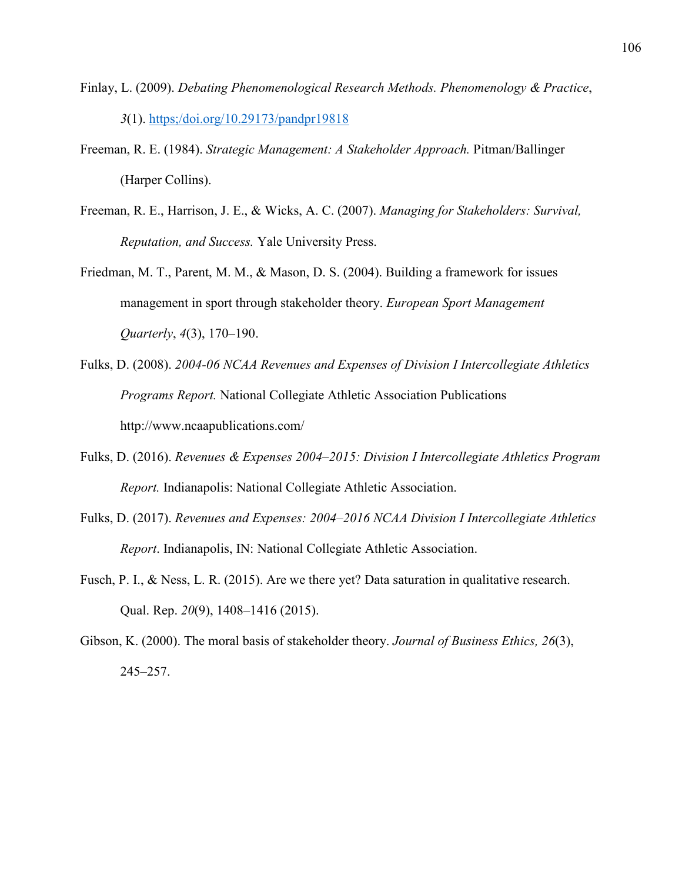Finlay, L. (2009). *Debating Phenomenological Research Methods. Phenomenology & Practice*, *3*(1). https;/doi.org/10.29173/pandpr19818

Freeman, R. E. (1984). *Strategic Management: A Stakeholder Approach.* Pitman/Ballinger (Harper Collins).

Freeman, R. E., Harrison, J. E., & Wicks, A. C. (2007). *Managing for Stakeholders: Survival, Reputation, and Success.* Yale University Press.

Friedman, M. T., Parent, M. M., & Mason, D. S. (2004). Building a framework for issues management in sport through stakeholder theory. *European Sport Management Quarterly*, *4*(3), 170–190.

Fulks, D. (2008). *2004-06 NCAA Revenues and Expenses of Division I Intercollegiate Athletics Programs Report.* National Collegiate Athletic Association Publications http://www.ncaapublications.com/

Fulks, D. (2016). *Revenues & Expenses 2004–2015: Division I Intercollegiate Athletics Program Report.* Indianapolis: National Collegiate Athletic Association.

Fulks, D. (2017). *Revenues and Expenses: 2004–2016 NCAA Division I Intercollegiate Athletics Report*. Indianapolis, IN: National Collegiate Athletic Association.

Fusch, P. I., & Ness, L. R. (2015). Are we there yet? Data saturation in qualitative research. Qual. Rep. *20*(9), 1408–1416 (2015).

Gibson, K. (2000). The moral basis of stakeholder theory. *Journal of Business Ethics, 26*(3), 245–257.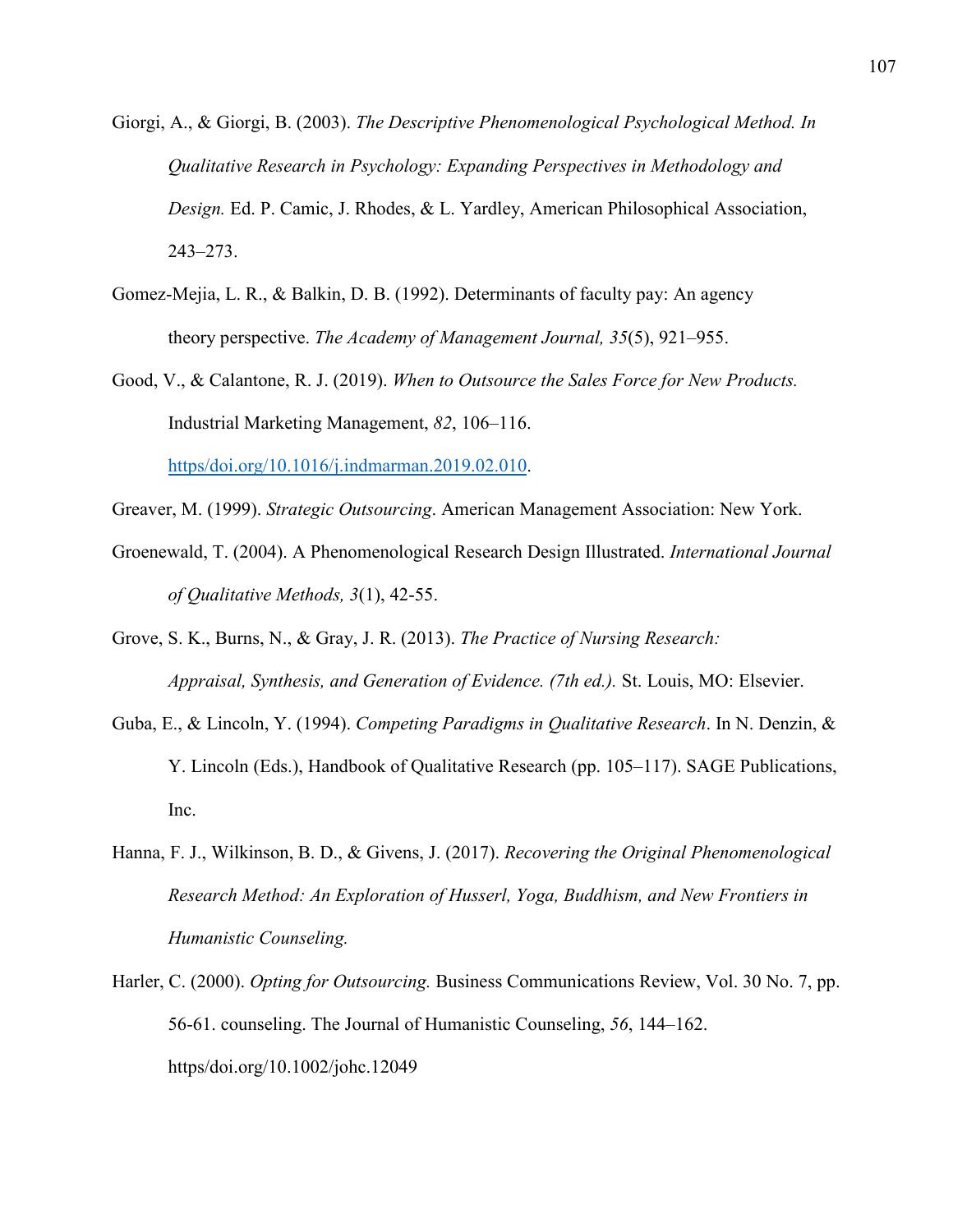Giorgi, A., & Giorgi, B. (2003). *The Descriptive Phenomenological Psychological Method. In Qualitative Research in Psychology: Expanding Perspectives in Methodology and Design.* Ed. P. Camic, J. Rhodes, & L. Yardley, American Philosophical Association, 243–273.

Gomez-Mejia, L. R., & Balkin, D. B. (1992). Determinants of faculty pay: An agency theory perspective. *The Academy of Management Journal, 35*(5), 921–955.

Good, V., & Calantone, R. J. (2019). *When to Outsource the Sales Force for New Products.* Industrial Marketing Management, *82*, 106–116. https/doi.org/10.1016/j.indmarman.2019.02.010.

Greaver, M. (1999). *Strategic Outsourcing*. American Management Association: New York.

Groenewald, T. (2004). A Phenomenological Research Design Illustrated. *International Journal of Qualitative Methods, 3*(1), 42-55.

Grove, S. K., Burns, N., & Gray, J. R. (2013). *The Practice of Nursing Research: Appraisal, Synthesis, and Generation of Evidence. (7th ed.).* St. Louis, MO: Elsevier.

Guba, E., & Lincoln, Y. (1994). *Competing Paradigms in Qualitative Research*. In N. Denzin, & Y. Lincoln (Eds.), Handbook of Qualitative Research (pp. 105–117). SAGE Publications, Inc.

Hanna, F. J., Wilkinson, B. D., & Givens, J. (2017). *Recovering the Original Phenomenological Research Method: An Exploration of Husserl, Yoga, Buddhism, and New Frontiers in Humanistic Counseling.*

Harler, C. (2000). *Opting for Outsourcing.* Business Communications Review, Vol. 30 No. 7, pp. 56-61. counseling. The Journal of Humanistic Counseling, *56*, 144–162. https/doi.org/10.1002/johc.12049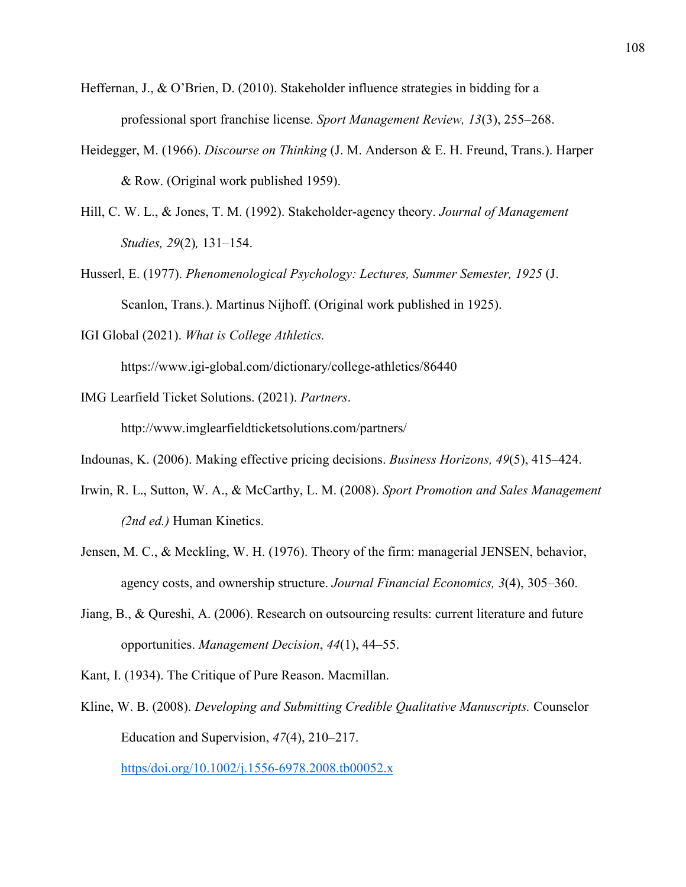Heffernan, J., & O'Brien, D. (2010). Stakeholder influence strategies in bidding for a professional sport franchise license. *Sport Management Review, 13*(3), 255–268.

Heidegger, M. (1966). *Discourse on Thinking* (J. M. Anderson & E. H. Freund, Trans.). Harper & Row. (Original work published 1959).

Hill, C. W. L., & Jones, T. M. (1992). Stakeholder-agency theory. *Journal of Management Studies, 29*(2)*,* 131–154.

Husserl, E. (1977). *Phenomenological Psychology: Lectures, Summer Semester, 1925* (J. Scanlon, Trans.). Martinus Nijhoff. (Original work published in 1925).

IGI Global (2021). *What is College Athletics.* https://www.igi-global.com/dictionary/college-athletics/86440

IMG Learfield Ticket Solutions. (2021). *Partners*. http://www.imglearfieldticketsolutions.com/partners/

Indounas, K. (2006). Making effective pricing decisions. *Business Horizons, 49*(5), 415–424.

Irwin, R. L., Sutton, W. A., & McCarthy, L. M. (2008). *Sport Promotion and Sales Management (2nd ed.)* Human Kinetics.

Jensen, M. C., & Meckling, W. H. (1976). Theory of the firm: managerial JENSEN, behavior, agency costs, and ownership structure. *Journal Financial Economics, 3*(4), 305–360.

Jiang, B., & Qureshi, A. (2006). Research on outsourcing results: current literature and future opportunities. *Management Decision*, *44*(1), 44–55.

Kant, I. (1934). The Critique of Pure Reason. Macmillan.

Kline, W. B. (2008). *Developing and Submitting Credible Qualitative Manuscripts.* Counselor Education and Supervision, *47*(4), 210–217. https/doi.org/10.1002/j.1556-6978.2008.tb00052.x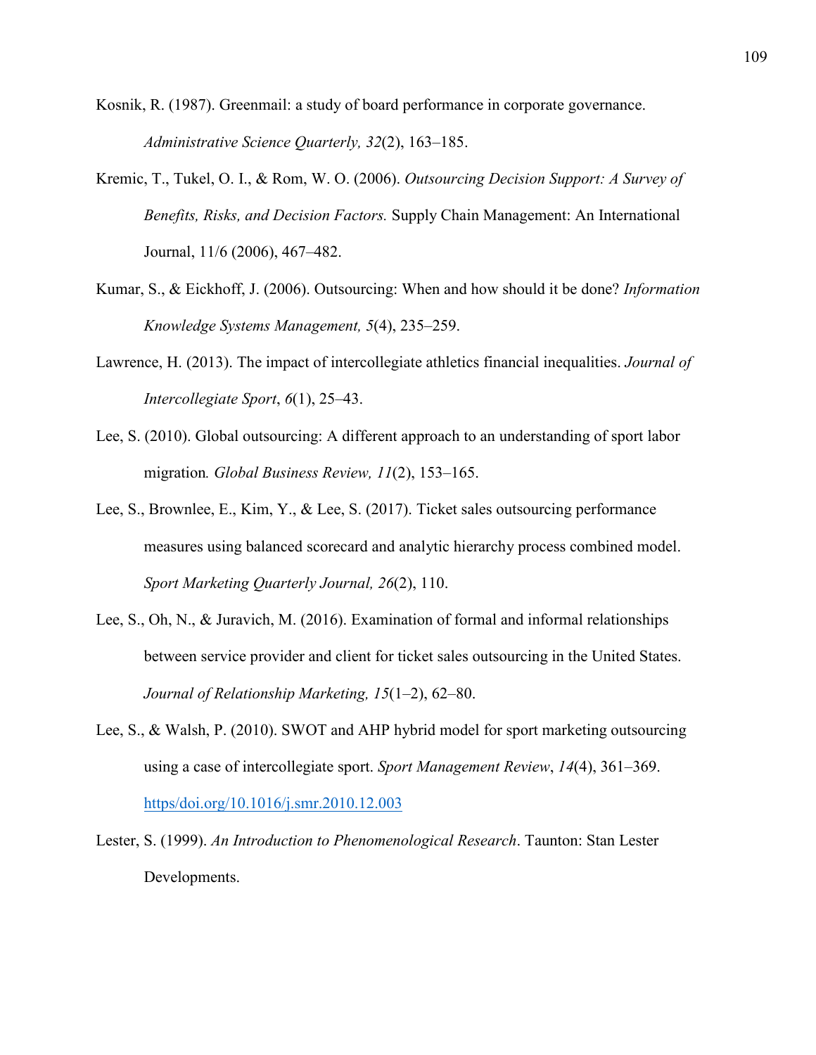Kosnik, R. (1987). Greenmail: a study of board performance in corporate governance. *Administrative Science Quarterly, 32*(2), 163–185.

Kremic, T., Tukel, O. I., & Rom, W. O. (2006). *Outsourcing Decision Support: A Survey of Benefits, Risks, and Decision Factors.* Supply Chain Management: An International Journal, 11/6 (2006), 467–482.

Kumar, S., & Eickhoff, J. (2006). Outsourcing: When and how should it be done? *Information Knowledge Systems Management, 5*(4), 235–259.

Lawrence, H. (2013). The impact of intercollegiate athletics financial inequalities. *Journal of Intercollegiate Sport*, *6*(1), 25–43.

Lee, S. (2010). Global outsourcing: A different approach to an understanding of sport labor migration*. Global Business Review, 11*(2), 153–165.

Lee, S., Brownlee, E., Kim, Y., & Lee, S. (2017). Ticket sales outsourcing performance measures using balanced scorecard and analytic hierarchy process combined model. *Sport Marketing Quarterly Journal, 26*(2), 110.

Lee, S., Oh, N., & Juravich, M. (2016). Examination of formal and informal relationships between service provider and client for ticket sales outsourcing in the United States. *Journal of Relationship Marketing, 15*(1–2), 62–80.

Lee, S., & Walsh, P. (2010). SWOT and AHP hybrid model for sport marketing outsourcing using a case of intercollegiate sport. *Sport Management Review*, *14*(4), 361–369. https/doi.org/10.1016/j.smr.2010.12.003

Lester, S. (1999). *An Introduction to Phenomenological Research*. Taunton: Stan Lester Developments.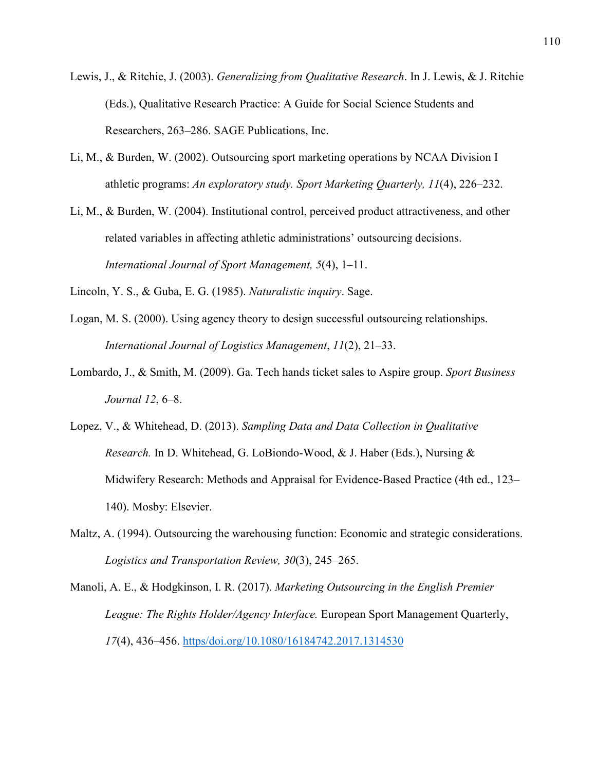Lewis, J., & Ritchie, J. (2003). *Generalizing from Qualitative Research*. In J. Lewis, & J. Ritchie (Eds.), Qualitative Research Practice: A Guide for Social Science Students and Researchers, 263–286. SAGE Publications, Inc.

Li, M., & Burden, W. (2002). Outsourcing sport marketing operations by NCAA Division I athletic programs: *An exploratory study. Sport Marketing Quarterly, 11*(4), 226–232.

Li, M., & Burden, W. (2004). Institutional control, perceived product attractiveness, and other related variables in affecting athletic administrations' outsourcing decisions. *International Journal of Sport Management, 5*(4), 1–11.

Lincoln, Y. S., & Guba, E. G. (1985). *Naturalistic inquiry*. Sage.

Logan, M. S. (2000). Using agency theory to design successful outsourcing relationships. *International Journal of Logistics Management*, *11*(2), 21–33.

Lombardo, J., & Smith, M. (2009). Ga. Tech hands ticket sales to Aspire group. *Sport Business Journal 12*, 6–8.

Lopez, V., & Whitehead, D. (2013). *Sampling Data and Data Collection in Qualitative Research.* In D. Whitehead, G. LoBiondo-Wood, & J. Haber (Eds.), Nursing & Midwifery Research: Methods and Appraisal for Evidence-Based Practice (4th ed., 123–140). Mosby: Elsevier.

Maltz, A. (1994). Outsourcing the warehousing function: Economic and strategic considerations. *Logistics and Transportation Review, 30*(3), 245–265.

Manoli, A. E., & Hodgkinson, I. R. (2017). *Marketing Outsourcing in the English Premier League: The Rights Holder/Agency Interface.* European Sport Management Quarterly, *17*(4), 436–456. https/doi.org/10.1080/16184742.2017.1314530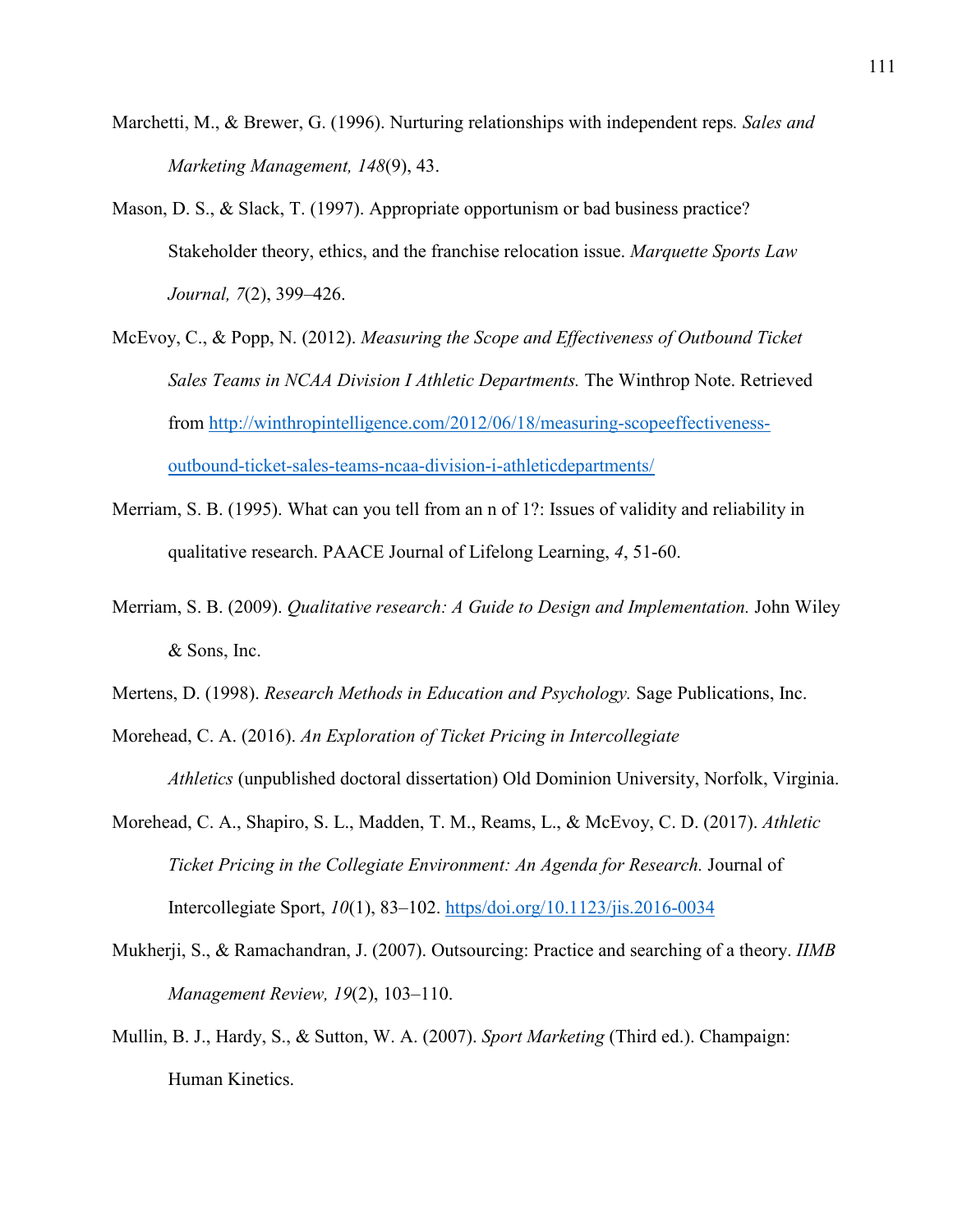Marchetti, M., & Brewer, G. (1996). Nurturing relationships with independent reps*. Sales and Marketing Management, 148*(9), 43.

Mason, D. S., & Slack, T. (1997). Appropriate opportunism or bad business practice? Stakeholder theory, ethics, and the franchise relocation issue. *Marquette Sports Law Journal, 7*(2), 399–426.

McEvoy, C., & Popp, N. (2012). *Measuring the Scope and Effectiveness of Outbound Ticket Sales Teams in NCAA Division I Athletic Departments.* The Winthrop Note. Retrieved from [http://winthropintelligence.com/2012/06/18/measuring-scopeeffectiveness-outbound-ticket-sales-teams-ncaa-division-i-athleticdepartments/](http://winthropintelligence.com/2012/06/18/measuring-scopeeffectiveness-outbound-ticket-sales-teams-ncaa-division-i-athleticdepartments/)

Merriam, S. B. (1995). What can you tell from an n of 1?: Issues of validity and reliability in qualitative research. PAACE Journal of Lifelong Learning, *4*, 51-60.

Merriam, S. B. (2009). *Qualitative research: A Guide to Design and Implementation.* John Wiley & Sons, Inc.

Mertens, D. (1998). *Research Methods in Education and Psychology.* Sage Publications, Inc.

Morehead, C. A. (2016). *An Exploration of Ticket Pricing in Intercollegiate Athletics* (unpublished doctoral dissertation) Old Dominion University, Norfolk, Virginia.

Morehead, C. A., Shapiro, S. L., Madden, T. M., Reams, L., & McEvoy, C. D. (2017). *Athletic Ticket Pricing in the Collegiate Environment: An Agenda for Research.* Journal of Intercollegiate Sport, *10*(1), 83–102. [https/doi.org/10.1123/jis.2016-0034](https/doi.org/10.1123/jis.2016-0034)

Mukherji, S., & Ramachandran, J. (2007). Outsourcing: Practice and searching of a theory. *IIMB Management Review, 19*(2), 103–110.

Mullin, B. J., Hardy, S., & Sutton, W. A. (2007). *Sport Marketing* (Third ed.). Champaign: Human Kinetics.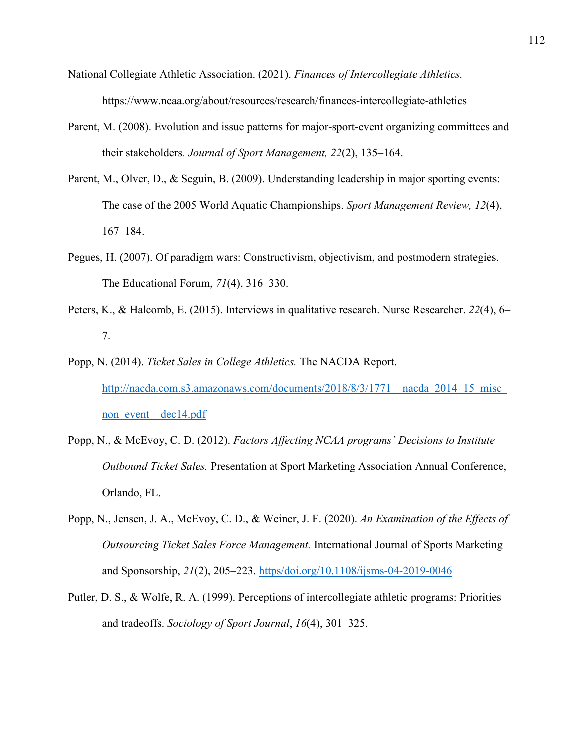National Collegiate Athletic Association. (2021). *Finances of Intercollegiate Athletics.* https://www.ncaa.org/about/resources/research/finances-intercollegiate-athletics

Parent, M. (2008). Evolution and issue patterns for major-sport-event organizing committees and their stakeholders*. Journal of Sport Management, 22*(2), 135–164.

Parent, M., Olver, D., & Seguin, B. (2009). Understanding leadership in major sporting events: The case of the 2005 World Aquatic Championships. *Sport Management Review, 12*(4), 167–184.

Pegues, H. (2007). Of paradigm wars: Constructivism, objectivism, and postmodern strategies. The Educational Forum, *71*(4), 316–330.

Peters, K., & Halcomb, E. (2015). Interviews in qualitative research. Nurse Researcher. *22*(4), 6–7.

Popp, N. (2014). *Ticket Sales in College Athletics.* The NACDA Report. http://nacda.com.s3.amazonaws.com/documents/2018/8/3/1771__nacda_2014_15_misc_non_event__dec14.pdf

Popp, N., & McEvoy, C. D. (2012). *Factors Affecting NCAA programs' Decisions to Institute Outbound Ticket Sales.* Presentation at Sport Marketing Association Annual Conference, Orlando, FL.

Popp, N., Jensen, J. A., McEvoy, C. D., & Weiner, J. F. (2020). *An Examination of the Effects of Outsourcing Ticket Sales Force Management.* International Journal of Sports Marketing and Sponsorship, *21*(2), 205–223. https/doi.org/10.1108/ijsms-04-2019-0046

Putler, D. S., & Wolfe, R. A. (1999). Perceptions of intercollegiate athletic programs: Priorities and tradeoffs. *Sociology of Sport Journal*, *16*(4), 301–325.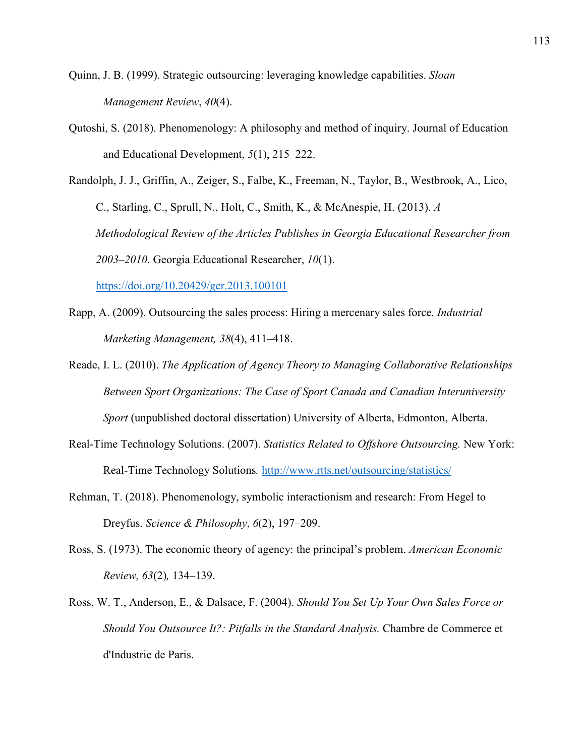Quinn, J. B. (1999). Strategic outsourcing: leveraging knowledge capabilities. *Sloan Management Review*, *40*(4).

Qutoshi, S. (2018). Phenomenology: A philosophy and method of inquiry. Journal of Education and Educational Development, *5*(1), 215–222.

Randolph, J. J., Griffin, A., Zeiger, S., Falbe, K., Freeman, N., Taylor, B., Westbrook, A., Lico, C., Starling, C., Sprull, N., Holt, C., Smith, K., & McAnespie, H. (2013). *A Methodological Review of the Articles Publishes in Georgia Educational Researcher from 2003–2010.* Georgia Educational Researcher, *10*(1). https://doi.org/10.20429/ger.2013.100101

Rapp, A. (2009). Outsourcing the sales process: Hiring a mercenary sales force. *Industrial Marketing Management, 38*(4), 411–418.

Reade, I. L. (2010). *The Application of Agency Theory to Managing Collaborative Relationships Between Sport Organizations: The Case of Sport Canada and Canadian Interuniversity Sport* (unpublished doctoral dissertation) University of Alberta, Edmonton, Alberta.

Real-Time Technology Solutions. (2007). *Statistics Related to Offshore Outsourcing.* New York: Real-Time Technology Solutions*.* http://www.rtts.net/outsourcing/statistics/

Rehman, T. (2018). Phenomenology, symbolic interactionism and research: From Hegel to Dreyfus. *Science & Philosophy*, *6*(2), 197–209.

Ross, S. (1973). The economic theory of agency: the principal's problem. *American Economic Review, 63*(2)*,* 134–139.

Ross, W. T., Anderson, E., & Dalsace, F. (2004). *Should You Set Up Your Own Sales Force or Should You Outsource It?: Pitfalls in the Standard Analysis.* Chambre de Commerce et d'Industrie de Paris.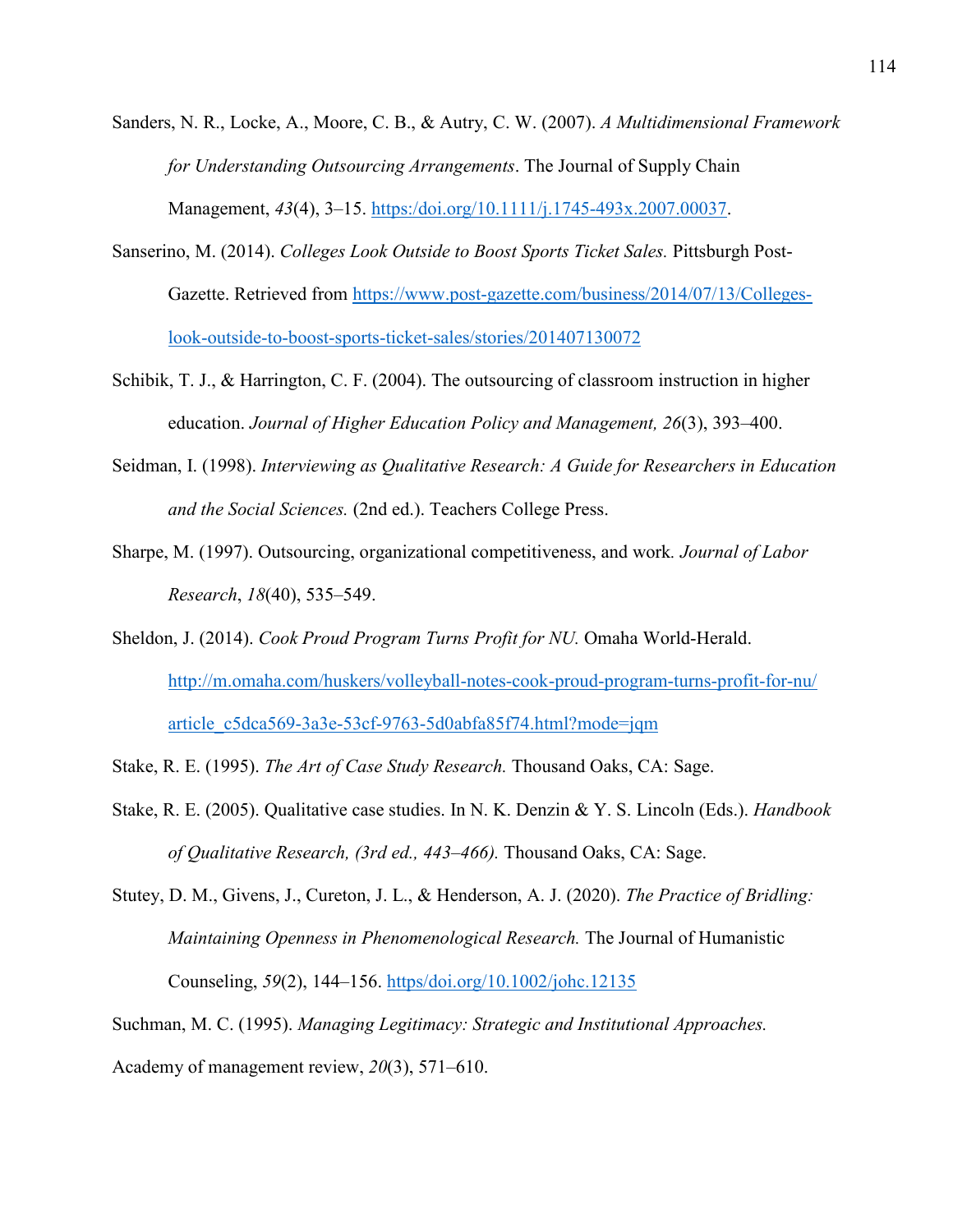Sanders, N. R., Locke, A., Moore, C. B., & Autry, C. W. (2007). *A Multidimensional Framework for Understanding Outsourcing Arrangements*. The Journal of Supply Chain Management, *43*(4), 3–15. https:/doi.org/10.1111/j.1745-493x.2007.00037.

Sanserino, M. (2014). *Colleges Look Outside to Boost Sports Ticket Sales.* Pittsburgh Post-Gazette. Retrieved from https://www.post-gazette.com/business/2014/07/13/Colleges-look-outside-to-boost-sports-ticket-sales/stories/201407130072

Schibik, T. J., & Harrington, C. F. (2004). The outsourcing of classroom instruction in higher education. *Journal of Higher Education Policy and Management, 26*(3), 393–400.

Seidman, I. (1998). *Interviewing as Qualitative Research: A Guide for Researchers in Education and the Social Sciences.* (2nd ed.). Teachers College Press.

Sharpe, M. (1997). Outsourcing, organizational competitiveness, and work*. Journal of Labor Research*, *18*(40), 535–549.

Sheldon, J. (2014). *Cook Proud Program Turns Profit for NU.* Omaha World-Herald. http://m.omaha.com/huskers/volleyball-notes-cook-proud-program-turns-profit-for-nu/article_c5dca569-3a3e-53cf-9763-5d0abfa85f74.html?mode=jqm

Stake, R. E. (1995). *The Art of Case Study Research.* Thousand Oaks, CA: Sage.

Stake, R. E. (2005). Qualitative case studies. In N. K. Denzin & Y. S. Lincoln (Eds.). *Handbook of Qualitative Research, (3rd ed., 443–466).* Thousand Oaks, CA: Sage.

Stutey, D. M., Givens, J., Cureton, J. L., & Henderson, A. J. (2020). *The Practice of Bridling: Maintaining Openness in Phenomenological Research.* The Journal of Humanistic Counseling, *59*(2), 144–156. https/doi.org/10.1002/johc.12135

Suchman, M. C. (1995). *Managing Legitimacy: Strategic and Institutional Approaches.*

Academy of management review, *20*(3), 571–610.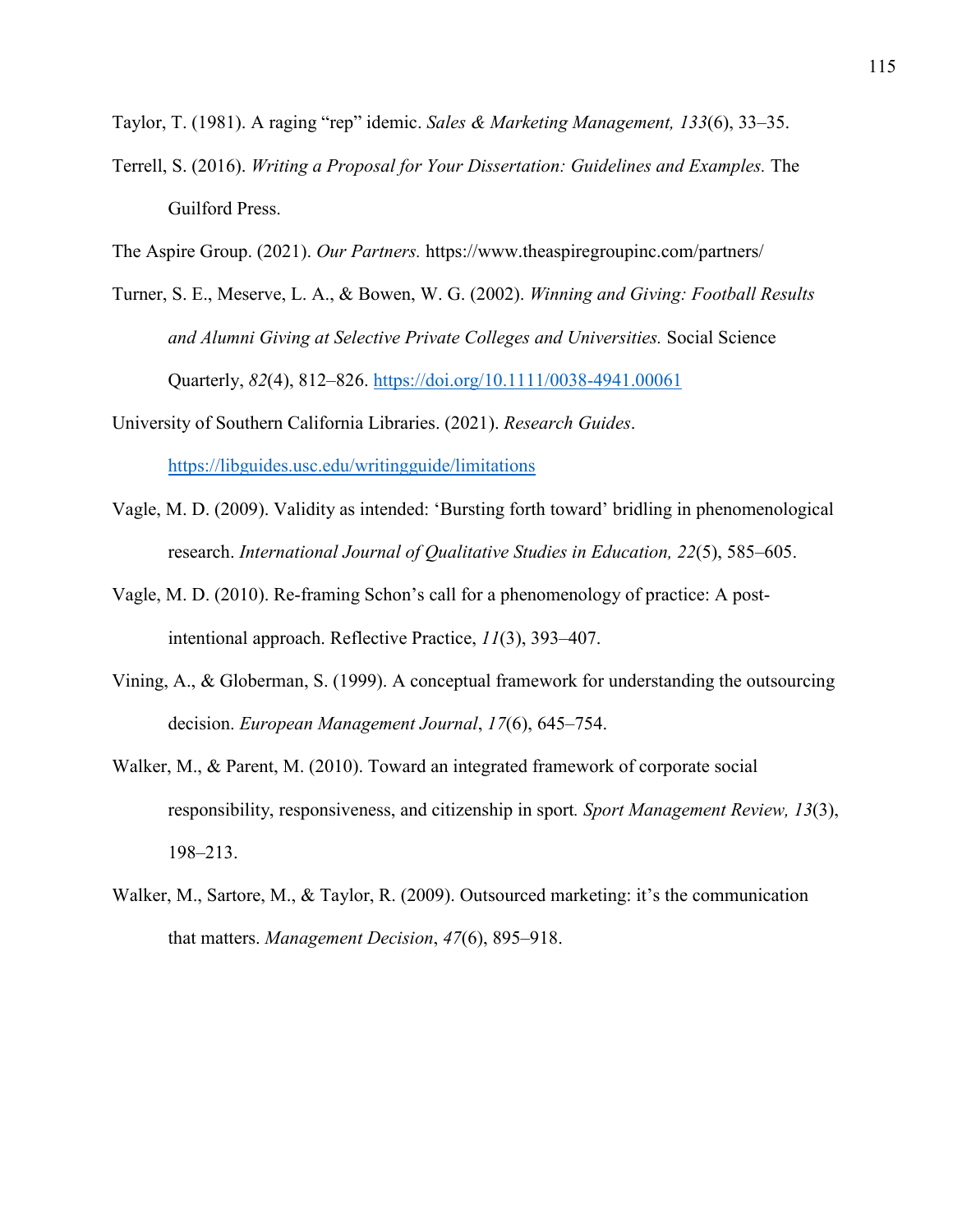Taylor, T. (1981). A raging "rep" idemic. *Sales & Marketing Management, 133*(6), 33–35.

Terrell, S. (2016). *Writing a Proposal for Your Dissertation: Guidelines and Examples.* The Guilford Press.

The Aspire Group. (2021). *Our Partners.* https://www.theaspiregroupinc.com/partners/

Turner, S. E., Meserve, L. A., & Bowen, W. G. (2002). *Winning and Giving: Football Results and Alumni Giving at Selective Private Colleges and Universities.* Social Science Quarterly, *82*(4), 812–826. https://doi.org/10.1111/0038-4941.00061

University of Southern California Libraries. (2021). *Research Guides*. https://libguides.usc.edu/writingguide/limitations

Vagle, M. D. (2009). Validity as intended: 'Bursting forth toward' bridling in phenomenological research. *International Journal of Qualitative Studies in Education, 22*(5), 585–605.

Vagle, M. D. (2010). Re-framing Schon's call for a phenomenology of practice: A post-intentional approach. Reflective Practice, *11*(3), 393–407.

Vining, A., & Globerman, S. (1999). A conceptual framework for understanding the outsourcing decision. *European Management Journal*, *17*(6), 645–754.

Walker, M., & Parent, M. (2010). Toward an integrated framework of corporate social responsibility, responsiveness, and citizenship in sport. *Sport Management Review, 13*(3), 198–213.

Walker, M., Sartore, M., & Taylor, R. (2009). Outsourced marketing: it's the communication that matters. *Management Decision*, *47*(6), 895–918.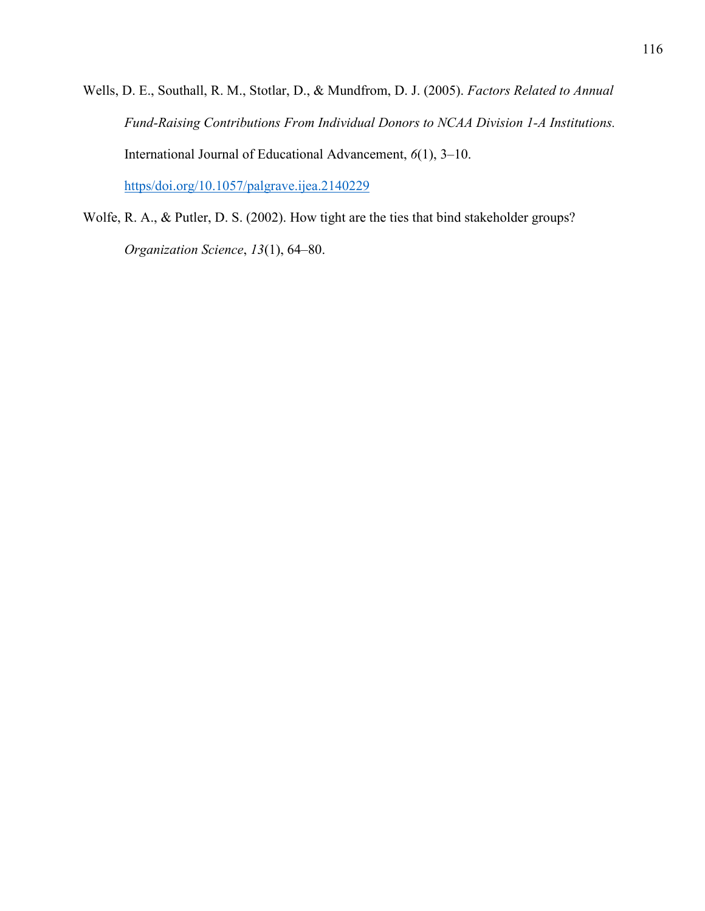Wells, D. E., Southall, R. M., Stotlar, D., & Mundfrom, D. J. (2005). *Factors Related to Annual Fund-Raising Contributions From Individual Donors to NCAA Division 1-A Institutions.* International Journal of Educational Advancement, *6*(1), 3–10. https://doi.org/10.1057/palgrave.ijea.2140229

Wolfe, R. A., & Putler, D. S. (2002). How tight are the ties that bind stakeholder groups? *Organization Science*, *13*(1), 64–80.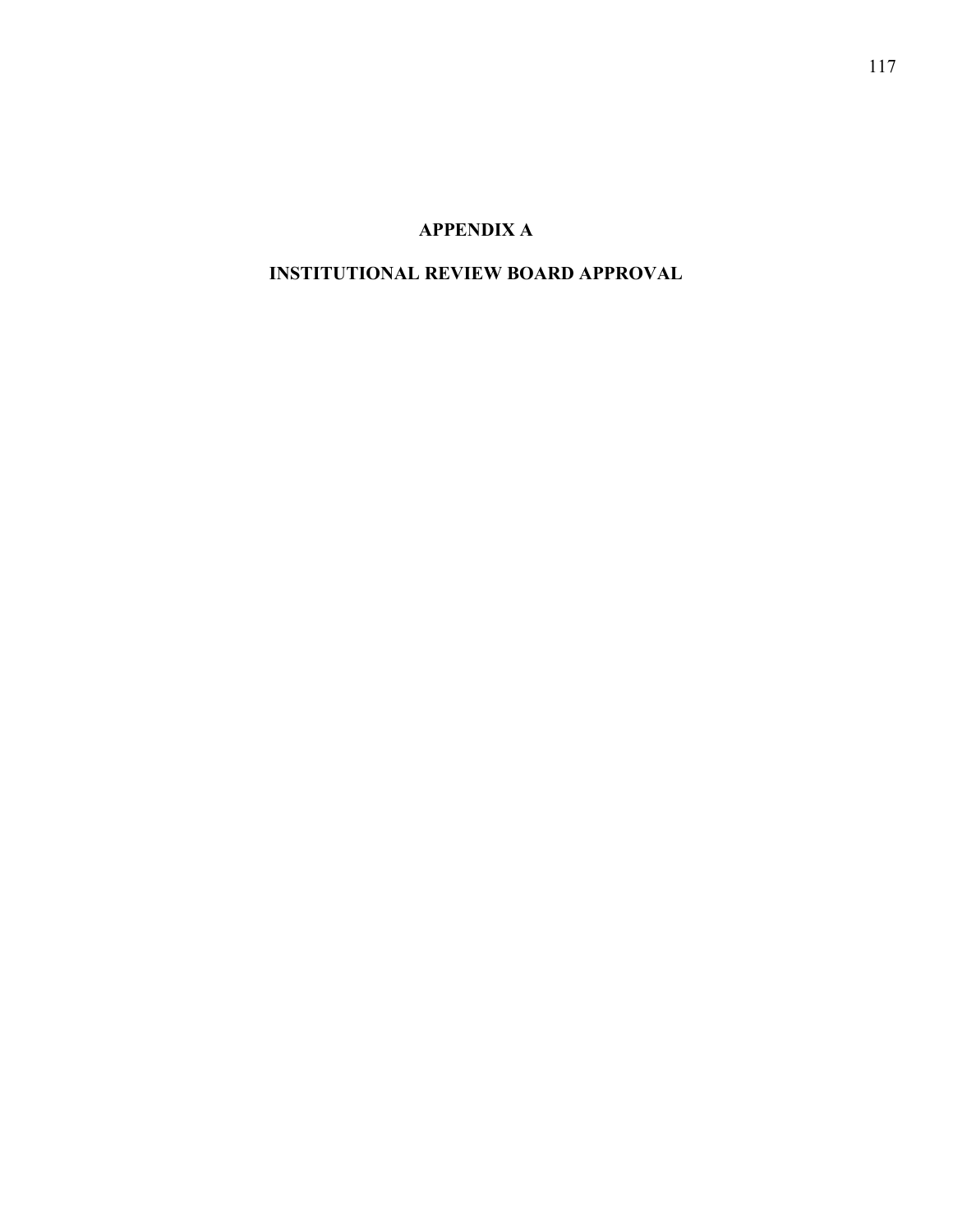# APPENDIX A

# INSTITUTIONAL REVIEW BOARD APPROVAL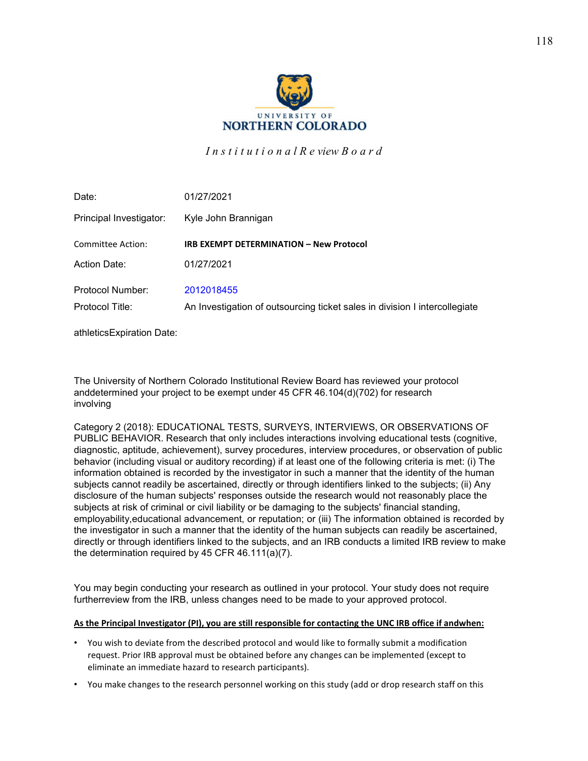UNIVERSITY OF NORTHERN COLORADO

*Institutional Review Board*

| | |
|---|---|
| Date: | 01/27/2021 |
| Principal Investigator: | Kyle John Brannigan |
| Committee Action: | **IRB EXEMPT DETERMINATION – New Protocol** |
| Action Date: | 01/27/2021 |
| Protocol Number: | 2012018455 |
| Protocol Title: | An Investigation of outsourcing ticket sales in division I intercollegiate athletics |
| Expiration Date: | |

The University of Northern Colorado Institutional Review Board has reviewed your protocol anddetermined your project to be exempt under 45 CFR 46.104(d)(702) for research involving

Category 2 (2018): EDUCATIONAL TESTS, SURVEYS, INTERVIEWS, OR OBSERVATIONS OF PUBLIC BEHAVIOR. Research that only includes interactions involving educational tests (cognitive, diagnostic, aptitude, achievement), survey procedures, interview procedures, or observation of public behavior (including visual or auditory recording) if at least one of the following criteria is met: (i) The information obtained is recorded by the investigator in such a manner that the identity of the human subjects cannot readily be ascertained, directly or through identifiers linked to the subjects; (ii) Any disclosure of the human subjects' responses outside the research would not reasonably place the subjects at risk of criminal or civil liability or be damaging to the subjects' financial standing, employability,educational advancement, or reputation; or (iii) The information obtained is recorded by the investigator in such a manner that the identity of the human subjects can readily be ascertained, directly or through identifiers linked to the subjects, and an IRB conducts a limited IRB review to make the determination required by 45 CFR 46.111(a)(7).

You may begin conducting your research as outlined in your protocol. Your study does not require furtherreview from the IRB, unless changes need to be made to your approved protocol.

**As the Principal Investigator (PI), you are still responsible for contacting the UNC IRB office if andwhen:**

- You wish to deviate from the described protocol and would like to formally submit a modification request. Prior IRB approval must be obtained before any changes can be implemented (except to eliminate an immediate hazard to research participants).
- You make changes to the research personnel working on this study (add or drop research staff on this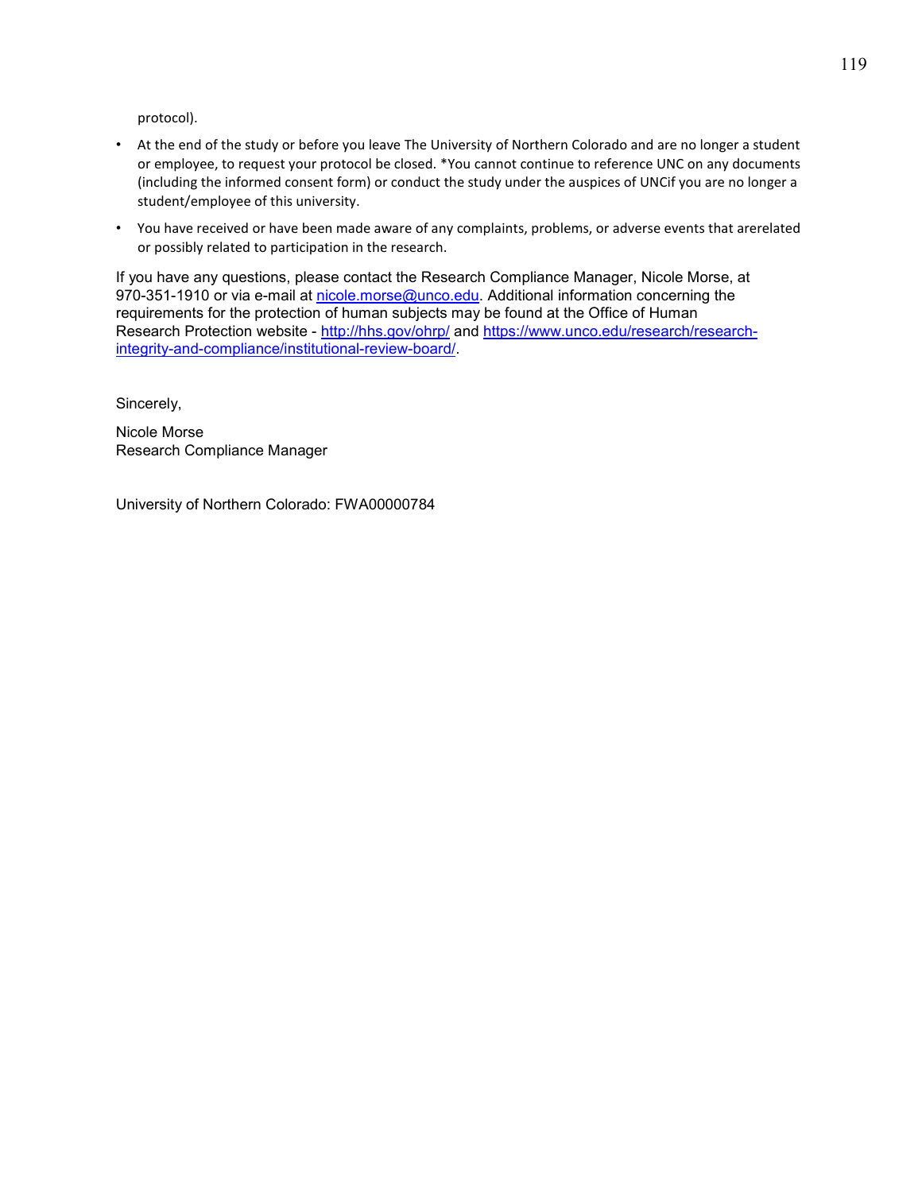protocol).

- At the end of the study or before you leave The University of Northern Colorado and are no longer a student or employee, to request your protocol be closed. *You cannot continue to reference UNC on any documents (including the informed consent form) or conduct the study under the auspices of UNCif you are no longer a student/employee of this university.
- You have received or have been made aware of any complaints, problems, or adverse events that arerelated or possibly related to participation in the research.

If you have any questions, please contact the Research Compliance Manager, Nicole Morse, at 970-351-1910 or via e-mail at nicole.morse@unco.edu. Additional information concerning the requirements for the protection of human subjects may be found at the Office of Human Research Protection website - http://hhs.gov/ohrp/ and https://www.unco.edu/research/research-integrity-and-compliance/institutional-review-board/.

Sincerely,

Nicole Morse
Research Compliance Manager

University of Northern Colorado: FWA00000784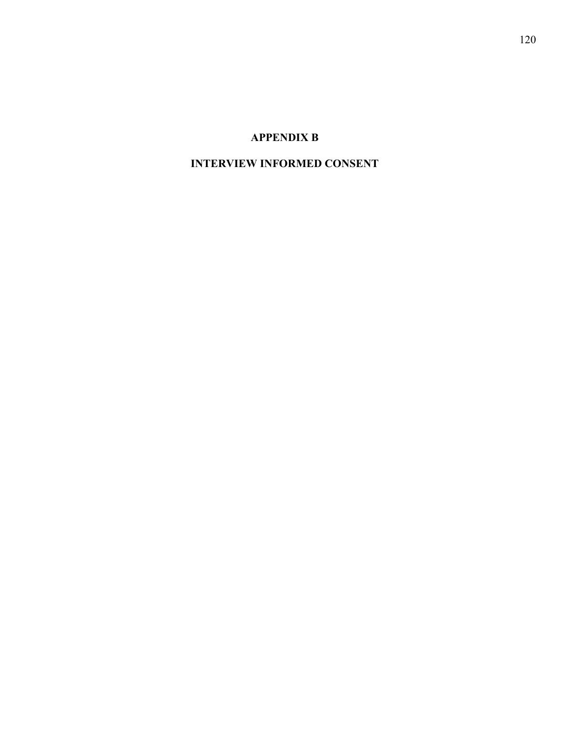# APPENDIX B

# INTERVIEW INFORMED CONSENT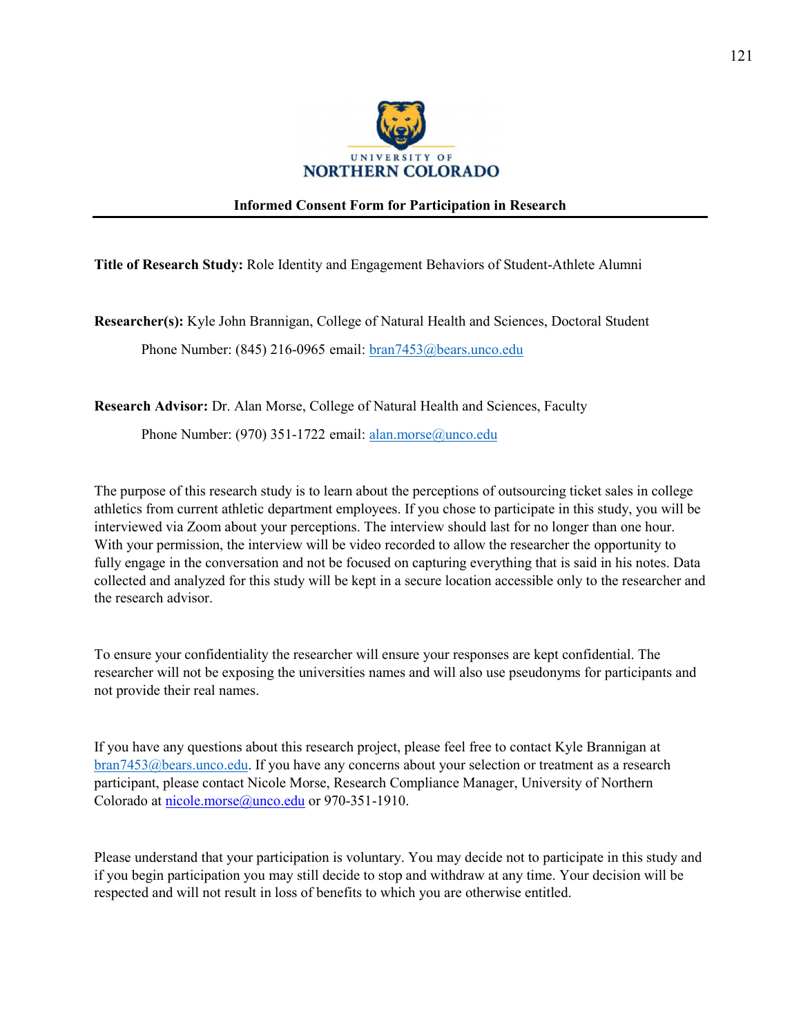UNIVERSITY OF
NORTHERN COLORADO

**Informed Consent Form for Participation in Research**

---

**Title of Research Study:** Role Identity and Engagement Behaviors of Student-Athlete Alumni

**Researcher(s):** Kyle John Brannigan, College of Natural Health and Sciences, Doctoral Student

Phone Number: (845) 216-0965 email: bran7453@bears.unco.edu

**Research Advisor:** Dr. Alan Morse, College of Natural Health and Sciences, Faculty

Phone Number: (970) 351-1722 email: alan.morse@unco.edu

The purpose of this research study is to learn about the perceptions of outsourcing ticket sales in college athletics from current athletic department employees. If you chose to participate in this study, you will be interviewed via Zoom about your perceptions. The interview should last for no longer than one hour. With your permission, the interview will be video recorded to allow the researcher the opportunity to fully engage in the conversation and not be focused on capturing everything that is said in his notes. Data collected and analyzed for this study will be kept in a secure location accessible only to the researcher and the research advisor.

To ensure your confidentiality the researcher will ensure your responses are kept confidential. The researcher will not be exposing the universities names and will also use pseudonyms for participants and not provide their real names.

If you have any questions about this research project, please feel free to contact Kyle Brannigan at bran7453@bears.unco.edu. If you have any concerns about your selection or treatment as a research participant, please contact Nicole Morse, Research Compliance Manager, University of Northern Colorado at nicole.morse@unco.edu or 970-351-1910.

Please understand that your participation is voluntary. You may decide not to participate in this study and if you begin participation you may still decide to stop and withdraw at any time. Your decision will be respected and will not result in loss of benefits to which you are otherwise entitled.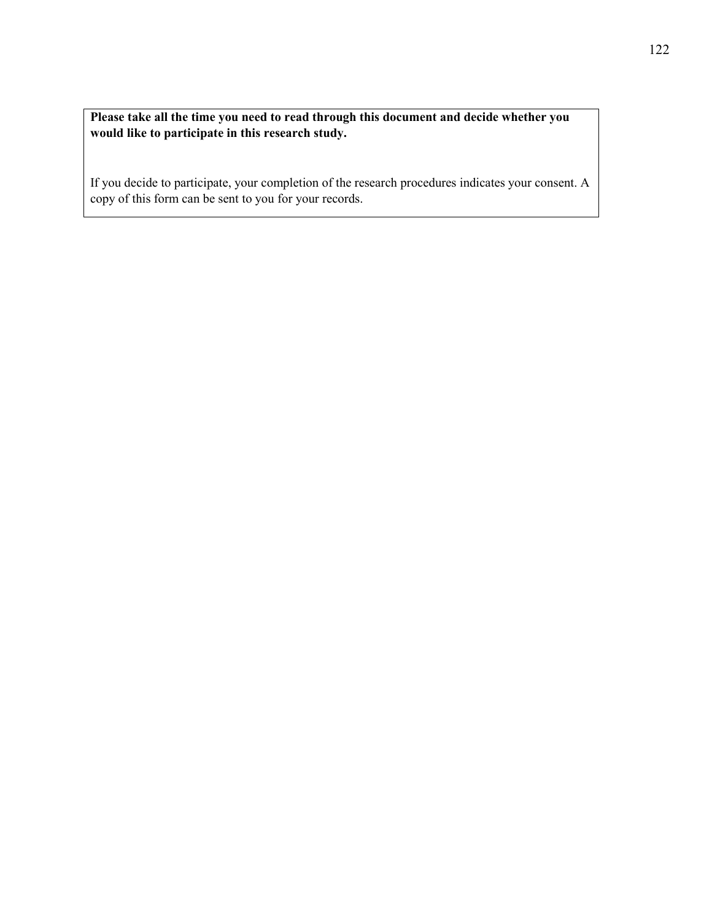**Please take all the time you need to read through this document and decide whether you would like to participate in this research study.**

If you decide to participate, your completion of the research procedures indicates your consent. A copy of this form can be sent to you for your records.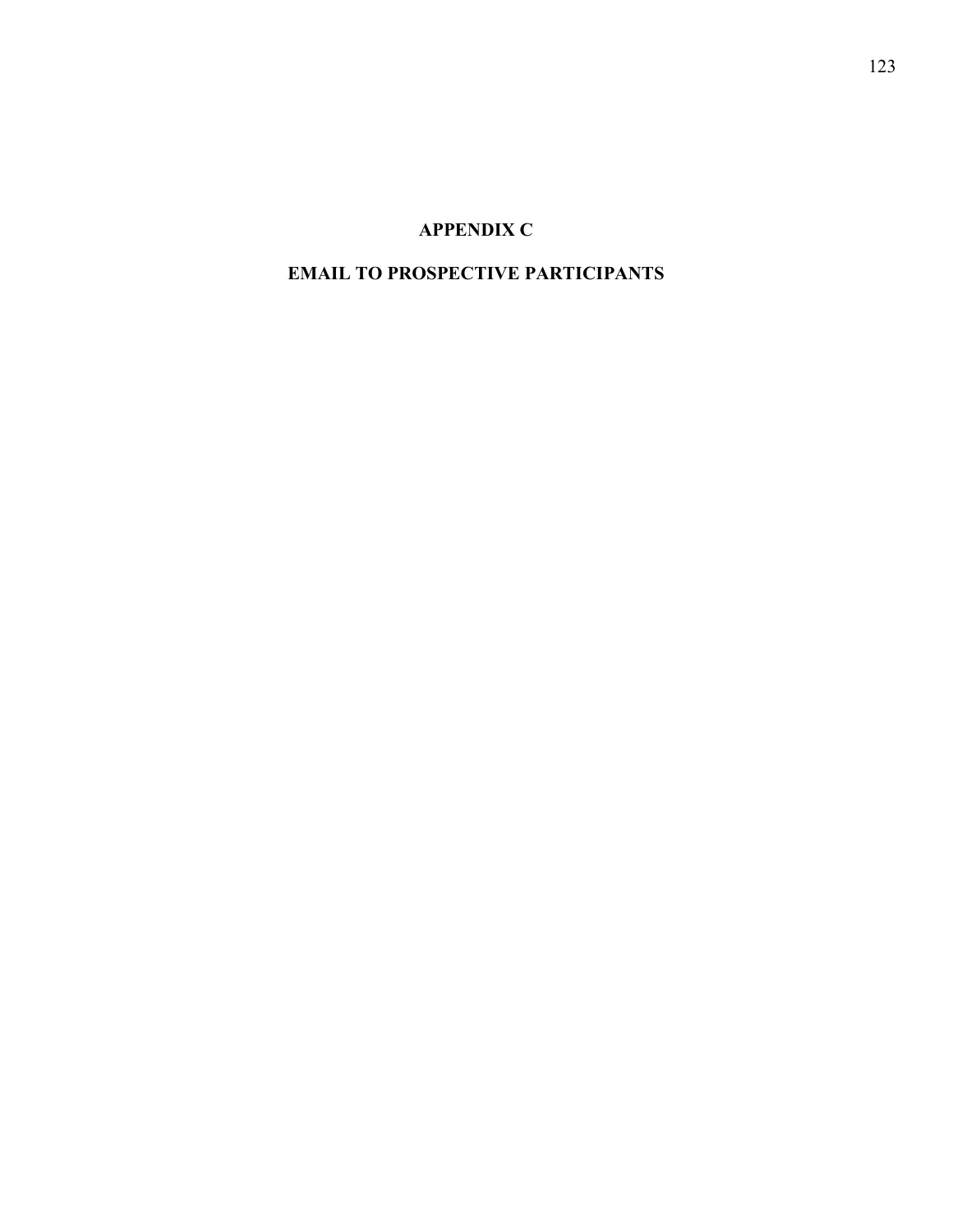# APPENDIX C

# EMAIL TO PROSPECTIVE PARTICIPANTS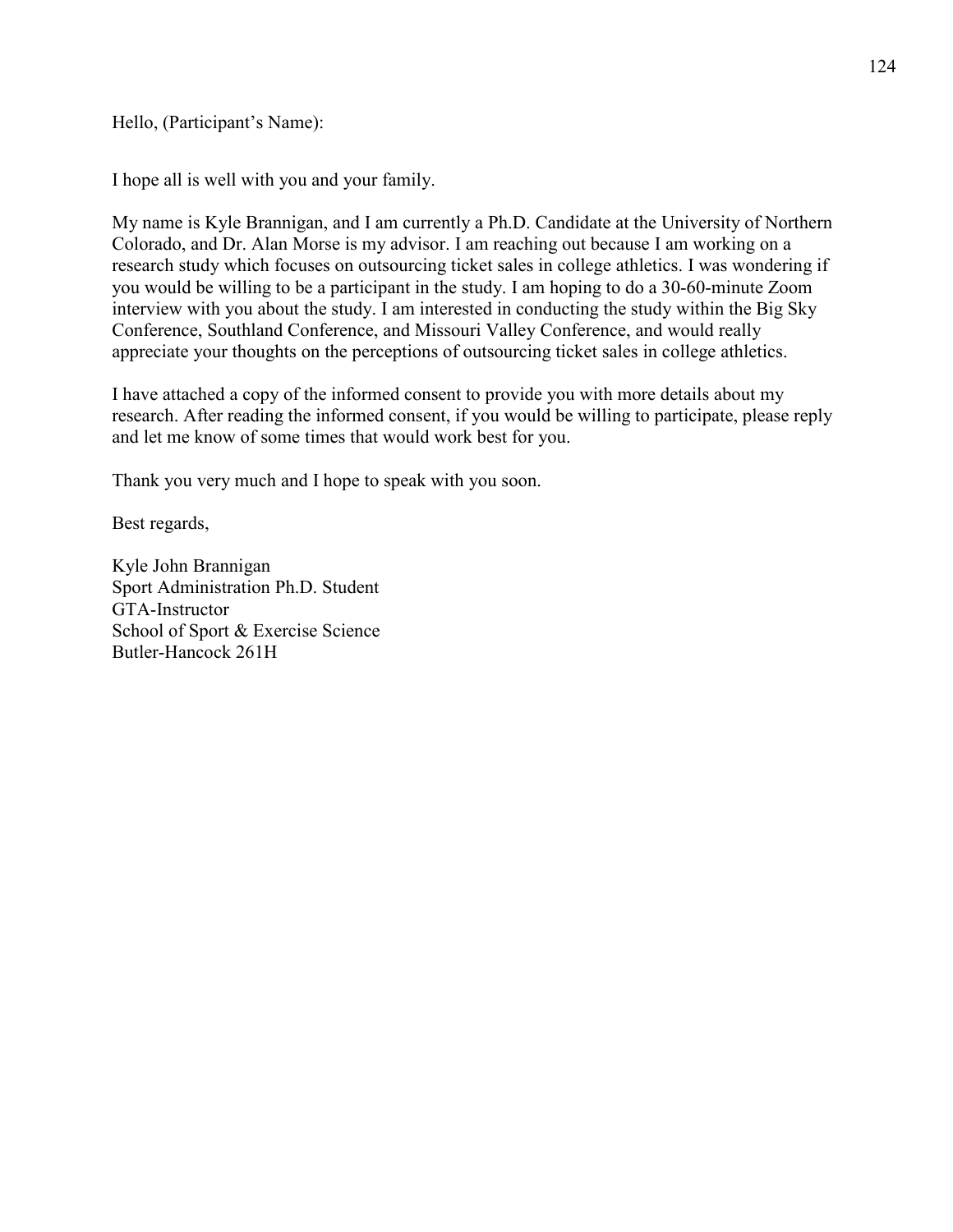Hello, (Participant's Name):

I hope all is well with you and your family.

My name is Kyle Brannigan, and I am currently a Ph.D. Candidate at the University of Northern Colorado, and Dr. Alan Morse is my advisor. I am reaching out because I am working on a research study which focuses on outsourcing ticket sales in college athletics. I was wondering if you would be willing to be a participant in the study. I am hoping to do a 30-60-minute Zoom interview with you about the study. I am interested in conducting the study within the Big Sky Conference, Southland Conference, and Missouri Valley Conference, and would really appreciate your thoughts on the perceptions of outsourcing ticket sales in college athletics.

I have attached a copy of the informed consent to provide you with more details about my research. After reading the informed consent, if you would be willing to participate, please reply and let me know of some times that would work best for you.

Thank you very much and I hope to speak with you soon.

Best regards,

Kyle John Brannigan
Sport Administration Ph.D. Student
GTA-Instructor
School of Sport & Exercise Science
Butler-Hancock 261H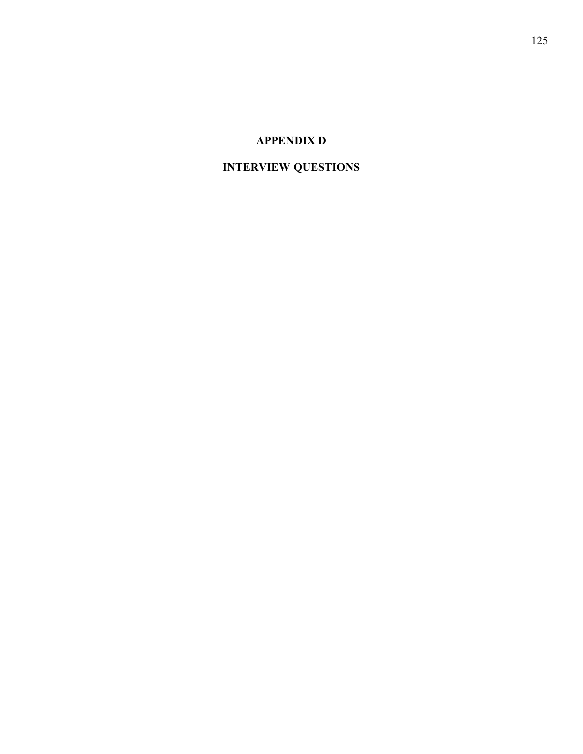# APPENDIX D

# INTERVIEW QUESTIONS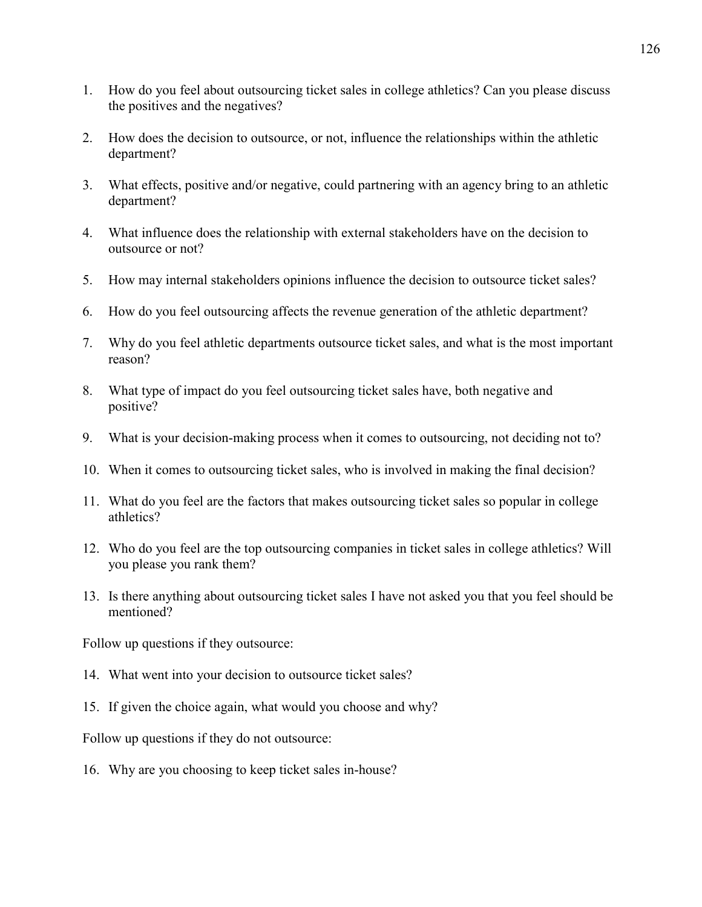1. How do you feel about outsourcing ticket sales in college athletics? Can you please discuss the positives and the negatives?

2. How does the decision to outsource, or not, influence the relationships within the athletic department?

3. What effects, positive and/or negative, could partnering with an agency bring to an athletic department?

4. What influence does the relationship with external stakeholders have on the decision to outsource or not?

5. How may internal stakeholders opinions influence the decision to outsource ticket sales?

6. How do you feel outsourcing affects the revenue generation of the athletic department?

7. Why do you feel athletic departments outsource ticket sales, and what is the most important reason?

8. What type of impact do you feel outsourcing ticket sales have, both negative and positive?

9. What is your decision-making process when it comes to outsourcing, not deciding not to?

10. When it comes to outsourcing ticket sales, who is involved in making the final decision?

11. What do you feel are the factors that makes outsourcing ticket sales so popular in college athletics?

12. Who do you feel are the top outsourcing companies in ticket sales in college athletics? Will you please you rank them?

13. Is there anything about outsourcing ticket sales I have not asked you that you feel should be mentioned?

Follow up questions if they outsource:

14. What went into your decision to outsource ticket sales?

15. If given the choice again, what would you choose and why?

Follow up questions if they do not outsource:

16. Why are you choosing to keep ticket sales in-house?